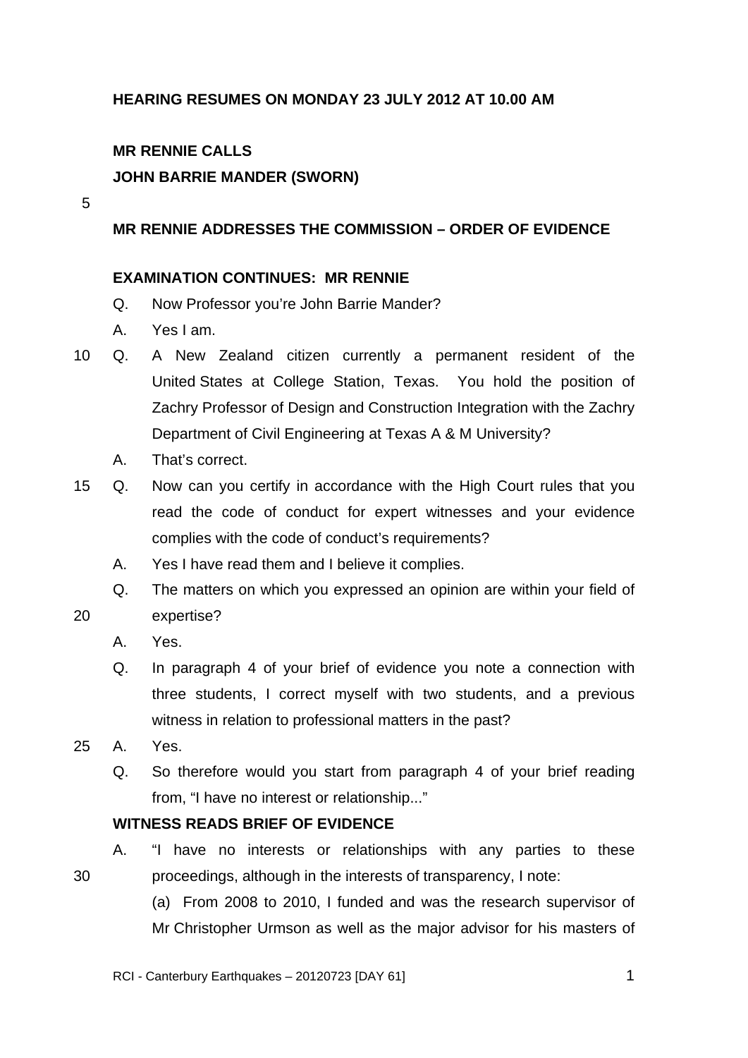**HEARING RESUMES ON MONDAY 23 JULY 2012 AT 10.00 AM**

**MR RENNIE CALLS**

**JOHN BARRIE MANDER (SWORN)**

**MR RENNIE ADDRESSES THE COMMISSION – ORDER OF EVIDENCE**

**EXAMINATION CONTINUES: MR RENNIE**

Q. Now Professor you're John Barrie Mander?

A. Yes I am.

Q. A New Zealand citizen currently a permanent resident of the United States at College Station, Texas. You hold the position of Zachry Professor of Design and Construction Integration with the Zachry Department of Civil Engineering at Texas A & M University?

A. That's correct.

Q. Now can you certify in accordance with the High Court rules that you read the code of conduct for expert witnesses and your evidence complies with the code of conduct's requirements?

A. Yes I have read them and I believe it complies.

Q. The matters on which you expressed an opinion are within your field of expertise?

A. Yes.

Q. In paragraph 4 of your brief of evidence you note a connection with three students, I correct myself with two students, and a previous witness in relation to professional matters in the past?

A. Yes.

Q. So therefore would you start from paragraph 4 of your brief reading from, "I have no interest or relationship..."

**WITNESS READS BRIEF OF EVIDENCE**

A. "I have no interests or relationships with any parties to these proceedings, although in the interests of transparency, I note:

(a) From 2008 to 2010, I funded and was the research supervisor of Mr Christopher Urmson as well as the major advisor for his masters of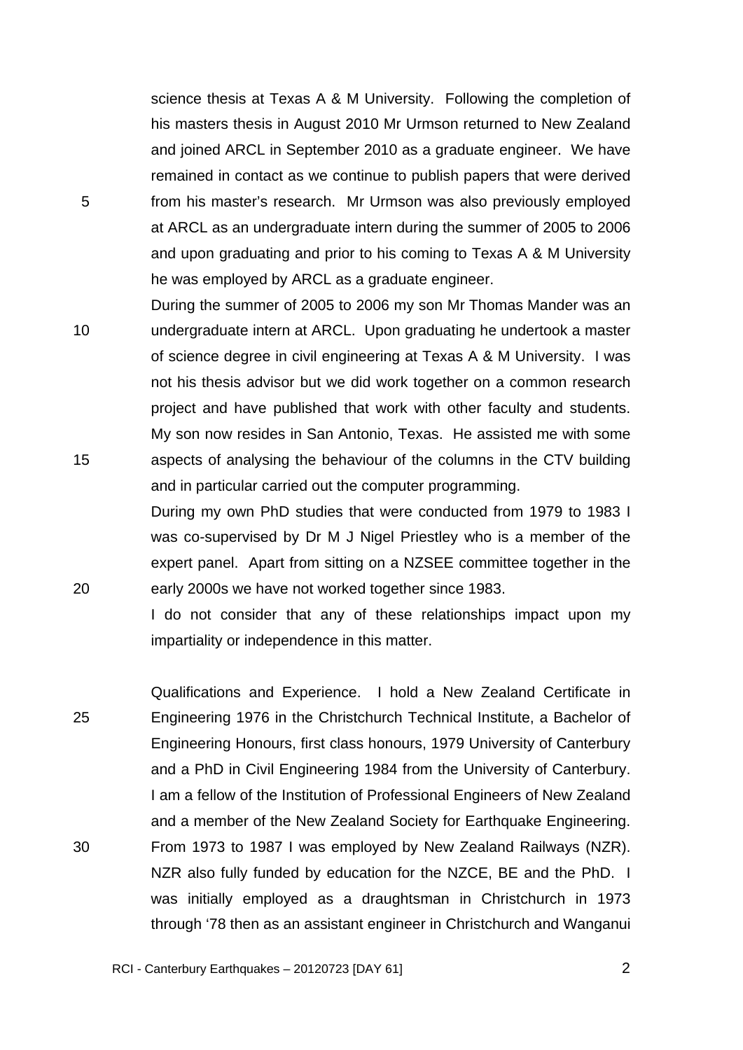science thesis at Texas A & M University. Following the completion of his masters thesis in August 2010 Mr Urmson returned to New Zealand and joined ARCL in September 2010 as a graduate engineer. We have remained in contact as we continue to publish papers that were derived from his master's research. Mr Urmson was also previously employed at ARCL as an undergraduate intern during the summer of 2005 to 2006 and upon graduating and prior to his coming to Texas A & M University he was employed by ARCL as a graduate engineer.

During the summer of 2005 to 2006 my son Mr Thomas Mander was an undergraduate intern at ARCL. Upon graduating he undertook a master of science degree in civil engineering at Texas A & M University. I was not his thesis advisor but we did work together on a common research project and have published that work with other faculty and students. My son now resides in San Antonio, Texas. He assisted me with some aspects of analysing the behaviour of the columns in the CTV building and in particular carried out the computer programming.

During my own PhD studies that were conducted from 1979 to 1983 I was co-supervised by Dr M J Nigel Priestley who is a member of the expert panel. Apart from sitting on a NZSEE committee together in the early 2000s we have not worked together since 1983.

I do not consider that any of these relationships impact upon my impartiality or independence in this matter.

Qualifications and Experience. I hold a New Zealand Certificate in Engineering 1976 in the Christchurch Technical Institute, a Bachelor of Engineering Honours, first class honours, 1979 University of Canterbury and a PhD in Civil Engineering 1984 from the University of Canterbury. I am a fellow of the Institution of Professional Engineers of New Zealand and a member of the New Zealand Society for Earthquake Engineering. From 1973 to 1987 I was employed by New Zealand Railways (NZR). NZR also fully funded by education for the NZCE, BE and the PhD. I was initially employed as a draughtsman in Christchurch in 1973 through '78 then as an assistant engineer in Christchurch and Wanganui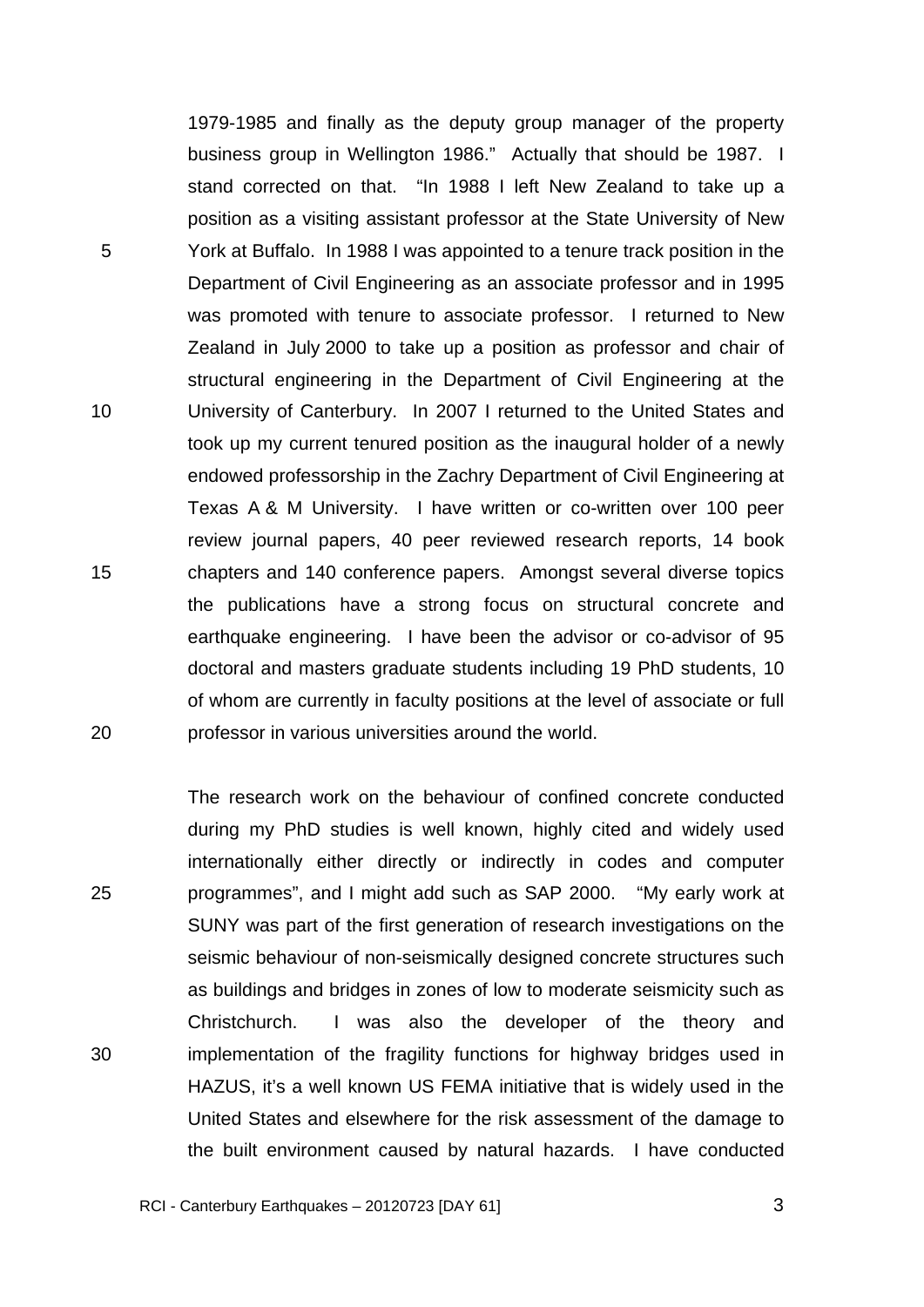1979-1985 and finally as the deputy group manager of the property business group in Wellington 1986." Actually that should be 1987. I stand corrected on that. "In 1988 I left New Zealand to take up a position as a visiting assistant professor at the State University of New York at Buffalo. In 1988 I was appointed to a tenure track position in the Department of Civil Engineering as an associate professor and in 1995 was promoted with tenure to associate professor. I returned to New Zealand in July 2000 to take up a position as professor and chair of structural engineering in the Department of Civil Engineering at the University of Canterbury. In 2007 I returned to the United States and took up my current tenured position as the inaugural holder of a newly endowed professorship in the Zachry Department of Civil Engineering at Texas A & M University. I have written or co-written over 100 peer review journal papers, 40 peer reviewed research reports, 14 book chapters and 140 conference papers. Amongst several diverse topics the publications have a strong focus on structural concrete and earthquake engineering. I have been the advisor or co-advisor of 95 doctoral and masters graduate students including 19 PhD students, 10 of whom are currently in faculty positions at the level of associate or full professor in various universities around the world.

The research work on the behaviour of confined concrete conducted during my PhD studies is well known, highly cited and widely used internationally either directly or indirectly in codes and computer programmes", and I might add such as SAP 2000. "My early work at SUNY was part of the first generation of research investigations on the seismic behaviour of non-seismically designed concrete structures such as buildings and bridges in zones of low to moderate seismicity such as Christchurch. I was also the developer of the theory and implementation of the fragility functions for highway bridges used in HAZUS, it's a well known US FEMA initiative that is widely used in the United States and elsewhere for the risk assessment of the damage to the built environment caused by natural hazards. I have conducted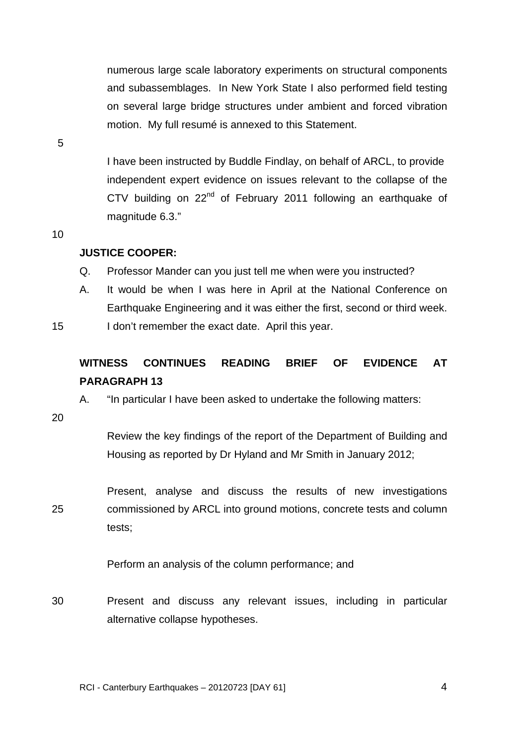numerous large scale laboratory experiments on structural components and subassemblages. In New York State I also performed field testing on several large bridge structures under ambient and forced vibration motion. My full resumé is annexed to this Statement.

I have been instructed by Buddle Findlay, on behalf of ARCL, to provide independent expert evidence on issues relevant to the collapse of the CTV building on 22nd of February 2011 following an earthquake of magnitude 6.3."

**JUSTICE COOPER:**

Q. Professor Mander can you just tell me when were you instructed?

A. It would be when I was here in April at the National Conference on Earthquake Engineering and it was either the first, second or third week. I don't remember the exact date. April this year.

**WITNESS CONTINUES READING BRIEF OF EVIDENCE AT PARAGRAPH 13**

A. "In particular I have been asked to undertake the following matters:

Review the key findings of the report of the Department of Building and Housing as reported by Dr Hyland and Mr Smith in January 2012;

Present, analyse and discuss the results of new investigations commissioned by ARCL into ground motions, concrete tests and column tests;

Perform an analysis of the column performance; and

Present and discuss any relevant issues, including in particular alternative collapse hypotheses.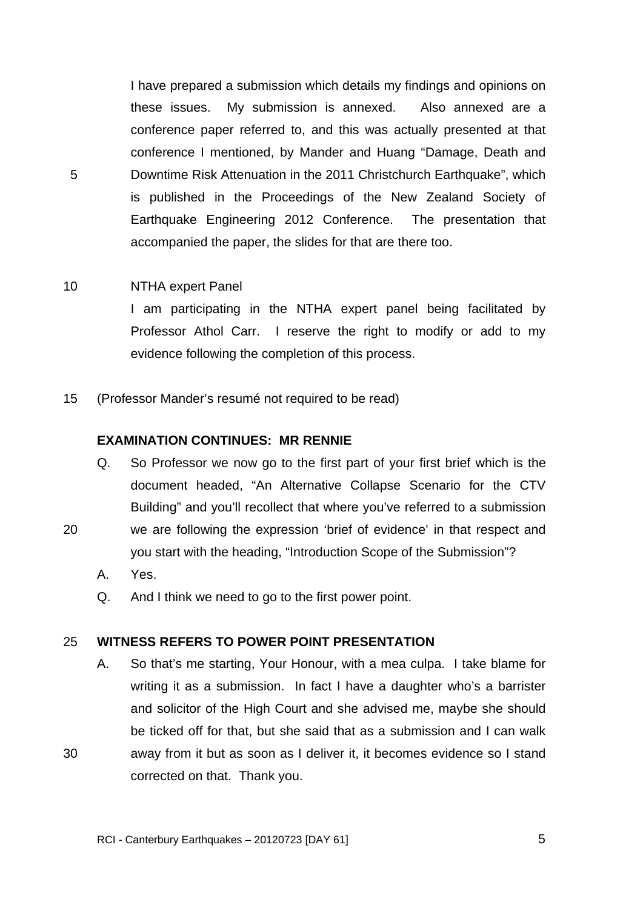I have prepared a submission which details my findings and opinions on these issues. My submission is annexed. Also annexed are a conference paper referred to, and this was actually presented at that conference I mentioned, by Mander and Huang "Damage, Death and Downtime Risk Attenuation in the 2011 Christchurch Earthquake", which is published in the Proceedings of the New Zealand Society of Earthquake Engineering 2012 Conference. The presentation that accompanied the paper, the slides for that are there too.

NTHA expert Panel

I am participating in the NTHA expert panel being facilitated by Professor Athol Carr. I reserve the right to modify or add to my evidence following the completion of this process.

(Professor Mander's resumé not required to be read)

**EXAMINATION CONTINUES: MR RENNIE**

Q. So Professor we now go to the first part of your first brief which is the document headed, "An Alternative Collapse Scenario for the CTV Building" and you'll recollect that where you've referred to a submission we are following the expression 'brief of evidence' in that respect and you start with the heading, "Introduction Scope of the Submission"?

A. Yes.

Q. And I think we need to go to the first power point.

**WITNESS REFERS TO POWER POINT PRESENTATION**

A. So that's me starting, Your Honour, with a mea culpa. I take blame for writing it as a submission. In fact I have a daughter who's a barrister and solicitor of the High Court and she advised me, maybe she should be ticked off for that, but she said that as a submission and I can walk away from it but as soon as I deliver it, it becomes evidence so I stand corrected on that. Thank you.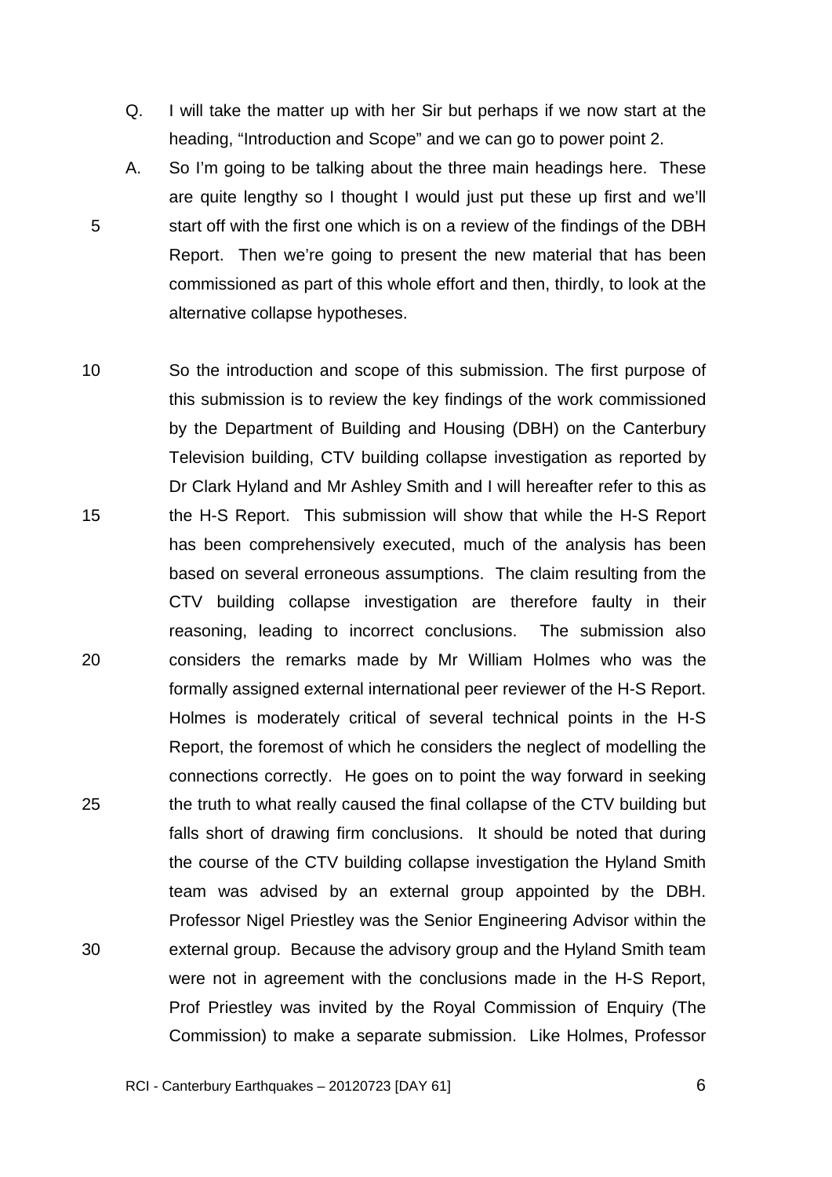Q. I will take the matter up with her Sir but perhaps if we now start at the heading, "Introduction and Scope" and we can go to power point 2.

A. So I'm going to be talking about the three main headings here. These are quite lengthy so I thought I would just put these up first and we'll start off with the first one which is on a review of the findings of the DBH Report. Then we're going to present the new material that has been commissioned as part of this whole effort and then, thirdly, to look at the alternative collapse hypotheses.

So the introduction and scope of this submission. The first purpose of this submission is to review the key findings of the work commissioned by the Department of Building and Housing (DBH) on the Canterbury Television building, CTV building collapse investigation as reported by Dr Clark Hyland and Mr Ashley Smith and I will hereafter refer to this as the H-S Report. This submission will show that while the H-S Report has been comprehensively executed, much of the analysis has been based on several erroneous assumptions. The claim resulting from the CTV building collapse investigation are therefore faulty in their reasoning, leading to incorrect conclusions. The submission also considers the remarks made by Mr William Holmes who was the formally assigned external international peer reviewer of the H-S Report. Holmes is moderately critical of several technical points in the H-S Report, the foremost of which he considers the neglect of modelling the connections correctly. He goes on to point the way forward in seeking the truth to what really caused the final collapse of the CTV building but falls short of drawing firm conclusions. It should be noted that during the course of the CTV building collapse investigation the Hyland Smith team was advised by an external group appointed by the DBH. Professor Nigel Priestley was the Senior Engineering Advisor within the external group. Because the advisory group and the Hyland Smith team were not in agreement with the conclusions made in the H-S Report, Prof Priestley was invited by the Royal Commission of Enquiry (The Commission) to make a separate submission. Like Holmes, Professor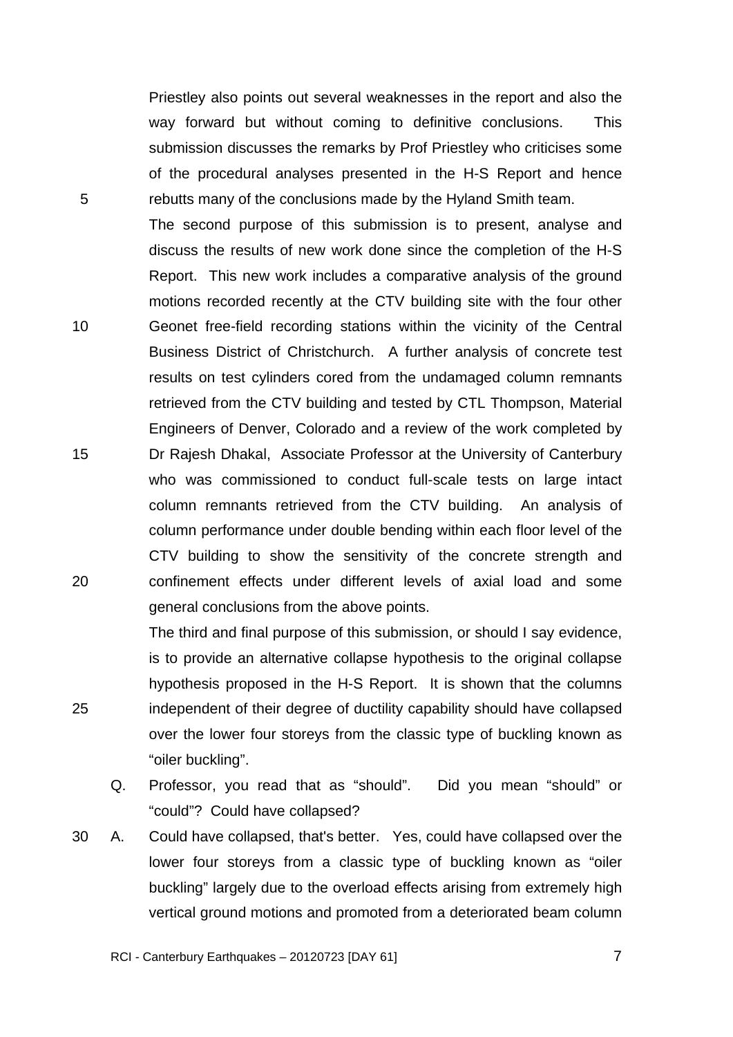Priestley also points out several weaknesses in the report and also the way forward but without coming to definitive conclusions. This submission discusses the remarks by Prof Priestley who criticises some of the procedural analyses presented in the H-S Report and hence rebutts many of the conclusions made by the Hyland Smith team.

The second purpose of this submission is to present, analyse and discuss the results of new work done since the completion of the H-S Report. This new work includes a comparative analysis of the ground motions recorded recently at the CTV building site with the four other Geonet free-field recording stations within the vicinity of the Central Business District of Christchurch. A further analysis of concrete test results on test cylinders cored from the undamaged column remnants retrieved from the CTV building and tested by CTL Thompson, Material Engineers of Denver, Colorado and a review of the work completed by Dr Rajesh Dhakal, Associate Professor at the University of Canterbury who was commissioned to conduct full-scale tests on large intact column remnants retrieved from the CTV building. An analysis of column performance under double bending within each floor level of the CTV building to show the sensitivity of the concrete strength and confinement effects under different levels of axial load and some general conclusions from the above points.

The third and final purpose of this submission, or should I say evidence, is to provide an alternative collapse hypothesis to the original collapse hypothesis proposed in the H-S Report. It is shown that the columns independent of their degree of ductility capability should have collapsed over the lower four storeys from the classic type of buckling known as "oiler buckling".

Q. Professor, you read that as "should". Did you mean "should" or "could"? Could have collapsed?

A. Could have collapsed, that's better. Yes, could have collapsed over the lower four storeys from a classic type of buckling known as "oiler buckling" largely due to the overload effects arising from extremely high vertical ground motions and promoted from a deteriorated beam column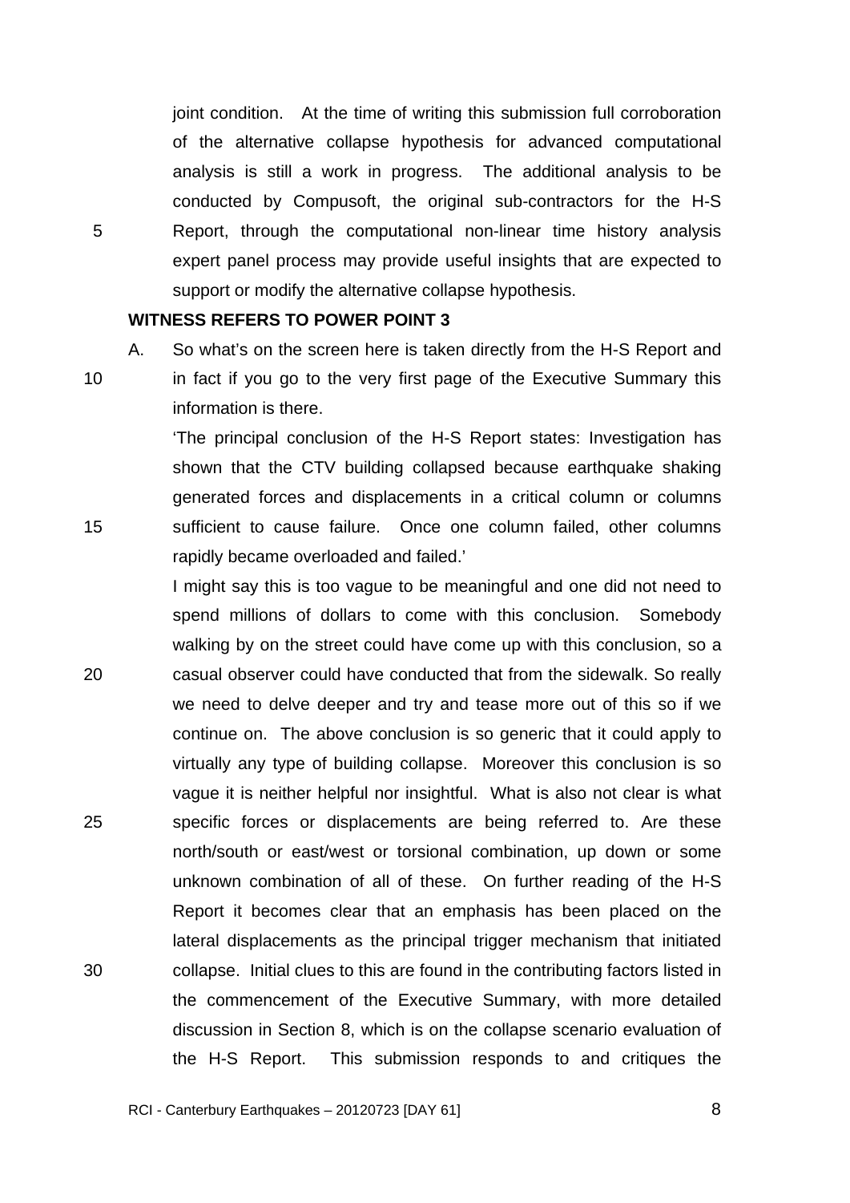joint condition. At the time of writing this submission full corroboration of the alternative collapse hypothesis for advanced computational analysis is still a work in progress. The additional analysis to be conducted by Compusoft, the original sub-contractors for the H-S Report, through the computational non-linear time history analysis expert panel process may provide useful insights that are expected to support or modify the alternative collapse hypothesis.

**WITNESS REFERS TO POWER POINT 3**

A. So what's on the screen here is taken directly from the H-S Report and in fact if you go to the very first page of the Executive Summary this information is there.

'The principal conclusion of the H-S Report states: Investigation has shown that the CTV building collapsed because earthquake shaking generated forces and displacements in a critical column or columns sufficient to cause failure. Once one column failed, other columns rapidly became overloaded and failed.'

I might say this is too vague to be meaningful and one did not need to spend millions of dollars to come with this conclusion. Somebody walking by on the street could have come up with this conclusion, so a casual observer could have conducted that from the sidewalk. So really we need to delve deeper and try and tease more out of this so if we continue on. The above conclusion is so generic that it could apply to virtually any type of building collapse. Moreover this conclusion is so vague it is neither helpful nor insightful. What is also not clear is what specific forces or displacements are being referred to. Are these north/south or east/west or torsional combination, up down or some unknown combination of all of these. On further reading of the H-S Report it becomes clear that an emphasis has been placed on the lateral displacements as the principal trigger mechanism that initiated collapse. Initial clues to this are found in the contributing factors listed in the commencement of the Executive Summary, with more detailed discussion in Section 8, which is on the collapse scenario evaluation of the H-S Report. This submission responds to and critiques the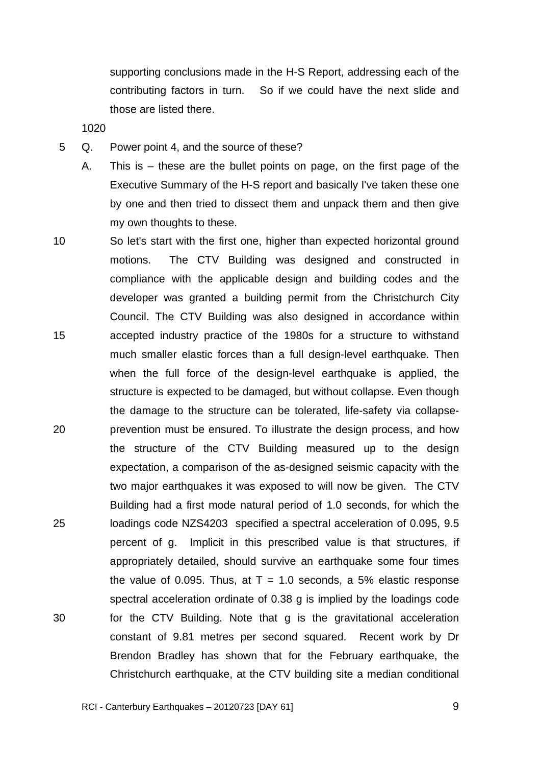supporting conclusions made in the H-S Report, addressing each of the contributing factors in turn. So if we could have the next slide and those are listed there.

1020

Q. Power point 4, and the source of these?

A. This is – these are the bullet points on page, on the first page of the Executive Summary of the H-S report and basically I've taken these one by one and then tried to dissect them and unpack them and then give my own thoughts to these.

So let's start with the first one, higher than expected horizontal ground motions. The CTV Building was designed and constructed in compliance with the applicable design and building codes and the developer was granted a building permit from the Christchurch City Council. The CTV Building was also designed in accordance within accepted industry practice of the 1980s for a structure to withstand much smaller elastic forces than a full design-level earthquake. Then when the full force of the design-level earthquake is applied, the structure is expected to be damaged, but without collapse. Even though the damage to the structure can be tolerated, life-safety via collapse-prevention must be ensured. To illustrate the design process, and how the structure of the CTV Building measured up to the design expectation, a comparison of the as-designed seismic capacity with the two major earthquakes it was exposed to will now be given. The CTV Building had a first mode natural period of 1.0 seconds, for which the loadings code NZS4203 specified a spectral acceleration of 0.095, 9.5 percent of g. Implicit in this prescribed value is that structures, if appropriately detailed, should survive an earthquake some four times the value of 0.095. Thus, at $T = 1.0$ seconds, a 5% elastic response spectral acceleration ordinate of 0.38 g is implied by the loadings code for the CTV Building. Note that g is the gravitational acceleration constant of 9.81 metres per second squared. Recent work by Dr Brendon Bradley has shown that for the February earthquake, the Christchurch earthquake, at the CTV building site a median conditional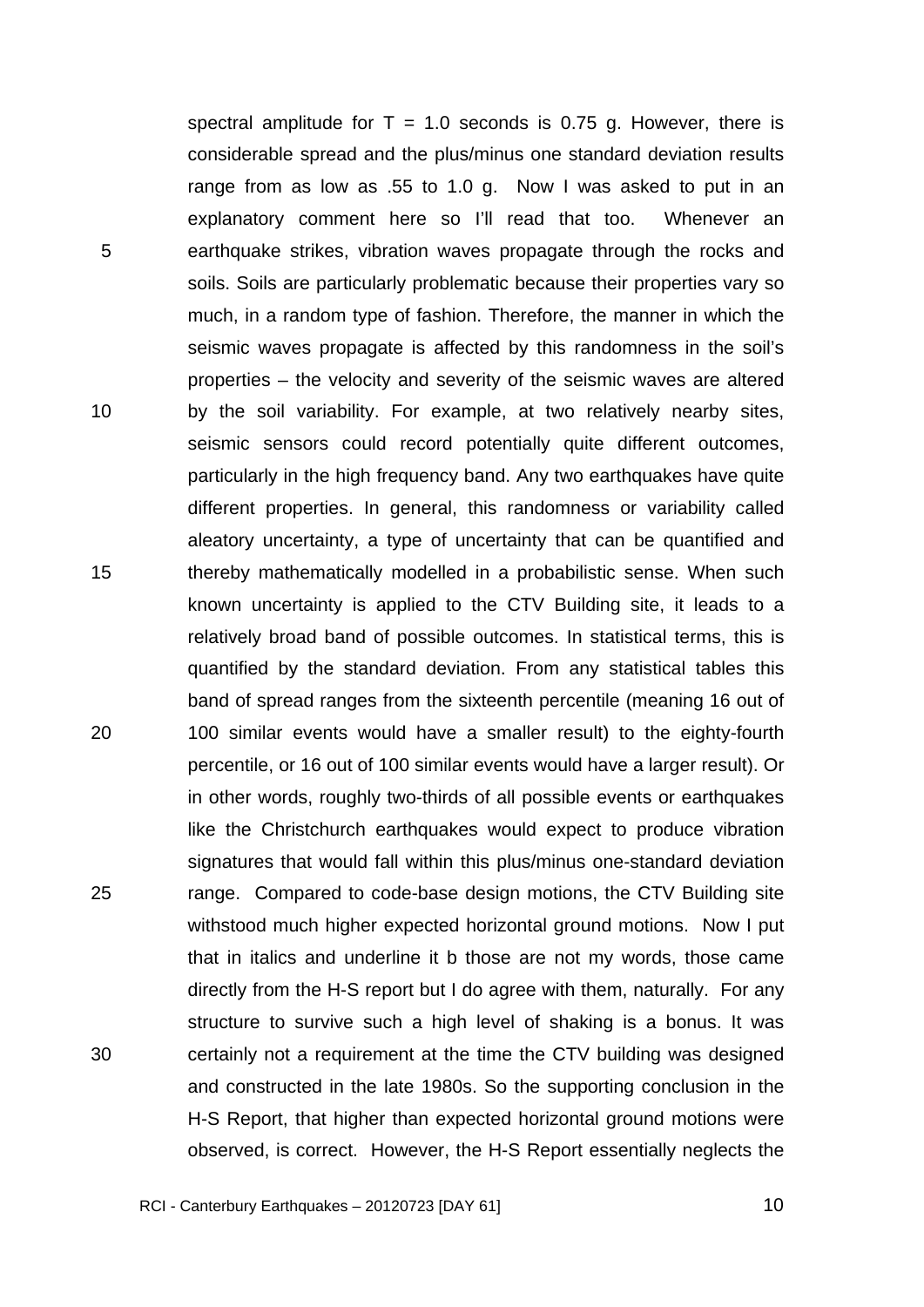spectral amplitude for T = 1.0 seconds is 0.75 g. However, there is considerable spread and the plus/minus one standard deviation results range from as low as .55 to 1.0 g. Now I was asked to put in an explanatory comment here so I'll read that too. Whenever an earthquake strikes, vibration waves propagate through the rocks and soils. Soils are particularly problematic because their properties vary so much, in a random type of fashion. Therefore, the manner in which the seismic waves propagate is affected by this randomness in the soil's properties – the velocity and severity of the seismic waves are altered by the soil variability. For example, at two relatively nearby sites, seismic sensors could record potentially quite different outcomes, particularly in the high frequency band. Any two earthquakes have quite different properties. In general, this randomness or variability called aleatory uncertainty, a type of uncertainty that can be quantified and thereby mathematically modelled in a probabilistic sense. When such known uncertainty is applied to the CTV Building site, it leads to a relatively broad band of possible outcomes. In statistical terms, this is quantified by the standard deviation. From any statistical tables this band of spread ranges from the sixteenth percentile (meaning 16 out of 100 similar events would have a smaller result) to the eighty-fourth percentile, or 16 out of 100 similar events would have a larger result). Or in other words, roughly two-thirds of all possible events or earthquakes like the Christchurch earthquakes would expect to produce vibration signatures that would fall within this plus/minus one-standard deviation range. Compared to code-base design motions, the CTV Building site withstood much higher expected horizontal ground motions. Now I put that in italics and underline it b those are not my words, those came directly from the H-S report but I do agree with them, naturally. For any structure to survive such a high level of shaking is a bonus. It was certainly not a requirement at the time the CTV building was designed and constructed in the late 1980s. So the supporting conclusion in the H-S Report, that higher than expected horizontal ground motions were observed, is correct. However, the H-S Report essentially neglects the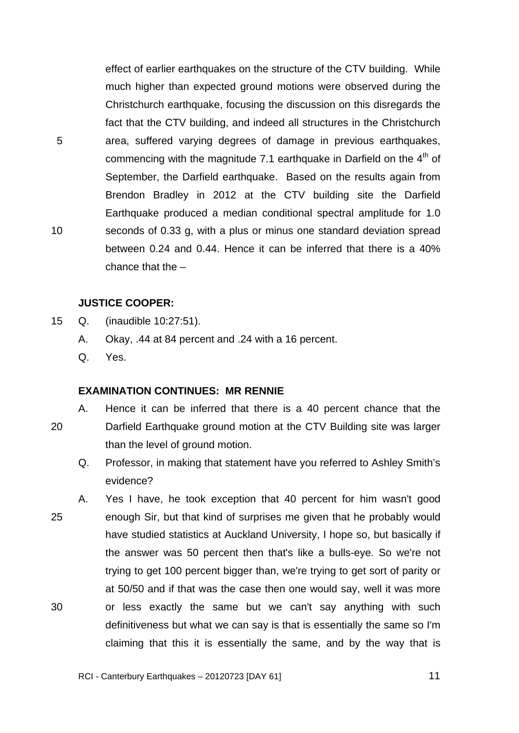effect of earlier earthquakes on the structure of the CTV building. While much higher than expected ground motions were observed during the Christchurch earthquake, focusing the discussion on this disregards the fact that the CTV building, and indeed all structures in the Christchurch area, suffered varying degrees of damage in previous earthquakes, commencing with the magnitude 7.1 earthquake in Darfield on the 4th of September, the Darfield earthquake. Based on the results again from Brendon Bradley in 2012 at the CTV building site the Darfield Earthquake produced a median conditional spectral amplitude for 1.0 seconds of 0.33 g, with a plus or minus one standard deviation spread between 0.24 and 0.44. Hence it can be inferred that there is a 40% chance that the –

**JUSTICE COOPER:**

Q. (inaudible 10:27:51).

A. Okay, .44 at 84 percent and .24 with a 16 percent.

Q. Yes.

**EXAMINATION CONTINUES: MR RENNIE**

A. Hence it can be inferred that there is a 40 percent chance that the Darfield Earthquake ground motion at the CTV Building site was larger than the level of ground motion.

Q. Professor, in making that statement have you referred to Ashley Smith's evidence?

A. Yes I have, he took exception that 40 percent for him wasn't good enough Sir, but that kind of surprises me given that he probably would have studied statistics at Auckland University, I hope so, but basically if the answer was 50 percent then that's like a bulls-eye. So we're not trying to get 100 percent bigger than, we're trying to get sort of parity or at 50/50 and if that was the case then one would say, well it was more or less exactly the same but we can't say anything with such definitiveness but what we can say is that is essentially the same so I'm claiming that this it is essentially the same, and by the way that is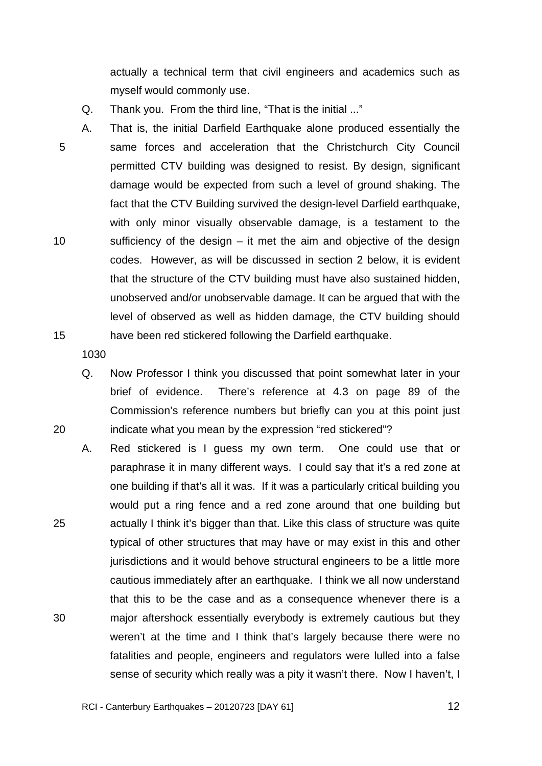actually a technical term that civil engineers and academics such as myself would commonly use.

Q. Thank you. From the third line, "That is the initial ..."

A. That is, the initial Darfield Earthquake alone produced essentially the same forces and acceleration that the Christchurch City Council permitted CTV building was designed to resist. By design, significant damage would be expected from such a level of ground shaking. The fact that the CTV Building survived the design-level Darfield earthquake, with only minor visually observable damage, is a testament to the sufficiency of the design – it met the aim and objective of the design codes. However, as will be discussed in section 2 below, it is evident that the structure of the CTV building must have also sustained hidden, unobserved and/or unobservable damage. It can be argued that with the level of observed as well as hidden damage, the CTV building should have been red stickered following the Darfield earthquake.

1030

Q. Now Professor I think you discussed that point somewhat later in your brief of evidence. There's reference at 4.3 on page 89 of the Commission's reference numbers but briefly can you at this point just indicate what you mean by the expression "red stickered"?

A. Red stickered is I guess my own term. One could use that or paraphrase it in many different ways. I could say that it's a red zone at one building if that's all it was. If it was a particularly critical building you would put a ring fence and a red zone around that one building but actually I think it's bigger than that. Like this class of structure was quite typical of other structures that may have or may exist in this and other jurisdictions and it would behove structural engineers to be a little more cautious immediately after an earthquake. I think we all now understand that this to be the case and as a consequence whenever there is a major aftershock essentially everybody is extremely cautious but they weren't at the time and I think that's largely because there were no fatalities and people, engineers and regulators were lulled into a false sense of security which really was a pity it wasn't there. Now I haven't, I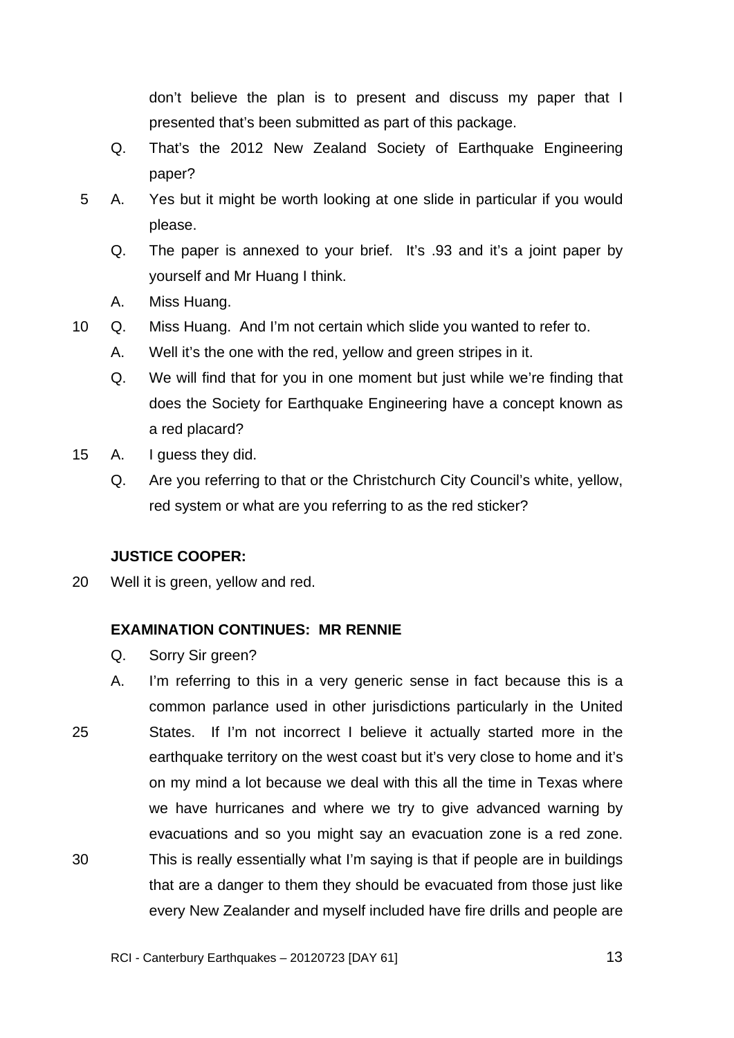don't believe the plan is to present and discuss my paper that I presented that's been submitted as part of this package.

Q. That's the 2012 New Zealand Society of Earthquake Engineering paper?

A. Yes but it might be worth looking at one slide in particular if you would please.

Q. The paper is annexed to your brief. It's .93 and it's a joint paper by yourself and Mr Huang I think.

A. Miss Huang.

Q. Miss Huang. And I'm not certain which slide you wanted to refer to.

A. Well it's the one with the red, yellow and green stripes in it.

Q. We will find that for you in one moment but just while we're finding that does the Society for Earthquake Engineering have a concept known as a red placard?

A. I guess they did.

Q. Are you referring to that or the Christchurch City Council's white, yellow, red system or what are you referring to as the red sticker?

**JUSTICE COOPER:**

Well it is green, yellow and red.

**EXAMINATION CONTINUES: MR RENNIE**

Q. Sorry Sir green?

A. I'm referring to this in a very generic sense in fact because this is a common parlance used in other jurisdictions particularly in the United States. If I'm not incorrect I believe it actually started more in the earthquake territory on the west coast but it's very close to home and it's on my mind a lot because we deal with this all the time in Texas where we have hurricanes and where we try to give advanced warning by evacuations and so you might say an evacuation zone is a red zone. This is really essentially what I'm saying is that if people are in buildings that are a danger to them they should be evacuated from those just like every New Zealander and myself included have fire drills and people are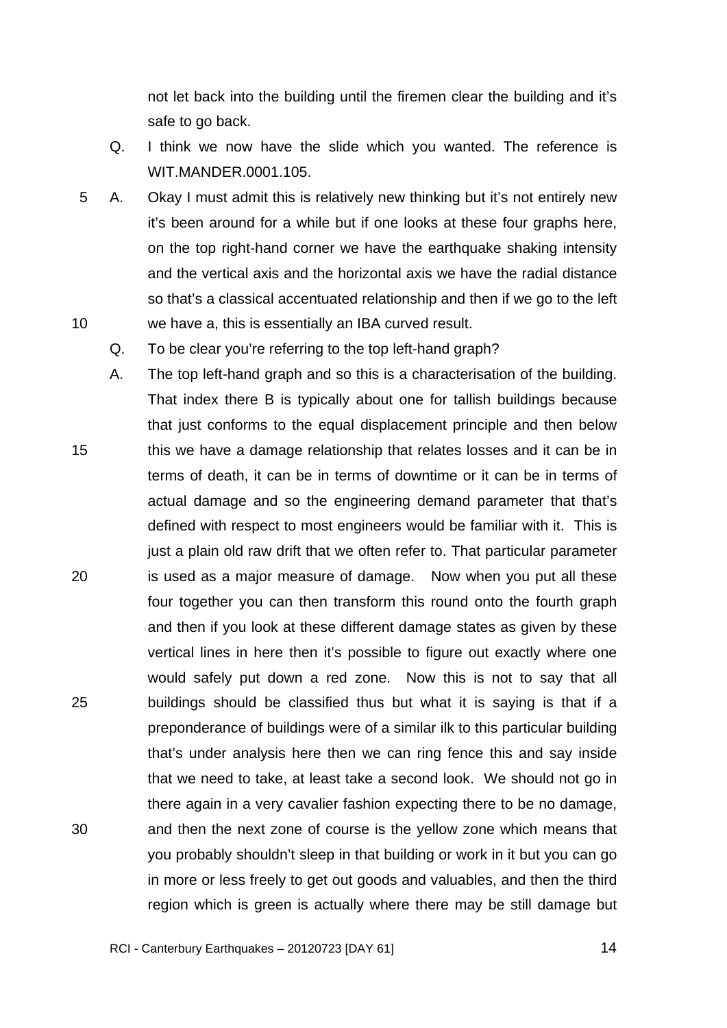not let back into the building until the firemen clear the building and it's safe to go back.

Q. I think we now have the slide which you wanted. The reference is WIT.MANDER.0001.105.

A. Okay I must admit this is relatively new thinking but it's not entirely new it's been around for a while but if one looks at these four graphs here, on the top right-hand corner we have the earthquake shaking intensity and the vertical axis and the horizontal axis we have the radial distance so that's a classical accentuated relationship and then if we go to the left we have a, this is essentially an IBA curved result.

Q. To be clear you're referring to the top left-hand graph?

A. The top left-hand graph and so this is a characterisation of the building. That index there B is typically about one for tallish buildings because that just conforms to the equal displacement principle and then below this we have a damage relationship that relates losses and it can be in terms of death, it can be in terms of downtime or it can be in terms of actual damage and so the engineering demand parameter that that's defined with respect to most engineers would be familiar with it. This is just a plain old raw drift that we often refer to. That particular parameter is used as a major measure of damage. Now when you put all these four together you can then transform this round onto the fourth graph and then if you look at these different damage states as given by these vertical lines in here then it's possible to figure out exactly where one would safely put down a red zone. Now this is not to say that all buildings should be classified thus but what it is saying is that if a preponderance of buildings were of a similar ilk to this particular building that's under analysis here then we can ring fence this and say inside that we need to take, at least take a second look. We should not go in there again in a very cavalier fashion expecting there to be no damage, and then the next zone of course is the yellow zone which means that you probably shouldn't sleep in that building or work in it but you can go in more or less freely to get out goods and valuables, and then the third region which is green is actually where there may be still damage but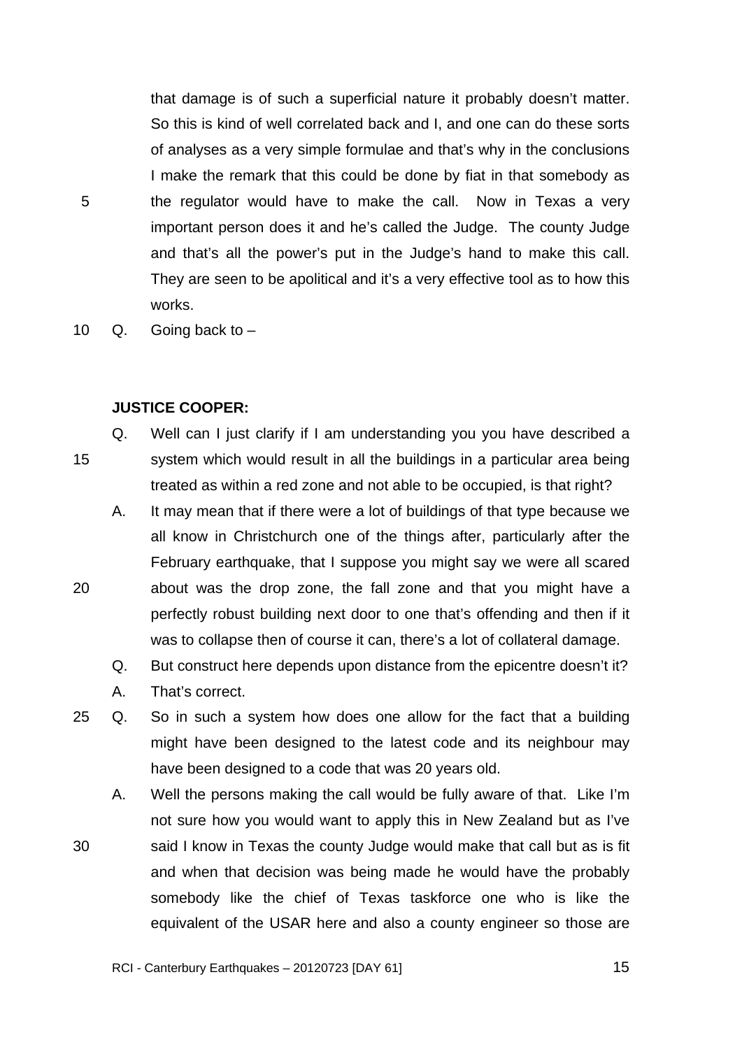that damage is of such a superficial nature it probably doesn't matter. So this is kind of well correlated back and I, and one can do these sorts of analyses as a very simple formulae and that's why in the conclusions I make the remark that this could be done by fiat in that somebody as the regulator would have to make the call. Now in Texas a very important person does it and he's called the Judge. The county Judge and that's all the power's put in the Judge's hand to make this call. They are seen to be apolitical and it's a very effective tool as to how this works.

Q. Going back to –

**JUSTICE COOPER:**

Q. Well can I just clarify if I am understanding you you have described a system which would result in all the buildings in a particular area being treated as within a red zone and not able to be occupied, is that right?

A. It may mean that if there were a lot of buildings of that type because we all know in Christchurch one of the things after, particularly after the February earthquake, that I suppose you might say we were all scared about was the drop zone, the fall zone and that you might have a perfectly robust building next door to one that's offending and then if it was to collapse then of course it can, there's a lot of collateral damage.

Q. But construct here depends upon distance from the epicentre doesn't it?

A. That's correct.

Q. So in such a system how does one allow for the fact that a building might have been designed to the latest code and its neighbour may have been designed to a code that was 20 years old.

A. Well the persons making the call would be fully aware of that. Like I'm not sure how you would want to apply this in New Zealand but as I've said I know in Texas the county Judge would make that call but as is fit and when that decision was being made he would have the probably somebody like the chief of Texas taskforce one who is like the equivalent of the USAR here and also a county engineer so those are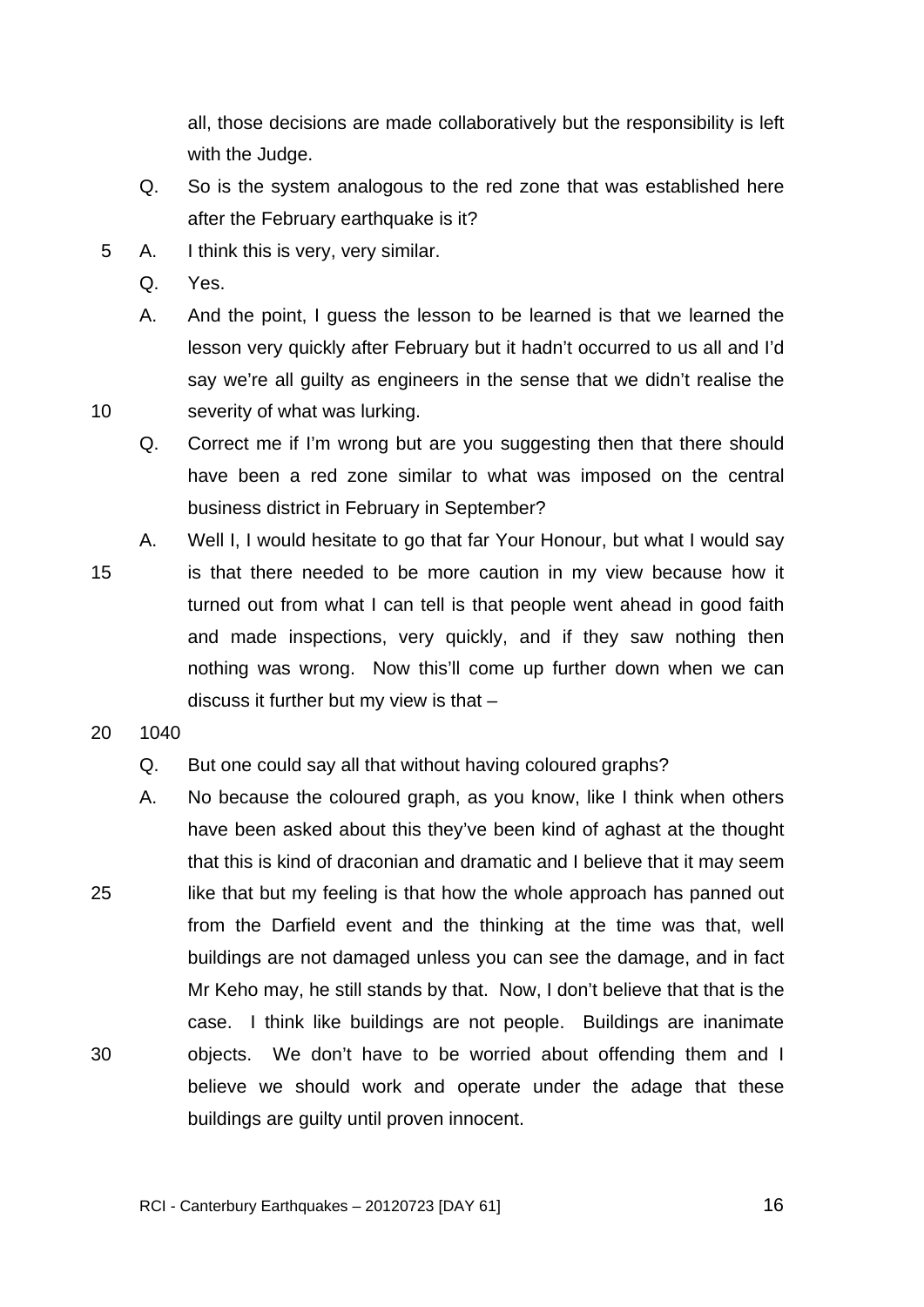all, those decisions are made collaboratively but the responsibility is left with the Judge.

Q. So is the system analogous to the red zone that was established here after the February earthquake is it?

A. I think this is very, very similar.

Q. Yes.

A. And the point, I guess the lesson to be learned is that we learned the lesson very quickly after February but it hadn't occurred to us all and I'd say we're all guilty as engineers in the sense that we didn't realise the severity of what was lurking.

Q. Correct me if I'm wrong but are you suggesting then that there should have been a red zone similar to what was imposed on the central business district in February in September?

A. Well I, I would hesitate to go that far Your Honour, but what I would say is that there needed to be more caution in my view because how it turned out from what I can tell is that people went ahead in good faith and made inspections, very quickly, and if they saw nothing then nothing was wrong. Now this'll come up further down when we can discuss it further but my view is that –

1040

Q. But one could say all that without having coloured graphs?

A. No because the coloured graph, as you know, like I think when others have been asked about this they've been kind of aghast at the thought that this is kind of draconian and dramatic and I believe that it may seem like that but my feeling is that how the whole approach has panned out from the Darfield event and the thinking at the time was that, well buildings are not damaged unless you can see the damage, and in fact Mr Keho may, he still stands by that. Now, I don't believe that that is the case. I think like buildings are not people. Buildings are inanimate objects. We don't have to be worried about offending them and I believe we should work and operate under the adage that these buildings are guilty until proven innocent.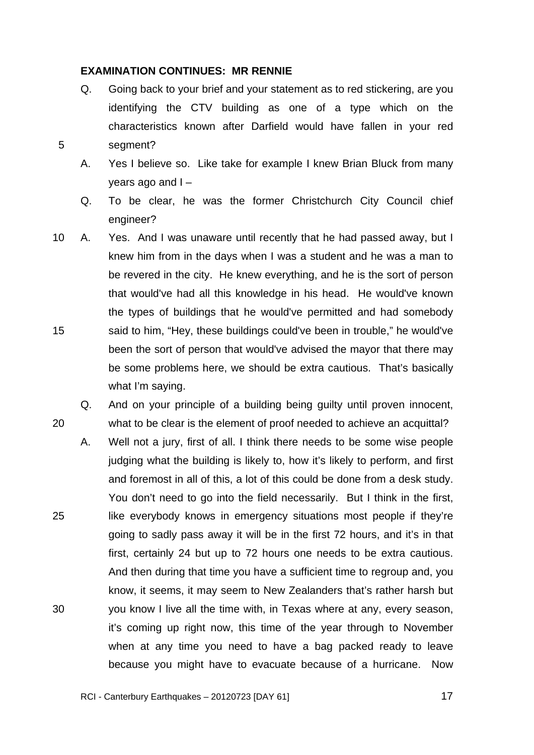**EXAMINATION CONTINUES: MR RENNIE**

Q. Going back to your brief and your statement as to red stickering, are you identifying the CTV building as one of a type which on the characteristics known after Darfield would have fallen in your red segment?

A. Yes I believe so. Like take for example I knew Brian Bluck from many years ago and I –

Q. To be clear, he was the former Christchurch City Council chief engineer?

A. Yes. And I was unaware until recently that he had passed away, but I knew him from in the days when I was a student and he was a man to be revered in the city. He knew everything, and he is the sort of person that would've had all this knowledge in his head. He would've known the types of buildings that he would've permitted and had somebody said to him, "Hey, these buildings could've been in trouble," he would've been the sort of person that would've advised the mayor that there may be some problems here, we should be extra cautious. That's basically what I'm saying.

Q. And on your principle of a building being guilty until proven innocent, what to be clear is the element of proof needed to achieve an acquittal?

A. Well not a jury, first of all. I think there needs to be some wise people judging what the building is likely to, how it's likely to perform, and first and foremost in all of this, a lot of this could be done from a desk study. You don't need to go into the field necessarily. But I think in the first, like everybody knows in emergency situations most people if they're going to sadly pass away it will be in the first 72 hours, and it's in that first, certainly 24 but up to 72 hours one needs to be extra cautious. And then during that time you have a sufficient time to regroup and, you know, it seems, it may seem to New Zealanders that's rather harsh but you know I live all the time with, in Texas where at any, every season, it's coming up right now, this time of the year through to November when at any time you need to have a bag packed ready to leave because you might have to evacuate because of a hurricane. Now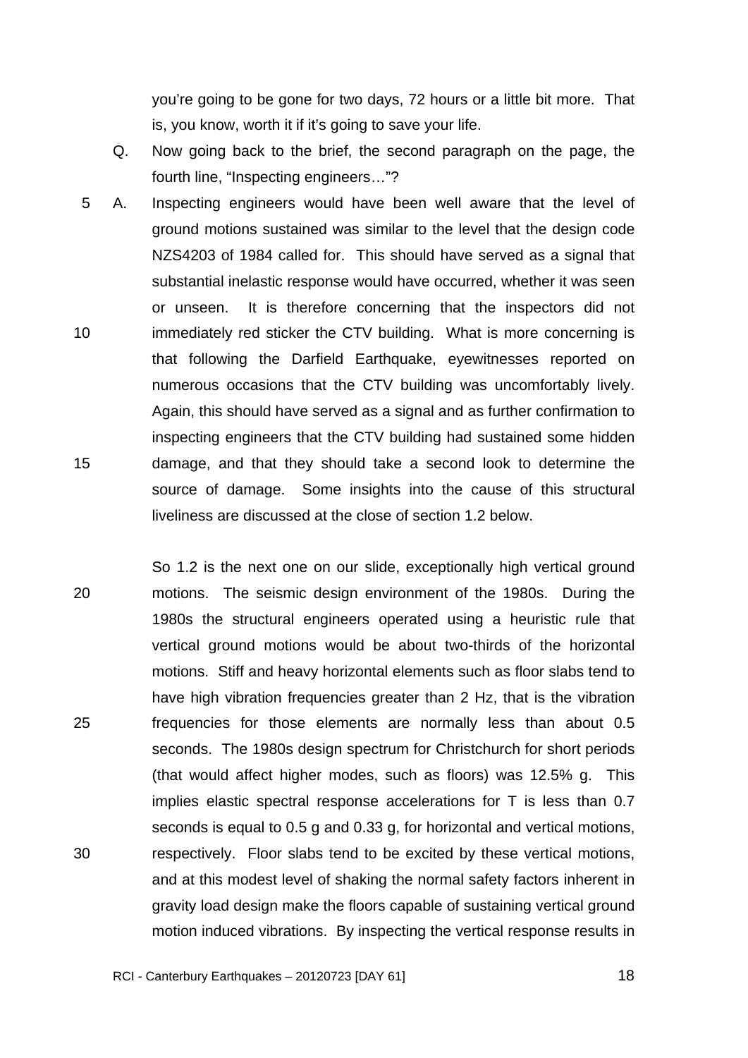you're going to be gone for two days, 72 hours or a little bit more. That is, you know, worth it if it's going to save your life.

Q. Now going back to the brief, the second paragraph on the page, the fourth line, "Inspecting engineers…"?

A. Inspecting engineers would have been well aware that the level of ground motions sustained was similar to the level that the design code NZS4203 of 1984 called for. This should have served as a signal that substantial inelastic response would have occurred, whether it was seen or unseen. It is therefore concerning that the inspectors did not immediately red sticker the CTV building. What is more concerning is that following the Darfield Earthquake, eyewitnesses reported on numerous occasions that the CTV building was uncomfortably lively. Again, this should have served as a signal and as further confirmation to inspecting engineers that the CTV building had sustained some hidden damage, and that they should take a second look to determine the source of damage. Some insights into the cause of this structural liveliness are discussed at the close of section 1.2 below.

So 1.2 is the next one on our slide, exceptionally high vertical ground motions. The seismic design environment of the 1980s. During the 1980s the structural engineers operated using a heuristic rule that vertical ground motions would be about two-thirds of the horizontal motions. Stiff and heavy horizontal elements such as floor slabs tend to have high vibration frequencies greater than 2 Hz, that is the vibration frequencies for those elements are normally less than about 0.5 seconds. The 1980s design spectrum for Christchurch for short periods (that would affect higher modes, such as floors) was 12.5% g. This implies elastic spectral response accelerations for T is less than 0.7 seconds is equal to 0.5 g and 0.33 g, for horizontal and vertical motions, respectively. Floor slabs tend to be excited by these vertical motions, and at this modest level of shaking the normal safety factors inherent in gravity load design make the floors capable of sustaining vertical ground motion induced vibrations. By inspecting the vertical response results in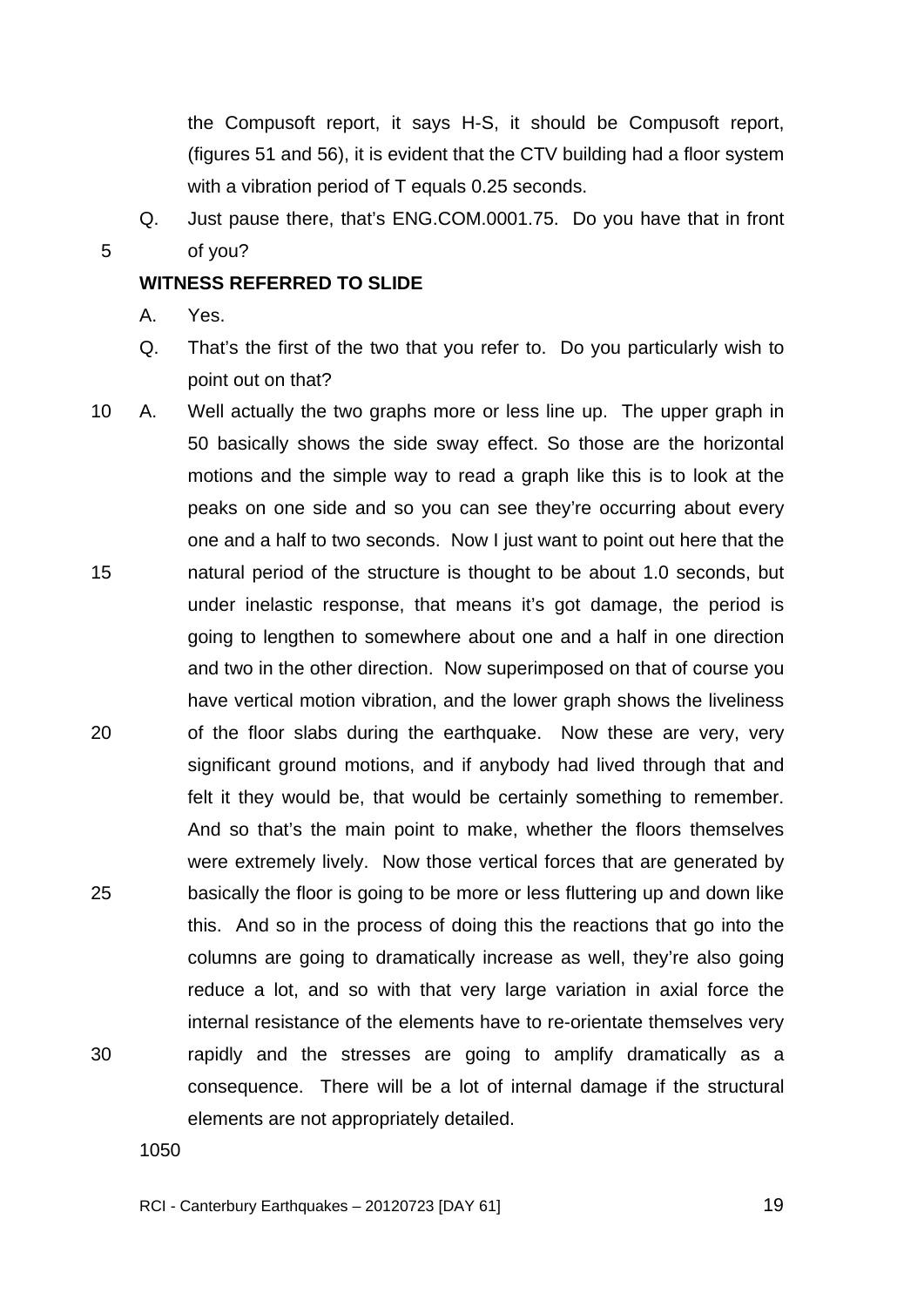the Compusoft report, it says H-S, it should be Compusoft report, (figures 51 and 56), it is evident that the CTV building had a floor system with a vibration period of T equals 0.25 seconds.

Q. Just pause there, that's ENG.COM.0001.75. Do you have that in front of you?

**WITNESS REFERRED TO SLIDE**

A. Yes.

Q. That's the first of the two that you refer to. Do you particularly wish to point out on that?

A. Well actually the two graphs more or less line up. The upper graph in 50 basically shows the side sway effect. So those are the horizontal motions and the simple way to read a graph like this is to look at the peaks on one side and so you can see they're occurring about every one and a half to two seconds. Now I just want to point out here that the natural period of the structure is thought to be about 1.0 seconds, but under inelastic response, that means it's got damage, the period is going to lengthen to somewhere about one and a half in one direction and two in the other direction. Now superimposed on that of course you have vertical motion vibration, and the lower graph shows the liveliness of the floor slabs during the earthquake. Now these are very, very significant ground motions, and if anybody had lived through that and felt it they would be, that would be certainly something to remember. And so that's the main point to make, whether the floors themselves were extremely lively. Now those vertical forces that are generated by basically the floor is going to be more or less fluttering up and down like this. And so in the process of doing this the reactions that go into the columns are going to dramatically increase as well, they're also going reduce a lot, and so with that very large variation in axial force the internal resistance of the elements have to re-orientate themselves very rapidly and the stresses are going to amplify dramatically as a consequence. There will be a lot of internal damage if the structural elements are not appropriately detailed.

1050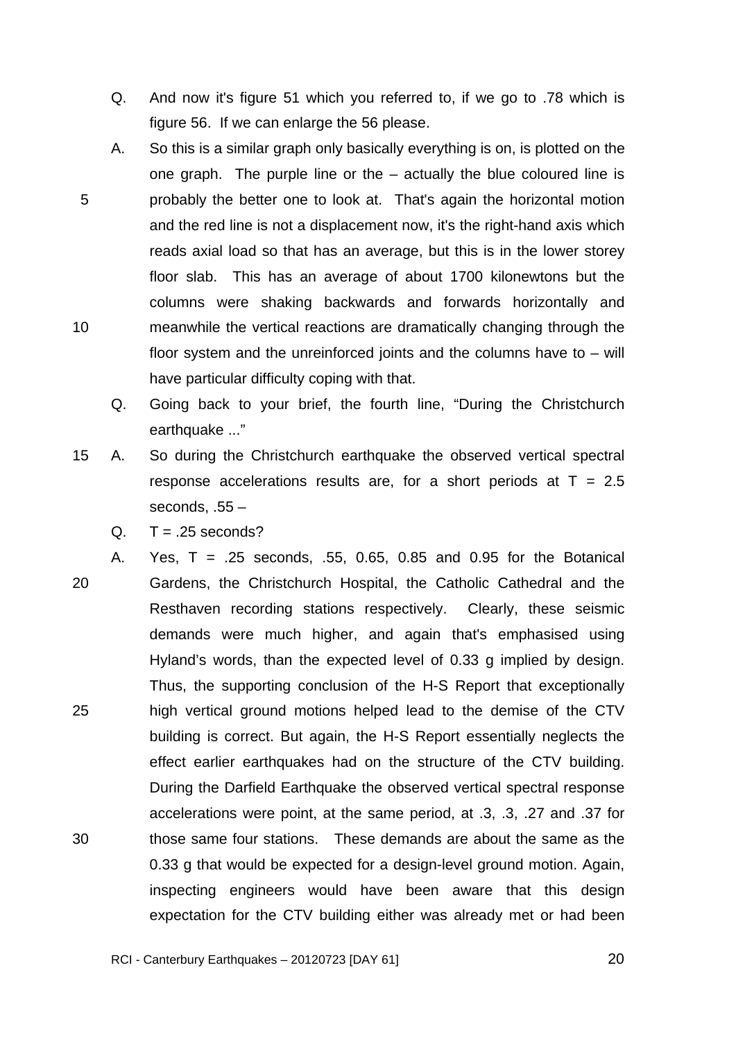Q. And now it's figure 51 which you referred to, if we go to .78 which is figure 56. If we can enlarge the 56 please.

A. So this is a similar graph only basically everything is on, is plotted on the one graph. The purple line or the – actually the blue coloured line is probably the better one to look at. That's again the horizontal motion and the red line is not a displacement now, it's the right-hand axis which reads axial load so that has an average, but this is in the lower storey floor slab. This has an average of about 1700 kilonewtons but the columns were shaking backwards and forwards horizontally and meanwhile the vertical reactions are dramatically changing through the floor system and the unreinforced joints and the columns have to – will have particular difficulty coping with that.

Q. Going back to your brief, the fourth line, "During the Christchurch earthquake ..."

A. So during the Christchurch earthquake the observed vertical spectral response accelerations results are, for a short periods at T = 2.5 seconds, .55 –

Q. T = .25 seconds?

A. Yes, T = .25 seconds, .55, 0.65, 0.85 and 0.95 for the Botanical Gardens, the Christchurch Hospital, the Catholic Cathedral and the Resthaven recording stations respectively. Clearly, these seismic demands were much higher, and again that's emphasised using Hyland's words, than the expected level of 0.33 g implied by design. Thus, the supporting conclusion of the H-S Report that exceptionally high vertical ground motions helped lead to the demise of the CTV building is correct. But again, the H-S Report essentially neglects the effect earlier earthquakes had on the structure of the CTV building. During the Darfield Earthquake the observed vertical spectral response accelerations were point, at the same period, at .3, .3, .27 and .37 for those same four stations. These demands are about the same as the 0.33 g that would be expected for a design-level ground motion. Again, inspecting engineers would have been aware that this design expectation for the CTV building either was already met or had been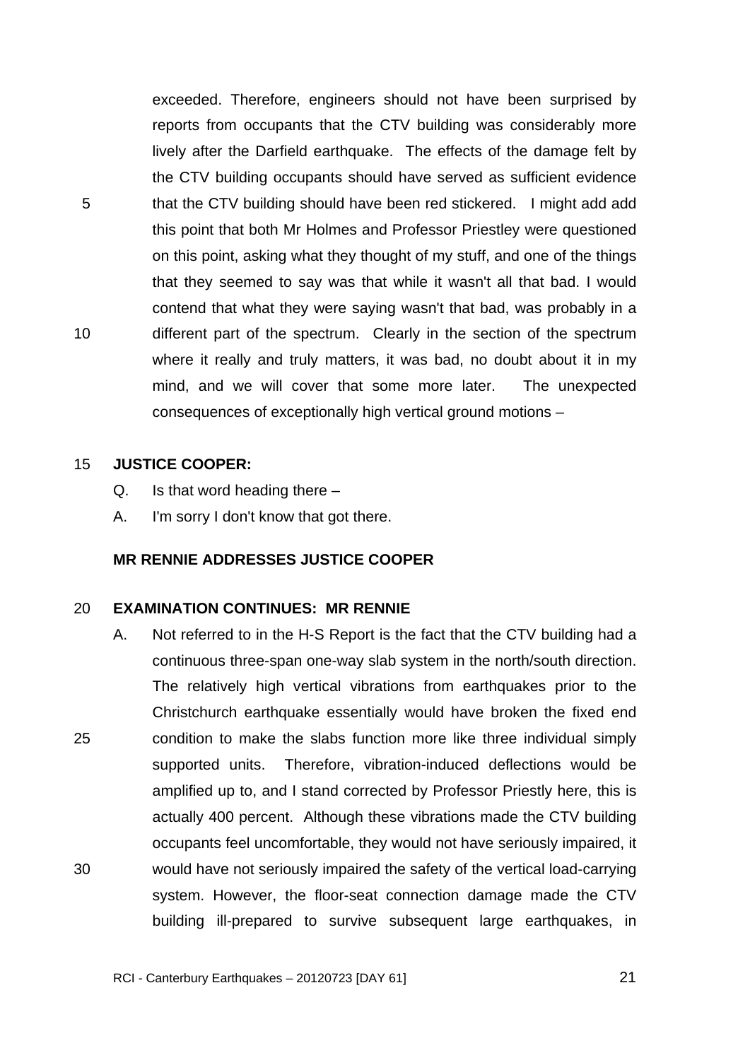exceeded. Therefore, engineers should not have been surprised by reports from occupants that the CTV building was considerably more lively after the Darfield earthquake. The effects of the damage felt by the CTV building occupants should have served as sufficient evidence that the CTV building should have been red stickered. I might add add this point that both Mr Holmes and Professor Priestley were questioned on this point, asking what they thought of my stuff, and one of the things that they seemed to say was that while it wasn't all that bad. I would contend that what they were saying wasn't that bad, was probably in a different part of the spectrum. Clearly in the section of the spectrum where it really and truly matters, it was bad, no doubt about it in my mind, and we will cover that some more later. The unexpected consequences of exceptionally high vertical ground motions –

**JUSTICE COOPER:**

Q. Is that word heading there –

A. I'm sorry I don't know that got there.

**MR RENNIE ADDRESSES JUSTICE COOPER**

**EXAMINATION CONTINUES: MR RENNIE**

A. Not referred to in the H-S Report is the fact that the CTV building had a continuous three-span one-way slab system in the north/south direction. The relatively high vertical vibrations from earthquakes prior to the Christchurch earthquake essentially would have broken the fixed end condition to make the slabs function more like three individual simply supported units. Therefore, vibration-induced deflections would be amplified up to, and I stand corrected by Professor Priestly here, this is actually 400 percent. Although these vibrations made the CTV building occupants feel uncomfortable, they would not have seriously impaired, it would have not seriously impaired the safety of the vertical load-carrying system. However, the floor-seat connection damage made the CTV building ill-prepared to survive subsequent large earthquakes, in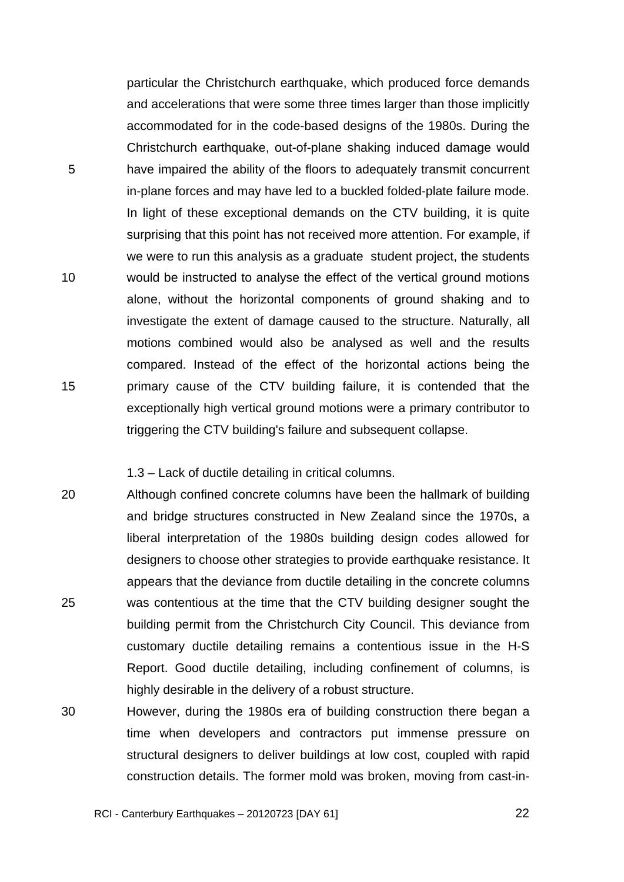particular the Christchurch earthquake, which produced force demands and accelerations that were some three times larger than those implicitly accommodated for in the code-based designs of the 1980s. During the Christchurch earthquake, out-of-plane shaking induced damage would have impaired the ability of the floors to adequately transmit concurrent in-plane forces and may have led to a buckled folded-plate failure mode. In light of these exceptional demands on the CTV building, it is quite surprising that this point has not received more attention. For example, if we were to run this analysis as a graduate student project, the students would be instructed to analyse the effect of the vertical ground motions alone, without the horizontal components of ground shaking and to investigate the extent of damage caused to the structure. Naturally, all motions combined would also be analysed as well and the results compared. Instead of the effect of the horizontal actions being the primary cause of the CTV building failure, it is contended that the exceptionally high vertical ground motions were a primary contributor to triggering the CTV building's failure and subsequent collapse.

1.3 – Lack of ductile detailing in critical columns.

Although confined concrete columns have been the hallmark of building and bridge structures constructed in New Zealand since the 1970s, a liberal interpretation of the 1980s building design codes allowed for designers to choose other strategies to provide earthquake resistance. It appears that the deviance from ductile detailing in the concrete columns was contentious at the time that the CTV building designer sought the building permit from the Christchurch City Council. This deviance from customary ductile detailing remains a contentious issue in the H-S Report. Good ductile detailing, including confinement of columns, is highly desirable in the delivery of a robust structure.

However, during the 1980s era of building construction there began a time when developers and contractors put immense pressure on structural designers to deliver buildings at low cost, coupled with rapid construction details. The former mold was broken, moving from cast-in-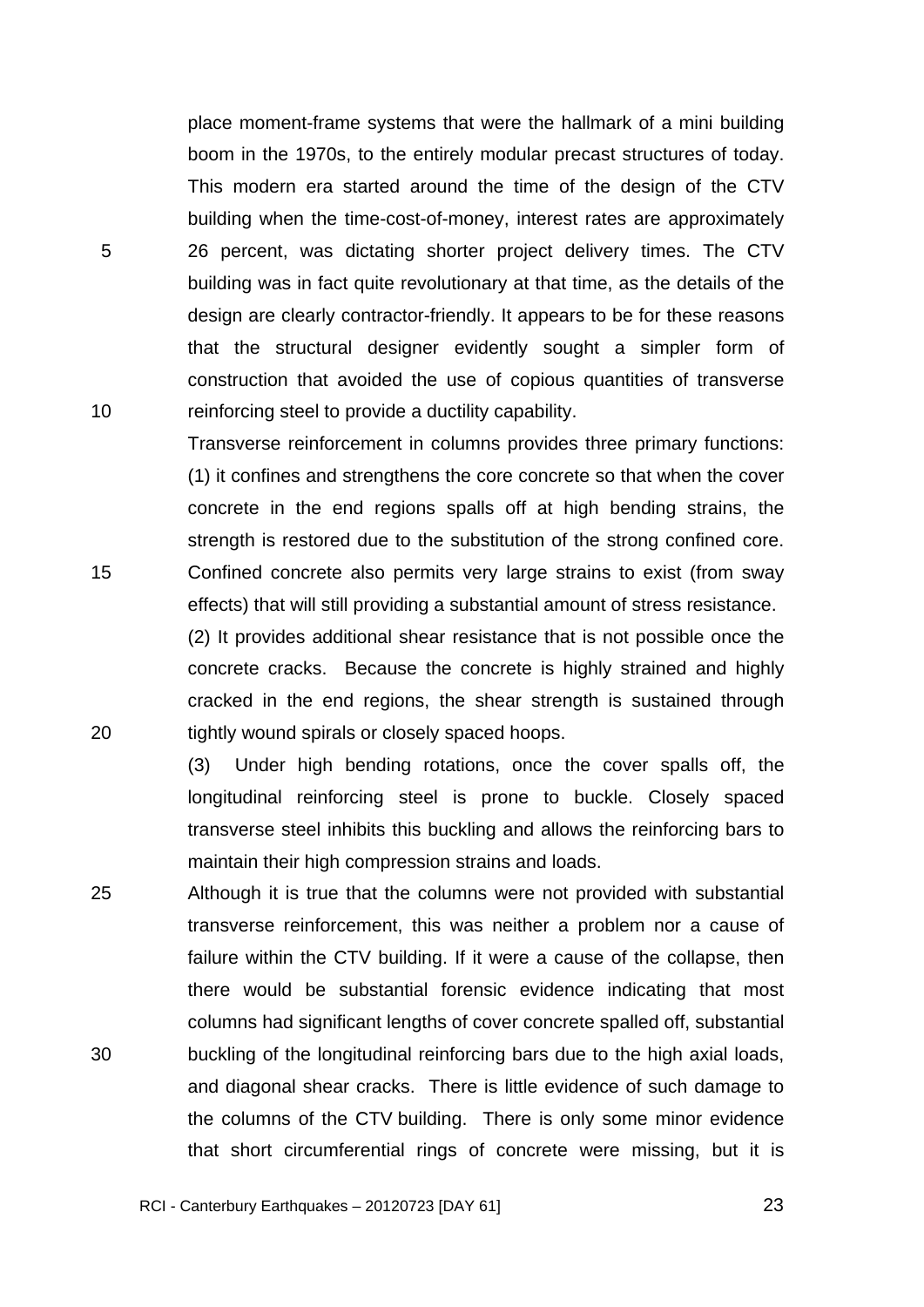place moment-frame systems that were the hallmark of a mini building boom in the 1970s, to the entirely modular precast structures of today. This modern era started around the time of the design of the CTV building when the time-cost-of-money, interest rates are approximately 26 percent, was dictating shorter project delivery times. The CTV building was in fact quite revolutionary at that time, as the details of the design are clearly contractor-friendly. It appears to be for these reasons that the structural designer evidently sought a simpler form of construction that avoided the use of copious quantities of transverse reinforcing steel to provide a ductility capability.

Transverse reinforcement in columns provides three primary functions: (1) it confines and strengthens the core concrete so that when the cover concrete in the end regions spalls off at high bending strains, the strength is restored due to the substitution of the strong confined core. Confined concrete also permits very large strains to exist (from sway effects) that will still providing a substantial amount of stress resistance.

(2) It provides additional shear resistance that is not possible once the concrete cracks. Because the concrete is highly strained and highly cracked in the end regions, the shear strength is sustained through tightly wound spirals or closely spaced hoops.

(3) Under high bending rotations, once the cover spalls off, the longitudinal reinforcing steel is prone to buckle. Closely spaced transverse steel inhibits this buckling and allows the reinforcing bars to maintain their high compression strains and loads.

Although it is true that the columns were not provided with substantial transverse reinforcement, this was neither a problem nor a cause of failure within the CTV building. If it were a cause of the collapse, then there would be substantial forensic evidence indicating that most columns had significant lengths of cover concrete spalled off, substantial buckling of the longitudinal reinforcing bars due to the high axial loads, and diagonal shear cracks. There is little evidence of such damage to the columns of the CTV building. There is only some minor evidence that short circumferential rings of concrete were missing, but it is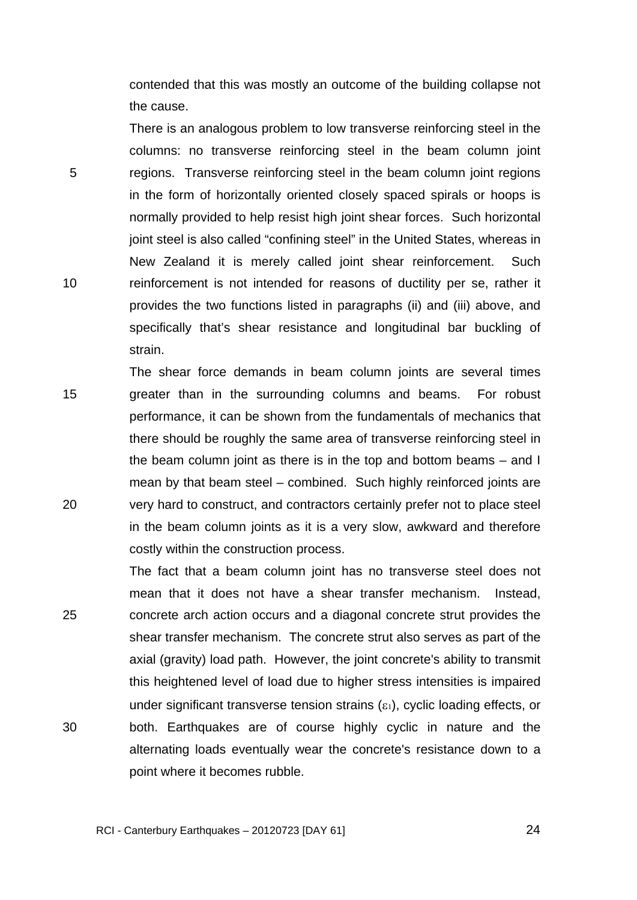contended that this was mostly an outcome of the building collapse not the cause.

There is an analogous problem to low transverse reinforcing steel in the columns: no transverse reinforcing steel in the beam column joint regions. Transverse reinforcing steel in the beam column joint regions in the form of horizontally oriented closely spaced spirals or hoops is normally provided to help resist high joint shear forces. Such horizontal joint steel is also called "confining steel" in the United States, whereas in New Zealand it is merely called joint shear reinforcement. Such reinforcement is not intended for reasons of ductility per se, rather it provides the two functions listed in paragraphs (ii) and (iii) above, and specifically that's shear resistance and longitudinal bar buckling of strain.

The shear force demands in beam column joints are several times greater than in the surrounding columns and beams. For robust performance, it can be shown from the fundamentals of mechanics that there should be roughly the same area of transverse reinforcing steel in the beam column joint as there is in the top and bottom beams – and I mean by that beam steel – combined. Such highly reinforced joints are very hard to construct, and contractors certainly prefer not to place steel in the beam column joints as it is a very slow, awkward and therefore costly within the construction process.

The fact that a beam column joint has no transverse steel does not mean that it does not have a shear transfer mechanism. Instead, concrete arch action occurs and a diagonal concrete strut provides the shear transfer mechanism. The concrete strut also serves as part of the axial (gravity) load path. However, the joint concrete's ability to transmit this heightened level of load due to higher stress intensities is impaired under significant transverse tension strains ($\varepsilon_1$), cyclic loading effects, or both. Earthquakes are of course highly cyclic in nature and the alternating loads eventually wear the concrete's resistance down to a point where it becomes rubble.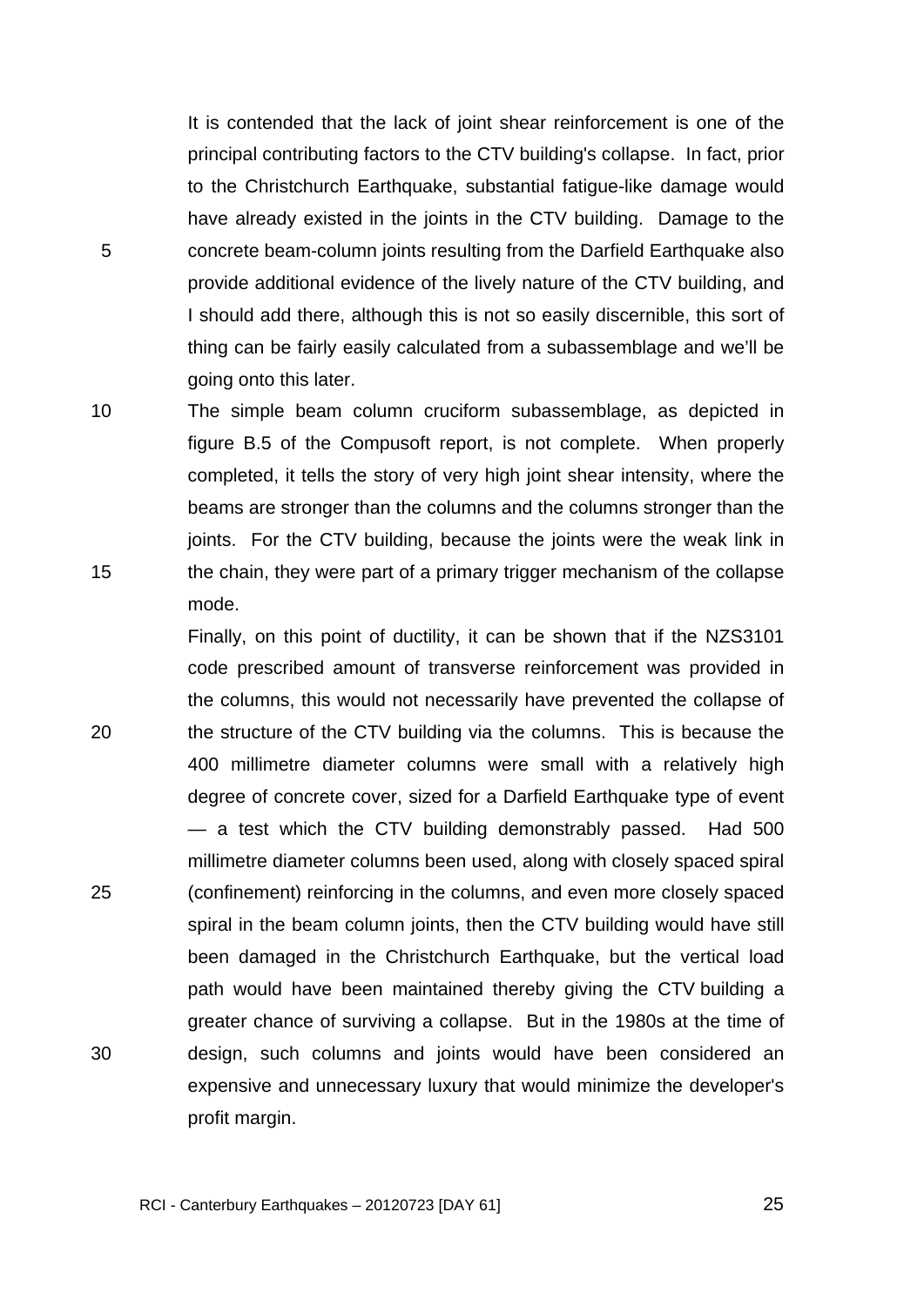It is contended that the lack of joint shear reinforcement is one of the principal contributing factors to the CTV building's collapse. In fact, prior to the Christchurch Earthquake, substantial fatigue-like damage would have already existed in the joints in the CTV building. Damage to the concrete beam-column joints resulting from the Darfield Earthquake also provide additional evidence of the lively nature of the CTV building, and I should add there, although this is not so easily discernible, this sort of thing can be fairly easily calculated from a subassemblage and we'll be going onto this later.

The simple beam column cruciform subassemblage, as depicted in figure B.5 of the Compusoft report, is not complete. When properly completed, it tells the story of very high joint shear intensity, where the beams are stronger than the columns and the columns stronger than the joints. For the CTV building, because the joints were the weak link in the chain, they were part of a primary trigger mechanism of the collapse mode.

Finally, on this point of ductility, it can be shown that if the NZS3101 code prescribed amount of transverse reinforcement was provided in the columns, this would not necessarily have prevented the collapse of the structure of the CTV building via the columns. This is because the 400 millimetre diameter columns were small with a relatively high degree of concrete cover, sized for a Darfield Earthquake type of event — a test which the CTV building demonstrably passed. Had 500 millimetre diameter columns been used, along with closely spaced spiral (confinement) reinforcing in the columns, and even more closely spaced spiral in the beam column joints, then the CTV building would have still been damaged in the Christchurch Earthquake, but the vertical load path would have been maintained thereby giving the CTV building a greater chance of surviving a collapse. But in the 1980s at the time of design, such columns and joints would have been considered an expensive and unnecessary luxury that would minimize the developer's profit margin.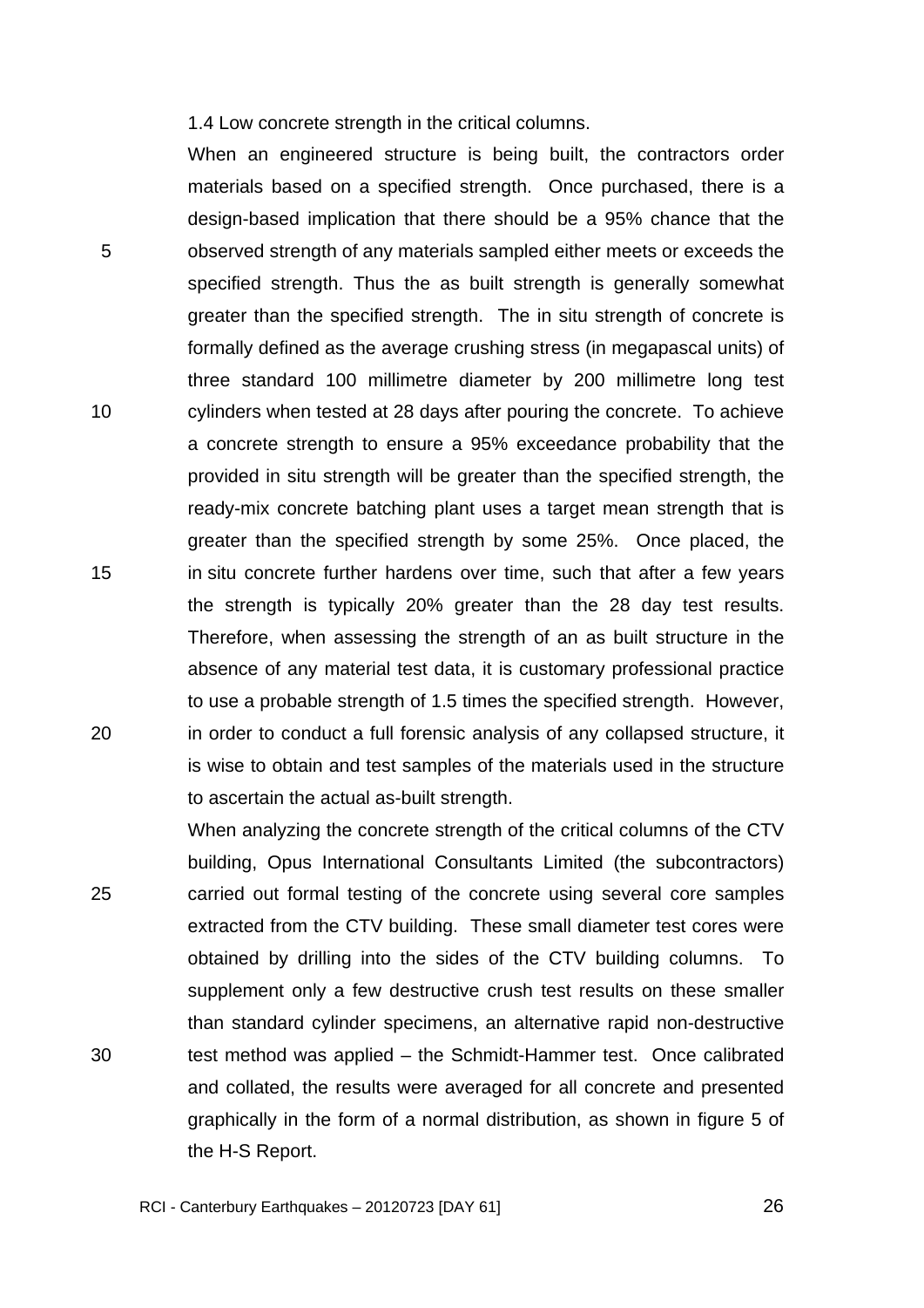1.4 Low concrete strength in the critical columns.

When an engineered structure is being built, the contractors order materials based on a specified strength. Once purchased, there is a design-based implication that there should be a 95% chance that the observed strength of any materials sampled either meets or exceeds the specified strength. Thus the as built strength is generally somewhat greater than the specified strength. The in situ strength of concrete is formally defined as the average crushing stress (in megapascal units) of three standard 100 millimetre diameter by 200 millimetre long test cylinders when tested at 28 days after pouring the concrete. To achieve a concrete strength to ensure a 95% exceedance probability that the provided in situ strength will be greater than the specified strength, the ready-mix concrete batching plant uses a target mean strength that is greater than the specified strength by some 25%. Once placed, the in situ concrete further hardens over time, such that after a few years the strength is typically 20% greater than the 28 day test results. Therefore, when assessing the strength of an as built structure in the absence of any material test data, it is customary professional practice to use a probable strength of 1.5 times the specified strength. However, in order to conduct a full forensic analysis of any collapsed structure, it is wise to obtain and test samples of the materials used in the structure to ascertain the actual as-built strength.

When analyzing the concrete strength of the critical columns of the CTV building, Opus International Consultants Limited (the subcontractors) carried out formal testing of the concrete using several core samples extracted from the CTV building. These small diameter test cores were obtained by drilling into the sides of the CTV building columns. To supplement only a few destructive crush test results on these smaller than standard cylinder specimens, an alternative rapid non-destructive test method was applied – the Schmidt-Hammer test. Once calibrated and collated, the results were averaged for all concrete and presented graphically in the form of a normal distribution, as shown in figure 5 of the H-S Report.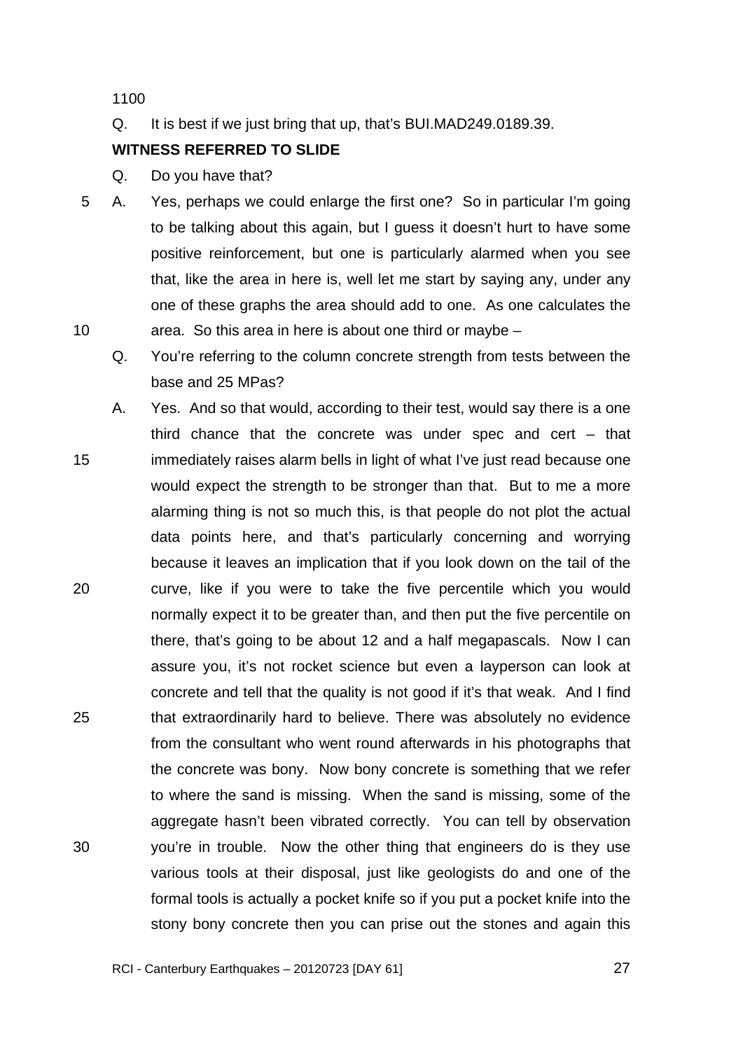1100

Q. It is best if we just bring that up, that's BUI.MAD249.0189.39.

**WITNESS REFERRED TO SLIDE**

Q. Do you have that?

A. Yes, perhaps we could enlarge the first one? So in particular I'm going to be talking about this again, but I guess it doesn't hurt to have some positive reinforcement, but one is particularly alarmed when you see that, like the area in here is, well let me start by saying any, under any one of these graphs the area should add to one. As one calculates the area. So this area in here is about one third or maybe –

Q. You're referring to the column concrete strength from tests between the base and 25 MPas?

A. Yes. And so that would, according to their test, would say there is a one third chance that the concrete was under spec and cert – that immediately raises alarm bells in light of what I've just read because one would expect the strength to be stronger than that. But to me a more alarming thing is not so much this, is that people do not plot the actual data points here, and that's particularly concerning and worrying because it leaves an implication that if you look down on the tail of the curve, like if you were to take the five percentile which you would normally expect it to be greater than, and then put the five percentile on there, that's going to be about 12 and a half megapascals. Now I can assure you, it's not rocket science but even a layperson can look at concrete and tell that the quality is not good if it's that weak. And I find that extraordinarily hard to believe. There was absolutely no evidence from the consultant who went round afterwards in his photographs that the concrete was bony. Now bony concrete is something that we refer to where the sand is missing. When the sand is missing, some of the aggregate hasn't been vibrated correctly. You can tell by observation you're in trouble. Now the other thing that engineers do is they use various tools at their disposal, just like geologists do and one of the formal tools is actually a pocket knife so if you put a pocket knife into the stony bony concrete then you can prise out the stones and again this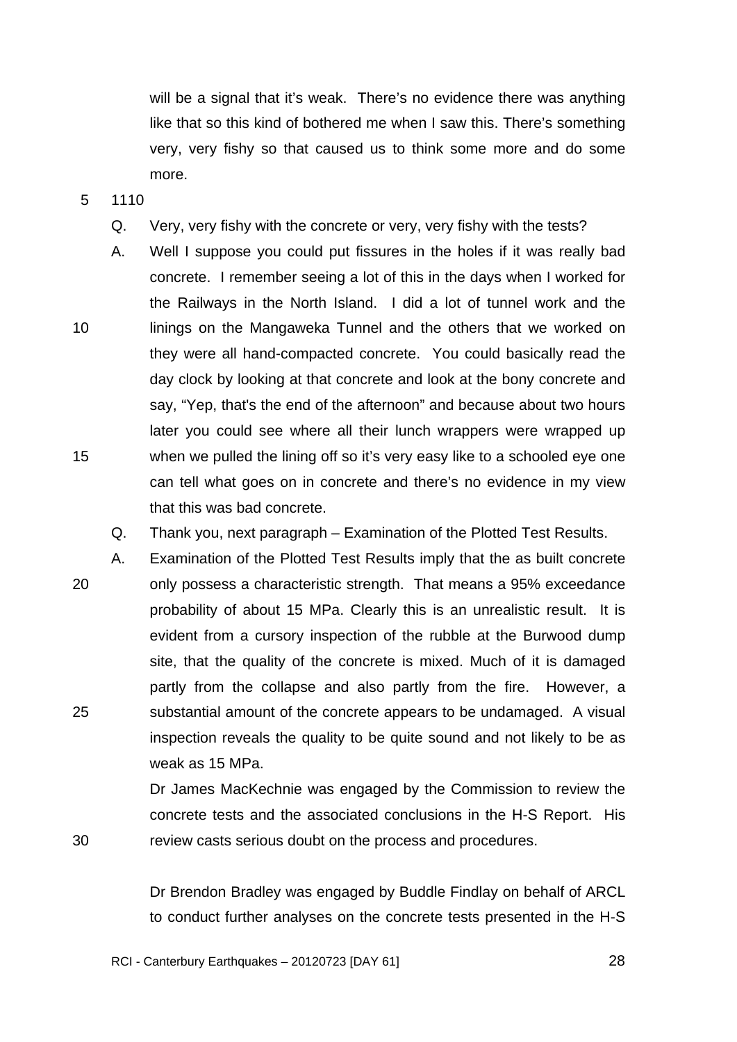will be a signal that it's weak. There's no evidence there was anything like that so this kind of bothered me when I saw this. There's something very, very fishy so that caused us to think some more and do some more.

1110

Q. Very, very fishy with the concrete or very, very fishy with the tests?

A. Well I suppose you could put fissures in the holes if it was really bad concrete. I remember seeing a lot of this in the days when I worked for the Railways in the North Island. I did a lot of tunnel work and the linings on the Mangaweka Tunnel and the others that we worked on they were all hand-compacted concrete. You could basically read the day clock by looking at that concrete and look at the bony concrete and say, "Yep, that's the end of the afternoon" and because about two hours later you could see where all their lunch wrappers were wrapped up when we pulled the lining off so it's very easy like to a schooled eye one can tell what goes on in concrete and there's no evidence in my view that this was bad concrete.

Q. Thank you, next paragraph – Examination of the Plotted Test Results.

A. Examination of the Plotted Test Results imply that the as built concrete only possess a characteristic strength. That means a 95% exceedance probability of about 15 MPa. Clearly this is an unrealistic result. It is evident from a cursory inspection of the rubble at the Burwood dump site, that the quality of the concrete is mixed. Much of it is damaged partly from the collapse and also partly from the fire. However, a substantial amount of the concrete appears to be undamaged. A visual inspection reveals the quality to be quite sound and not likely to be as weak as 15 MPa.

Dr James MacKechnie was engaged by the Commission to review the concrete tests and the associated conclusions in the H-S Report. His review casts serious doubt on the process and procedures.

Dr Brendon Bradley was engaged by Buddle Findlay on behalf of ARCL to conduct further analyses on the concrete tests presented in the H-S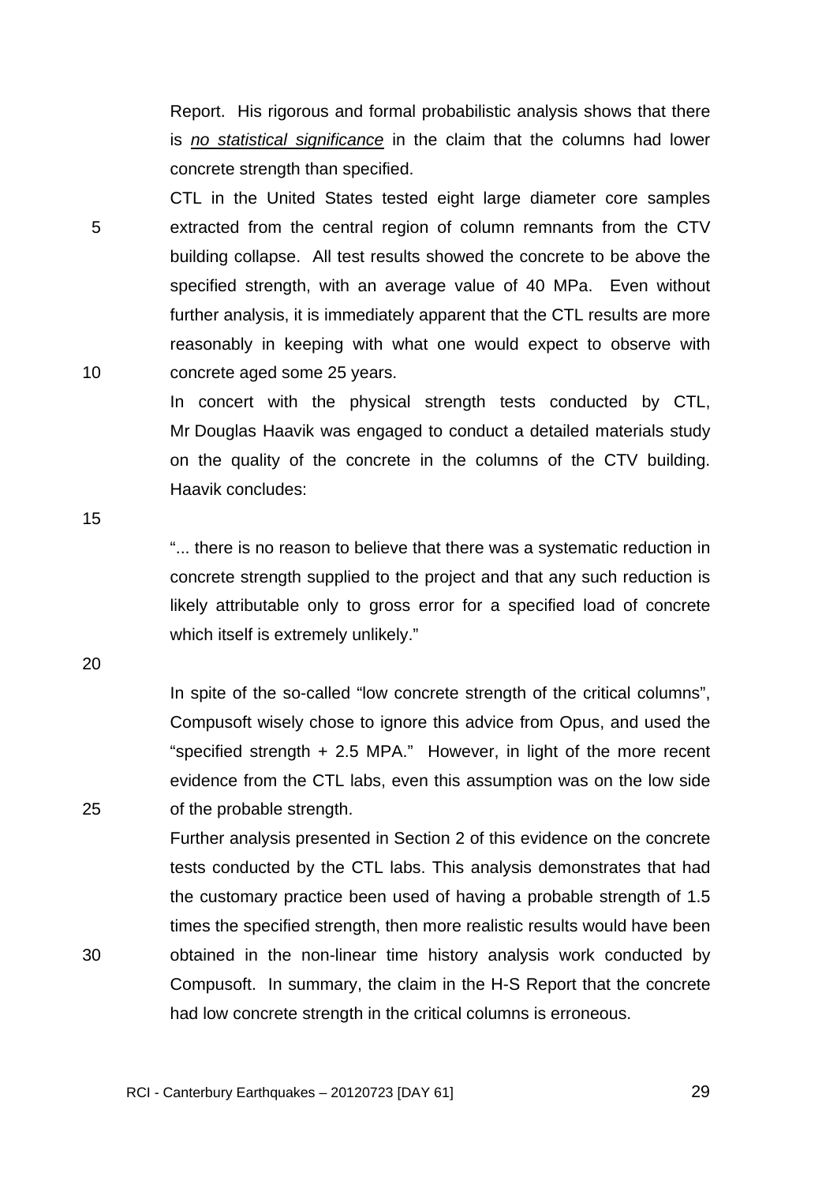Report. His rigorous and formal probabilistic analysis shows that there is *no statistical significance* in the claim that the columns had lower concrete strength than specified.

CTL in the United States tested eight large diameter core samples extracted from the central region of column remnants from the CTV building collapse. All test results showed the concrete to be above the specified strength, with an average value of 40 MPa. Even without further analysis, it is immediately apparent that the CTL results are more reasonably in keeping with what one would expect to observe with concrete aged some 25 years.

In concert with the physical strength tests conducted by CTL, Mr Douglas Haavik was engaged to conduct a detailed materials study on the quality of the concrete in the columns of the CTV building. Haavik concludes:

> "... there is no reason to believe that there was a systematic reduction in concrete strength supplied to the project and that any such reduction is likely attributable only to gross error for a specified load of concrete which itself is extremely unlikely."

In spite of the so-called "low concrete strength of the critical columns", Compusoft wisely chose to ignore this advice from Opus, and used the "specified strength + 2.5 MPA." However, in light of the more recent evidence from the CTL labs, even this assumption was on the low side of the probable strength.

Further analysis presented in Section 2 of this evidence on the concrete tests conducted by the CTL labs. This analysis demonstrates that had the customary practice been used of having a probable strength of 1.5 times the specified strength, then more realistic results would have been obtained in the non-linear time history analysis work conducted by Compusoft. In summary, the claim in the H-S Report that the concrete had low concrete strength in the critical columns is erroneous.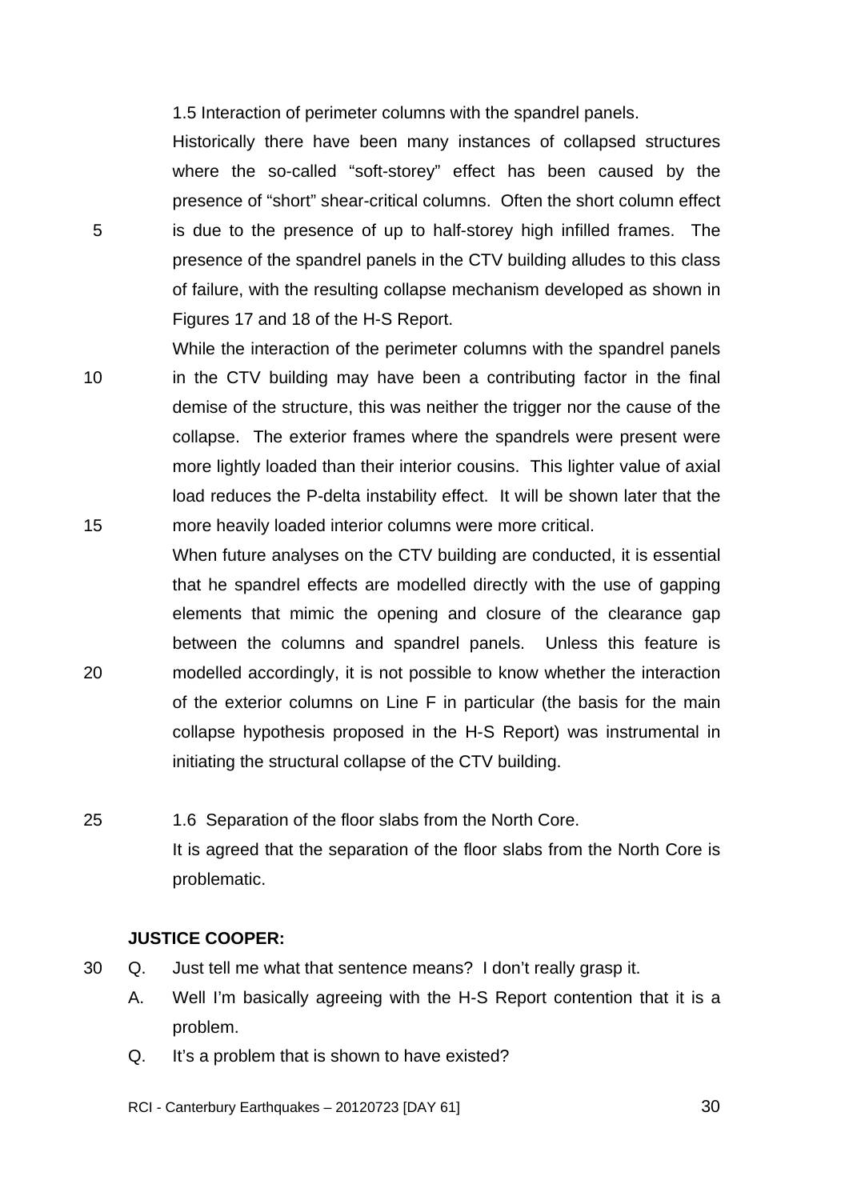1.5 Interaction of perimeter columns with the spandrel panels.

Historically there have been many instances of collapsed structures where the so-called "soft-storey" effect has been caused by the presence of "short" shear-critical columns. Often the short column effect is due to the presence of up to half-storey high infilled frames. The presence of the spandrel panels in the CTV building alludes to this class of failure, with the resulting collapse mechanism developed as shown in Figures 17 and 18 of the H-S Report.

While the interaction of the perimeter columns with the spandrel panels in the CTV building may have been a contributing factor in the final demise of the structure, this was neither the trigger nor the cause of the collapse. The exterior frames where the spandrels were present were more lightly loaded than their interior cousins. This lighter value of axial load reduces the P-delta instability effect. It will be shown later that the more heavily loaded interior columns were more critical.

When future analyses on the CTV building are conducted, it is essential that he spandrel effects are modelled directly with the use of gapping elements that mimic the opening and closure of the clearance gap between the columns and spandrel panels. Unless this feature is modelled accordingly, it is not possible to know whether the interaction of the exterior columns on Line F in particular (the basis for the main collapse hypothesis proposed in the H-S Report) was instrumental in initiating the structural collapse of the CTV building.

1.6 Separation of the floor slabs from the North Core.

It is agreed that the separation of the floor slabs from the North Core is problematic.

**JUSTICE COOPER:**

Q. Just tell me what that sentence means? I don't really grasp it.

A. Well I'm basically agreeing with the H-S Report contention that it is a problem.

Q. It's a problem that is shown to have existed?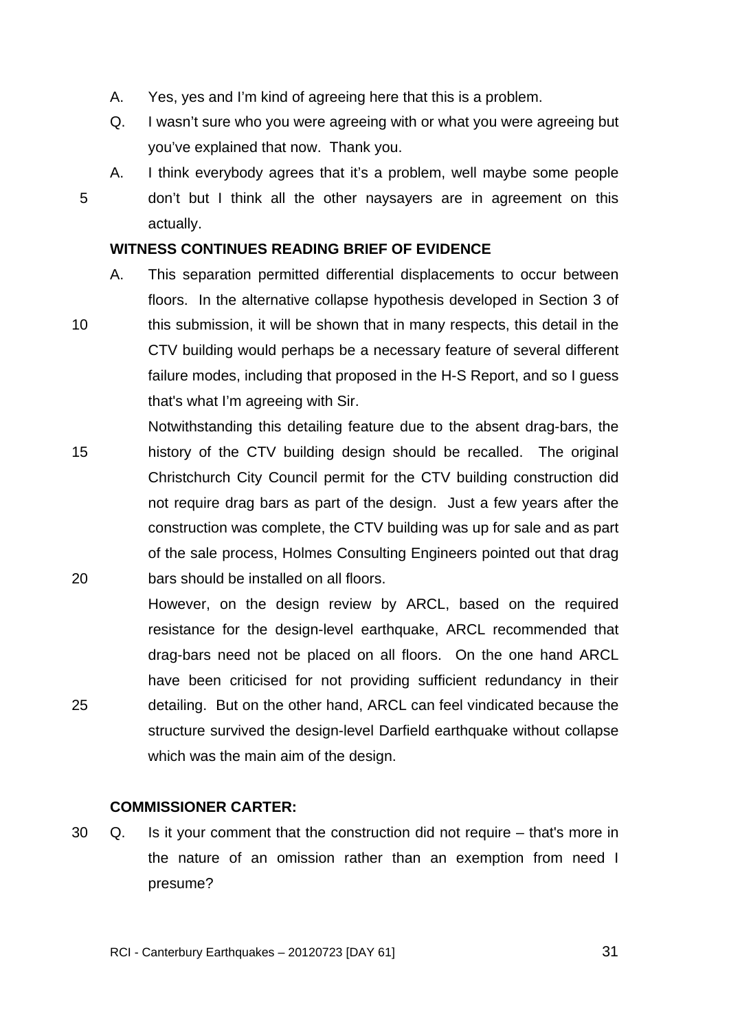A. Yes, yes and I'm kind of agreeing here that this is a problem.

Q. I wasn't sure who you were agreeing with or what you were agreeing but you've explained that now. Thank you.

A. I think everybody agrees that it's a problem, well maybe some people don't but I think all the other naysayers are in agreement on this actually.

**WITNESS CONTINUES READING BRIEF OF EVIDENCE**

A. This separation permitted differential displacements to occur between floors. In the alternative collapse hypothesis developed in Section 3 of this submission, it will be shown that in many respects, this detail in the CTV building would perhaps be a necessary feature of several different failure modes, including that proposed in the H-S Report, and so I guess that's what I'm agreeing with Sir.

Notwithstanding this detailing feature due to the absent drag-bars, the history of the CTV building design should be recalled. The original Christchurch City Council permit for the CTV building construction did not require drag bars as part of the design. Just a few years after the construction was complete, the CTV building was up for sale and as part of the sale process, Holmes Consulting Engineers pointed out that drag bars should be installed on all floors.

However, on the design review by ARCL, based on the required resistance for the design-level earthquake, ARCL recommended that drag-bars need not be placed on all floors. On the one hand ARCL have been criticised for not providing sufficient redundancy in their detailing. But on the other hand, ARCL can feel vindicated because the structure survived the design-level Darfield earthquake without collapse which was the main aim of the design.

**COMMISSIONER CARTER:**

Q. Is it your comment that the construction did not require – that's more in the nature of an omission rather than an exemption from need I presume?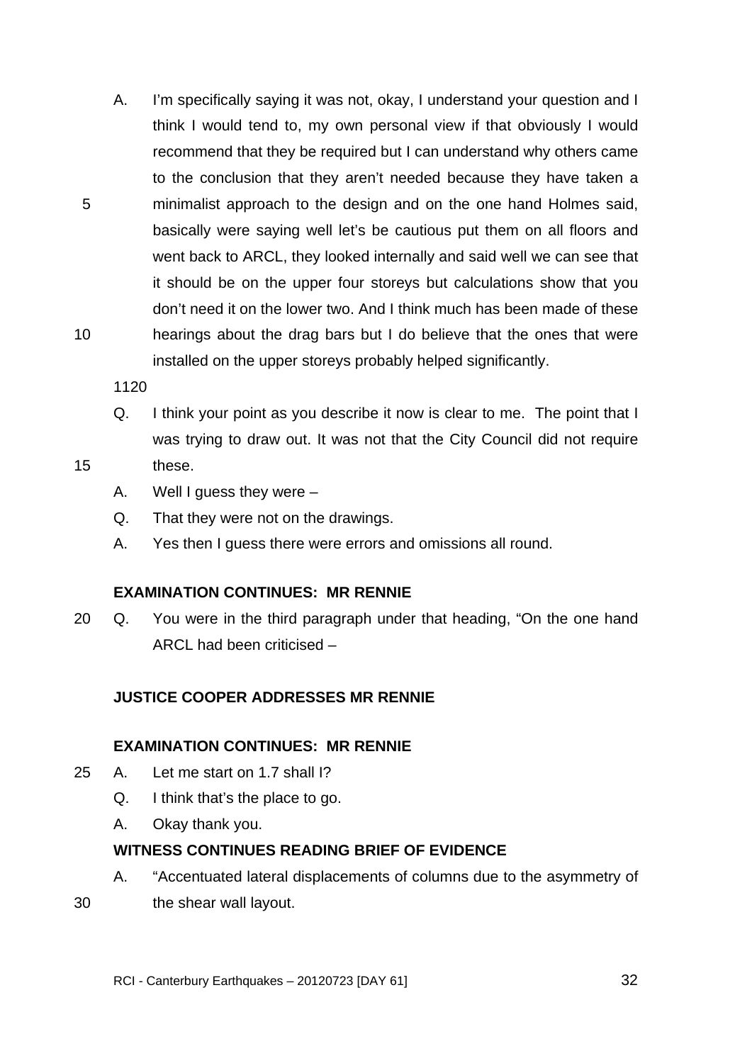A. I'm specifically saying it was not, okay, I understand your question and I think I would tend to, my own personal view if that obviously I would recommend that they be required but I can understand why others came to the conclusion that they aren't needed because they have taken a minimalist approach to the design and on the one hand Holmes said, basically were saying well let's be cautious put them on all floors and went back to ARCL, they looked internally and said well we can see that it should be on the upper four storeys but calculations show that you don't need it on the lower two. And I think much has been made of these hearings about the drag bars but I do believe that the ones that were installed on the upper storeys probably helped significantly.

1120

Q. I think your point as you describe it now is clear to me. The point that I was trying to draw out. It was not that the City Council did not require these.

A. Well I guess they were –

Q. That they were not on the drawings.

A. Yes then I guess there were errors and omissions all round.

**EXAMINATION CONTINUES: MR RENNIE**

Q. You were in the third paragraph under that heading, "On the one hand ARCL had been criticised –

**JUSTICE COOPER ADDRESSES MR RENNIE**

**EXAMINATION CONTINUES: MR RENNIE**

A. Let me start on 1.7 shall I?

Q. I think that's the place to go.

A. Okay thank you.

**WITNESS CONTINUES READING BRIEF OF EVIDENCE**

A. "Accentuated lateral displacements of columns due to the asymmetry of the shear wall layout.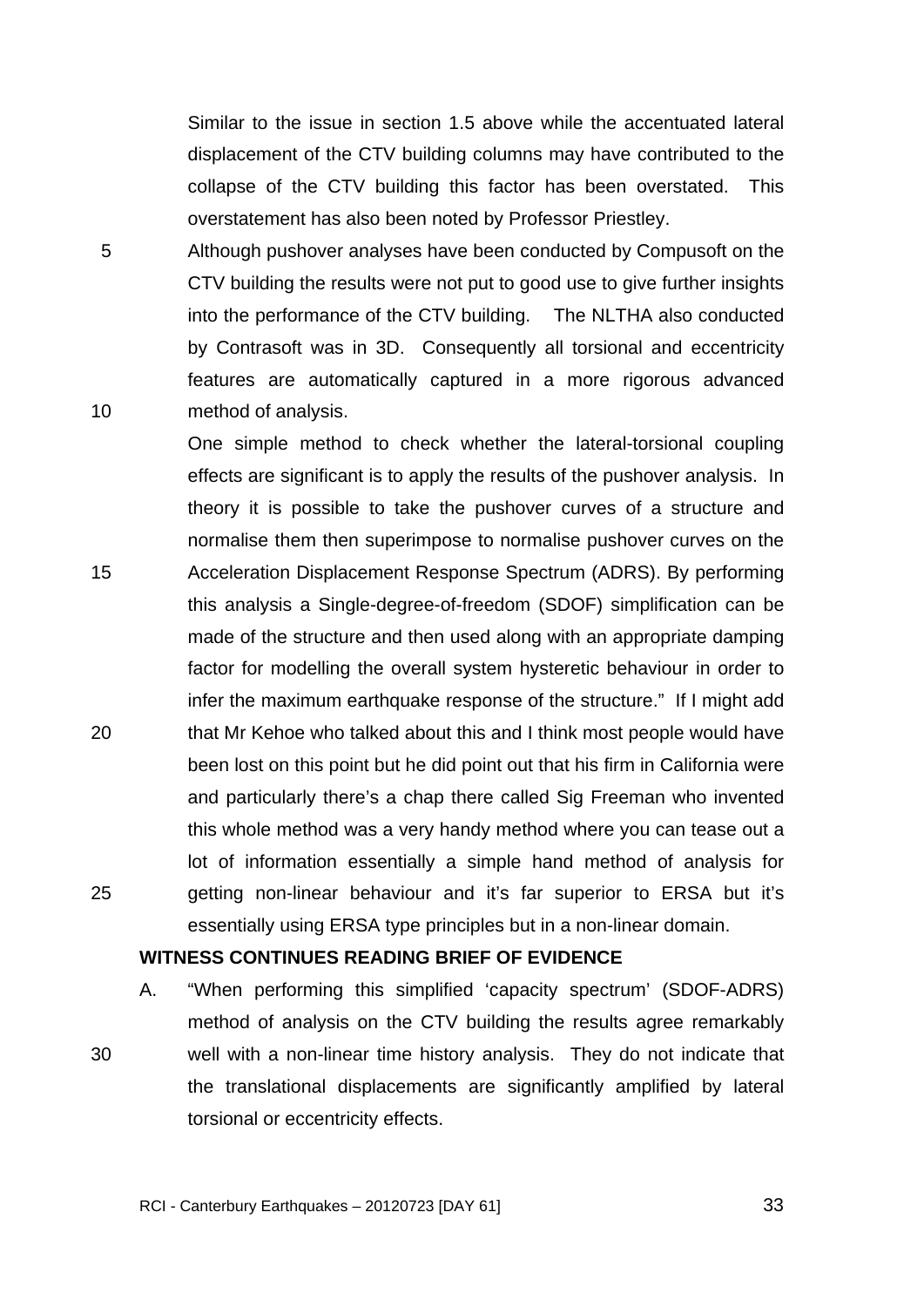Similar to the issue in section 1.5 above while the accentuated lateral displacement of the CTV building columns may have contributed to the collapse of the CTV building this factor has been overstated. This overstatement has also been noted by Professor Priestley.

Although pushover analyses have been conducted by Compusoft on the CTV building the results were not put to good use to give further insights into the performance of the CTV building. The NLTHA also conducted by Contrasoft was in 3D. Consequently all torsional and eccentricity features are automatically captured in a more rigorous advanced method of analysis.

One simple method to check whether the lateral-torsional coupling effects are significant is to apply the results of the pushover analysis. In theory it is possible to take the pushover curves of a structure and normalise them then superimpose to normalise pushover curves on the Acceleration Displacement Response Spectrum (ADRS). By performing this analysis a Single-degree-of-freedom (SDOF) simplification can be made of the structure and then used along with an appropriate damping factor for modelling the overall system hysteretic behaviour in order to infer the maximum earthquake response of the structure." If I might add that Mr Kehoe who talked about this and I think most people would have been lost on this point but he did point out that his firm in California were and particularly there's a chap there called Sig Freeman who invented this whole method was a very handy method where you can tease out a lot of information essentially a simple hand method of analysis for getting non-linear behaviour and it's far superior to ERSA but it's essentially using ERSA type principles but in a non-linear domain.

**WITNESS CONTINUES READING BRIEF OF EVIDENCE**

A. "When performing this simplified 'capacity spectrum' (SDOF-ADRS) method of analysis on the CTV building the results agree remarkably well with a non-linear time history analysis. They do not indicate that the translational displacements are significantly amplified by lateral torsional or eccentricity effects.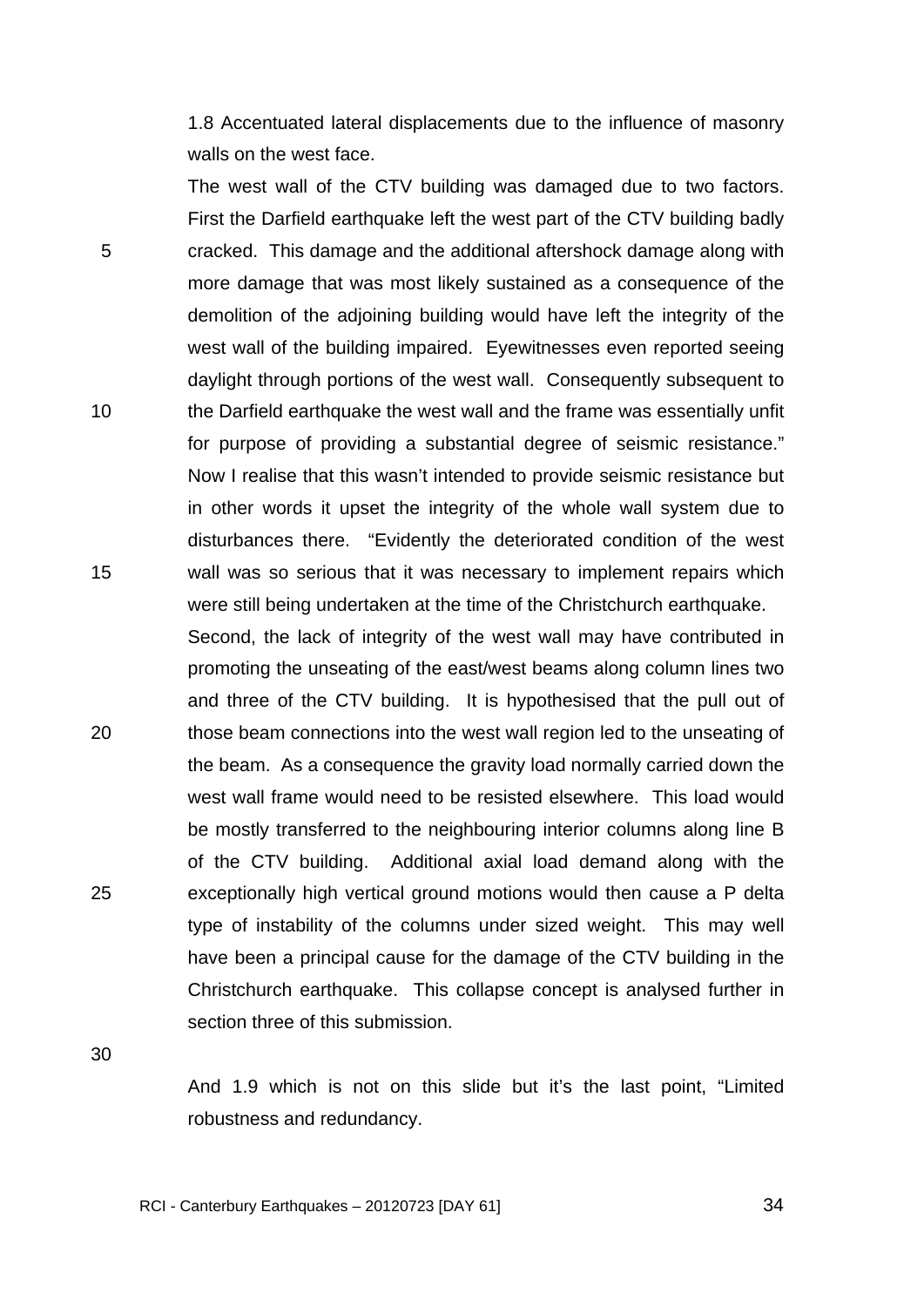1.8 Accentuated lateral displacements due to the influence of masonry walls on the west face.

The west wall of the CTV building was damaged due to two factors. First the Darfield earthquake left the west part of the CTV building badly cracked. This damage and the additional aftershock damage along with more damage that was most likely sustained as a consequence of the demolition of the adjoining building would have left the integrity of the west wall of the building impaired. Eyewitnesses even reported seeing daylight through portions of the west wall. Consequently subsequent to the Darfield earthquake the west wall and the frame was essentially unfit for purpose of providing a substantial degree of seismic resistance." Now I realise that this wasn't intended to provide seismic resistance but in other words it upset the integrity of the whole wall system due to disturbances there. "Evidently the deteriorated condition of the west wall was so serious that it was necessary to implement repairs which were still being undertaken at the time of the Christchurch earthquake. Second, the lack of integrity of the west wall may have contributed in promoting the unseating of the east/west beams along column lines two and three of the CTV building. It is hypothesised that the pull out of those beam connections into the west wall region led to the unseating of the beam. As a consequence the gravity load normally carried down the west wall frame would need to be resisted elsewhere. This load would be mostly transferred to the neighbouring interior columns along line B of the CTV building. Additional axial load demand along with the exceptionally high vertical ground motions would then cause a P delta type of instability of the columns under sized weight. This may well have been a principal cause for the damage of the CTV building in the Christchurch earthquake. This collapse concept is analysed further in section three of this submission.

And 1.9 which is not on this slide but it's the last point, "Limited robustness and redundancy.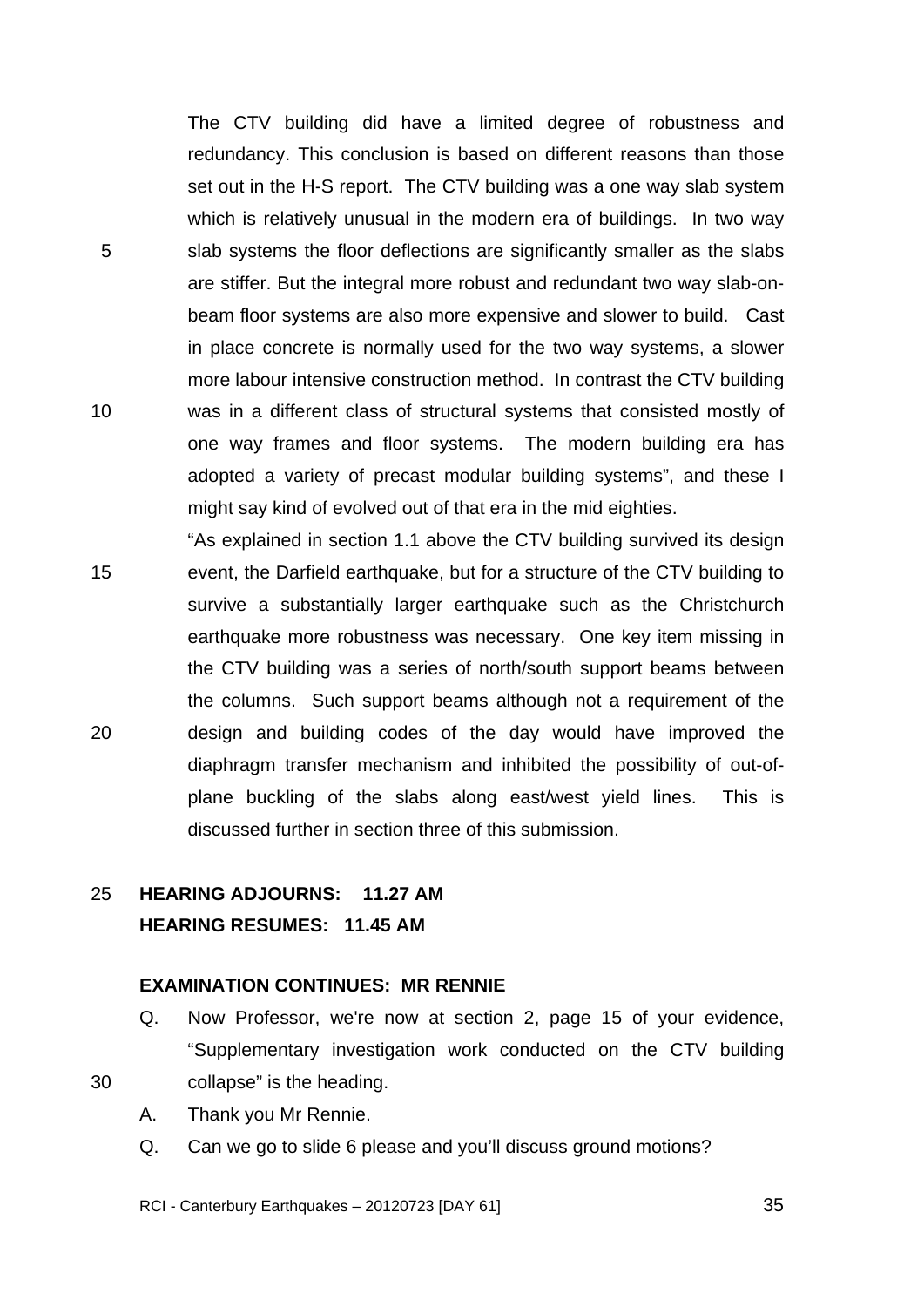The CTV building did have a limited degree of robustness and redundancy. This conclusion is based on different reasons than those set out in the H-S report. The CTV building was a one way slab system which is relatively unusual in the modern era of buildings. In two way slab systems the floor deflections are significantly smaller as the slabs are stiffer. But the integral more robust and redundant two way slab-on-beam floor systems are also more expensive and slower to build. Cast in place concrete is normally used for the two way systems, a slower more labour intensive construction method. In contrast the CTV building was in a different class of structural systems that consisted mostly of one way frames and floor systems. The modern building era has adopted a variety of precast modular building systems", and these I might say kind of evolved out of that era in the mid eighties.

"As explained in section 1.1 above the CTV building survived its design event, the Darfield earthquake, but for a structure of the CTV building to survive a substantially larger earthquake such as the Christchurch earthquake more robustness was necessary. One key item missing in the CTV building was a series of north/south support beams between the columns. Such support beams although not a requirement of the design and building codes of the day would have improved the diaphragm transfer mechanism and inhibited the possibility of out-of-plane buckling of the slabs along east/west yield lines. This is discussed further in section three of this submission.

**HEARING ADJOURNS: 11.27 AM**
**HEARING RESUMES: 11.45 AM**

**EXAMINATION CONTINUES: MR RENNIE**

Q. Now Professor, we're now at section 2, page 15 of your evidence, "Supplementary investigation work conducted on the CTV building collapse" is the heading.

A. Thank you Mr Rennie.

Q. Can we go to slide 6 please and you'll discuss ground motions?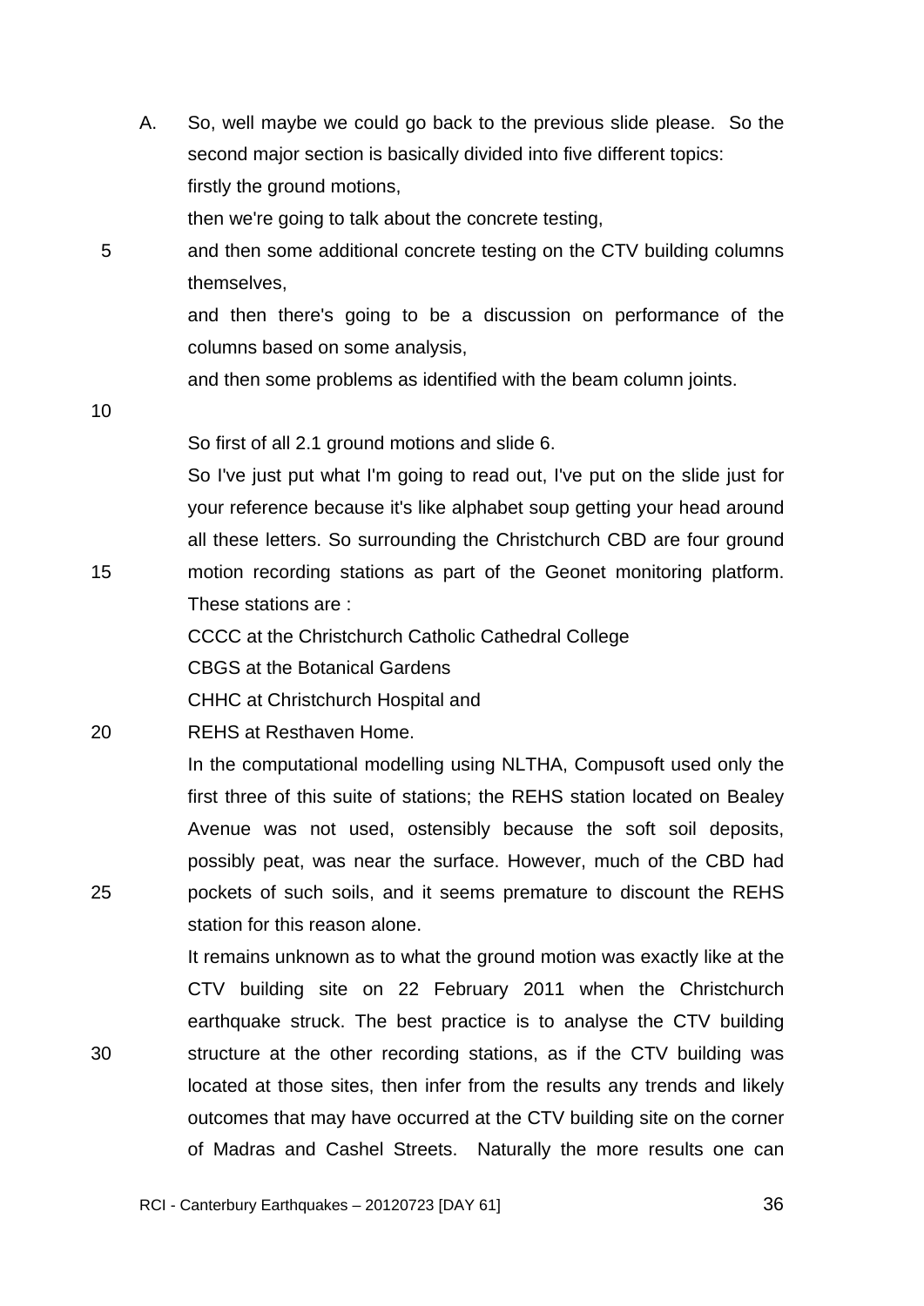A. So, well maybe we could go back to the previous slide please. So the second major section is basically divided into five different topics:
firstly the ground motions,
then we're going to talk about the concrete testing,
and then some additional concrete testing on the CTV building columns themselves,
and then there's going to be a discussion on performance of the columns based on some analysis,
and then some problems as identified with the beam column joints.

So first of all 2.1 ground motions and slide 6.
So I've just put what I'm going to read out, I've put on the slide just for your reference because it's like alphabet soup getting your head around all these letters. So surrounding the Christchurch CBD are four ground motion recording stations as part of the Geonet monitoring platform. These stations are :
CCCC at the Christchurch Catholic Cathedral College
CBGS at the Botanical Gardens
CHHC at Christchurch Hospital and
REHS at Resthaven Home.
In the computational modelling using NLTHA, Compusoft used only the first three of this suite of stations; the REHS station located on Bealey Avenue was not used, ostensibly because the soft soil deposits, possibly peat, was near the surface. However, much of the CBD had pockets of such soils, and it seems premature to discount the REHS station for this reason alone.
It remains unknown as to what the ground motion was exactly like at the CTV building site on 22 February 2011 when the Christchurch earthquake struck. The best practice is to analyse the CTV building structure at the other recording stations, as if the CTV building was located at those sites, then infer from the results any trends and likely outcomes that may have occurred at the CTV building site on the corner of Madras and Cashel Streets. Naturally the more results one can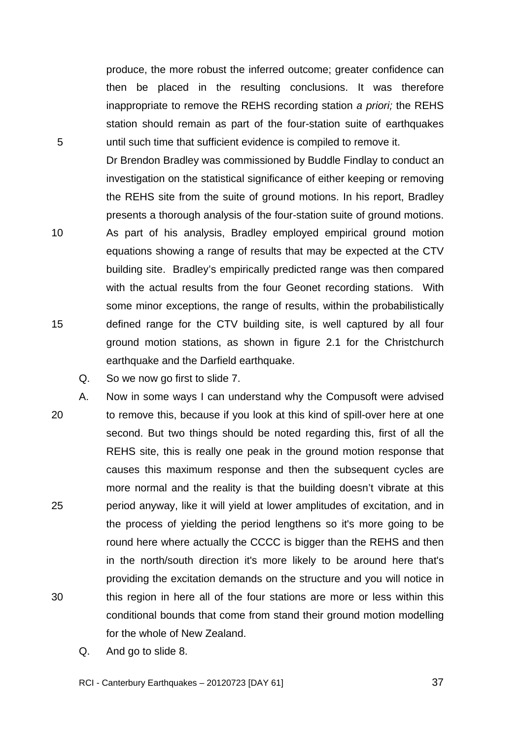produce, the more robust the inferred outcome; greater confidence can then be placed in the resulting conclusions. It was therefore inappropriate to remove the REHS recording station *a priori;* the REHS station should remain as part of the four-station suite of earthquakes until such time that sufficient evidence is compiled to remove it.

Dr Brendon Bradley was commissioned by Buddle Findlay to conduct an investigation on the statistical significance of either keeping or removing the REHS site from the suite of ground motions. In his report, Bradley presents a thorough analysis of the four-station suite of ground motions. As part of his analysis, Bradley employed empirical ground motion equations showing a range of results that may be expected at the CTV building site. Bradley's empirically predicted range was then compared with the actual results from the four Geonet recording stations. With some minor exceptions, the range of results, within the probabilistically defined range for the CTV building site, is well captured by all four ground motion stations, as shown in figure 2.1 for the Christchurch earthquake and the Darfield earthquake.

Q. So we now go first to slide 7.

A. Now in some ways I can understand why the Compusoft were advised to remove this, because if you look at this kind of spill-over here at one second. But two things should be noted regarding this, first of all the REHS site, this is really one peak in the ground motion response that causes this maximum response and then the subsequent cycles are more normal and the reality is that the building doesn't vibrate at this period anyway, like it will yield at lower amplitudes of excitation, and in the process of yielding the period lengthens so it's more going to be round here where actually the CCCC is bigger than the REHS and then in the north/south direction it's more likely to be around here that's providing the excitation demands on the structure and you will notice in this region in here all of the four stations are more or less within this conditional bounds that come from stand their ground motion modelling for the whole of New Zealand.

Q. And go to slide 8.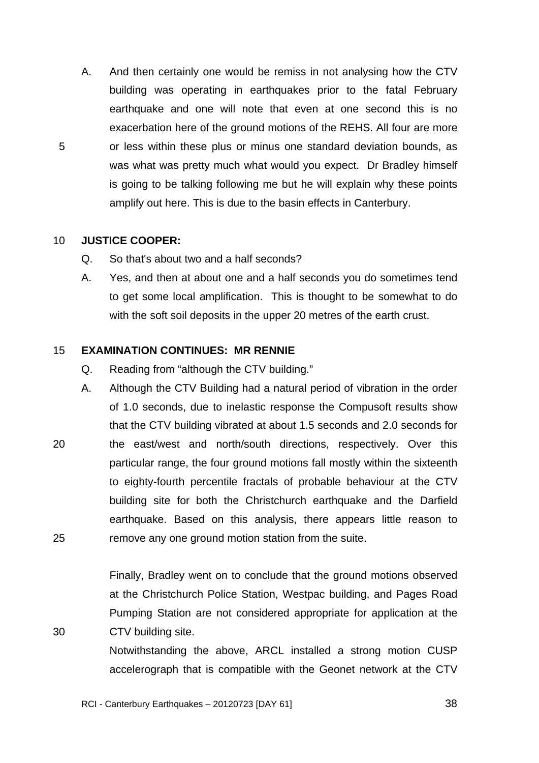A. And then certainly one would be remiss in not analysing how the CTV building was operating in earthquakes prior to the fatal February earthquake and one will note that even at one second this is no exacerbation here of the ground motions of the REHS. All four are more or less within these plus or minus one standard deviation bounds, as was what was pretty much what would you expect. Dr Bradley himself is going to be talking following me but he will explain why these points amplify out here. This is due to the basin effects in Canterbury.

**JUSTICE COOPER:**

Q. So that's about two and a half seconds?

A. Yes, and then at about one and a half seconds you do sometimes tend to get some local amplification. This is thought to be somewhat to do with the soft soil deposits in the upper 20 metres of the earth crust.

**EXAMINATION CONTINUES: MR RENNIE**

Q. Reading from "although the CTV building."

A. Although the CTV Building had a natural period of vibration in the order of 1.0 seconds, due to inelastic response the Compusoft results show that the CTV building vibrated at about 1.5 seconds and 2.0 seconds for the east/west and north/south directions, respectively. Over this particular range, the four ground motions fall mostly within the sixteenth to eighty-fourth percentile fractals of probable behaviour at the CTV building site for both the Christchurch earthquake and the Darfield earthquake. Based on this analysis, there appears little reason to remove any one ground motion station from the suite.

Finally, Bradley went on to conclude that the ground motions observed at the Christchurch Police Station, Westpac building, and Pages Road Pumping Station are not considered appropriate for application at the CTV building site.

Notwithstanding the above, ARCL installed a strong motion CUSP accelerograph that is compatible with the Geonet network at the CTV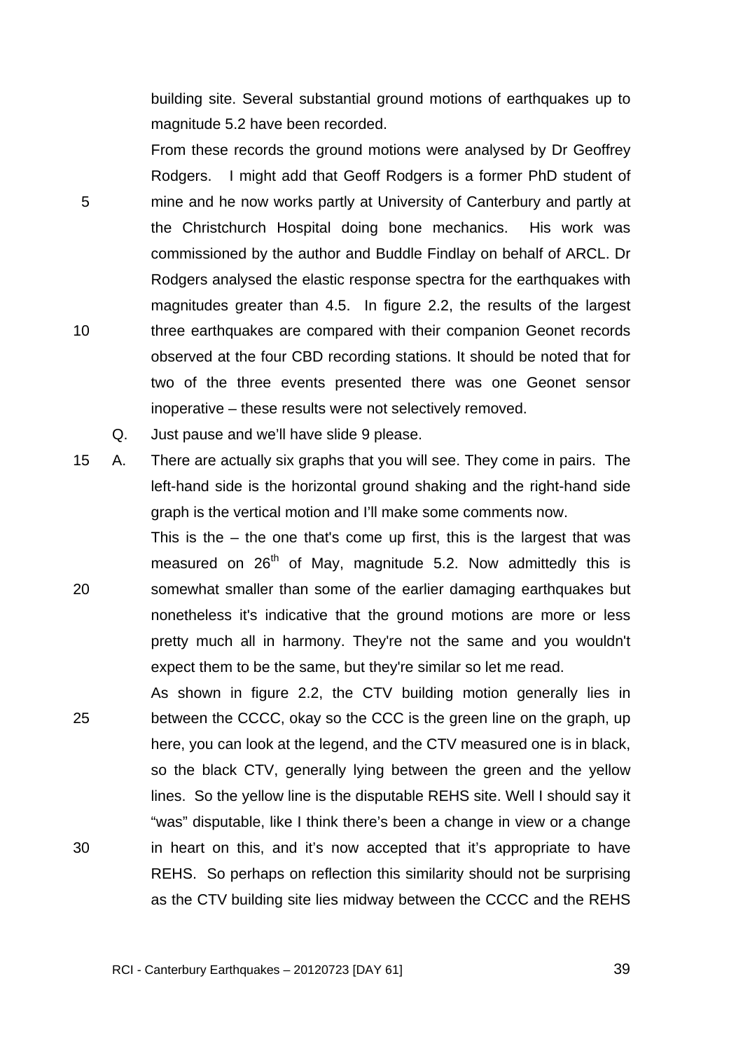building site. Several substantial ground motions of earthquakes up to magnitude 5.2 have been recorded.

From these records the ground motions were analysed by Dr Geoffrey Rodgers. I might add that Geoff Rodgers is a former PhD student of mine and he now works partly at University of Canterbury and partly at the Christchurch Hospital doing bone mechanics. His work was commissioned by the author and Buddle Findlay on behalf of ARCL. Dr Rodgers analysed the elastic response spectra for the earthquakes with magnitudes greater than 4.5. In figure 2.2, the results of the largest three earthquakes are compared with their companion Geonet records observed at the four CBD recording stations. It should be noted that for two of the three events presented there was one Geonet sensor inoperative – these results were not selectively removed.

Q. Just pause and we'll have slide 9 please.

A. There are actually six graphs that you will see. They come in pairs. The left-hand side is the horizontal ground shaking and the right-hand side graph is the vertical motion and I'll make some comments now.

This is the – the one that's come up first, this is the largest that was measured on 26th of May, magnitude 5.2. Now admittedly this is somewhat smaller than some of the earlier damaging earthquakes but nonetheless it's indicative that the ground motions are more or less pretty much all in harmony. They're not the same and you wouldn't expect them to be the same, but they're similar so let me read.

As shown in figure 2.2, the CTV building motion generally lies in between the CCCC, okay so the CCC is the green line on the graph, up here, you can look at the legend, and the CTV measured one is in black, so the black CTV, generally lying between the green and the yellow lines. So the yellow line is the disputable REHS site. Well I should say it "was" disputable, like I think there's been a change in view or a change in heart on this, and it's now accepted that it's appropriate to have REHS. So perhaps on reflection this similarity should not be surprising as the CTV building site lies midway between the CCCC and the REHS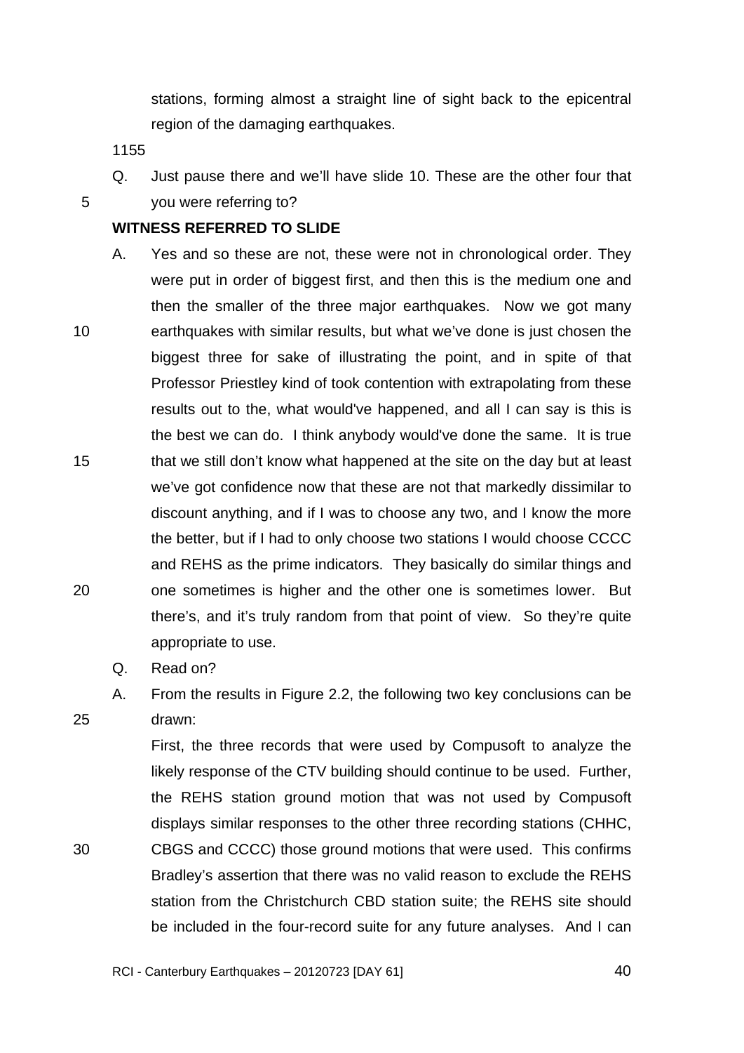stations, forming almost a straight line of sight back to the epicentral region of the damaging earthquakes.

1155

Q. Just pause there and we'll have slide 10. These are the other four that you were referring to?

**WITNESS REFERRED TO SLIDE**

A. Yes and so these are not, these were not in chronological order. They were put in order of biggest first, and then this is the medium one and then the smaller of the three major earthquakes. Now we got many earthquakes with similar results, but what we've done is just chosen the biggest three for sake of illustrating the point, and in spite of that Professor Priestley kind of took contention with extrapolating from these results out to the, what would've happened, and all I can say is this is the best we can do. I think anybody would've done the same. It is true that we still don't know what happened at the site on the day but at least we've got confidence now that these are not that markedly dissimilar to discount anything, and if I was to choose any two, and I know the more the better, but if I had to only choose two stations I would choose CCCC and REHS as the prime indicators. They basically do similar things and one sometimes is higher and the other one is sometimes lower. But there's, and it's truly random from that point of view. So they're quite appropriate to use.

Q. Read on?

A. From the results in Figure 2.2, the following two key conclusions can be drawn:

First, the three records that were used by Compusoft to analyze the likely response of the CTV building should continue to be used. Further, the REHS station ground motion that was not used by Compusoft displays similar responses to the other three recording stations (CHHC, CBGS and CCCC) those ground motions that were used. This confirms Bradley's assertion that there was no valid reason to exclude the REHS station from the Christchurch CBD station suite; the REHS site should be included in the four-record suite for any future analyses. And I can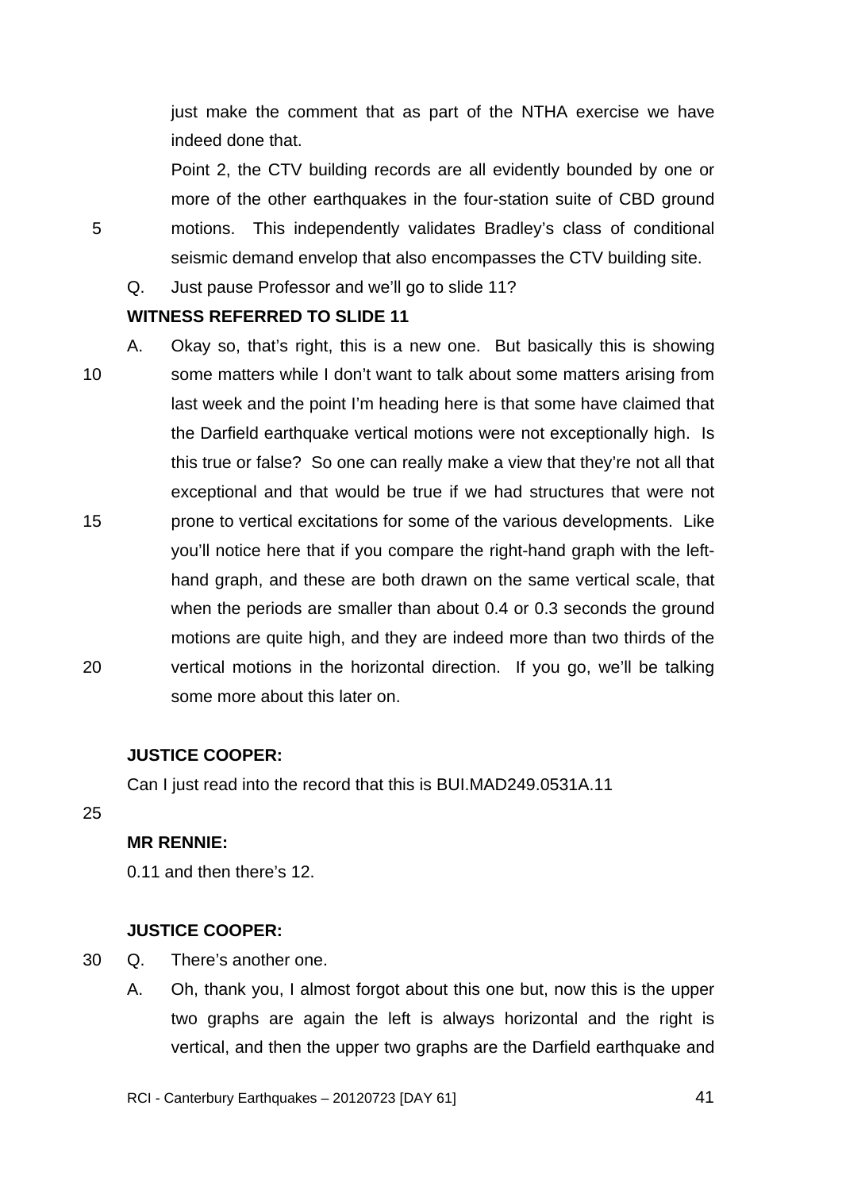just make the comment that as part of the NTHA exercise we have indeed done that.

Point 2, the CTV building records are all evidently bounded by one or more of the other earthquakes in the four-station suite of CBD ground motions. This independently validates Bradley's class of conditional seismic demand envelop that also encompasses the CTV building site.

Q. Just pause Professor and we'll go to slide 11?

**WITNESS REFERRED TO SLIDE 11**

A. Okay so, that's right, this is a new one. But basically this is showing some matters while I don't want to talk about some matters arising from last week and the point I'm heading here is that some have claimed that the Darfield earthquake vertical motions were not exceptionally high. Is this true or false? So one can really make a view that they're not all that exceptional and that would be true if we had structures that were not prone to vertical excitations for some of the various developments. Like you'll notice here that if you compare the right-hand graph with the left-hand graph, and these are both drawn on the same vertical scale, that when the periods are smaller than about 0.4 or 0.3 seconds the ground motions are quite high, and they are indeed more than two thirds of the vertical motions in the horizontal direction. If you go, we'll be talking some more about this later on.

**JUSTICE COOPER:**

Can I just read into the record that this is BUI.MAD249.0531A.11

**MR RENNIE:**

0.11 and then there's 12.

**JUSTICE COOPER:**

Q. There's another one.

A. Oh, thank you, I almost forgot about this one but, now this is the upper two graphs are again the left is always horizontal and the right is vertical, and then the upper two graphs are the Darfield earthquake and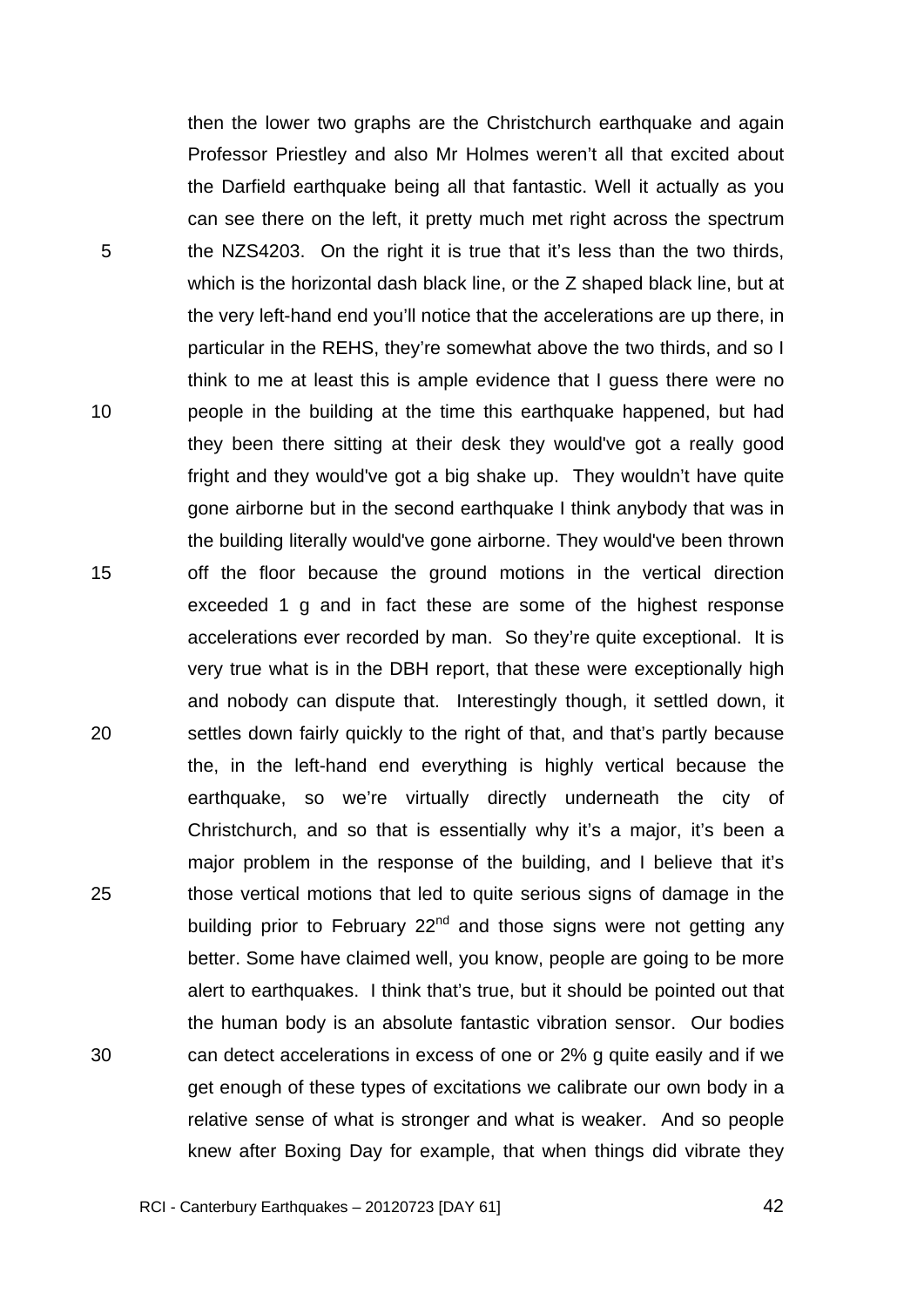then the lower two graphs are the Christchurch earthquake and again Professor Priestley and also Mr Holmes weren't all that excited about the Darfield earthquake being all that fantastic. Well it actually as you can see there on the left, it pretty much met right across the spectrum the NZS4203. On the right it is true that it's less than the two thirds, which is the horizontal dash black line, or the Z shaped black line, but at the very left-hand end you'll notice that the accelerations are up there, in particular in the REHS, they're somewhat above the two thirds, and so I think to me at least this is ample evidence that I guess there were no people in the building at the time this earthquake happened, but had they been there sitting at their desk they would've got a really good fright and they would've got a big shake up. They wouldn't have quite gone airborne but in the second earthquake I think anybody that was in the building literally would've gone airborne. They would've been thrown off the floor because the ground motions in the vertical direction exceeded 1 g and in fact these are some of the highest response accelerations ever recorded by man. So they're quite exceptional. It is very true what is in the DBH report, that these were exceptionally high and nobody can dispute that. Interestingly though, it settled down, it settles down fairly quickly to the right of that, and that's partly because the, in the left-hand end everything is highly vertical because the earthquake, so we're virtually directly underneath the city of Christchurch, and so that is essentially why it's a major, it's been a major problem in the response of the building, and I believe that it's those vertical motions that led to quite serious signs of damage in the building prior to February 22nd and those signs were not getting any better. Some have claimed well, you know, people are going to be more alert to earthquakes. I think that's true, but it should be pointed out that the human body is an absolute fantastic vibration sensor. Our bodies can detect accelerations in excess of one or 2% g quite easily and if we get enough of these types of excitations we calibrate our own body in a relative sense of what is stronger and what is weaker. And so people knew after Boxing Day for example, that when things did vibrate they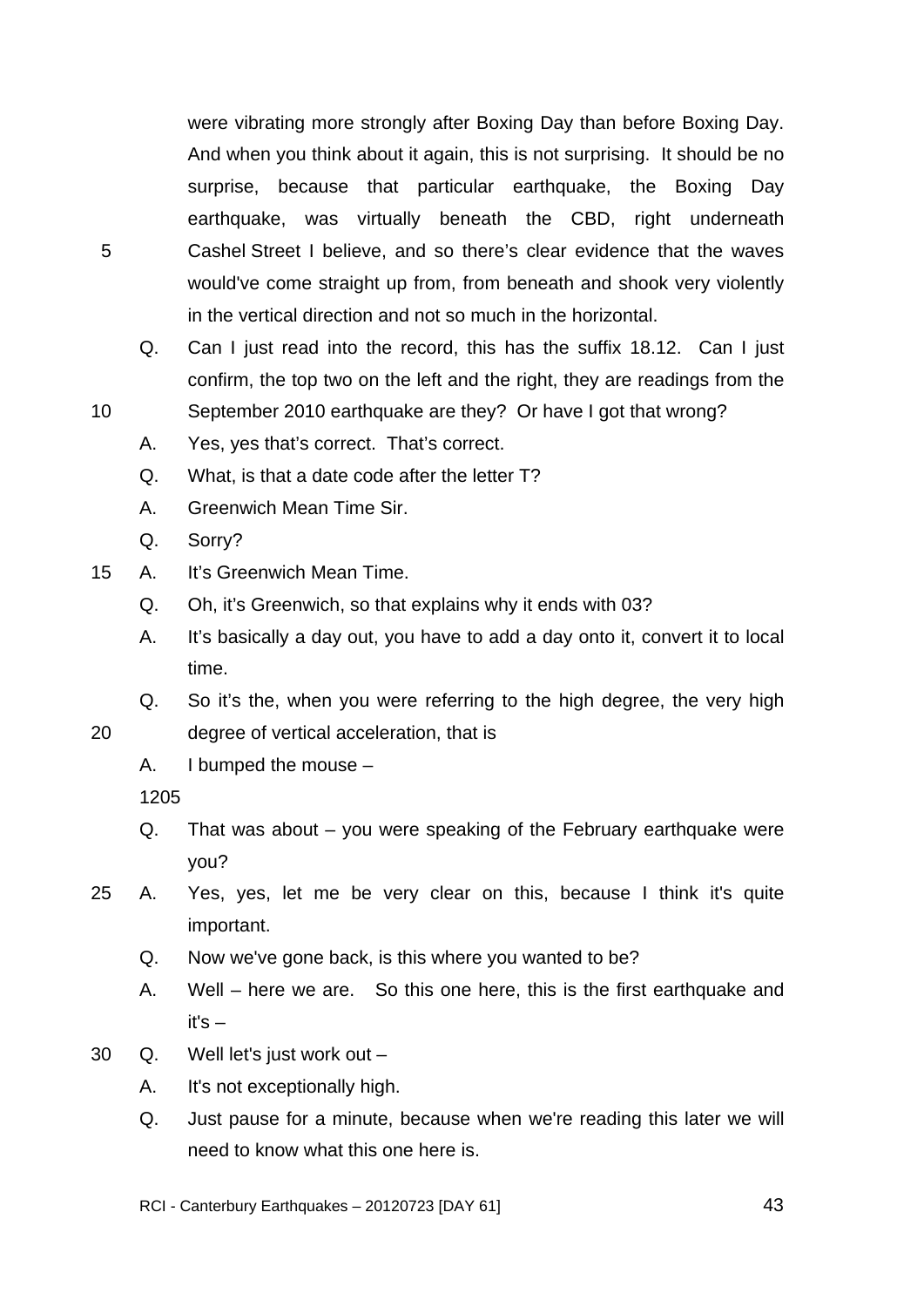were vibrating more strongly after Boxing Day than before Boxing Day. And when you think about it again, this is not surprising. It should be no surprise, because that particular earthquake, the Boxing Day earthquake, was virtually beneath the CBD, right underneath Cashel Street I believe, and so there's clear evidence that the waves would've come straight up from, from beneath and shook very violently in the vertical direction and not so much in the horizontal.

Q. Can I just read into the record, this has the suffix 18.12. Can I just confirm, the top two on the left and the right, they are readings from the September 2010 earthquake are they? Or have I got that wrong?

A. Yes, yes that's correct. That's correct.

Q. What, is that a date code after the letter T?

A. Greenwich Mean Time Sir.

Q. Sorry?

A. It's Greenwich Mean Time.

Q. Oh, it's Greenwich, so that explains why it ends with 03?

A. It's basically a day out, you have to add a day onto it, convert it to local time.

Q. So it's the, when you were referring to the high degree, the very high degree of vertical acceleration, that is

A. I bumped the mouse –

1205

Q. That was about – you were speaking of the February earthquake were you?

A. Yes, yes, let me be very clear on this, because I think it's quite important.

Q. Now we've gone back, is this where you wanted to be?

A. Well – here we are. So this one here, this is the first earthquake and it's –

Q. Well let's just work out –

A. It's not exceptionally high.

Q. Just pause for a minute, because when we're reading this later we will need to know what this one here is.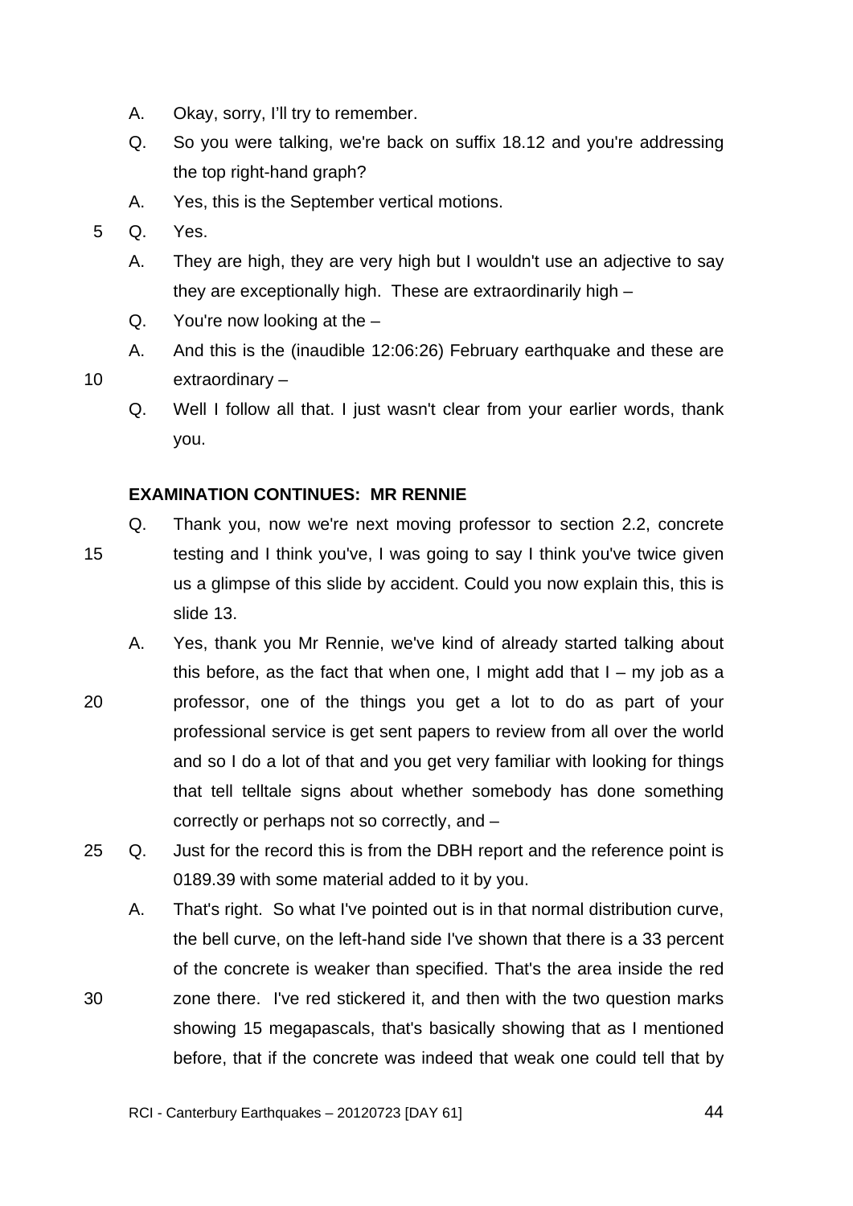A. Okay, sorry, I'll try to remember.

Q. So you were talking, we're back on suffix 18.12 and you're addressing the top right-hand graph?

A. Yes, this is the September vertical motions.

Q. Yes.

A. They are high, they are very high but I wouldn't use an adjective to say they are exceptionally high. These are extraordinarily high –

Q. You're now looking at the –

A. And this is the (inaudible 12:06:26) February earthquake and these are extraordinary –

Q. Well I follow all that. I just wasn't clear from your earlier words, thank you.

**EXAMINATION CONTINUES: MR RENNIE**

Q. Thank you, now we're next moving professor to section 2.2, concrete testing and I think you've, I was going to say I think you've twice given us a glimpse of this slide by accident. Could you now explain this, this is slide 13.

A. Yes, thank you Mr Rennie, we've kind of already started talking about this before, as the fact that when one, I might add that I – my job as a professor, one of the things you get a lot to do as part of your professional service is get sent papers to review from all over the world and so I do a lot of that and you get very familiar with looking for things that tell telltale signs about whether somebody has done something correctly or perhaps not so correctly, and –

Q. Just for the record this is from the DBH report and the reference point is 0189.39 with some material added to it by you.

A. That's right. So what I've pointed out is in that normal distribution curve, the bell curve, on the left-hand side I've shown that there is a 33 percent of the concrete is weaker than specified. That's the area inside the red zone there. I've red stickered it, and then with the two question marks showing 15 megapascals, that's basically showing that as I mentioned before, that if the concrete was indeed that weak one could tell that by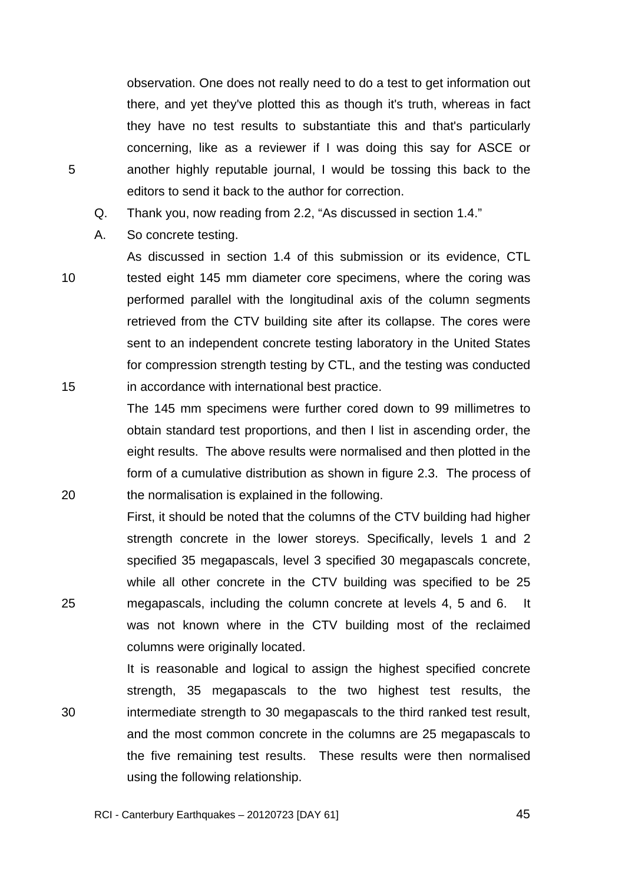observation. One does not really need to do a test to get information out there, and yet they've plotted this as though it's truth, whereas in fact they have no test results to substantiate this and that's particularly concerning, like as a reviewer if I was doing this say for ASCE or another highly reputable journal, I would be tossing this back to the editors to send it back to the author for correction.

Q. Thank you, now reading from 2.2, "As discussed in section 1.4."

A. So concrete testing.

As discussed in section 1.4 of this submission or its evidence, CTL tested eight 145 mm diameter core specimens, where the coring was performed parallel with the longitudinal axis of the column segments retrieved from the CTV building site after its collapse. The cores were sent to an independent concrete testing laboratory in the United States for compression strength testing by CTL, and the testing was conducted in accordance with international best practice.

The 145 mm specimens were further cored down to 99 millimetres to obtain standard test proportions, and then I list in ascending order, the eight results. The above results were normalised and then plotted in the form of a cumulative distribution as shown in figure 2.3. The process of the normalisation is explained in the following.

First, it should be noted that the columns of the CTV building had higher strength concrete in the lower storeys. Specifically, levels 1 and 2 specified 35 megapascals, level 3 specified 30 megapascals concrete, while all other concrete in the CTV building was specified to be 25 megapascals, including the column concrete at levels 4, 5 and 6. It was not known where in the CTV building most of the reclaimed columns were originally located.

It is reasonable and logical to assign the highest specified concrete strength, 35 megapascals to the two highest test results, the intermediate strength to 30 megapascals to the third ranked test result, and the most common concrete in the columns are 25 megapascals to the five remaining test results. These results were then normalised using the following relationship.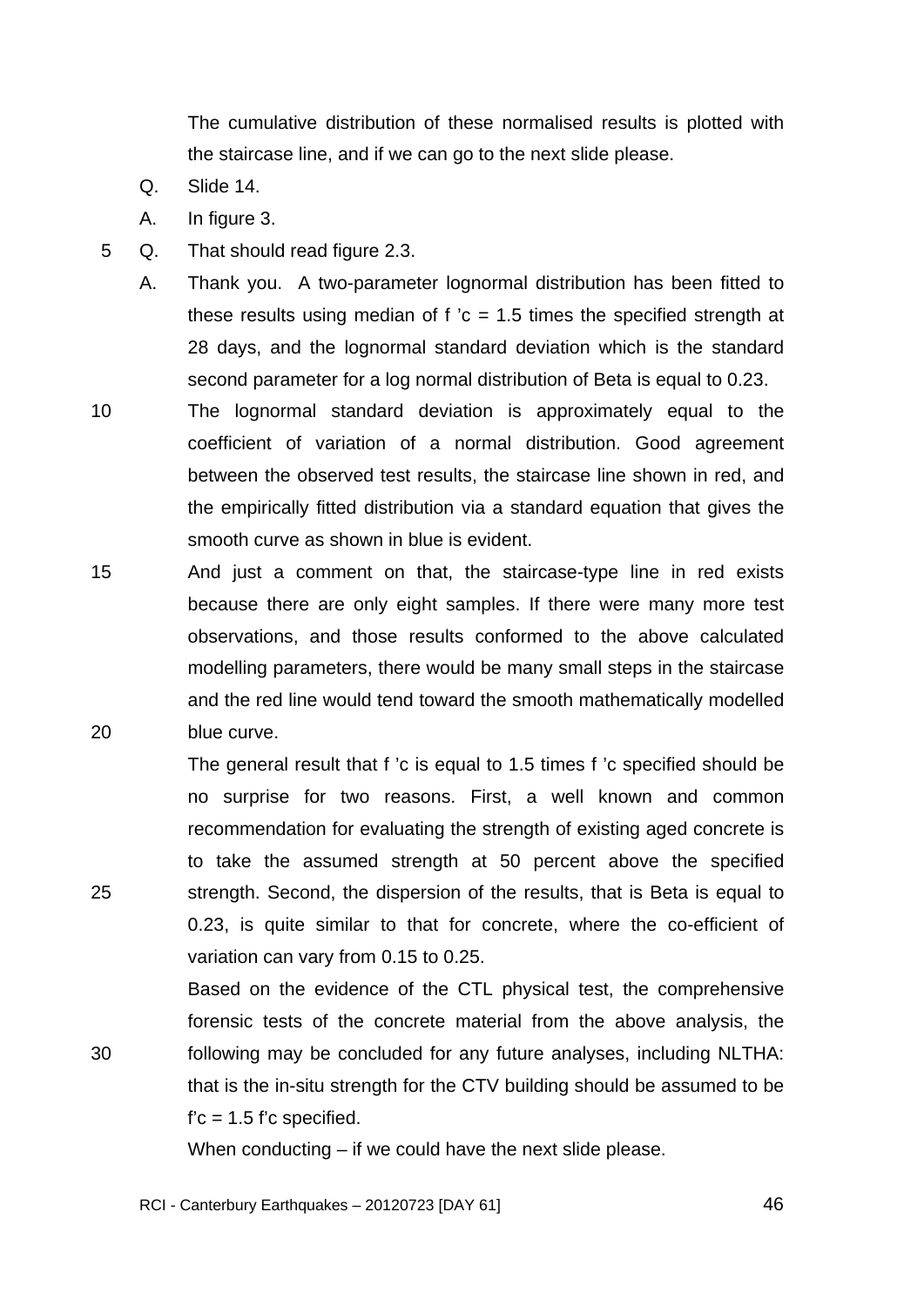The cumulative distribution of these normalised results is plotted with the staircase line, and if we can go to the next slide please.

Q. Slide 14.

A. In figure 3.

Q. That should read figure 2.3.

A. Thank you. A two-parameter lognormal distribution has been fitted to these results using median of f 'c = 1.5 times the specified strength at 28 days, and the lognormal standard deviation which is the standard second parameter for a log normal distribution of Beta is equal to 0.23. The lognormal standard deviation is approximately equal to the coefficient of variation of a normal distribution. Good agreement between the observed test results, the staircase line shown in red, and the empirically fitted distribution via a standard equation that gives the smooth curve as shown in blue is evident.

And just a comment on that, the staircase-type line in red exists because there are only eight samples. If there were many more test observations, and those results conformed to the above calculated modelling parameters, there would be many small steps in the staircase and the red line would tend toward the smooth mathematically modelled blue curve.

The general result that f 'c is equal to 1.5 times f 'c specified should be no surprise for two reasons. First, a well known and common recommendation for evaluating the strength of existing aged concrete is to take the assumed strength at 50 percent above the specified strength. Second, the dispersion of the results, that is Beta is equal to 0.23, is quite similar to that for concrete, where the co-efficient of variation can vary from 0.15 to 0.25.

Based on the evidence of the CTL physical test, the comprehensive forensic tests of the concrete material from the above analysis, the following may be concluded for any future analyses, including NLTHA: that is the in-situ strength for the CTV building should be assumed to be f'c = 1.5 f'c specified.

When conducting – if we could have the next slide please.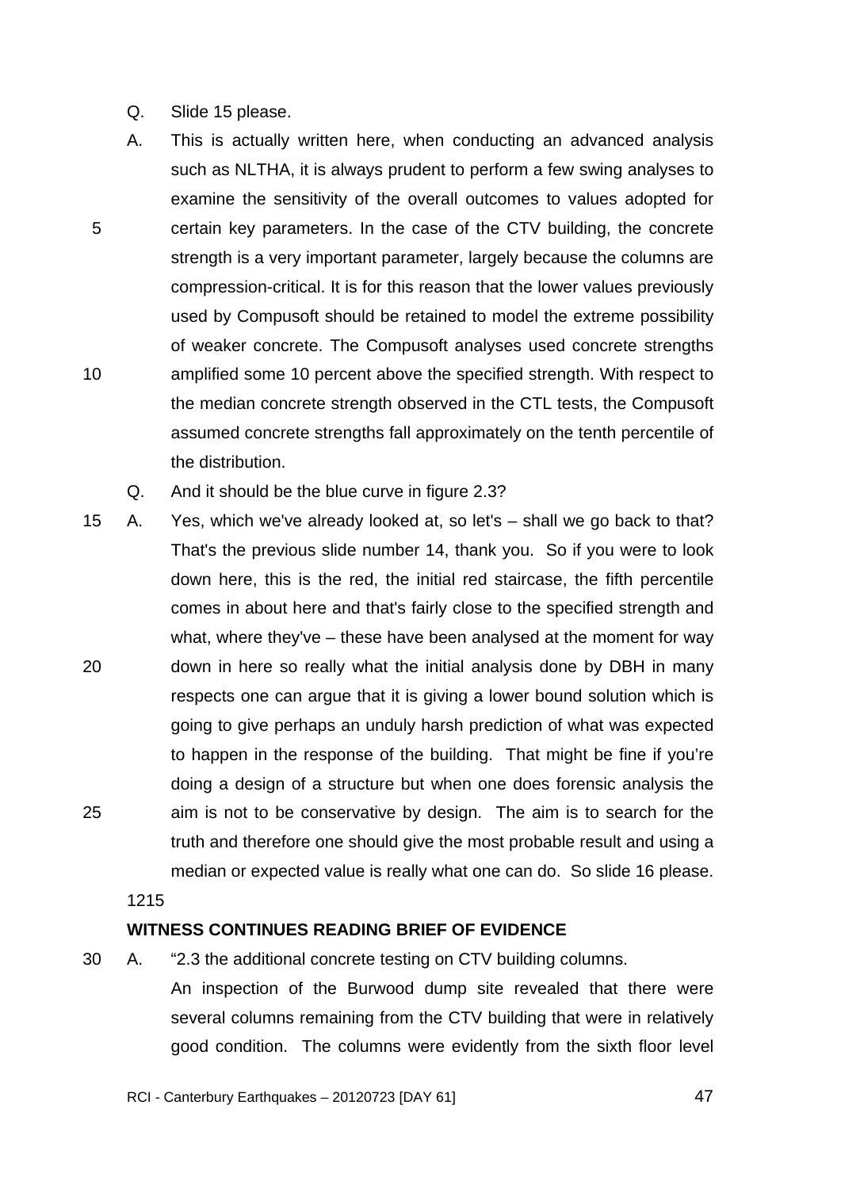Q. Slide 15 please.

A. This is actually written here, when conducting an advanced analysis such as NLTHA, it is always prudent to perform a few swing analyses to examine the sensitivity of the overall outcomes to values adopted for certain key parameters. In the case of the CTV building, the concrete strength is a very important parameter, largely because the columns are compression-critical. It is for this reason that the lower values previously used by Compusoft should be retained to model the extreme possibility of weaker concrete. The Compusoft analyses used concrete strengths amplified some 10 percent above the specified strength. With respect to the median concrete strength observed in the CTL tests, the Compusoft assumed concrete strengths fall approximately on the tenth percentile of the distribution.

Q. And it should be the blue curve in figure 2.3?

A. Yes, which we've already looked at, so let's – shall we go back to that? That's the previous slide number 14, thank you. So if you were to look down here, this is the red, the initial red staircase, the fifth percentile comes in about here and that's fairly close to the specified strength and what, where they've – these have been analysed at the moment for way down in here so really what the initial analysis done by DBH in many respects one can argue that it is giving a lower bound solution which is going to give perhaps an unduly harsh prediction of what was expected to happen in the response of the building. That might be fine if you're doing a design of a structure but when one does forensic analysis the aim is not to be conservative by design. The aim is to search for the truth and therefore one should give the most probable result and using a median or expected value is really what one can do. So slide 16 please.

1215

**WITNESS CONTINUES READING BRIEF OF EVIDENCE**

A. "2.3 the additional concrete testing on CTV building columns.

An inspection of the Burwood dump site revealed that there were several columns remaining from the CTV building that were in relatively good condition. The columns were evidently from the sixth floor level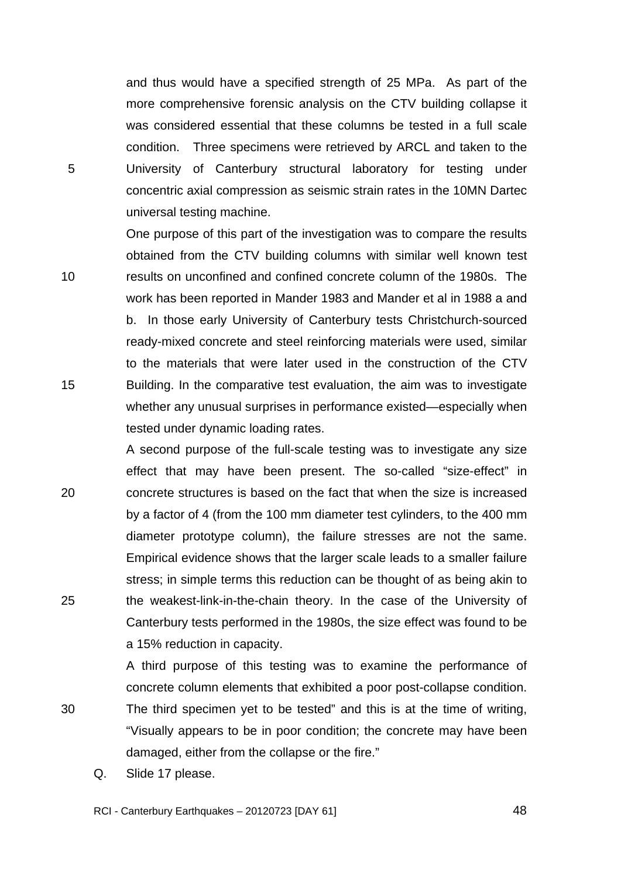and thus would have a specified strength of 25 MPa. As part of the more comprehensive forensic analysis on the CTV building collapse it was considered essential that these columns be tested in a full scale condition. Three specimens were retrieved by ARCL and taken to the University of Canterbury structural laboratory for testing under concentric axial compression as seismic strain rates in the 10MN Dartec universal testing machine.

One purpose of this part of the investigation was to compare the results obtained from the CTV building columns with similar well known test results on unconfined and confined concrete column of the 1980s. The work has been reported in Mander 1983 and Mander et al in 1988 a and b. In those early University of Canterbury tests Christchurch-sourced ready-mixed concrete and steel reinforcing materials were used, similar to the materials that were later used in the construction of the CTV Building. In the comparative test evaluation, the aim was to investigate whether any unusual surprises in performance existed—especially when tested under dynamic loading rates.

A second purpose of the full-scale testing was to investigate any size effect that may have been present. The so-called "size-effect" in concrete structures is based on the fact that when the size is increased by a factor of 4 (from the 100 mm diameter test cylinders, to the 400 mm diameter prototype column), the failure stresses are not the same. Empirical evidence shows that the larger scale leads to a smaller failure stress; in simple terms this reduction can be thought of as being akin to the weakest-link-in-the-chain theory. In the case of the University of Canterbury tests performed in the 1980s, the size effect was found to be a 15% reduction in capacity.

A third purpose of this testing was to examine the performance of concrete column elements that exhibited a poor post-collapse condition. The third specimen yet to be tested" and this is at the time of writing, "Visually appears to be in poor condition; the concrete may have been damaged, either from the collapse or the fire."

Q. Slide 17 please.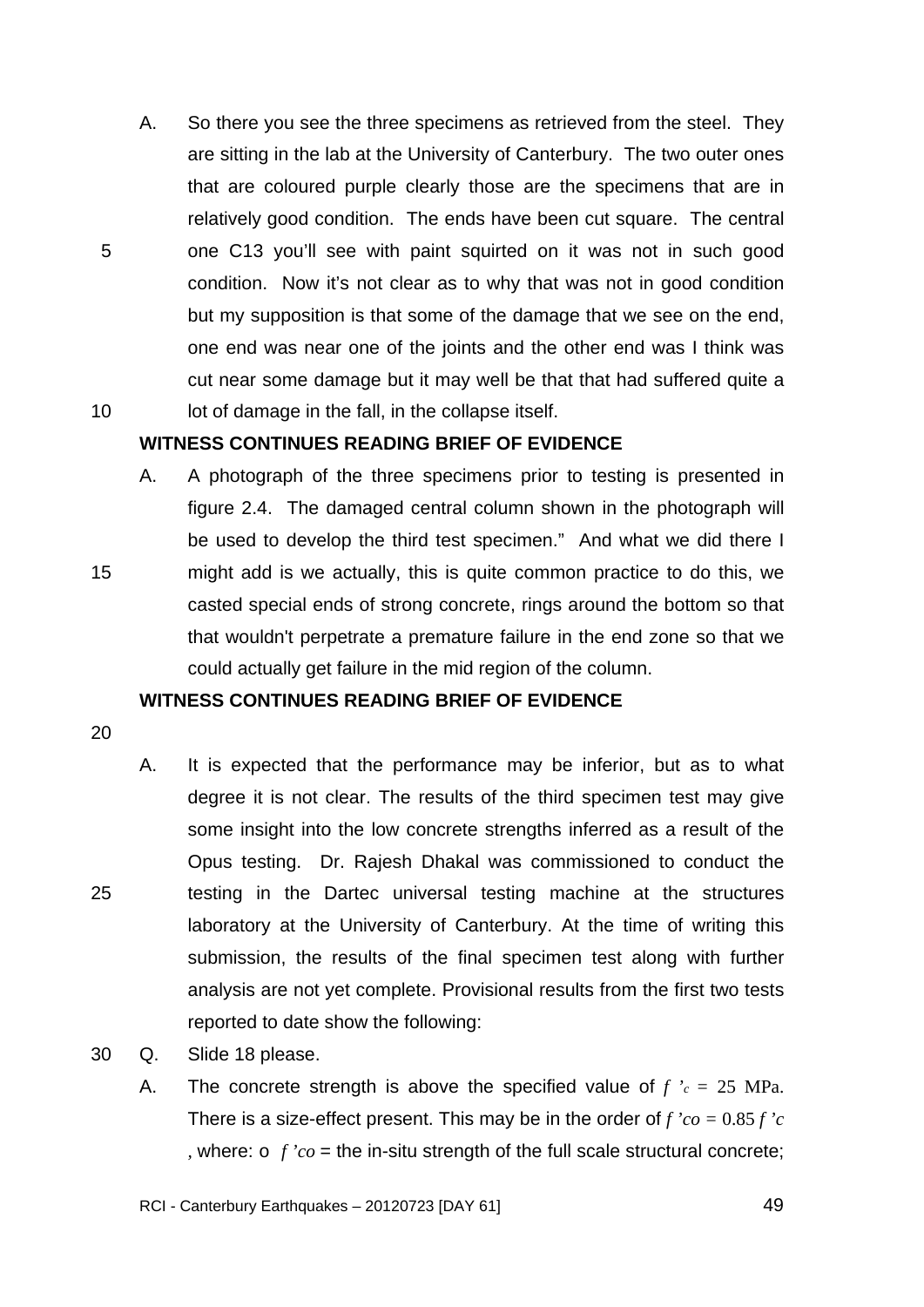A. So there you see the three specimens as retrieved from the steel. They are sitting in the lab at the University of Canterbury. The two outer ones that are coloured purple clearly those are the specimens that are in relatively good condition. The ends have been cut square. The central one C13 you'll see with paint squirted on it was not in such good condition. Now it's not clear as to why that was not in good condition but my supposition is that some of the damage that we see on the end, one end was near one of the joints and the other end was I think was cut near some damage but it may well be that that had suffered quite a lot of damage in the fall, in the collapse itself.

**WITNESS CONTINUES READING BRIEF OF EVIDENCE**

A. A photograph of the three specimens prior to testing is presented in figure 2.4. The damaged central column shown in the photograph will be used to develop the third test specimen." And what we did there I might add is we actually, this is quite common practice to do this, we casted special ends of strong concrete, rings around the bottom so that that wouldn't perpetrate a premature failure in the end zone so that we could actually get failure in the mid region of the column.

**WITNESS CONTINUES READING BRIEF OF EVIDENCE**

A. It is expected that the performance may be inferior, but as to what degree it is not clear. The results of the third specimen test may give some insight into the low concrete strengths inferred as a result of the Opus testing. Dr. Rajesh Dhakal was commissioned to conduct the testing in the Dartec universal testing machine at the structures laboratory at the University of Canterbury. At the time of writing this submission, the results of the final specimen test along with further analysis are not yet complete. Provisional results from the first two tests reported to date show the following:

Q. Slide 18 please.

A. The concrete strength is above the specified value of $f'_c = 25$ MPa. There is a size-effect present. This may be in the order of $f'_{co} = 0.85 f'_c$, where: o $f'_{co}$ = the in-situ strength of the full scale structural concrete;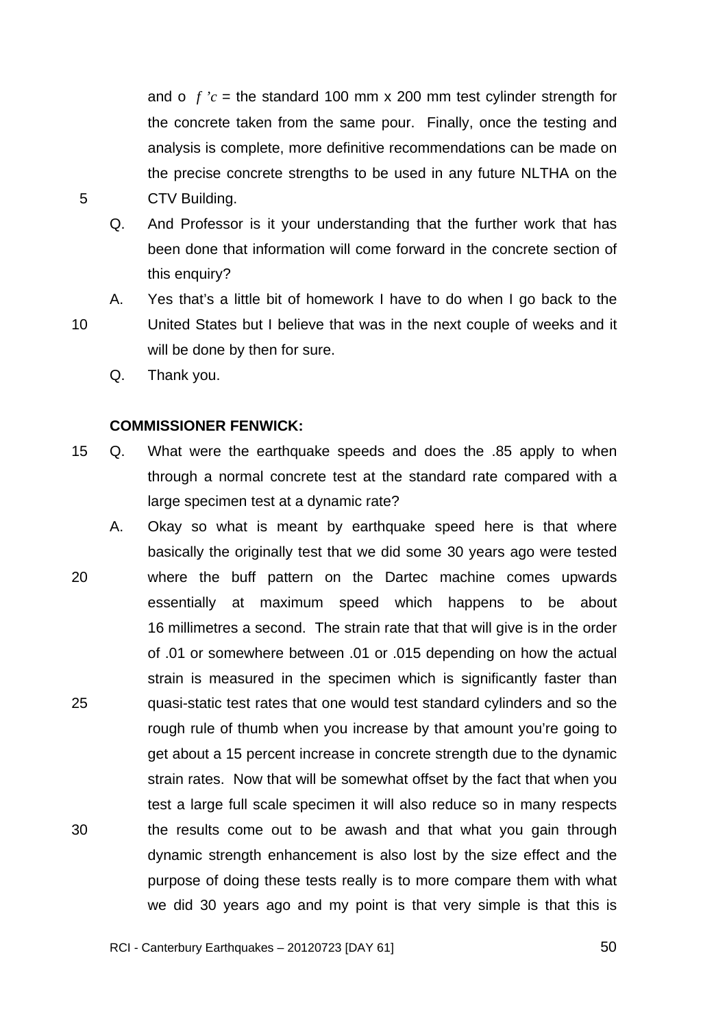and o $f'c$ = the standard 100 mm x 200 mm test cylinder strength for the concrete taken from the same pour. Finally, once the testing and analysis is complete, more definitive recommendations can be made on the precise concrete strengths to be used in any future NLTHA on the CTV Building.

Q. And Professor is it your understanding that the further work that has been done that information will come forward in the concrete section of this enquiry?

A. Yes that's a little bit of homework I have to do when I go back to the United States but I believe that was in the next couple of weeks and it will be done by then for sure.

Q. Thank you.

**COMMISSIONER FENWICK:**

Q. What were the earthquake speeds and does the .85 apply to when through a normal concrete test at the standard rate compared with a large specimen test at a dynamic rate?

A. Okay so what is meant by earthquake speed here is that where basically the originally test that we did some 30 years ago were tested where the buff pattern on the Dartec machine comes upwards essentially at maximum speed which happens to be about 16 millimetres a second. The strain rate that that will give is in the order of .01 or somewhere between .01 or .015 depending on how the actual strain is measured in the specimen which is significantly faster than quasi-static test rates that one would test standard cylinders and so the rough rule of thumb when you increase by that amount you're going to get about a 15 percent increase in concrete strength due to the dynamic strain rates. Now that will be somewhat offset by the fact that when you test a large full scale specimen it will also reduce so in many respects the results come out to be awash and that what you gain through dynamic strength enhancement is also lost by the size effect and the purpose of doing these tests really is to more compare them with what we did 30 years ago and my point is that very simple is that this is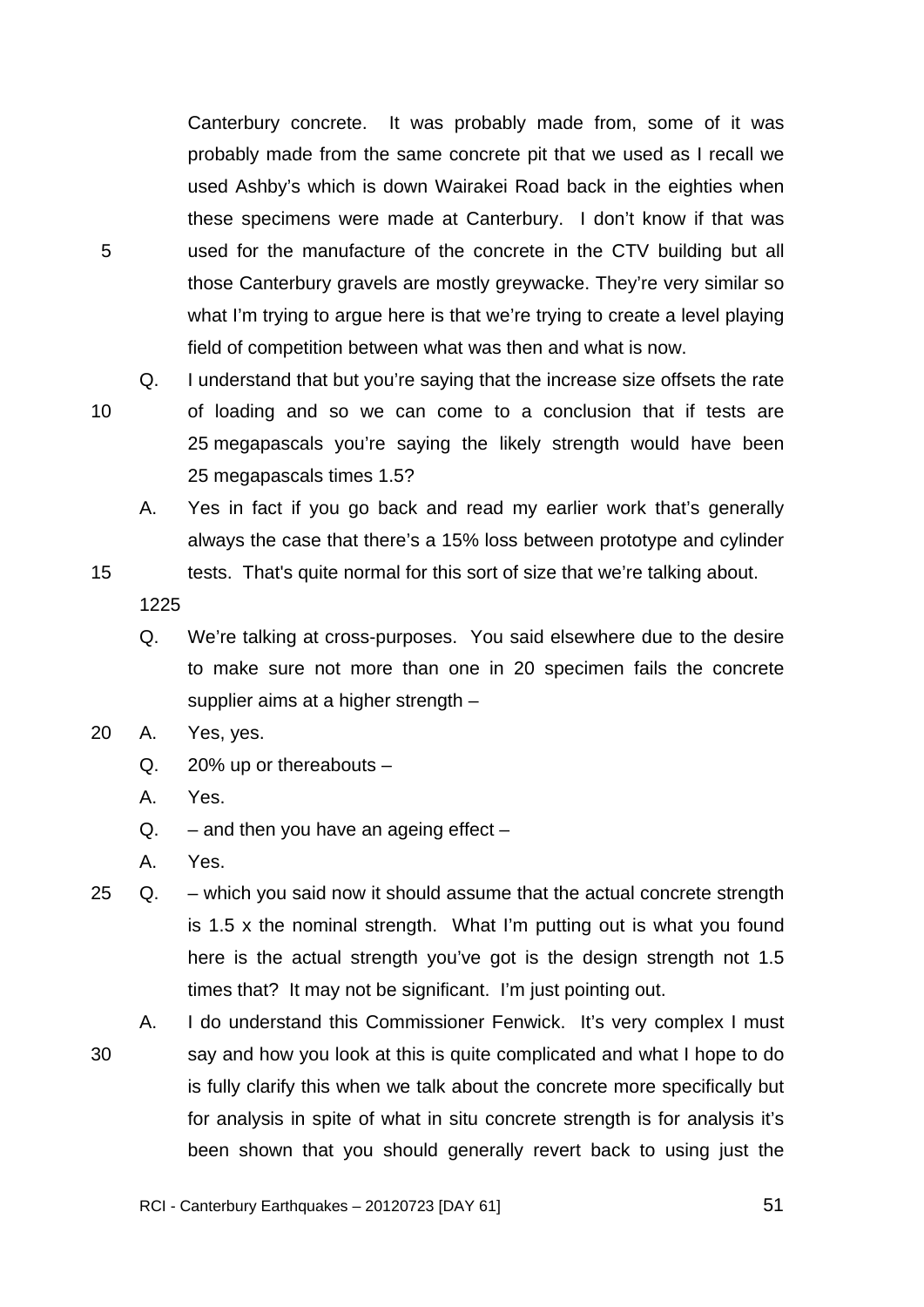Canterbury concrete. It was probably made from, some of it was probably made from the same concrete pit that we used as I recall we used Ashby's which is down Wairakei Road back in the eighties when these specimens were made at Canterbury. I don't know if that was used for the manufacture of the concrete in the CTV building but all those Canterbury gravels are mostly greywacke. They're very similar so what I'm trying to argue here is that we're trying to create a level playing field of competition between what was then and what is now.

Q. I understand that but you're saying that the increase size offsets the rate of loading and so we can come to a conclusion that if tests are 25 megapascals you're saying the likely strength would have been 25 megapascals times 1.5?

A. Yes in fact if you go back and read my earlier work that's generally always the case that there's a 15% loss between prototype and cylinder tests. That's quite normal for this sort of size that we're talking about.

1225

Q. We're talking at cross-purposes. You said elsewhere due to the desire to make sure not more than one in 20 specimen fails the concrete supplier aims at a higher strength –

A. Yes, yes.

Q. 20% up or thereabouts –

A. Yes.

Q. – and then you have an ageing effect –

A. Yes.

Q. – which you said now it should assume that the actual concrete strength is 1.5 x the nominal strength. What I'm putting out is what you found here is the actual strength you've got is the design strength not 1.5 times that? It may not be significant. I'm just pointing out.

A. I do understand this Commissioner Fenwick. It's very complex I must say and how you look at this is quite complicated and what I hope to do is fully clarify this when we talk about the concrete more specifically but for analysis in spite of what in situ concrete strength is for analysis it's been shown that you should generally revert back to using just the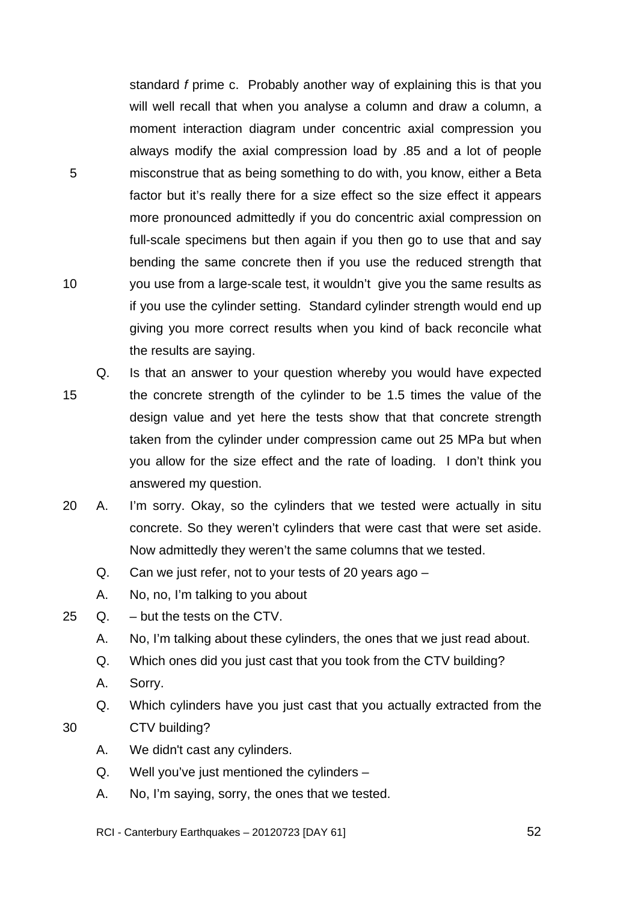standard *f* prime c. Probably another way of explaining this is that you will well recall that when you analyse a column and draw a column, a moment interaction diagram under concentric axial compression you always modify the axial compression load by .85 and a lot of people misconstrue that as being something to do with, you know, either a Beta factor but it's really there for a size effect so the size effect it appears more pronounced admittedly if you do concentric axial compression on full-scale specimens but then again if you then go to use that and say bending the same concrete then if you use the reduced strength that you use from a large-scale test, it wouldn't give you the same results as if you use the cylinder setting. Standard cylinder strength would end up giving you more correct results when you kind of back reconcile what the results are saying.

Q. Is that an answer to your question whereby you would have expected the concrete strength of the cylinder to be 1.5 times the value of the design value and yet here the tests show that that concrete strength taken from the cylinder under compression came out 25 MPa but when you allow for the size effect and the rate of loading. I don't think you answered my question.

A. I'm sorry. Okay, so the cylinders that we tested were actually in situ concrete. So they weren't cylinders that were cast that were set aside. Now admittedly they weren't the same columns that we tested.

Q. Can we just refer, not to your tests of 20 years ago –

A. No, no, I'm talking to you about

Q. – but the tests on the CTV.

A. No, I'm talking about these cylinders, the ones that we just read about.

Q. Which ones did you just cast that you took from the CTV building?

A. Sorry.

Q. Which cylinders have you just cast that you actually extracted from the CTV building?

A. We didn't cast any cylinders.

Q. Well you've just mentioned the cylinders –

A. No, I'm saying, sorry, the ones that we tested.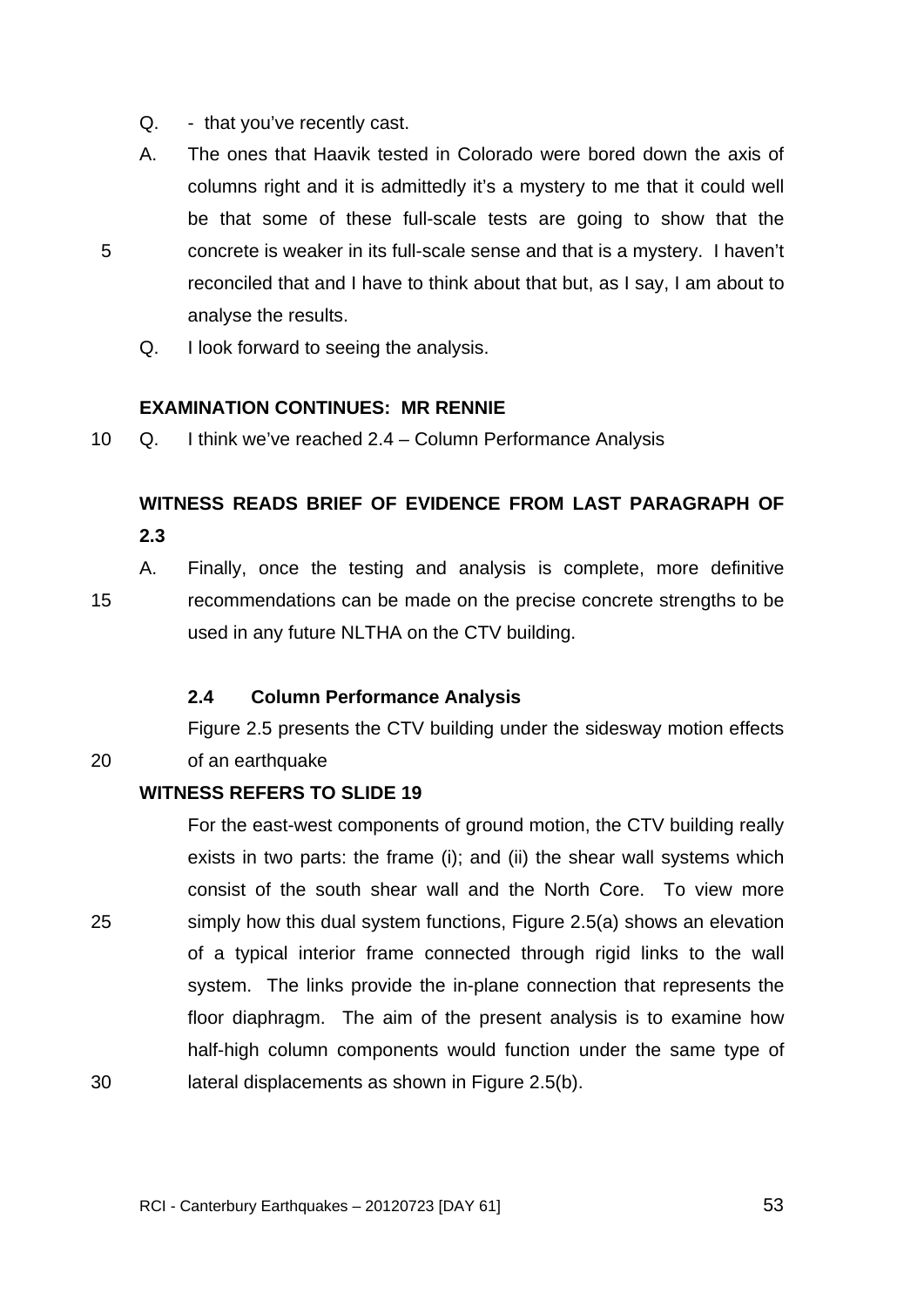Q. - that you've recently cast.

A. The ones that Haavik tested in Colorado were bored down the axis of columns right and it is admittedly it's a mystery to me that it could well be that some of these full-scale tests are going to show that the concrete is weaker in its full-scale sense and that is a mystery. I haven't reconciled that and I have to think about that but, as I say, I am about to analyse the results.

Q. I look forward to seeing the analysis.

**EXAMINATION CONTINUES: MR RENNIE**

Q. I think we've reached 2.4 – Column Performance Analysis

**WITNESS READS BRIEF OF EVIDENCE FROM LAST PARAGRAPH OF 2.3**

A. Finally, once the testing and analysis is complete, more definitive recommendations can be made on the precise concrete strengths to be used in any future NLTHA on the CTV building.

**2.4 Column Performance Analysis**

Figure 2.5 presents the CTV building under the sidesway motion effects of an earthquake

**WITNESS REFERS TO SLIDE 19**

For the east-west components of ground motion, the CTV building really exists in two parts: the frame (i); and (ii) the shear wall systems which consist of the south shear wall and the North Core. To view more simply how this dual system functions, Figure 2.5(a) shows an elevation of a typical interior frame connected through rigid links to the wall system. The links provide the in-plane connection that represents the floor diaphragm. The aim of the present analysis is to examine how half-high column components would function under the same type of lateral displacements as shown in Figure 2.5(b).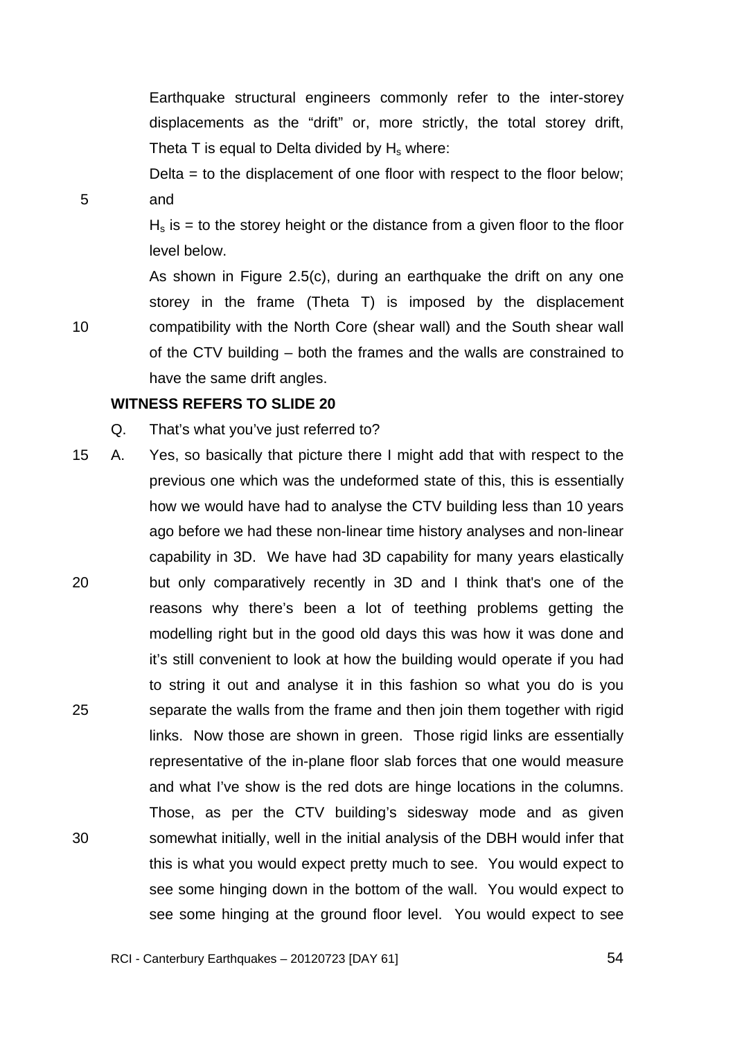Earthquake structural engineers commonly refer to the inter-storey displacements as the "drift" or, more strictly, the total storey drift, Theta T is equal to Delta divided by $H_s$ where:

Delta = to the displacement of one floor with respect to the floor below; and

$H_s$ is = to the storey height or the distance from a given floor to the floor level below.

As shown in Figure 2.5(c), during an earthquake the drift on any one storey in the frame (Theta T) is imposed by the displacement compatibility with the North Core (shear wall) and the South shear wall of the CTV building – both the frames and the walls are constrained to have the same drift angles.

**WITNESS REFERS TO SLIDE 20**

Q. That's what you've just referred to?

A. Yes, so basically that picture there I might add that with respect to the previous one which was the undeformed state of this, this is essentially how we would have had to analyse the CTV building less than 10 years ago before we had these non-linear time history analyses and non-linear capability in 3D. We have had 3D capability for many years elastically but only comparatively recently in 3D and I think that's one of the reasons why there's been a lot of teething problems getting the modelling right but in the good old days this was how it was done and it's still convenient to look at how the building would operate if you had to string it out and analyse it in this fashion so what you do is you separate the walls from the frame and then join them together with rigid links. Now those are shown in green. Those rigid links are essentially representative of the in-plane floor slab forces that one would measure and what I've show is the red dots are hinge locations in the columns. Those, as per the CTV building's sidesway mode and as given somewhat initially, well in the initial analysis of the DBH would infer that this is what you would expect pretty much to see. You would expect to see some hinging down in the bottom of the wall. You would expect to see some hinging at the ground floor level. You would expect to see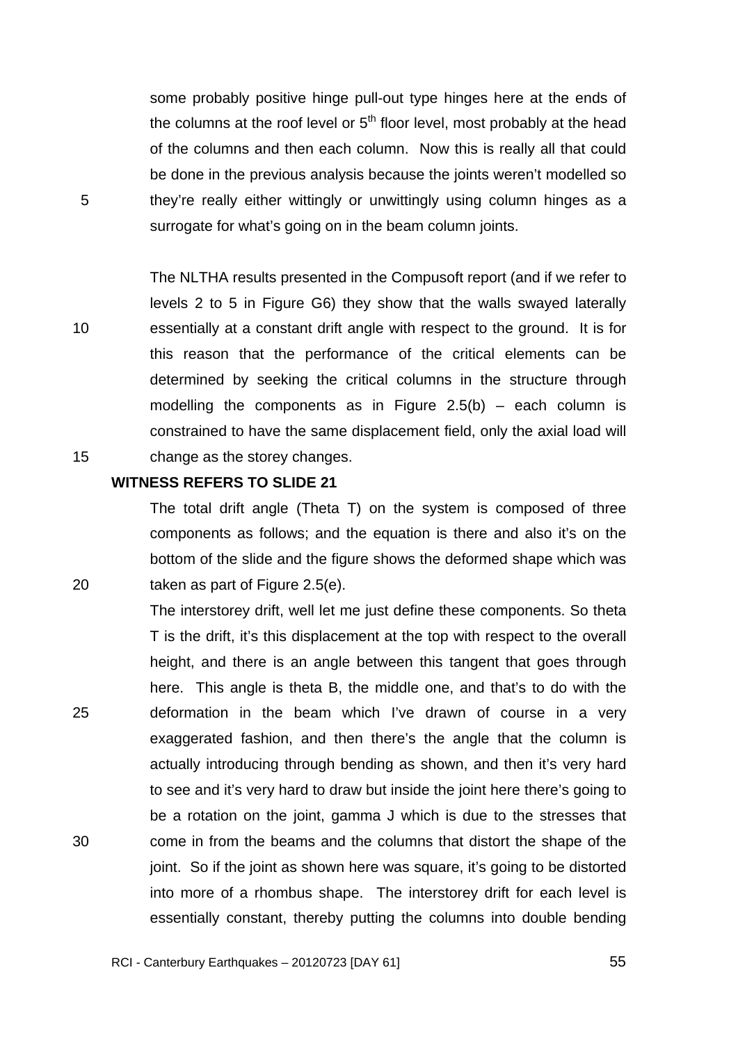some probably positive hinge pull-out type hinges here at the ends of the columns at the roof level or 5th floor level, most probably at the head of the columns and then each column. Now this is really all that could be done in the previous analysis because the joints weren't modelled so they're really either wittingly or unwittingly using column hinges as a surrogate for what's going on in the beam column joints.

The NLTHA results presented in the Compusoft report (and if we refer to levels 2 to 5 in Figure G6) they show that the walls swayed laterally essentially at a constant drift angle with respect to the ground. It is for this reason that the performance of the critical elements can be determined by seeking the critical columns in the structure through modelling the components as in Figure 2.5(b) – each column is constrained to have the same displacement field, only the axial load will change as the storey changes.

**WITNESS REFERS TO SLIDE 21**

The total drift angle (Theta T) on the system is composed of three components as follows; and the equation is there and also it's on the bottom of the slide and the figure shows the deformed shape which was taken as part of Figure 2.5(e).

The interstorey drift, well let me just define these components. So theta T is the drift, it's this displacement at the top with respect to the overall height, and there is an angle between this tangent that goes through here. This angle is theta B, the middle one, and that's to do with the deformation in the beam which I've drawn of course in a very exaggerated fashion, and then there's the angle that the column is actually introducing through bending as shown, and then it's very hard to see and it's very hard to draw but inside the joint here there's going to be a rotation on the joint, gamma J which is due to the stresses that come in from the beams and the columns that distort the shape of the joint. So if the joint as shown here was square, it's going to be distorted into more of a rhombus shape. The interstorey drift for each level is essentially constant, thereby putting the columns into double bending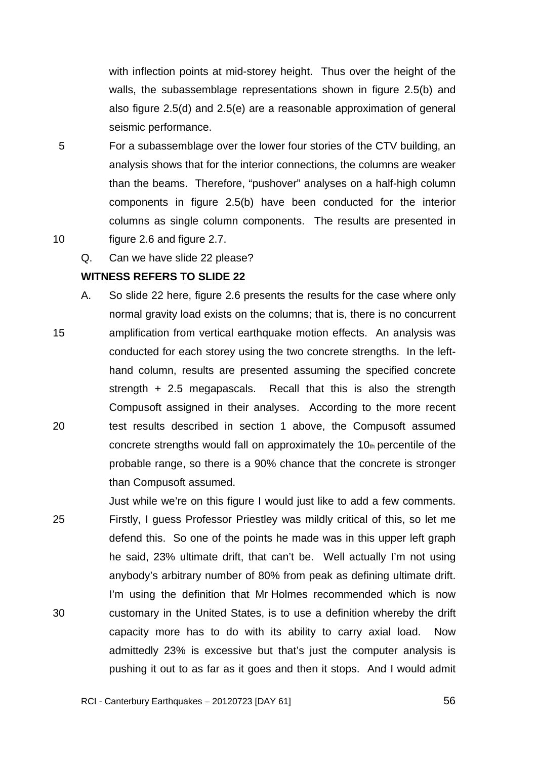with inflection points at mid-storey height. Thus over the height of the walls, the subassemblage representations shown in figure 2.5(b) and also figure 2.5(d) and 2.5(e) are a reasonable approximation of general seismic performance.

For a subassemblage over the lower four stories of the CTV building, an analysis shows that for the interior connections, the columns are weaker than the beams. Therefore, "pushover" analyses on a half-high column components in figure 2.5(b) have been conducted for the interior columns as single column components. The results are presented in figure 2.6 and figure 2.7.

Q. Can we have slide 22 please?

**WITNESS REFERS TO SLIDE 22**

A. So slide 22 here, figure 2.6 presents the results for the case where only normal gravity load exists on the columns; that is, there is no concurrent amplification from vertical earthquake motion effects. An analysis was conducted for each storey using the two concrete strengths. In the left-hand column, results are presented assuming the specified concrete strength + 2.5 megapascals. Recall that this is also the strength Compusoft assigned in their analyses. According to the more recent test results described in section 1 above, the Compusoft assumed concrete strengths would fall on approximately the 10th percentile of the probable range, so there is a 90% chance that the concrete is stronger than Compusoft assumed.

Just while we're on this figure I would just like to add a few comments. Firstly, I guess Professor Priestley was mildly critical of this, so let me defend this. So one of the points he made was in this upper left graph he said, 23% ultimate drift, that can't be. Well actually I'm not using anybody's arbitrary number of 80% from peak as defining ultimate drift. I'm using the definition that Mr Holmes recommended which is now customary in the United States, is to use a definition whereby the drift capacity more has to do with its ability to carry axial load. Now admittedly 23% is excessive but that's just the computer analysis is pushing it out to as far as it goes and then it stops. And I would admit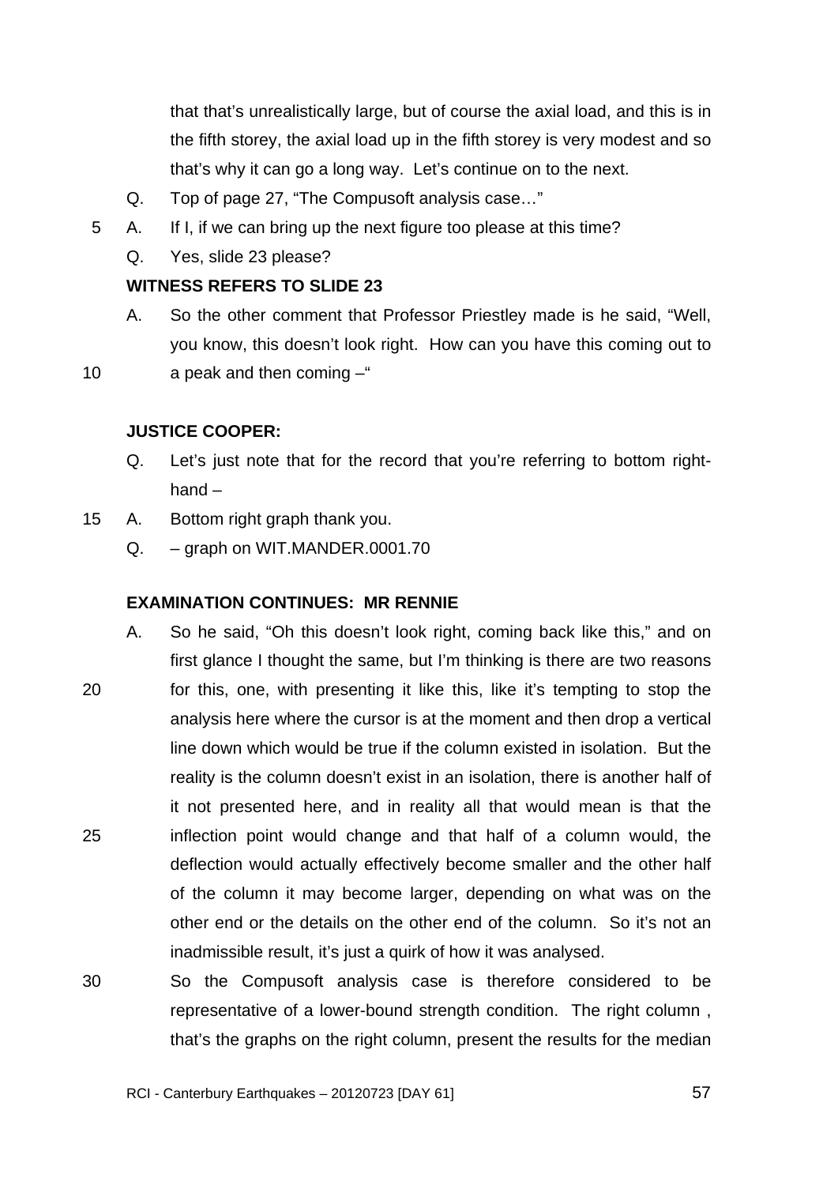that that's unrealistically large, but of course the axial load, and this is in the fifth storey, the axial load up in the fifth storey is very modest and so that's why it can go a long way. Let's continue on to the next.

Q. Top of page 27, "The Compusoft analysis case…"

A. If I, if we can bring up the next figure too please at this time?

Q. Yes, slide 23 please?

**WITNESS REFERS TO SLIDE 23**

A. So the other comment that Professor Priestley made is he said, "Well, you know, this doesn't look right. How can you have this coming out to a peak and then coming –"

**JUSTICE COOPER:**

Q. Let's just note that for the record that you're referring to bottom right-hand –

A. Bottom right graph thank you.

Q. – graph on WIT.MANDER.0001.70

**EXAMINATION CONTINUES: MR RENNIE**

A. So he said, "Oh this doesn't look right, coming back like this," and on first glance I thought the same, but I'm thinking is there are two reasons for this, one, with presenting it like this, like it's tempting to stop the analysis here where the cursor is at the moment and then drop a vertical line down which would be true if the column existed in isolation. But the reality is the column doesn't exist in an isolation, there is another half of it not presented here, and in reality all that would mean is that the inflection point would change and that half of a column would, the deflection would actually effectively become smaller and the other half of the column it may become larger, depending on what was on the other end or the details on the other end of the column. So it's not an inadmissible result, it's just a quirk of how it was analysed.

So the Compusoft analysis case is therefore considered to be representative of a lower-bound strength condition. The right column , that's the graphs on the right column, present the results for the median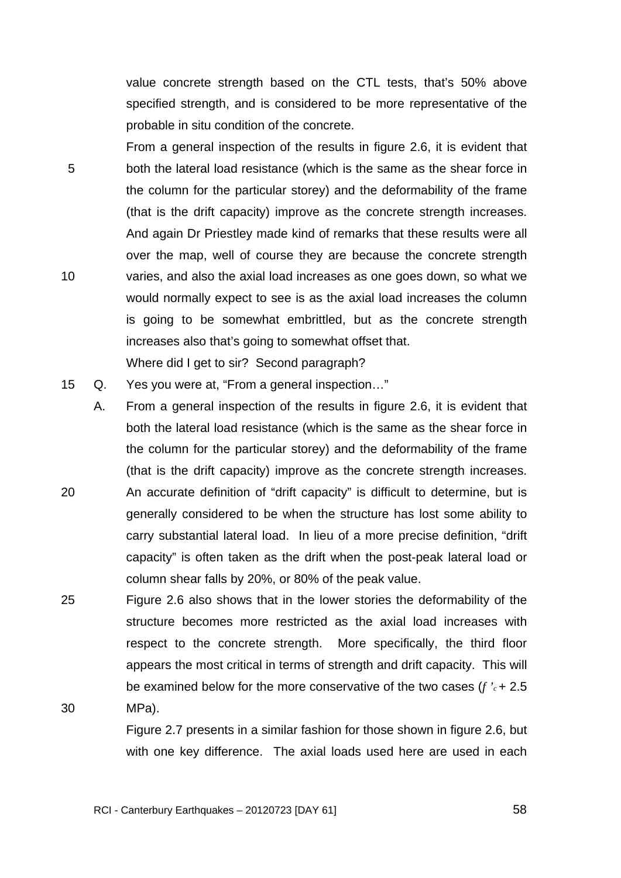value concrete strength based on the CTL tests, that's 50% above specified strength, and is considered to be more representative of the probable in situ condition of the concrete.

From a general inspection of the results in figure 2.6, it is evident that both the lateral load resistance (which is the same as the shear force in the column for the particular storey) and the deformability of the frame (that is the drift capacity) improve as the concrete strength increases. And again Dr Priestley made kind of remarks that these results were all over the map, well of course they are because the concrete strength varies, and also the axial load increases as one goes down, so what we would normally expect to see is as the axial load increases the column is going to be somewhat embrittled, but as the concrete strength increases also that's going to somewhat offset that.

Where did I get to sir? Second paragraph?

Q. Yes you were at, "From a general inspection…"

A. From a general inspection of the results in figure 2.6, it is evident that both the lateral load resistance (which is the same as the shear force in the column for the particular storey) and the deformability of the frame (that is the drift capacity) improve as the concrete strength increases. An accurate definition of "drift capacity" is difficult to determine, but is generally considered to be when the structure has lost some ability to carry substantial lateral load. In lieu of a more precise definition, "drift capacity" is often taken as the drift when the post-peak lateral load or column shear falls by 20%, or 80% of the peak value.

Figure 2.6 also shows that in the lower stories the deformability of the structure becomes more restricted as the axial load increases with respect to the concrete strength. More specifically, the third floor appears the most critical in terms of strength and drift capacity. This will be examined below for the more conservative of the two cases ($f'_c$ + 2.5 MPa).

Figure 2.7 presents in a similar fashion for those shown in figure 2.6, but with one key difference. The axial loads used here are used in each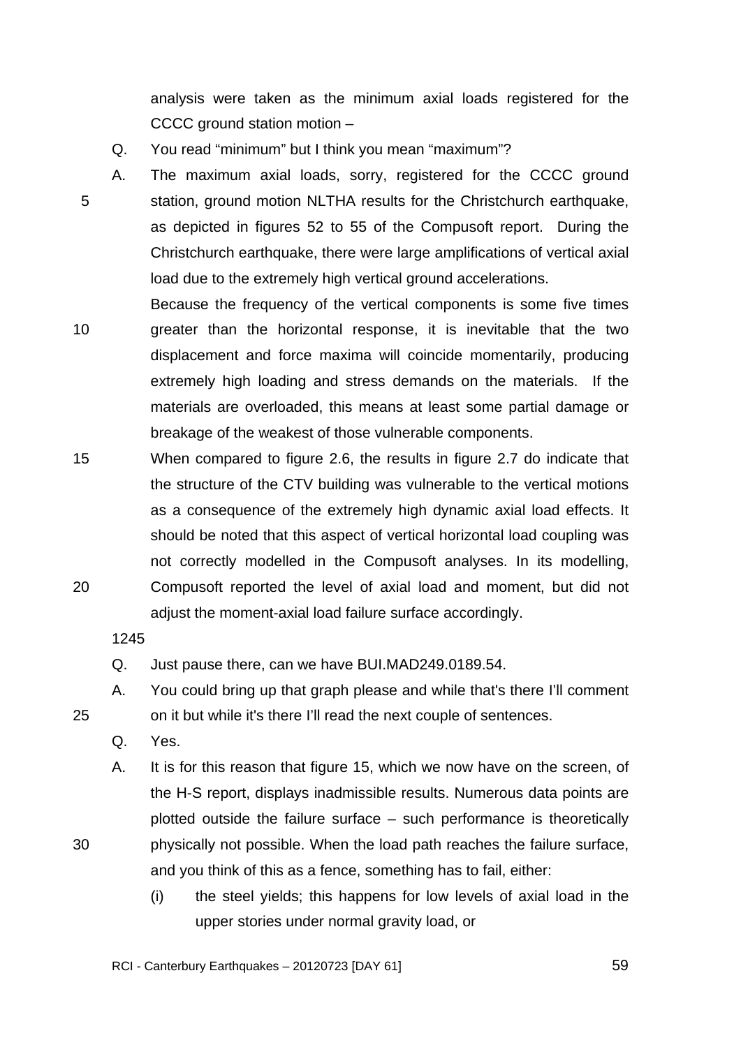analysis were taken as the minimum axial loads registered for the CCCC ground station motion –

Q. You read "minimum" but I think you mean "maximum"?

A. The maximum axial loads, sorry, registered for the CCCC ground station, ground motion NLTHA results for the Christchurch earthquake, as depicted in figures 52 to 55 of the Compusoft report. During the Christchurch earthquake, there were large amplifications of vertical axial load due to the extremely high vertical ground accelerations. Because the frequency of the vertical components is some five times greater than the horizontal response, it is inevitable that the two displacement and force maxima will coincide momentarily, producing extremely high loading and stress demands on the materials. If the materials are overloaded, this means at least some partial damage or breakage of the weakest of those vulnerable components. When compared to figure 2.6, the results in figure 2.7 do indicate that the structure of the CTV building was vulnerable to the vertical motions as a consequence of the extremely high dynamic axial load effects. It should be noted that this aspect of vertical horizontal load coupling was not correctly modelled in the Compusoft analyses. In its modelling, Compusoft reported the level of axial load and moment, but did not adjust the moment-axial load failure surface accordingly.

1245

Q. Just pause there, can we have BUI.MAD249.0189.54.

A. You could bring up that graph please and while that's there I'll comment on it but while it's there I'll read the next couple of sentences.

Q. Yes.

A. It is for this reason that figure 15, which we now have on the screen, of the H-S report, displays inadmissible results. Numerous data points are plotted outside the failure surface – such performance is theoretically physically not possible. When the load path reaches the failure surface, and you think of this as a fence, something has to fail, either:

   (i) the steel yields; this happens for low levels of axial load in the upper stories under normal gravity load, or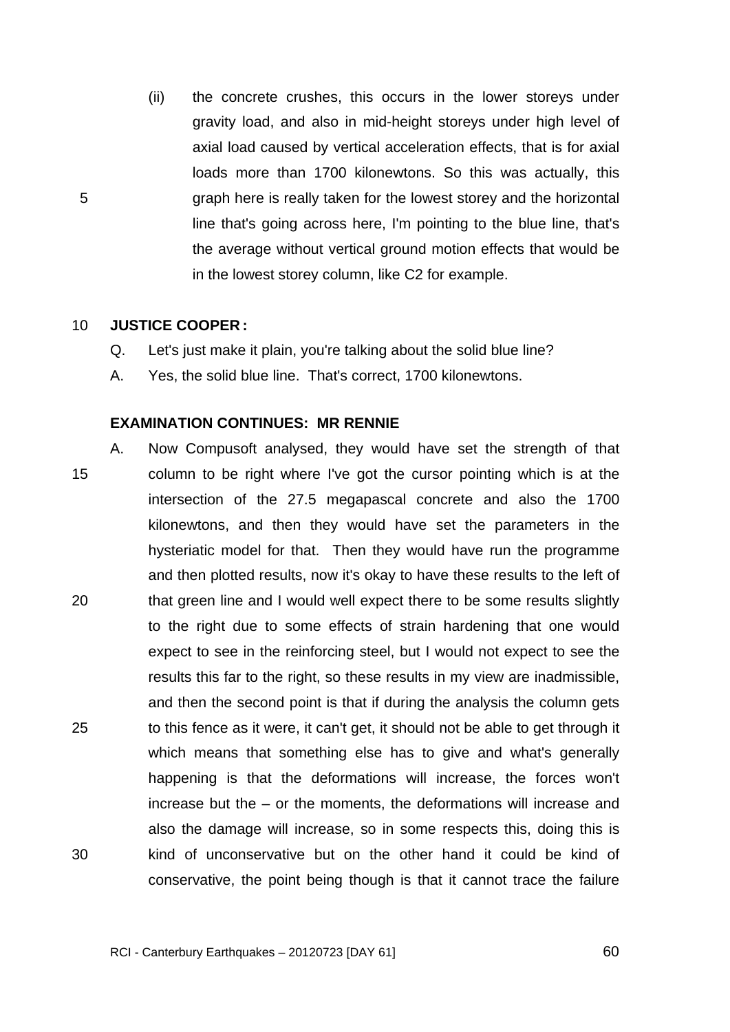(ii) the concrete crushes, this occurs in the lower storeys under gravity load, and also in mid-height storeys under high level of axial load caused by vertical acceleration effects, that is for axial loads more than 1700 kilonewtons. So this was actually, this graph here is really taken for the lowest storey and the horizontal line that's going across here, I'm pointing to the blue line, that's the average without vertical ground motion effects that would be in the lowest storey column, like C2 for example.

**JUSTICE COOPER:**

Q. Let's just make it plain, you're talking about the solid blue line?

A. Yes, the solid blue line. That's correct, 1700 kilonewtons.

**EXAMINATION CONTINUES: MR RENNIE**

A. Now Compusoft analysed, they would have set the strength of that column to be right where I've got the cursor pointing which is at the intersection of the 27.5 megapascal concrete and also the 1700 kilonewtons, and then they would have set the parameters in the hysteriatic model for that. Then they would have run the programme and then plotted results, now it's okay to have these results to the left of that green line and I would well expect there to be some results slightly to the right due to some effects of strain hardening that one would expect to see in the reinforcing steel, but I would not expect to see the results this far to the right, so these results in my view are inadmissible, and then the second point is that if during the analysis the column gets to this fence as it were, it can't get, it should not be able to get through it which means that something else has to give and what's generally happening is that the deformations will increase, the forces won't increase but the – or the moments, the deformations will increase and also the damage will increase, so in some respects this, doing this is kind of unconservative but on the other hand it could be kind of conservative, the point being though is that it cannot trace the failure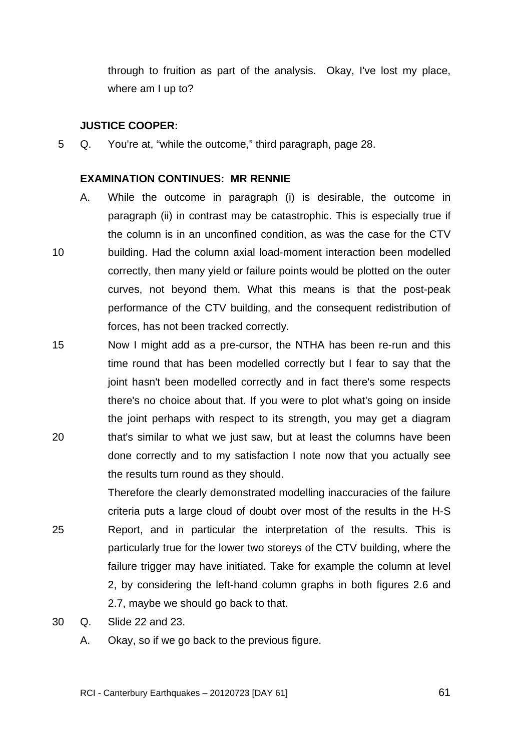through to fruition as part of the analysis. Okay, I've lost my place, where am I up to?

**JUSTICE COOPER:**

Q. You're at, "while the outcome," third paragraph, page 28.

**EXAMINATION CONTINUES: MR RENNIE**

A. While the outcome in paragraph (i) is desirable, the outcome in paragraph (ii) in contrast may be catastrophic. This is especially true if the column is in an unconfined condition, as was the case for the CTV building. Had the column axial load-moment interaction been modelled correctly, then many yield or failure points would be plotted on the outer curves, not beyond them. What this means is that the post-peak performance of the CTV building, and the consequent redistribution of forces, has not been tracked correctly.

Now I might add as a pre-cursor, the NTHA has been re-run and this time round that has been modelled correctly but I fear to say that the joint hasn't been modelled correctly and in fact there's some respects there's no choice about that. If you were to plot what's going on inside the joint perhaps with respect to its strength, you may get a diagram that's similar to what we just saw, but at least the columns have been done correctly and to my satisfaction I note now that you actually see the results turn round as they should.

Therefore the clearly demonstrated modelling inaccuracies of the failure criteria puts a large cloud of doubt over most of the results in the H-S Report, and in particular the interpretation of the results. This is particularly true for the lower two storeys of the CTV building, where the failure trigger may have initiated. Take for example the column at level 2, by considering the left-hand column graphs in both figures 2.6 and 2.7, maybe we should go back to that.

Q. Slide 22 and 23.

A. Okay, so if we go back to the previous figure.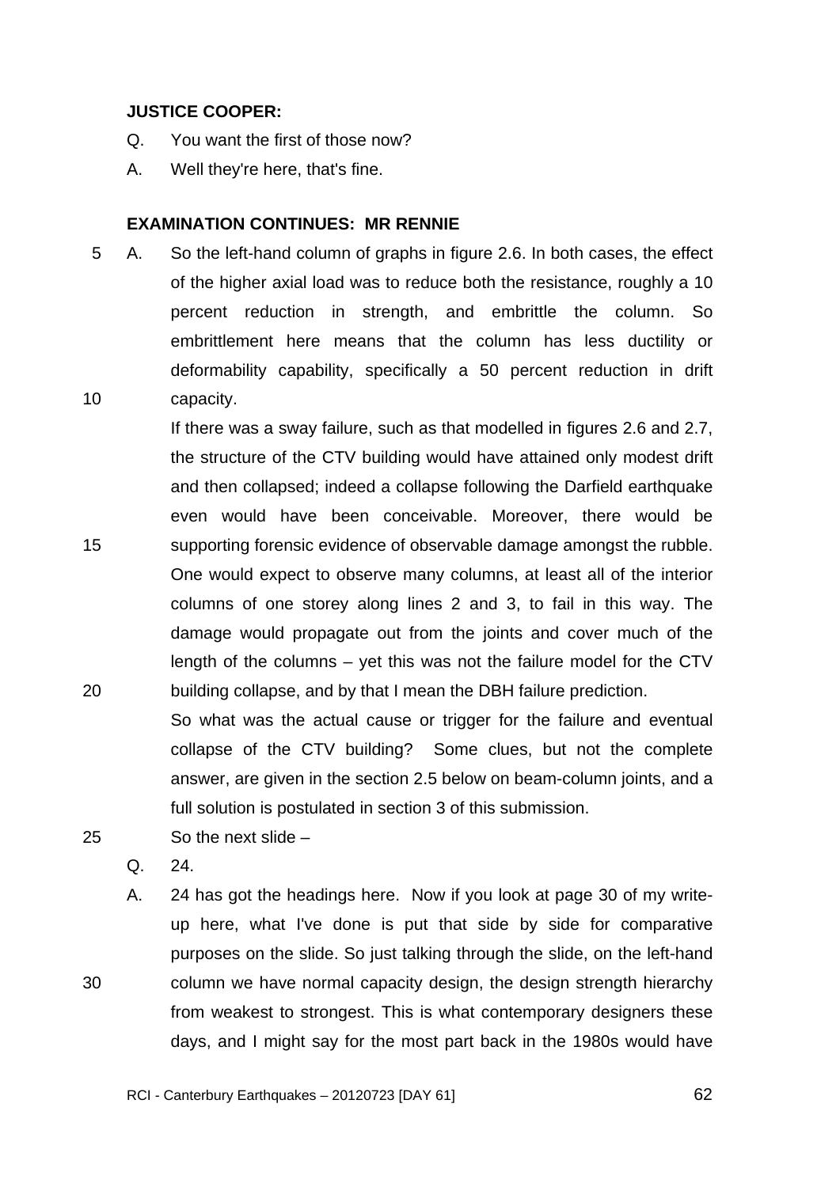**JUSTICE COOPER:**

Q. You want the first of those now?

A. Well they're here, that's fine.

**EXAMINATION CONTINUES: MR RENNIE**

A. So the left-hand column of graphs in figure 2.6. In both cases, the effect of the higher axial load was to reduce both the resistance, roughly a 10 percent reduction in strength, and embrittle the column. So embrittlement here means that the column has less ductility or deformability capability, specifically a 50 percent reduction in drift capacity.

If there was a sway failure, such as that modelled in figures 2.6 and 2.7, the structure of the CTV building would have attained only modest drift and then collapsed; indeed a collapse following the Darfield earthquake even would have been conceivable. Moreover, there would be supporting forensic evidence of observable damage amongst the rubble. One would expect to observe many columns, at least all of the interior columns of one storey along lines 2 and 3, to fail in this way. The damage would propagate out from the joints and cover much of the length of the columns – yet this was not the failure model for the CTV building collapse, and by that I mean the DBH failure prediction.

So what was the actual cause or trigger for the failure and eventual collapse of the CTV building? Some clues, but not the complete answer, are given in the section 2.5 below on beam-column joints, and a full solution is postulated in section 3 of this submission.

So the next slide –

Q. 24.

A. 24 has got the headings here. Now if you look at page 30 of my write-up here, what I've done is put that side by side for comparative purposes on the slide. So just talking through the slide, on the left-hand column we have normal capacity design, the design strength hierarchy from weakest to strongest. This is what contemporary designers these days, and I might say for the most part back in the 1980s would have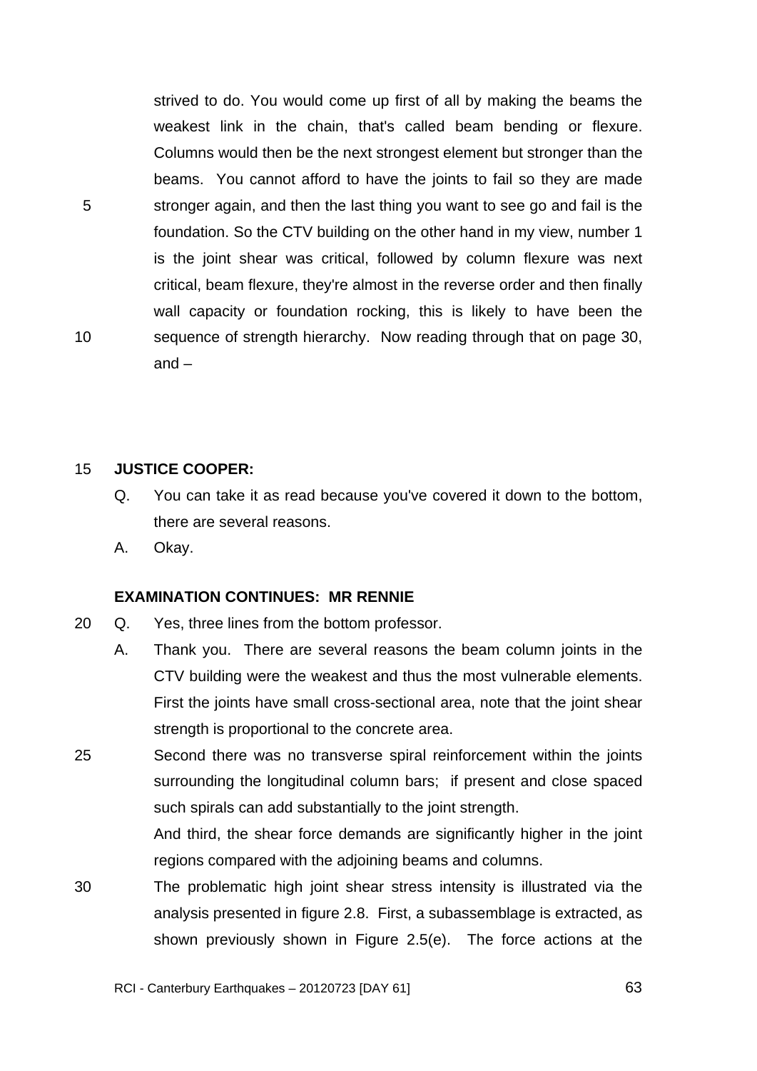strived to do. You would come up first of all by making the beams the weakest link in the chain, that's called beam bending or flexure. Columns would then be the next strongest element but stronger than the beams. You cannot afford to have the joints to fail so they are made stronger again, and then the last thing you want to see go and fail is the foundation. So the CTV building on the other hand in my view, number 1 is the joint shear was critical, followed by column flexure was next critical, beam flexure, they're almost in the reverse order and then finally wall capacity or foundation rocking, this is likely to have been the sequence of strength hierarchy. Now reading through that on page 30, and –

**JUSTICE COOPER:**

Q. You can take it as read because you've covered it down to the bottom, there are several reasons.

A. Okay.

**EXAMINATION CONTINUES: MR RENNIE**

Q. Yes, three lines from the bottom professor.

A. Thank you. There are several reasons the beam column joints in the CTV building were the weakest and thus the most vulnerable elements. First the joints have small cross-sectional area, note that the joint shear strength is proportional to the concrete area.

Second there was no transverse spiral reinforcement within the joints surrounding the longitudinal column bars; if present and close spaced such spirals can add substantially to the joint strength.

And third, the shear force demands are significantly higher in the joint regions compared with the adjoining beams and columns.

The problematic high joint shear stress intensity is illustrated via the analysis presented in figure 2.8. First, a subassemblage is extracted, as shown previously shown in Figure 2.5(e). The force actions at the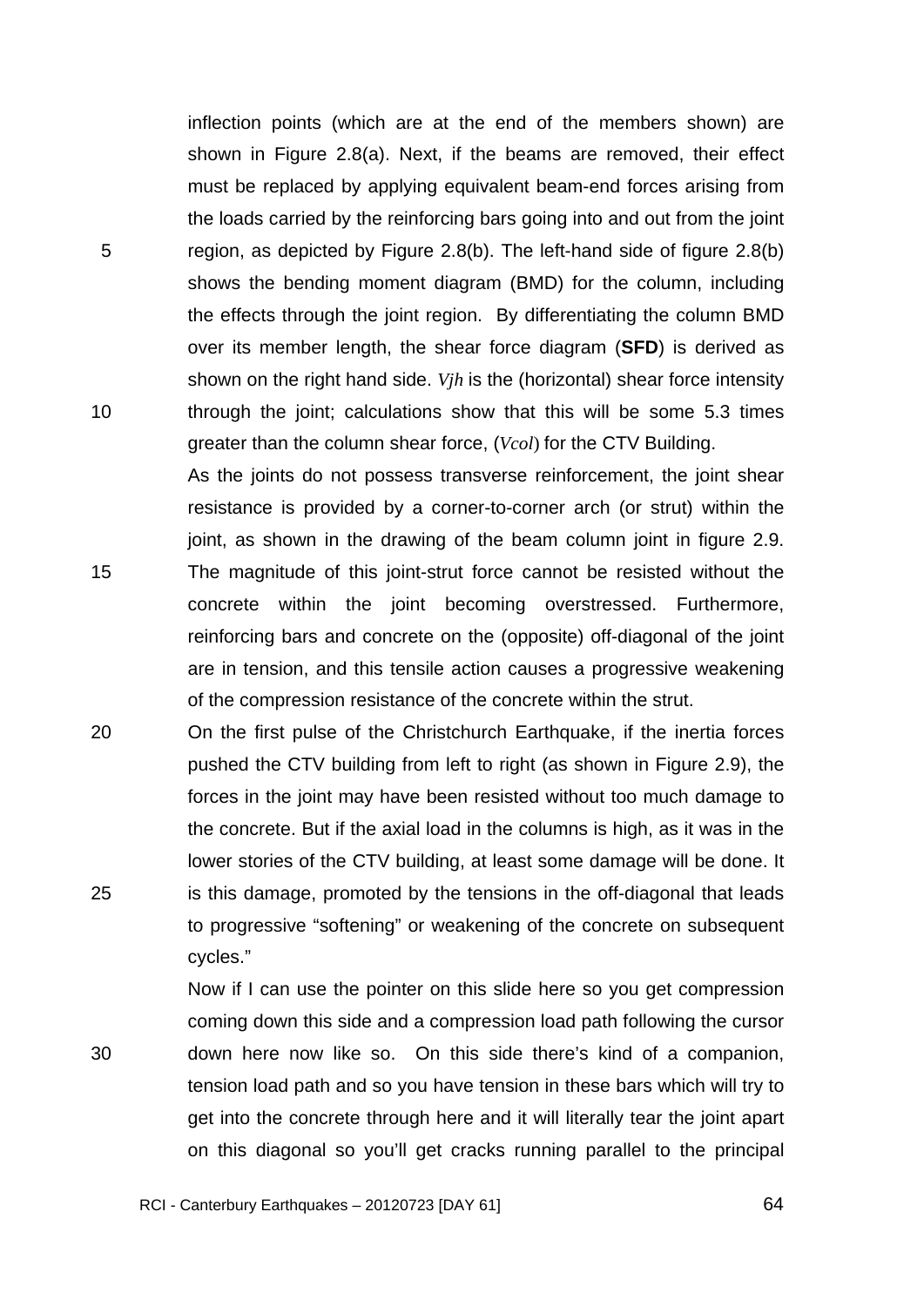inflection points (which are at the end of the members shown) are shown in Figure 2.8(a). Next, if the beams are removed, their effect must be replaced by applying equivalent beam-end forces arising from the loads carried by the reinforcing bars going into and out from the joint region, as depicted by Figure 2.8(b). The left-hand side of figure 2.8(b) shows the bending moment diagram (BMD) for the column, including the effects through the joint region. By differentiating the column BMD over its member length, the shear force diagram (**SFD**) is derived as shown on the right hand side. $V_{jh}$ is the (horizontal) shear force intensity through the joint; calculations show that this will be some 5.3 times greater than the column shear force, ($V_{col}$) for the CTV Building.

As the joints do not possess transverse reinforcement, the joint shear resistance is provided by a corner-to-corner arch (or strut) within the joint, as shown in the drawing of the beam column joint in figure 2.9. The magnitude of this joint-strut force cannot be resisted without the concrete within the joint becoming overstressed. Furthermore, reinforcing bars and concrete on the (opposite) off-diagonal of the joint are in tension, and this tensile action causes a progressive weakening of the compression resistance of the concrete within the strut.

On the first pulse of the Christchurch Earthquake, if the inertia forces pushed the CTV building from left to right (as shown in Figure 2.9), the forces in the joint may have been resisted without too much damage to the concrete. But if the axial load in the columns is high, as it was in the lower stories of the CTV building, at least some damage will be done. It is this damage, promoted by the tensions in the off-diagonal that leads to progressive "softening" or weakening of the concrete on subsequent cycles."

Now if I can use the pointer on this slide here so you get compression coming down this side and a compression load path following the cursor down here now like so. On this side there's kind of a companion, tension load path and so you have tension in these bars which will try to get into the concrete through here and it will literally tear the joint apart on this diagonal so you'll get cracks running parallel to the principal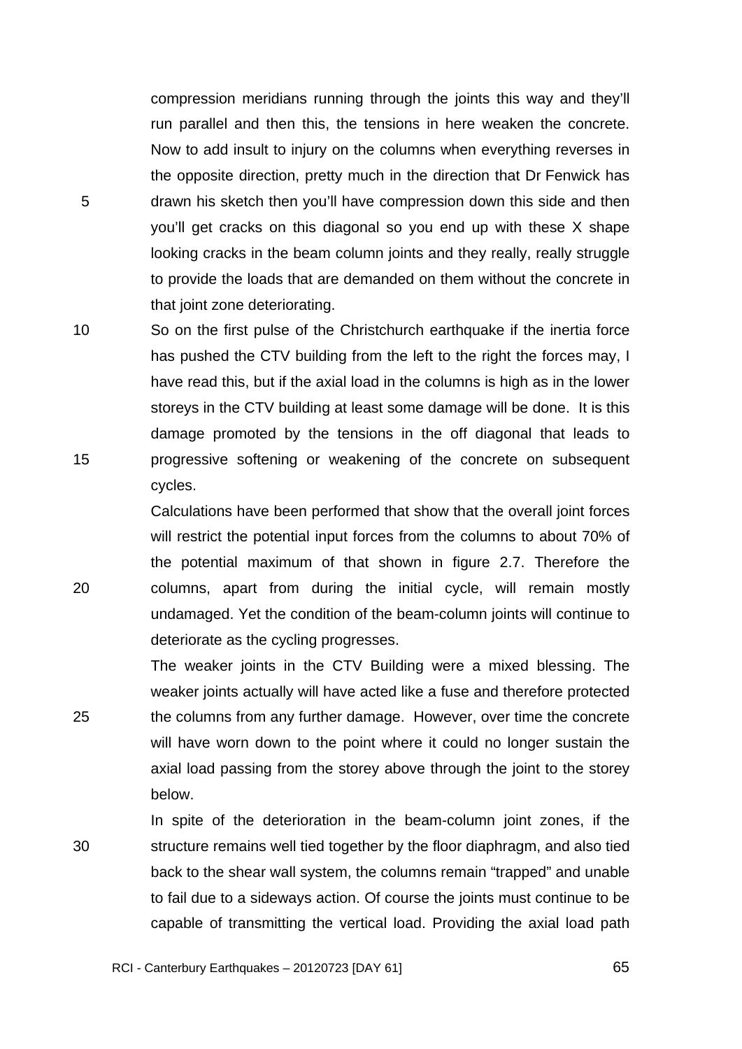compression meridians running through the joints this way and they'll run parallel and then this, the tensions in here weaken the concrete. Now to add insult to injury on the columns when everything reverses in the opposite direction, pretty much in the direction that Dr Fenwick has drawn his sketch then you'll have compression down this side and then you'll get cracks on this diagonal so you end up with these X shape looking cracks in the beam column joints and they really, really struggle to provide the loads that are demanded on them without the concrete in that joint zone deteriorating.

So on the first pulse of the Christchurch earthquake if the inertia force has pushed the CTV building from the left to the right the forces may, I have read this, but if the axial load in the columns is high as in the lower storeys in the CTV building at least some damage will be done. It is this damage promoted by the tensions in the off diagonal that leads to progressive softening or weakening of the concrete on subsequent cycles.

Calculations have been performed that show that the overall joint forces will restrict the potential input forces from the columns to about 70% of the potential maximum of that shown in figure 2.7. Therefore the columns, apart from during the initial cycle, will remain mostly undamaged. Yet the condition of the beam-column joints will continue to deteriorate as the cycling progresses.

The weaker joints in the CTV Building were a mixed blessing. The weaker joints actually will have acted like a fuse and therefore protected the columns from any further damage. However, over time the concrete will have worn down to the point where it could no longer sustain the axial load passing from the storey above through the joint to the storey below.

In spite of the deterioration in the beam-column joint zones, if the structure remains well tied together by the floor diaphragm, and also tied back to the shear wall system, the columns remain "trapped" and unable to fail due to a sideways action. Of course the joints must continue to be capable of transmitting the vertical load. Providing the axial load path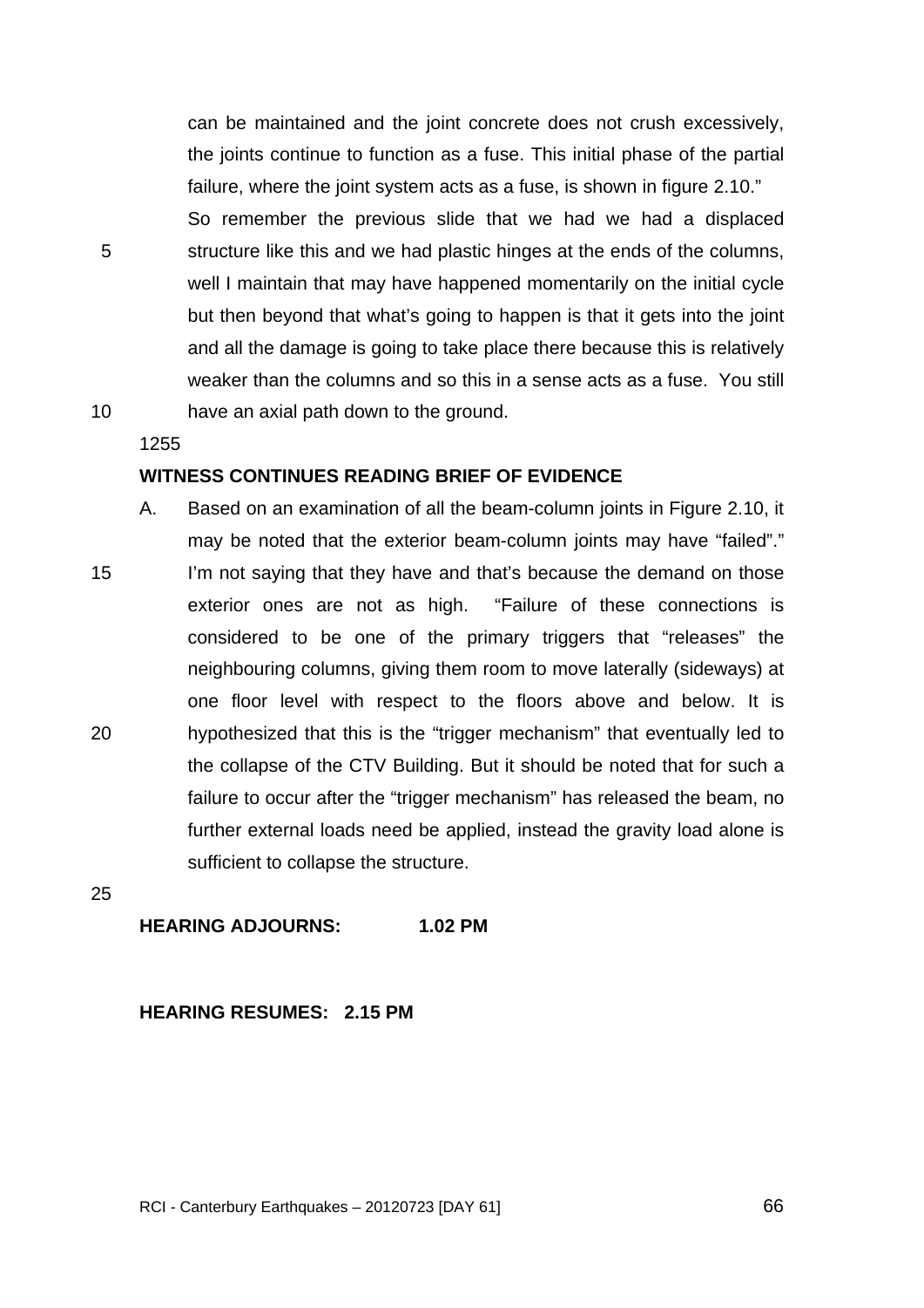can be maintained and the joint concrete does not crush excessively, the joints continue to function as a fuse. This initial phase of the partial failure, where the joint system acts as a fuse, is shown in figure 2.10."

So remember the previous slide that we had we had a displaced structure like this and we had plastic hinges at the ends of the columns, well I maintain that may have happened momentarily on the initial cycle but then beyond that what's going to happen is that it gets into the joint and all the damage is going to take place there because this is relatively weaker than the columns and so this in a sense acts as a fuse. You still have an axial path down to the ground.

1255

**WITNESS CONTINUES READING BRIEF OF EVIDENCE**

A. Based on an examination of all the beam-column joints in Figure 2.10, it may be noted that the exterior beam-column joints may have "failed"." I'm not saying that they have and that's because the demand on those exterior ones are not as high. "Failure of these connections is considered to be one of the primary triggers that "releases" the neighbouring columns, giving them room to move laterally (sideways) at one floor level with respect to the floors above and below. It is hypothesized that this is the "trigger mechanism" that eventually led to the collapse of the CTV Building. But it should be noted that for such a failure to occur after the "trigger mechanism" has released the beam, no further external loads need be applied, instead the gravity load alone is sufficient to collapse the structure.

**HEARING ADJOURNS: 1.02 PM**

**HEARING RESUMES: 2.15 PM**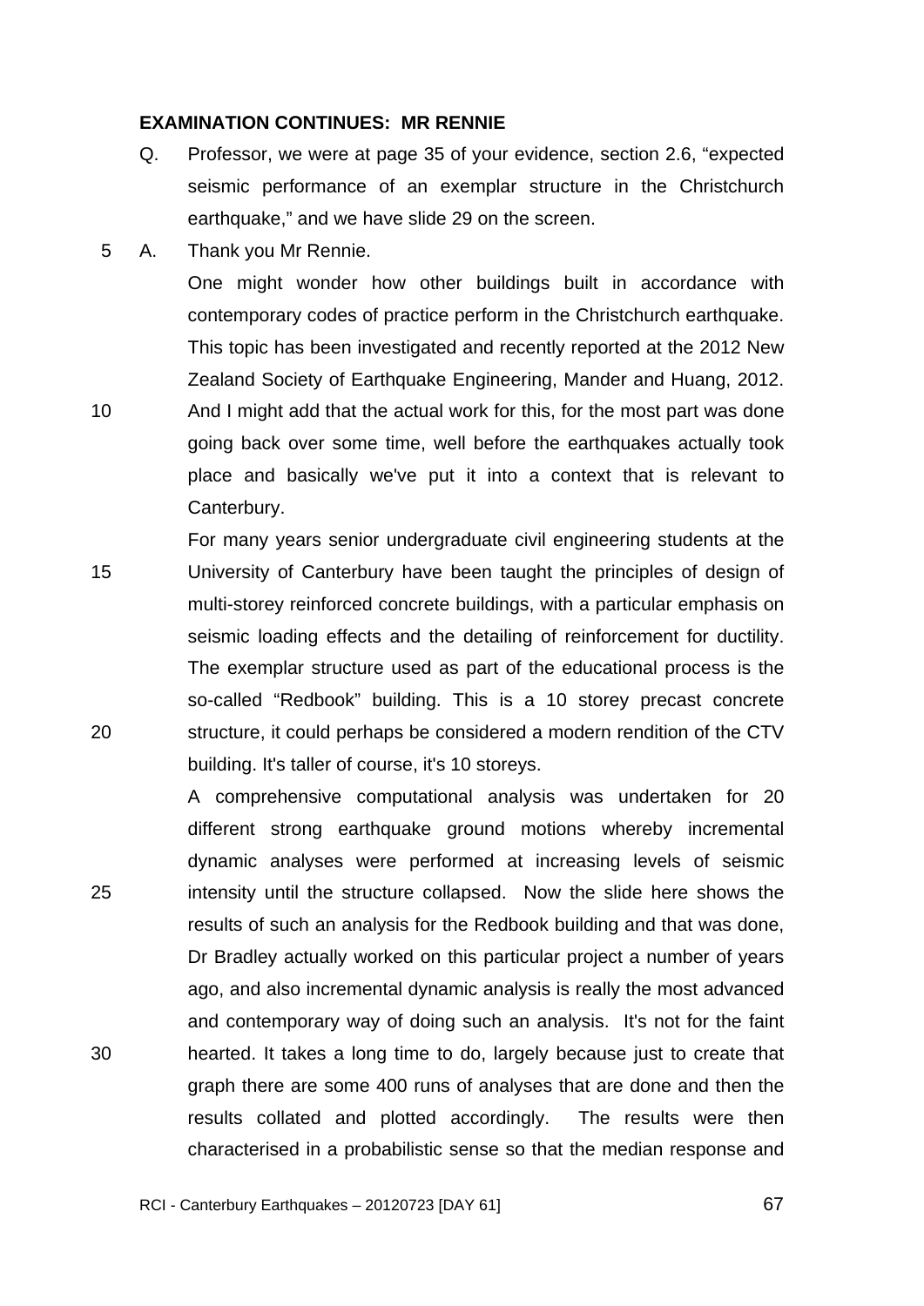**EXAMINATION CONTINUES: MR RENNIE**

Q. Professor, we were at page 35 of your evidence, section 2.6, "expected seismic performance of an exemplar structure in the Christchurch earthquake," and we have slide 29 on the screen.

A. Thank you Mr Rennie.

One might wonder how other buildings built in accordance with contemporary codes of practice perform in the Christchurch earthquake. This topic has been investigated and recently reported at the 2012 New Zealand Society of Earthquake Engineering, Mander and Huang, 2012. And I might add that the actual work for this, for the most part was done going back over some time, well before the earthquakes actually took place and basically we've put it into a context that is relevant to Canterbury.

For many years senior undergraduate civil engineering students at the University of Canterbury have been taught the principles of design of multi-storey reinforced concrete buildings, with a particular emphasis on seismic loading effects and the detailing of reinforcement for ductility. The exemplar structure used as part of the educational process is the so-called "Redbook" building. This is a 10 storey precast concrete structure, it could perhaps be considered a modern rendition of the CTV building. It's taller of course, it's 10 storeys.

A comprehensive computational analysis was undertaken for 20 different strong earthquake ground motions whereby incremental dynamic analyses were performed at increasing levels of seismic intensity until the structure collapsed. Now the slide here shows the results of such an analysis for the Redbook building and that was done, Dr Bradley actually worked on this particular project a number of years ago, and also incremental dynamic analysis is really the most advanced and contemporary way of doing such an analysis. It's not for the faint hearted. It takes a long time to do, largely because just to create that graph there are some 400 runs of analyses that are done and then the results collated and plotted accordingly. The results were then characterised in a probabilistic sense so that the median response and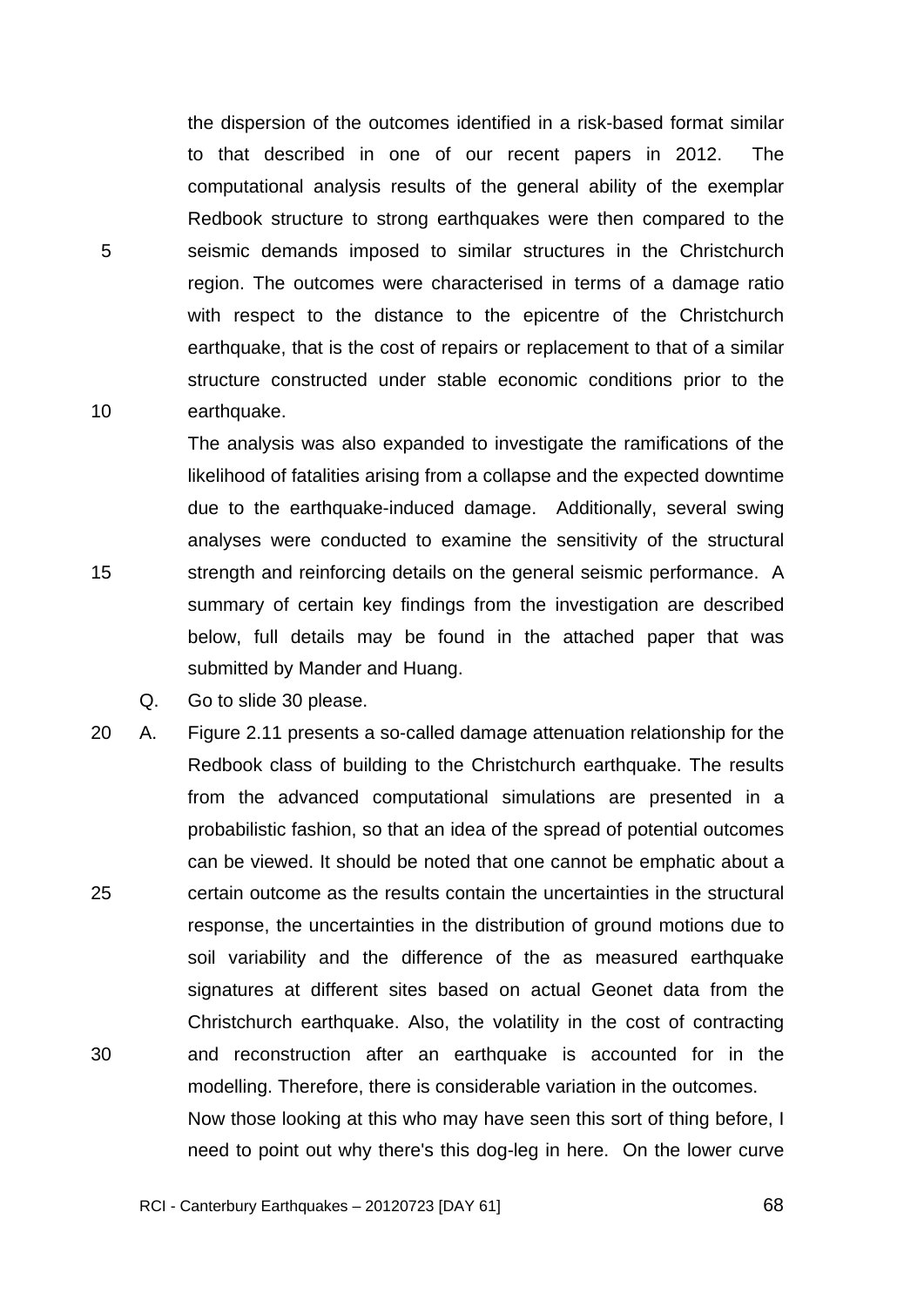the dispersion of the outcomes identified in a risk-based format similar to that described in one of our recent papers in 2012. The computational analysis results of the general ability of the exemplar Redbook structure to strong earthquakes were then compared to the seismic demands imposed to similar structures in the Christchurch region. The outcomes were characterised in terms of a damage ratio with respect to the distance to the epicentre of the Christchurch earthquake, that is the cost of repairs or replacement to that of a similar structure constructed under stable economic conditions prior to the earthquake.

The analysis was also expanded to investigate the ramifications of the likelihood of fatalities arising from a collapse and the expected downtime due to the earthquake-induced damage. Additionally, several swing analyses were conducted to examine the sensitivity of the structural strength and reinforcing details on the general seismic performance. A summary of certain key findings from the investigation are described below, full details may be found in the attached paper that was submitted by Mander and Huang.

Q. Go to slide 30 please.

A. Figure 2.11 presents a so-called damage attenuation relationship for the Redbook class of building to the Christchurch earthquake. The results from the advanced computational simulations are presented in a probabilistic fashion, so that an idea of the spread of potential outcomes can be viewed. It should be noted that one cannot be emphatic about a certain outcome as the results contain the uncertainties in the structural response, the uncertainties in the distribution of ground motions due to soil variability and the difference of the as measured earthquake signatures at different sites based on actual Geonet data from the Christchurch earthquake. Also, the volatility in the cost of contracting and reconstruction after an earthquake is accounted for in the modelling. Therefore, there is considerable variation in the outcomes.

Now those looking at this who may have seen this sort of thing before, I need to point out why there's this dog-leg in here. On the lower curve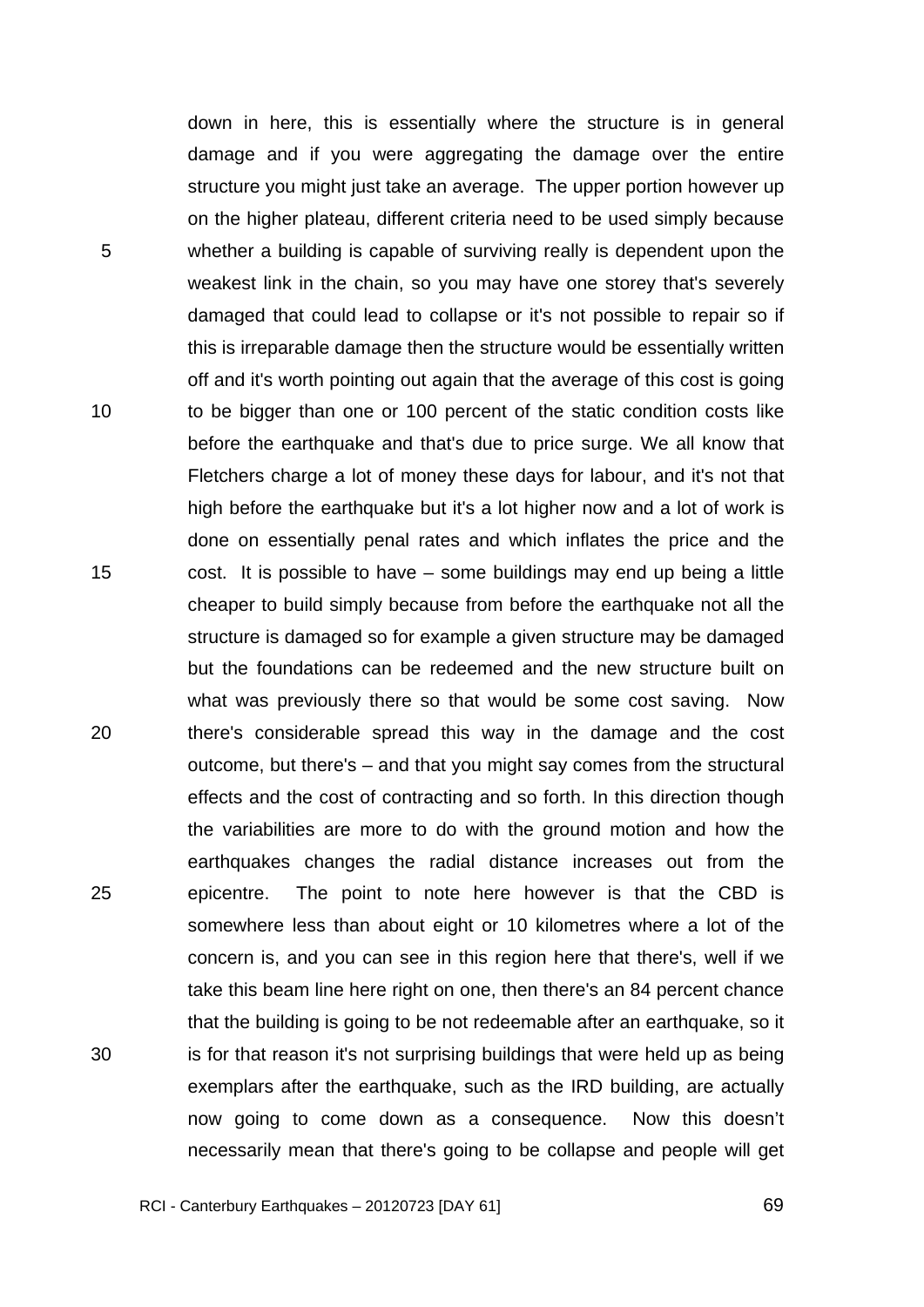down in here, this is essentially where the structure is in general damage and if you were aggregating the damage over the entire structure you might just take an average. The upper portion however up on the higher plateau, different criteria need to be used simply because whether a building is capable of surviving really is dependent upon the weakest link in the chain, so you may have one storey that's severely damaged that could lead to collapse or it's not possible to repair so if this is irreparable damage then the structure would be essentially written off and it's worth pointing out again that the average of this cost is going to be bigger than one or 100 percent of the static condition costs like before the earthquake and that's due to price surge. We all know that Fletchers charge a lot of money these days for labour, and it's not that high before the earthquake but it's a lot higher now and a lot of work is done on essentially penal rates and which inflates the price and the cost. It is possible to have – some buildings may end up being a little cheaper to build simply because from before the earthquake not all the structure is damaged so for example a given structure may be damaged but the foundations can be redeemed and the new structure built on what was previously there so that would be some cost saving. Now there's considerable spread this way in the damage and the cost outcome, but there's – and that you might say comes from the structural effects and the cost of contracting and so forth. In this direction though the variabilities are more to do with the ground motion and how the earthquakes changes the radial distance increases out from the epicentre. The point to note here however is that the CBD is somewhere less than about eight or 10 kilometres where a lot of the concern is, and you can see in this region here that there's, well if we take this beam line here right on one, then there's an 84 percent chance that the building is going to be not redeemable after an earthquake, so it is for that reason it's not surprising buildings that were held up as being exemplars after the earthquake, such as the IRD building, are actually now going to come down as a consequence. Now this doesn't necessarily mean that there's going to be collapse and people will get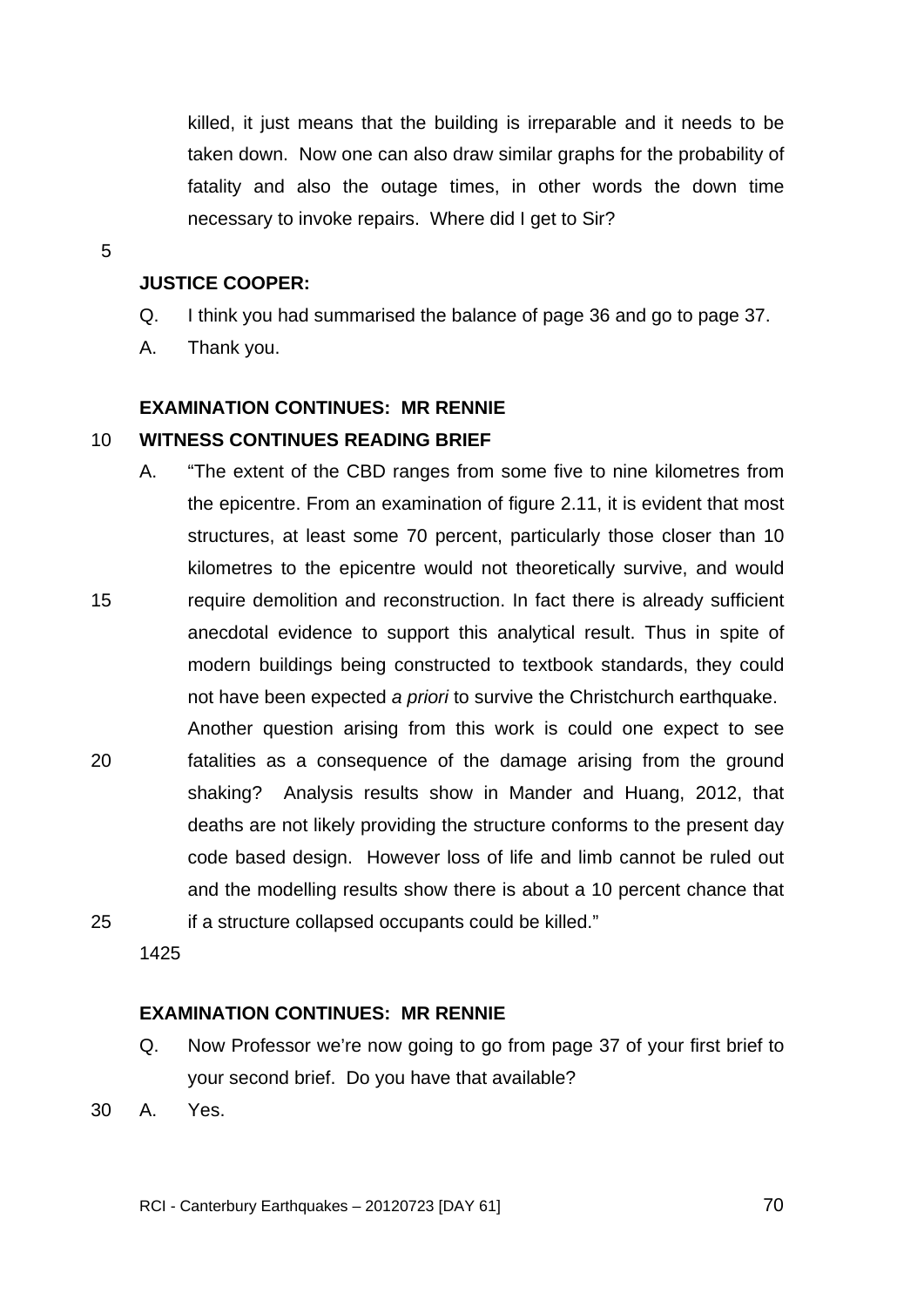killed, it just means that the building is irreparable and it needs to be taken down. Now one can also draw similar graphs for the probability of fatality and also the outage times, in other words the down time necessary to invoke repairs. Where did I get to Sir?

**JUSTICE COOPER:**

Q. I think you had summarised the balance of page 36 and go to page 37.

A. Thank you.

**EXAMINATION CONTINUES: MR RENNIE**

**WITNESS CONTINUES READING BRIEF**

A. "The extent of the CBD ranges from some five to nine kilometres from the epicentre. From an examination of figure 2.11, it is evident that most structures, at least some 70 percent, particularly those closer than 10 kilometres to the epicentre would not theoretically survive, and would require demolition and reconstruction. In fact there is already sufficient anecdotal evidence to support this analytical result. Thus in spite of modern buildings being constructed to textbook standards, they could not have been expected *a priori* to survive the Christchurch earthquake. Another question arising from this work is could one expect to see fatalities as a consequence of the damage arising from the ground shaking? Analysis results show in Mander and Huang, 2012, that deaths are not likely providing the structure conforms to the present day code based design. However loss of life and limb cannot be ruled out and the modelling results show there is about a 10 percent chance that if a structure collapsed occupants could be killed."

1425

**EXAMINATION CONTINUES: MR RENNIE**

Q. Now Professor we're now going to go from page 37 of your first brief to your second brief. Do you have that available?

A. Yes.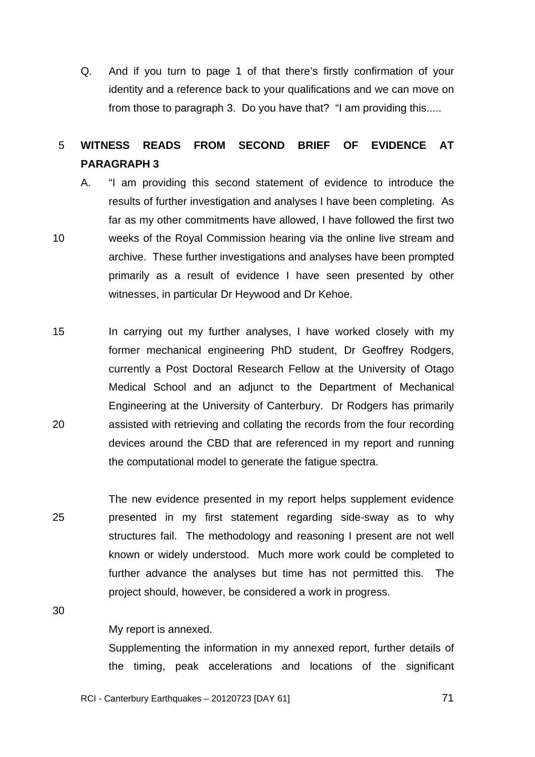Q. And if you turn to page 1 of that there's firstly confirmation of your identity and a reference back to your qualifications and we can move on from those to paragraph 3. Do you have that? "I am providing this.....

**WITNESS READS FROM SECOND BRIEF OF EVIDENCE AT PARAGRAPH 3**

A. "I am providing this second statement of evidence to introduce the results of further investigation and analyses I have been completing. As far as my other commitments have allowed, I have followed the first two weeks of the Royal Commission hearing via the online live stream and archive. These further investigations and analyses have been prompted primarily as a result of evidence I have seen presented by other witnesses, in particular Dr Heywood and Dr Kehoe.

In carrying out my further analyses, I have worked closely with my former mechanical engineering PhD student, Dr Geoffrey Rodgers, currently a Post Doctoral Research Fellow at the University of Otago Medical School and an adjunct to the Department of Mechanical Engineering at the University of Canterbury. Dr Rodgers has primarily assisted with retrieving and collating the records from the four recording devices around the CBD that are referenced in my report and running the computational model to generate the fatigue spectra.

The new evidence presented in my report helps supplement evidence presented in my first statement regarding side-sway as to why structures fail. The methodology and reasoning I present are not well known or widely understood. Much more work could be completed to further advance the analyses but time has not permitted this. The project should, however, be considered a work in progress.

My report is annexed.

Supplementing the information in my annexed report, further details of the timing, peak accelerations and locations of the significant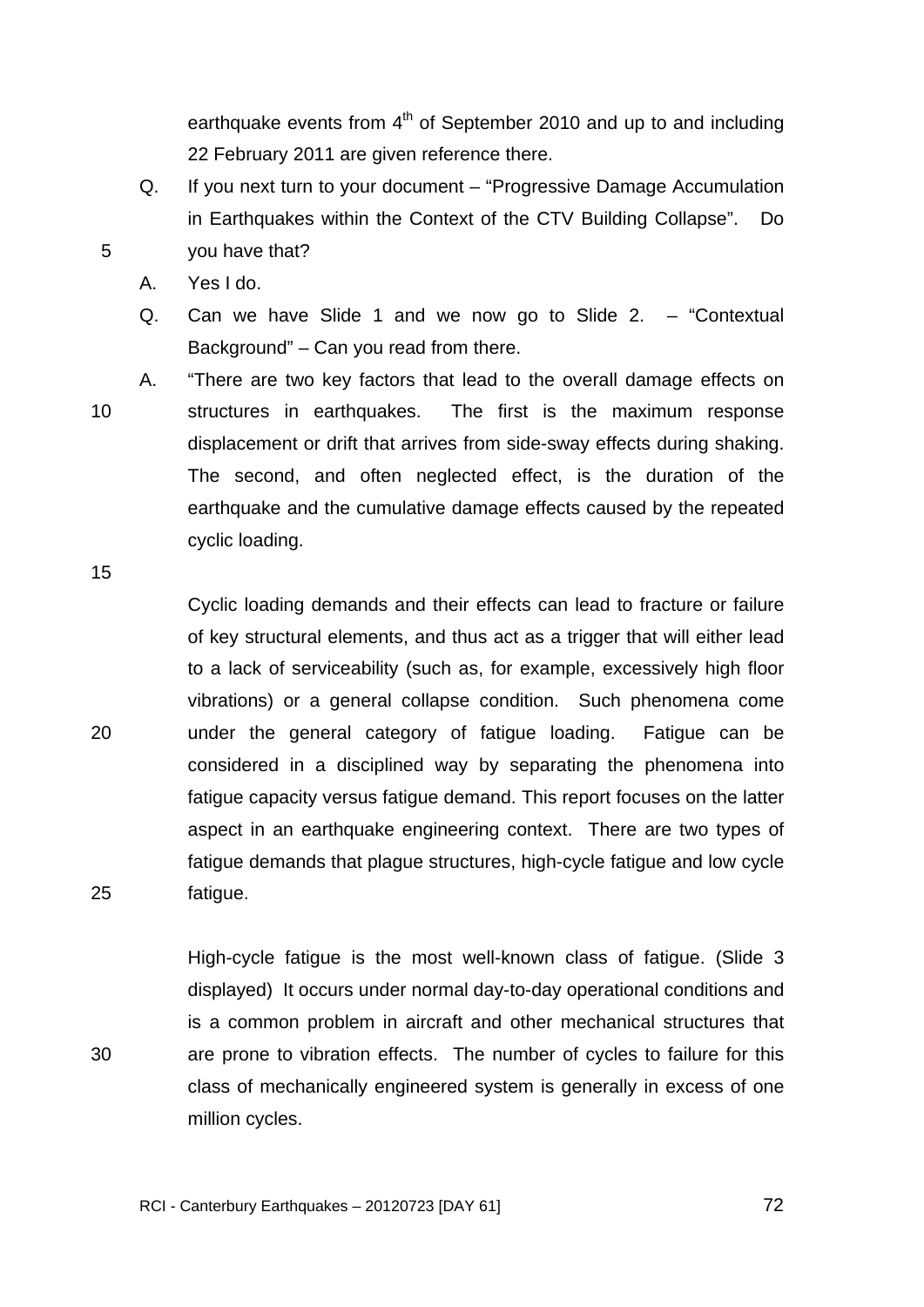earthquake events from 4th of September 2010 and up to and including 22 February 2011 are given reference there.

Q. If you next turn to your document – "Progressive Damage Accumulation in Earthquakes within the Context of the CTV Building Collapse". Do you have that?

A. Yes I do.

Q. Can we have Slide 1 and we now go to Slide 2. – "Contextual Background" – Can you read from there.

A. "There are two key factors that lead to the overall damage effects on structures in earthquakes. The first is the maximum response displacement or drift that arrives from side-sway effects during shaking. The second, and often neglected effect, is the duration of the earthquake and the cumulative damage effects caused by the repeated cyclic loading.

Cyclic loading demands and their effects can lead to fracture or failure of key structural elements, and thus act as a trigger that will either lead to a lack of serviceability (such as, for example, excessively high floor vibrations) or a general collapse condition. Such phenomena come under the general category of fatigue loading. Fatigue can be considered in a disciplined way by separating the phenomena into fatigue capacity versus fatigue demand. This report focuses on the latter aspect in an earthquake engineering context. There are two types of fatigue demands that plague structures, high-cycle fatigue and low cycle fatigue.

High-cycle fatigue is the most well-known class of fatigue. (Slide 3 displayed) It occurs under normal day-to-day operational conditions and is a common problem in aircraft and other mechanical structures that are prone to vibration effects. The number of cycles to failure for this class of mechanically engineered system is generally in excess of one million cycles.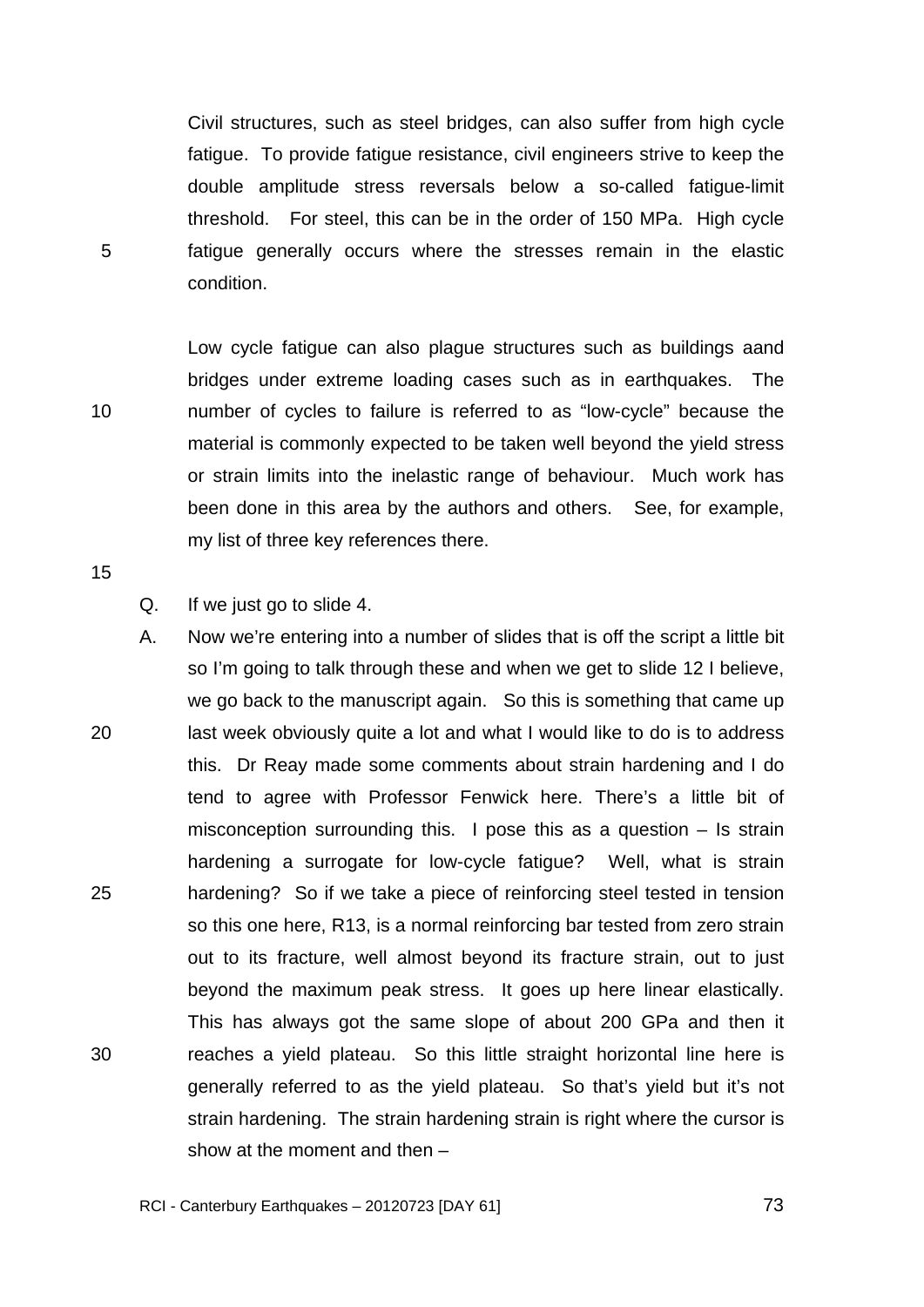Civil structures, such as steel bridges, can also suffer from high cycle fatigue. To provide fatigue resistance, civil engineers strive to keep the double amplitude stress reversals below a so-called fatigue-limit threshold. For steel, this can be in the order of 150 MPa. High cycle fatigue generally occurs where the stresses remain in the elastic condition.

Low cycle fatigue can also plague structures such as buildings aand bridges under extreme loading cases such as in earthquakes. The number of cycles to failure is referred to as "low-cycle" because the material is commonly expected to be taken well beyond the yield stress or strain limits into the inelastic range of behaviour. Much work has been done in this area by the authors and others. See, for example, my list of three key references there.

Q. If we just go to slide 4.

A. Now we're entering into a number of slides that is off the script a little bit so I'm going to talk through these and when we get to slide 12 I believe, we go back to the manuscript again. So this is something that came up last week obviously quite a lot and what I would like to do is to address this. Dr Reay made some comments about strain hardening and I do tend to agree with Professor Fenwick here. There's a little bit of misconception surrounding this. I pose this as a question – Is strain hardening a surrogate for low-cycle fatigue? Well, what is strain hardening? So if we take a piece of reinforcing steel tested in tension so this one here, R13, is a normal reinforcing bar tested from zero strain out to its fracture, well almost beyond its fracture strain, out to just beyond the maximum peak stress. It goes up here linear elastically. This has always got the same slope of about 200 GPa and then it reaches a yield plateau. So this little straight horizontal line here is generally referred to as the yield plateau. So that's yield but it's not strain hardening. The strain hardening strain is right where the cursor is show at the moment and then –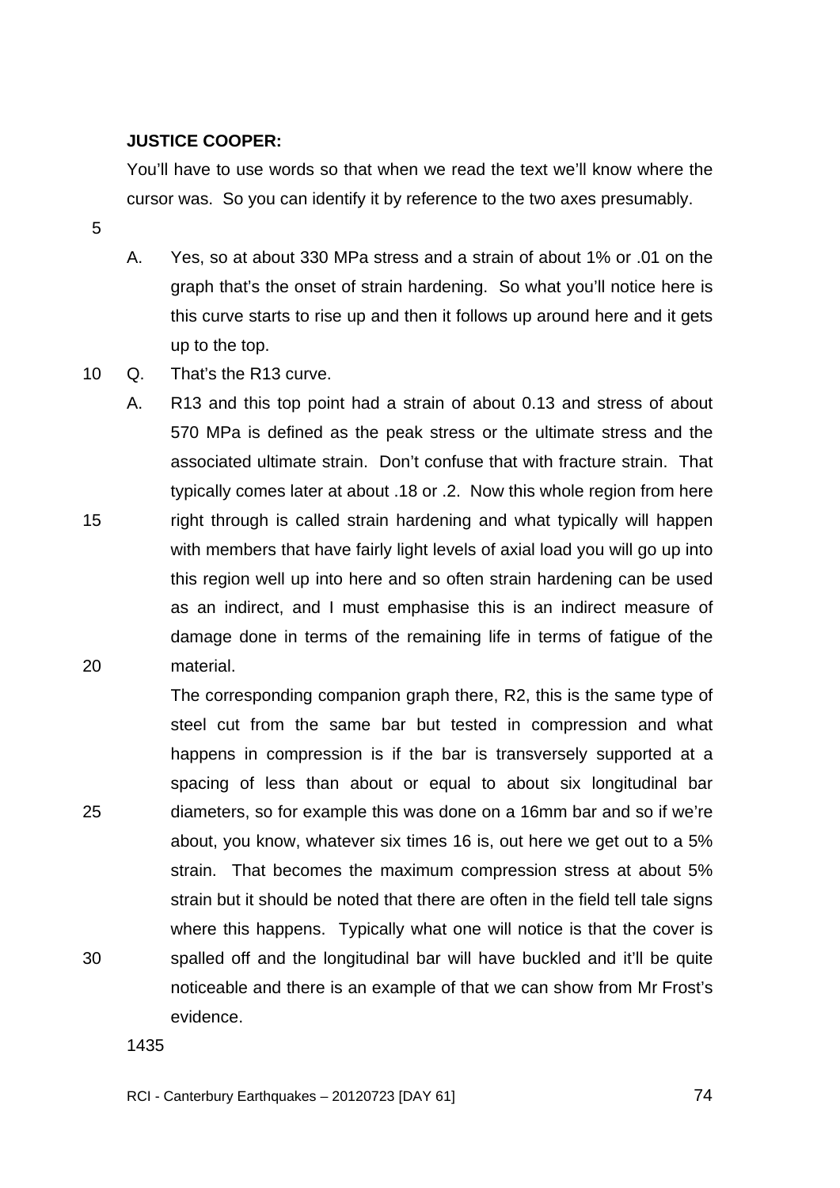**JUSTICE COOPER:**

You'll have to use words so that when we read the text we'll know where the cursor was. So you can identify it by reference to the two axes presumably.

A. Yes, so at about 330 MPa stress and a strain of about 1% or .01 on the graph that's the onset of strain hardening. So what you'll notice here is this curve starts to rise up and then it follows up around here and it gets up to the top.

Q. That's the R13 curve.

A. R13 and this top point had a strain of about 0.13 and stress of about 570 MPa is defined as the peak stress or the ultimate stress and the associated ultimate strain. Don't confuse that with fracture strain. That typically comes later at about .18 or .2. Now this whole region from here right through is called strain hardening and what typically will happen with members that have fairly light levels of axial load you will go up into this region well up into here and so often strain hardening can be used as an indirect, and I must emphasise this is an indirect measure of damage done in terms of the remaining life in terms of fatigue of the material.

The corresponding companion graph there, R2, this is the same type of steel cut from the same bar but tested in compression and what happens in compression is if the bar is transversely supported at a spacing of less than about or equal to about six longitudinal bar diameters, so for example this was done on a 16mm bar and so if we're about, you know, whatever six times 16 is, out here we get out to a 5% strain. That becomes the maximum compression stress at about 5% strain but it should be noted that there are often in the field tell tale signs where this happens. Typically what one will notice is that the cover is spalled off and the longitudinal bar will have buckled and it'll be quite noticeable and there is an example of that we can show from Mr Frost's evidence.

1435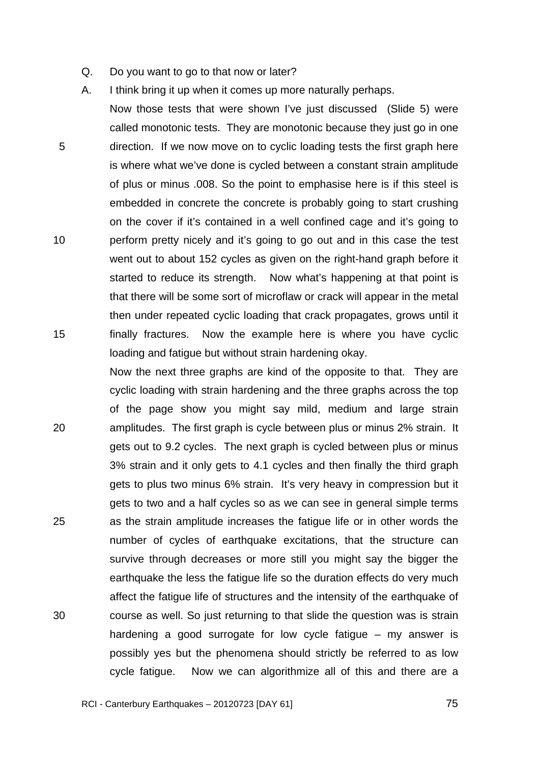Q. Do you want to go to that now or later?

A. I think bring it up when it comes up more naturally perhaps.

Now those tests that were shown I've just discussed (Slide 5) were called monotonic tests. They are monotonic because they just go in one direction. If we now move on to cyclic loading tests the first graph here is where what we've done is cycled between a constant strain amplitude of plus or minus .008. So the point to emphasise here is if this steel is embedded in concrete the concrete is probably going to start crushing on the cover if it's contained in a well confined cage and it's going to perform pretty nicely and it's going to go out and in this case the test went out to about 152 cycles as given on the right-hand graph before it started to reduce its strength. Now what's happening at that point is that there will be some sort of microflaw or crack will appear in the metal then under repeated cyclic loading that crack propagates, grows until it finally fractures. Now the example here is where you have cyclic loading and fatigue but without strain hardening okay.

Now the next three graphs are kind of the opposite to that. They are cyclic loading with strain hardening and the three graphs across the top of the page show you might say mild, medium and large strain amplitudes. The first graph is cycle between plus or minus 2% strain. It gets out to 9.2 cycles. The next graph is cycled between plus or minus 3% strain and it only gets to 4.1 cycles and then finally the third graph gets to plus two minus 6% strain. It's very heavy in compression but it gets to two and a half cycles so as we can see in general simple terms as the strain amplitude increases the fatigue life or in other words the number of cycles of earthquake excitations, that the structure can survive through decreases or more still you might say the bigger the earthquake the less the fatigue life so the duration effects do very much affect the fatigue life of structures and the intensity of the earthquake of course as well. So just returning to that slide the question was is strain hardening a good surrogate for low cycle fatigue – my answer is possibly yes but the phenomena should strictly be referred to as low cycle fatigue. Now we can algorithmize all of this and there are a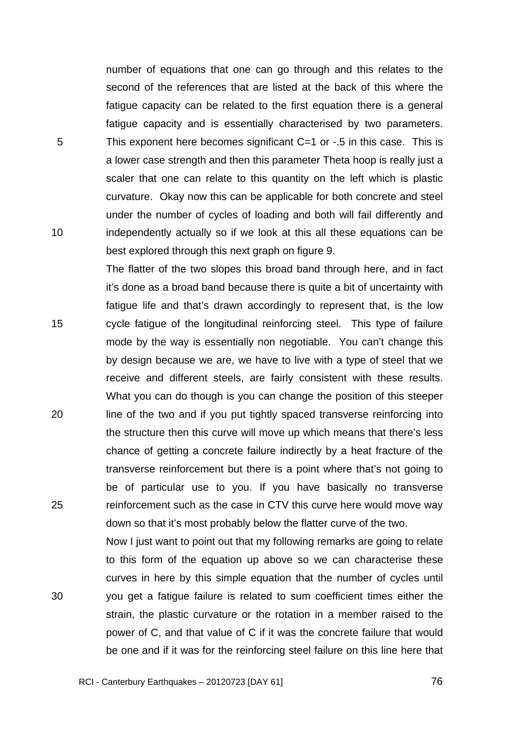number of equations that one can go through and this relates to the second of the references that are listed at the back of this where the fatigue capacity can be related to the first equation there is a general fatigue capacity and is essentially characterised by two parameters. This exponent here becomes significant C=1 or -.5 in this case. This is a lower case strength and then this parameter Theta hoop is really just a scaler that one can relate to this quantity on the left which is plastic curvature. Okay now this can be applicable for both concrete and steel under the number of cycles of loading and both will fail differently and independently actually so if we look at this all these equations can be best explored through this next graph on figure 9.

The flatter of the two slopes this broad band through here, and in fact it's done as a broad band because there is quite a bit of uncertainty with fatigue life and that's drawn accordingly to represent that, is the low cycle fatigue of the longitudinal reinforcing steel. This type of failure mode by the way is essentially non negotiable. You can't change this by design because we are, we have to live with a type of steel that we receive and different steels, are fairly consistent with these results. What you can do though is you can change the position of this steeper line of the two and if you put tightly spaced transverse reinforcing into the structure then this curve will move up which means that there's less chance of getting a concrete failure indirectly by a heat fracture of the transverse reinforcement but there is a point where that's not going to be of particular use to you. If you have basically no transverse reinforcement such as the case in CTV this curve here would move way down so that it's most probably below the flatter curve of the two.

Now I just want to point out that my following remarks are going to relate to this form of the equation up above so we can characterise these curves in here by this simple equation that the number of cycles until you get a fatigue failure is related to sum coefficient times either the strain, the plastic curvature or the rotation in a member raised to the power of C, and that value of C if it was the concrete failure that would be one and if it was for the reinforcing steel failure on this line here that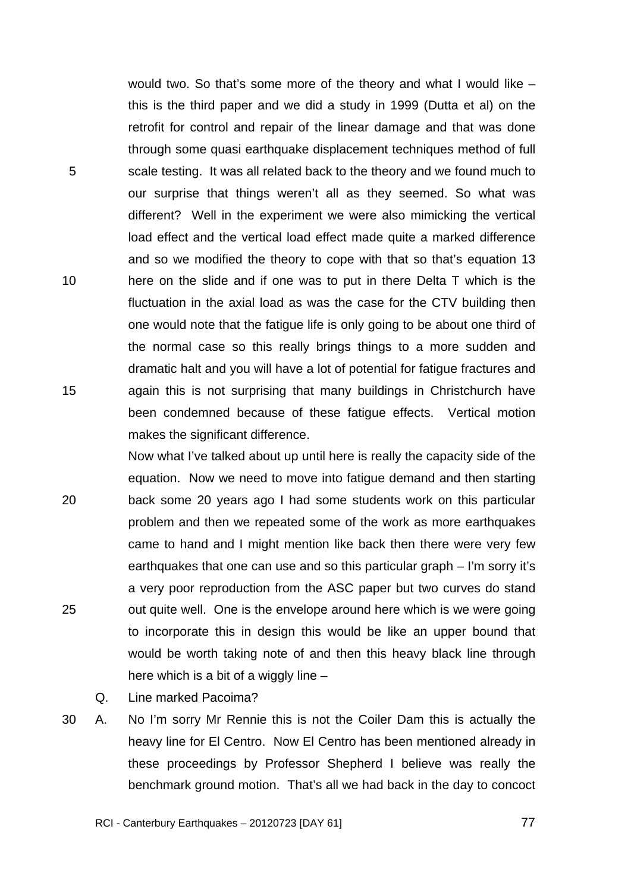would two. So that's some more of the theory and what I would like – this is the third paper and we did a study in 1999 (Dutta et al) on the retrofit for control and repair of the linear damage and that was done through some quasi earthquake displacement techniques method of full scale testing. It was all related back to the theory and we found much to our surprise that things weren't all as they seemed. So what was different? Well in the experiment we were also mimicking the vertical load effect and the vertical load effect made quite a marked difference and so we modified the theory to cope with that so that's equation 13 here on the slide and if one was to put in there Delta T which is the fluctuation in the axial load as was the case for the CTV building then one would note that the fatigue life is only going to be about one third of the normal case so this really brings things to a more sudden and dramatic halt and you will have a lot of potential for fatigue fractures and again this is not surprising that many buildings in Christchurch have been condemned because of these fatigue effects. Vertical motion makes the significant difference.

Now what I've talked about up until here is really the capacity side of the equation. Now we need to move into fatigue demand and then starting back some 20 years ago I had some students work on this particular problem and then we repeated some of the work as more earthquakes came to hand and I might mention like back then there were very few earthquakes that one can use and so this particular graph – I'm sorry it's a very poor reproduction from the ASC paper but two curves do stand out quite well. One is the envelope around here which is we were going to incorporate this in design this would be like an upper bound that would be worth taking note of and then this heavy black line through here which is a bit of a wiggly line –

Q. Line marked Pacoima?

A. No I'm sorry Mr Rennie this is not the Coiler Dam this is actually the heavy line for El Centro. Now El Centro has been mentioned already in these proceedings by Professor Shepherd I believe was really the benchmark ground motion. That's all we had back in the day to concoct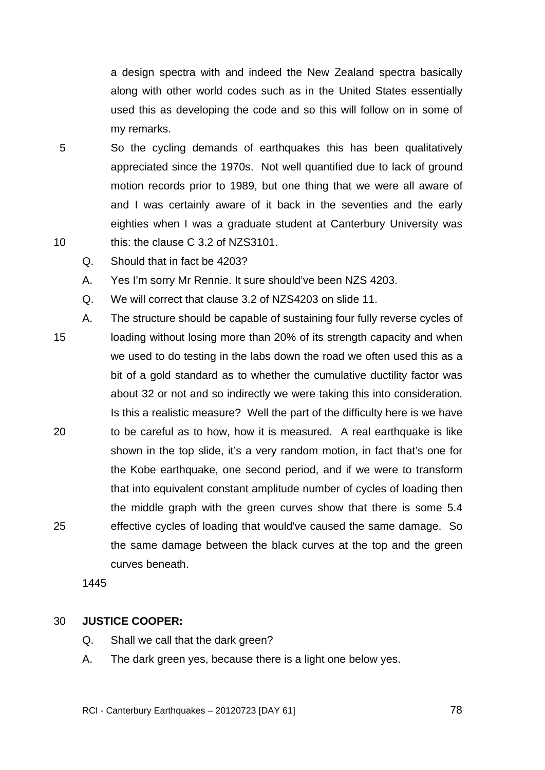a design spectra with and indeed the New Zealand spectra basically along with other world codes such as in the United States essentially used this as developing the code and so this will follow on in some of my remarks.

So the cycling demands of earthquakes this has been qualitatively appreciated since the 1970s. Not well quantified due to lack of ground motion records prior to 1989, but one thing that we were all aware of and I was certainly aware of it back in the seventies and the early eighties when I was a graduate student at Canterbury University was this: the clause C 3.2 of NZS3101.

Q. Should that in fact be 4203?

A. Yes I'm sorry Mr Rennie. It sure should've been NZS 4203.

Q. We will correct that clause 3.2 of NZS4203 on slide 11.

A. The structure should be capable of sustaining four fully reverse cycles of loading without losing more than 20% of its strength capacity and when we used to do testing in the labs down the road we often used this as a bit of a gold standard as to whether the cumulative ductility factor was about 32 or not and so indirectly we were taking this into consideration. Is this a realistic measure? Well the part of the difficulty here is we have to be careful as to how, how it is measured. A real earthquake is like shown in the top slide, it's a very random motion, in fact that's one for the Kobe earthquake, one second period, and if we were to transform that into equivalent constant amplitude number of cycles of loading then the middle graph with the green curves show that there is some 5.4 effective cycles of loading that would've caused the same damage. So the same damage between the black curves at the top and the green curves beneath.

1445

**JUSTICE COOPER:**

Q. Shall we call that the dark green?

A. The dark green yes, because there is a light one below yes.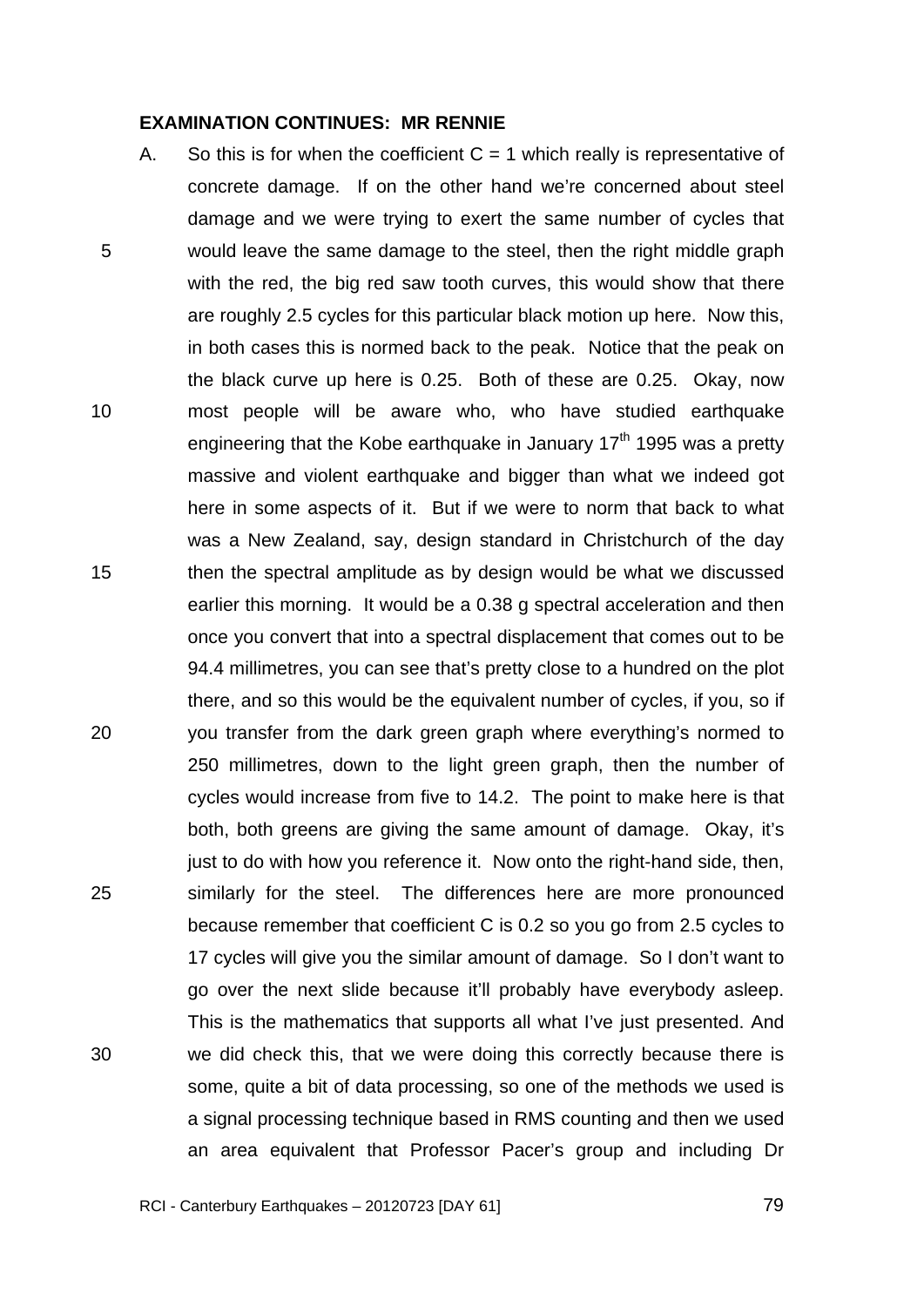**EXAMINATION CONTINUES: MR RENNIE**

A. So this is for when the coefficient $C = 1$ which really is representative of concrete damage. If on the other hand we're concerned about steel damage and we were trying to exert the same number of cycles that would leave the same damage to the steel, then the right middle graph with the red, the big red saw tooth curves, this would show that there are roughly 2.5 cycles for this particular black motion up here. Now this, in both cases this is normed back to the peak. Notice that the peak on the black curve up here is 0.25. Both of these are 0.25. Okay, now most people will be aware who, who have studied earthquake engineering that the Kobe earthquake in January 17th 1995 was a pretty massive and violent earthquake and bigger than what we indeed got here in some aspects of it. But if we were to norm that back to what was a New Zealand, say, design standard in Christchurch of the day then the spectral amplitude as by design would be what we discussed earlier this morning. It would be a 0.38 g spectral acceleration and then once you convert that into a spectral displacement that comes out to be 94.4 millimetres, you can see that's pretty close to a hundred on the plot there, and so this would be the equivalent number of cycles, if you, so if you transfer from the dark green graph where everything's normed to 250 millimetres, down to the light green graph, then the number of cycles would increase from five to 14.2. The point to make here is that both, both greens are giving the same amount of damage. Okay, it's just to do with how you reference it. Now onto the right-hand side, then, similarly for the steel. The differences here are more pronounced because remember that coefficient C is 0.2 so you go from 2.5 cycles to 17 cycles will give you the similar amount of damage. So I don't want to go over the next slide because it'll probably have everybody asleep. This is the mathematics that supports all what I've just presented. And we did check this, that we were doing this correctly because there is some, quite a bit of data processing, so one of the methods we used is a signal processing technique based in RMS counting and then we used an area equivalent that Professor Pacer's group and including Dr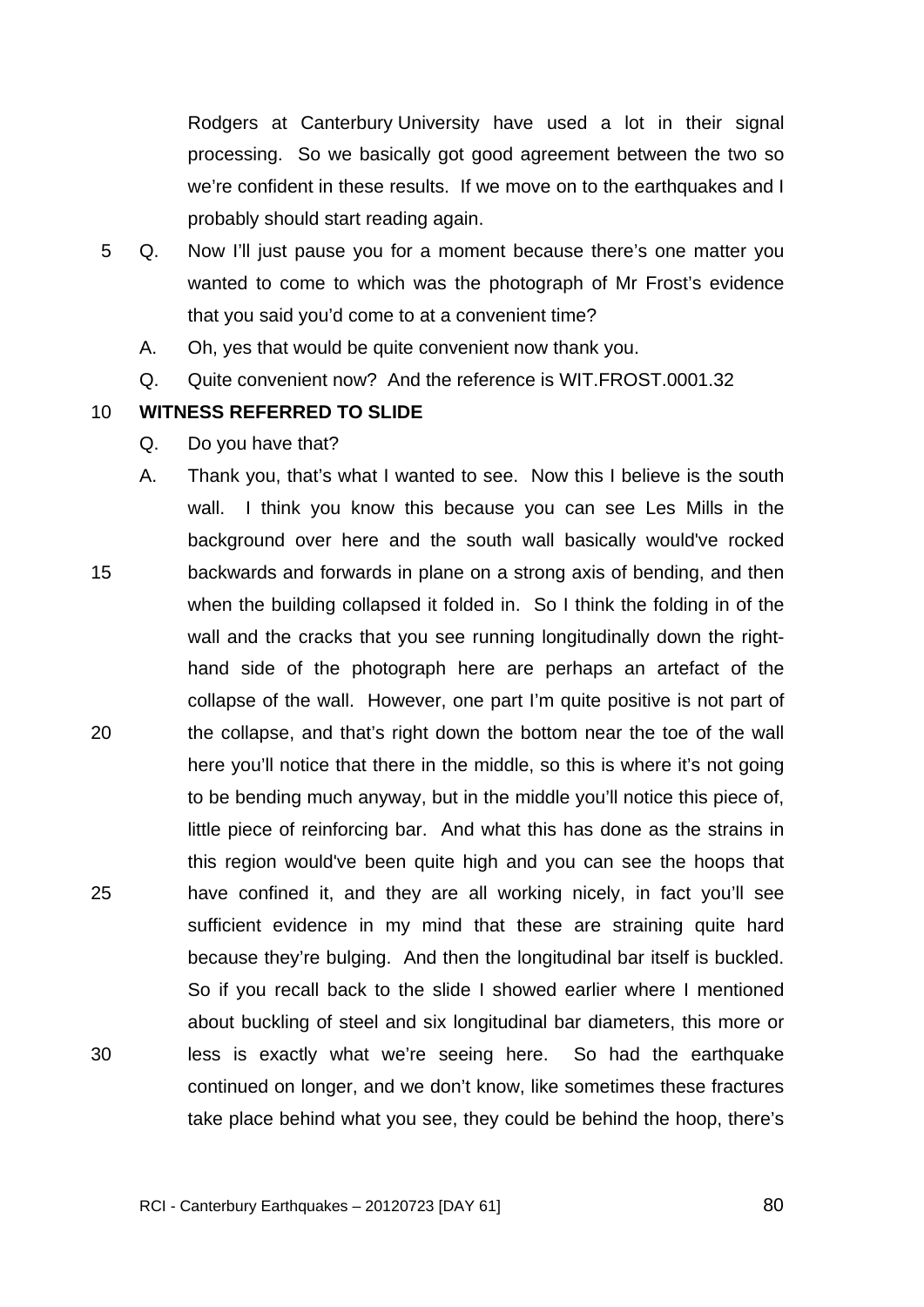Rodgers at Canterbury University have used a lot in their signal processing. So we basically got good agreement between the two so we're confident in these results. If we move on to the earthquakes and I probably should start reading again.

Q. Now I'll just pause you for a moment because there's one matter you wanted to come to which was the photograph of Mr Frost's evidence that you said you'd come to at a convenient time?

A. Oh, yes that would be quite convenient now thank you.

Q. Quite convenient now? And the reference is WIT.FROST.0001.32

**WITNESS REFERRED TO SLIDE**

Q. Do you have that?

A. Thank you, that's what I wanted to see. Now this I believe is the south wall. I think you know this because you can see Les Mills in the background over here and the south wall basically would've rocked backwards and forwards in plane on a strong axis of bending, and then when the building collapsed it folded in. So I think the folding in of the wall and the cracks that you see running longitudinally down the right-hand side of the photograph here are perhaps an artefact of the collapse of the wall. However, one part I'm quite positive is not part of the collapse, and that's right down the bottom near the toe of the wall here you'll notice that there in the middle, so this is where it's not going to be bending much anyway, but in the middle you'll notice this piece of, little piece of reinforcing bar. And what this has done as the strains in this region would've been quite high and you can see the hoops that have confined it, and they are all working nicely, in fact you'll see sufficient evidence in my mind that these are straining quite hard because they're bulging. And then the longitudinal bar itself is buckled. So if you recall back to the slide I showed earlier where I mentioned about buckling of steel and six longitudinal bar diameters, this more or less is exactly what we're seeing here. So had the earthquake continued on longer, and we don't know, like sometimes these fractures take place behind what you see, they could be behind the hoop, there's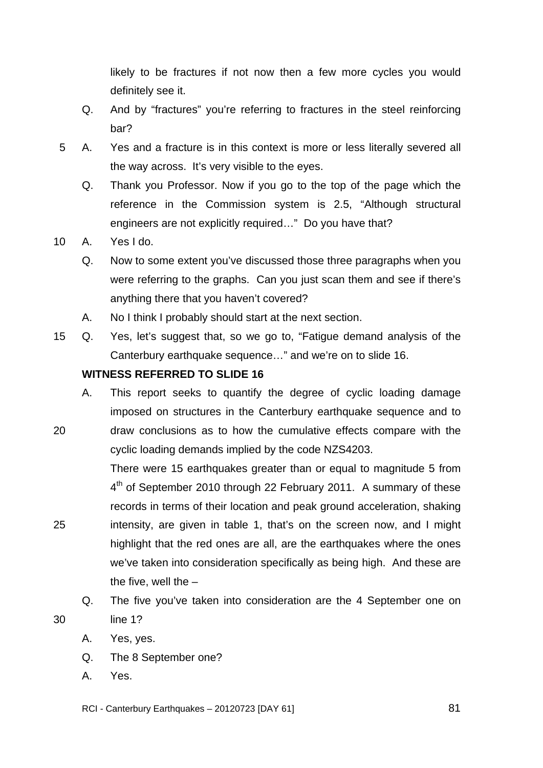likely to be fractures if not now then a few more cycles you would definitely see it.

Q. And by "fractures" you're referring to fractures in the steel reinforcing bar?

A. Yes and a fracture is in this context is more or less literally severed all the way across. It's very visible to the eyes.

Q. Thank you Professor. Now if you go to the top of the page which the reference in the Commission system is 2.5, "Although structural engineers are not explicitly required…" Do you have that?

A. Yes I do.

Q. Now to some extent you've discussed those three paragraphs when you were referring to the graphs. Can you just scan them and see if there's anything there that you haven't covered?

A. No I think I probably should start at the next section.

Q. Yes, let's suggest that, so we go to, "Fatigue demand analysis of the Canterbury earthquake sequence…" and we're on to slide 16.

**WITNESS REFERRED TO SLIDE 16**

A. This report seeks to quantify the degree of cyclic loading damage imposed on structures in the Canterbury earthquake sequence and to draw conclusions as to how the cumulative effects compare with the cyclic loading demands implied by the code NZS4203.

There were 15 earthquakes greater than or equal to magnitude 5 from 4th of September 2010 through 22 February 2011. A summary of these records in terms of their location and peak ground acceleration, shaking intensity, are given in table 1, that's on the screen now, and I might highlight that the red ones are all, are the earthquakes where the ones we've taken into consideration specifically as being high. And these are the five, well the –

Q. The five you've taken into consideration are the 4 September one on line 1?

A. Yes, yes.

Q. The 8 September one?

A. Yes.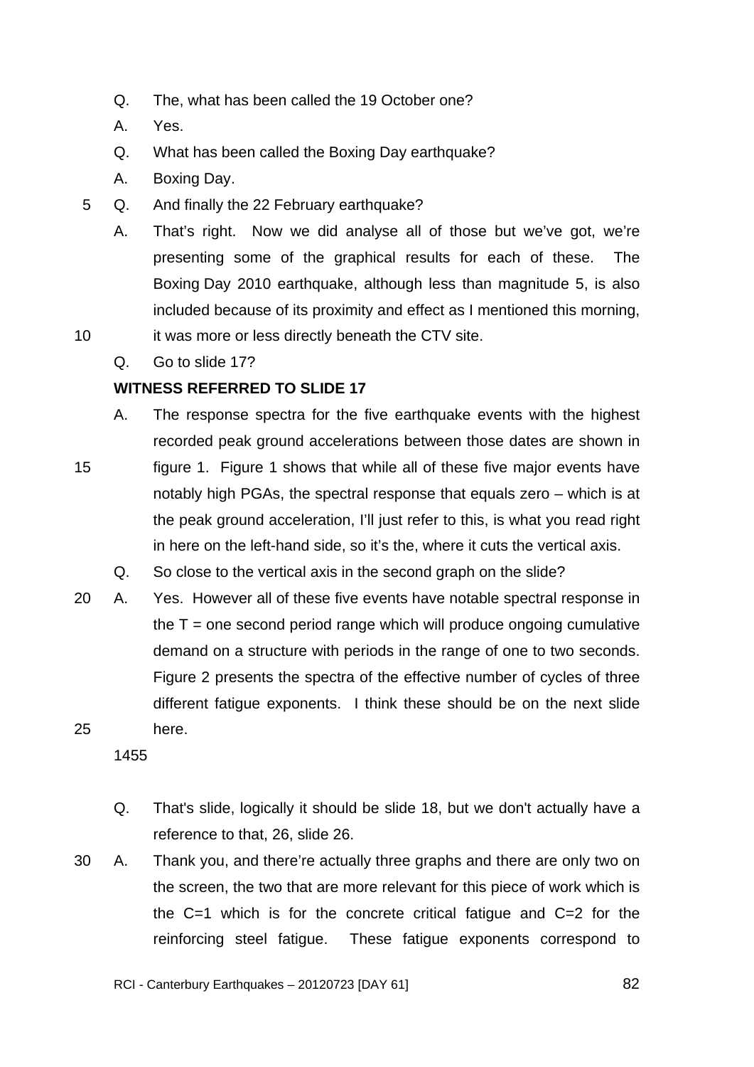Q. The, what has been called the 19 October one?

A. Yes.

Q. What has been called the Boxing Day earthquake?

A. Boxing Day.

Q. And finally the 22 February earthquake?

A. That's right. Now we did analyse all of those but we've got, we're presenting some of the graphical results for each of these. The Boxing Day 2010 earthquake, although less than magnitude 5, is also included because of its proximity and effect as I mentioned this morning, it was more or less directly beneath the CTV site.

Q. Go to slide 17?

**WITNESS REFERRED TO SLIDE 17**

A. The response spectra for the five earthquake events with the highest recorded peak ground accelerations between those dates are shown in figure 1. Figure 1 shows that while all of these five major events have notably high PGAs, the spectral response that equals zero – which is at the peak ground acceleration, I'll just refer to this, is what you read right in here on the left-hand side, so it's the, where it cuts the vertical axis.

Q. So close to the vertical axis in the second graph on the slide?

A. Yes. However all of these five events have notable spectral response in the T = one second period range which will produce ongoing cumulative demand on a structure with periods in the range of one to two seconds. Figure 2 presents the spectra of the effective number of cycles of three different fatigue exponents. I think these should be on the next slide here.

1455

Q. That's slide, logically it should be slide 18, but we don't actually have a reference to that, 26, slide 26.

A. Thank you, and there're actually three graphs and there are only two on the screen, the two that are more relevant for this piece of work which is the C=1 which is for the concrete critical fatigue and C=2 for the reinforcing steel fatigue. These fatigue exponents correspond to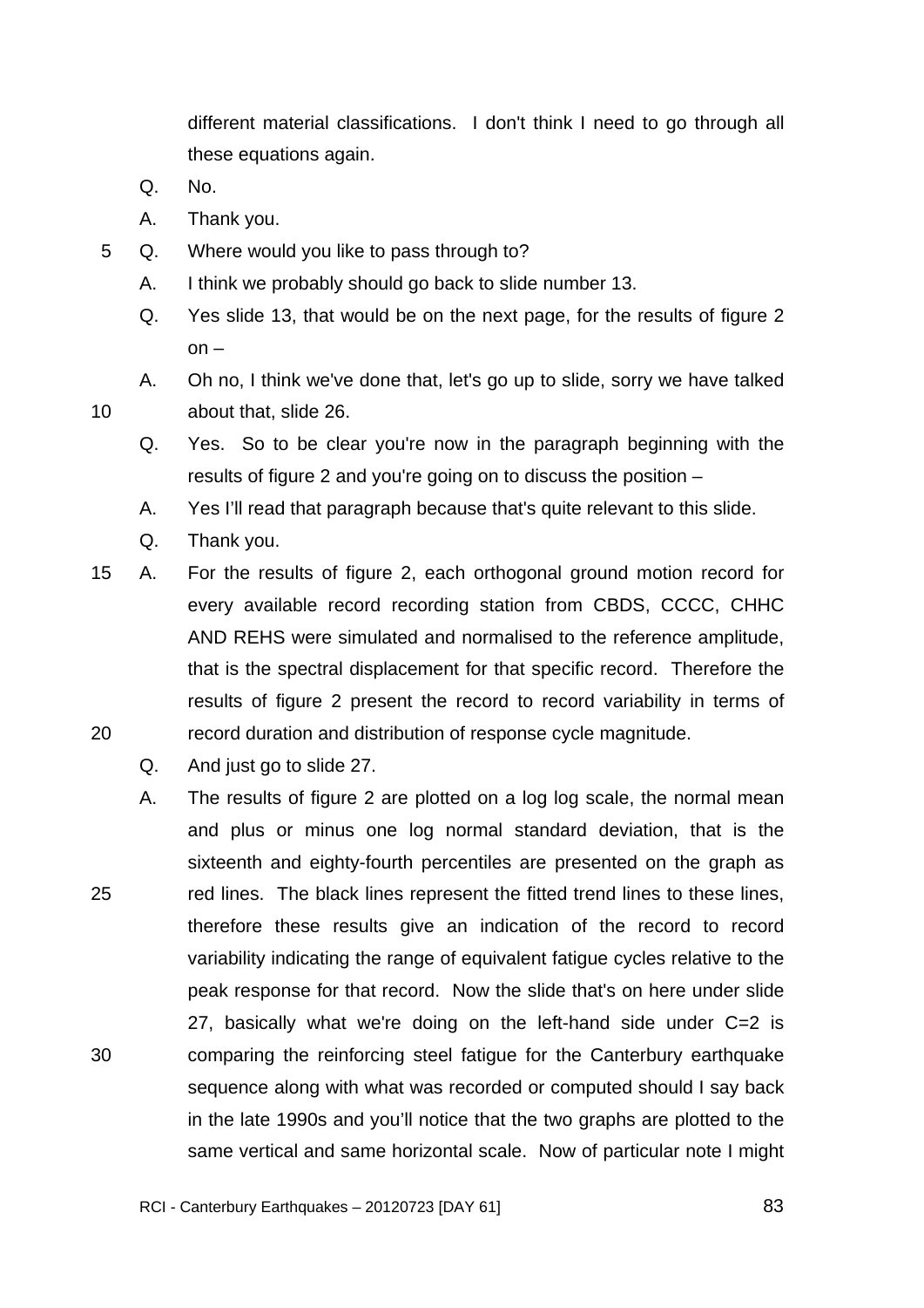different material classifications. I don't think I need to go through all these equations again.

Q. No.

A. Thank you.

Q. Where would you like to pass through to?

A. I think we probably should go back to slide number 13.

Q. Yes slide 13, that would be on the next page, for the results of figure 2 on –

A. Oh no, I think we've done that, let's go up to slide, sorry we have talked about that, slide 26.

Q. Yes. So to be clear you're now in the paragraph beginning with the results of figure 2 and you're going on to discuss the position –

A. Yes I'll read that paragraph because that's quite relevant to this slide.

Q. Thank you.

A. For the results of figure 2, each orthogonal ground motion record for every available record recording station from CBDS, CCCC, CHHC AND REHS were simulated and normalised to the reference amplitude, that is the spectral displacement for that specific record. Therefore the results of figure 2 present the record to record variability in terms of record duration and distribution of response cycle magnitude.

Q. And just go to slide 27.

A. The results of figure 2 are plotted on a log log scale, the normal mean and plus or minus one log normal standard deviation, that is the sixteenth and eighty-fourth percentiles are presented on the graph as red lines. The black lines represent the fitted trend lines to these lines, therefore these results give an indication of the record to record variability indicating the range of equivalent fatigue cycles relative to the peak response for that record. Now the slide that's on here under slide 27, basically what we're doing on the left-hand side under C=2 is comparing the reinforcing steel fatigue for the Canterbury earthquake sequence along with what was recorded or computed should I say back in the late 1990s and you'll notice that the two graphs are plotted to the same vertical and same horizontal scale. Now of particular note I might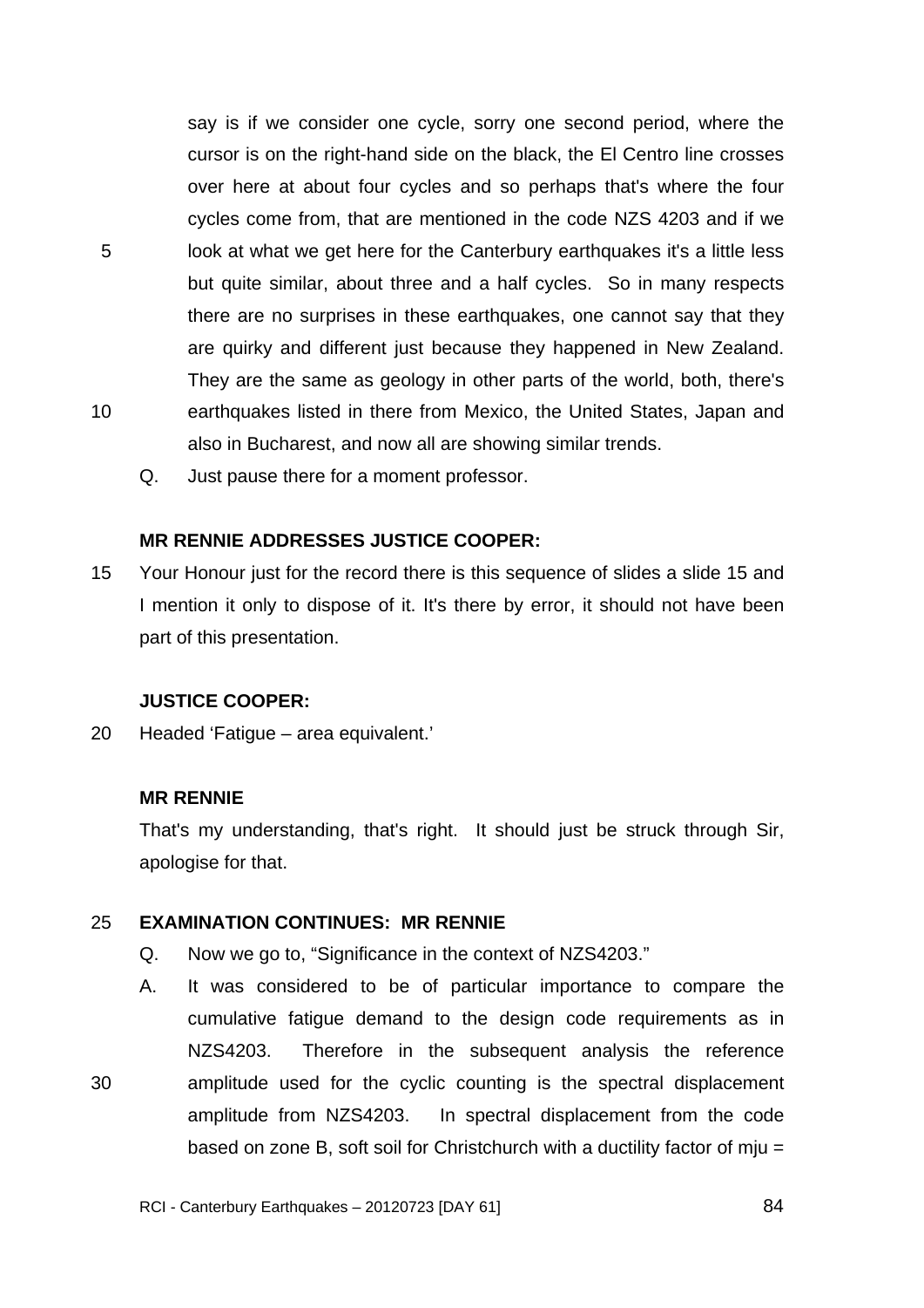say is if we consider one cycle, sorry one second period, where the cursor is on the right-hand side on the black, the El Centro line crosses over here at about four cycles and so perhaps that's where the four cycles come from, that are mentioned in the code NZS 4203 and if we look at what we get here for the Canterbury earthquakes it's a little less but quite similar, about three and a half cycles. So in many respects there are no surprises in these earthquakes, one cannot say that they are quirky and different just because they happened in New Zealand. They are the same as geology in other parts of the world, both, there's earthquakes listed in there from Mexico, the United States, Japan and also in Bucharest, and now all are showing similar trends.

Q. Just pause there for a moment professor.

**MR RENNIE ADDRESSES JUSTICE COOPER:**

Your Honour just for the record there is this sequence of slides a slide 15 and I mention it only to dispose of it. It's there by error, it should not have been part of this presentation.

**JUSTICE COOPER:**

Headed 'Fatigue – area equivalent.'

**MR RENNIE**

That's my understanding, that's right. It should just be struck through Sir, apologise for that.

**EXAMINATION CONTINUES: MR RENNIE**

Q. Now we go to, "Significance in the context of NZS4203."

A. It was considered to be of particular importance to compare the cumulative fatigue demand to the design code requirements as in NZS4203. Therefore in the subsequent analysis the reference amplitude used for the cyclic counting is the spectral displacement amplitude from NZS4203. In spectral displacement from the code based on zone B, soft soil for Christchurch with a ductility factor of mju =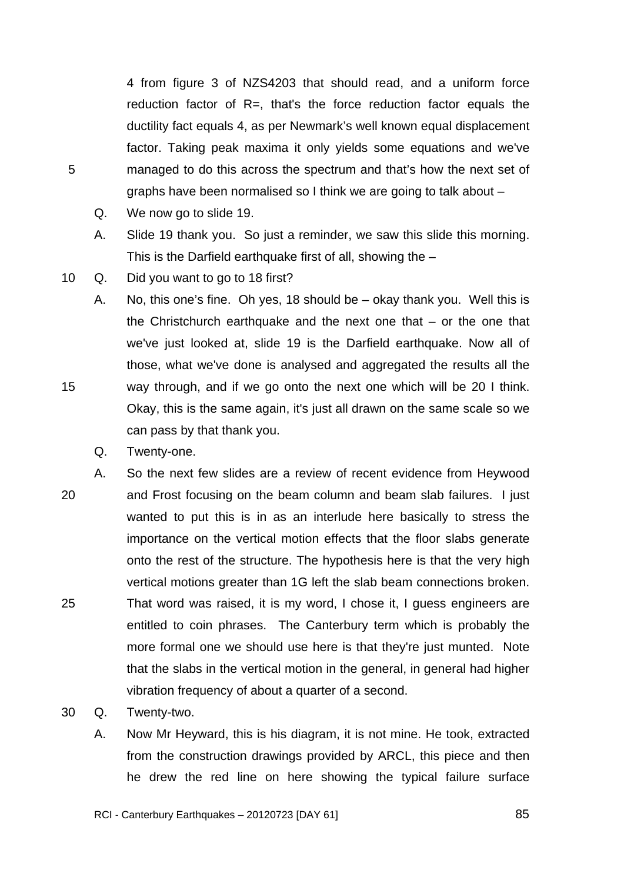4 from figure 3 of NZS4203 that should read, and a uniform force reduction factor of R=, that's the force reduction factor equals the ductility fact equals 4, as per Newmark's well known equal displacement factor. Taking peak maxima it only yields some equations and we've managed to do this across the spectrum and that's how the next set of graphs have been normalised so I think we are going to talk about –

Q. We now go to slide 19.

A. Slide 19 thank you. So just a reminder, we saw this slide this morning. This is the Darfield earthquake first of all, showing the –

Q. Did you want to go to 18 first?

A. No, this one's fine. Oh yes, 18 should be – okay thank you. Well this is the Christchurch earthquake and the next one that – or the one that we've just looked at, slide 19 is the Darfield earthquake. Now all of those, what we've done is analysed and aggregated the results all the way through, and if we go onto the next one which will be 20 I think. Okay, this is the same again, it's just all drawn on the same scale so we can pass by that thank you.

Q. Twenty-one.

A. So the next few slides are a review of recent evidence from Heywood and Frost focusing on the beam column and beam slab failures. I just wanted to put this is in as an interlude here basically to stress the importance on the vertical motion effects that the floor slabs generate onto the rest of the structure. The hypothesis here is that the very high vertical motions greater than 1G left the slab beam connections broken. That word was raised, it is my word, I chose it, I guess engineers are entitled to coin phrases. The Canterbury term which is probably the more formal one we should use here is that they're just munted. Note that the slabs in the vertical motion in the general, in general had higher vibration frequency of about a quarter of a second.

Q. Twenty-two.

A. Now Mr Heyward, this is his diagram, it is not mine. He took, extracted from the construction drawings provided by ARCL, this piece and then he drew the red line on here showing the typical failure surface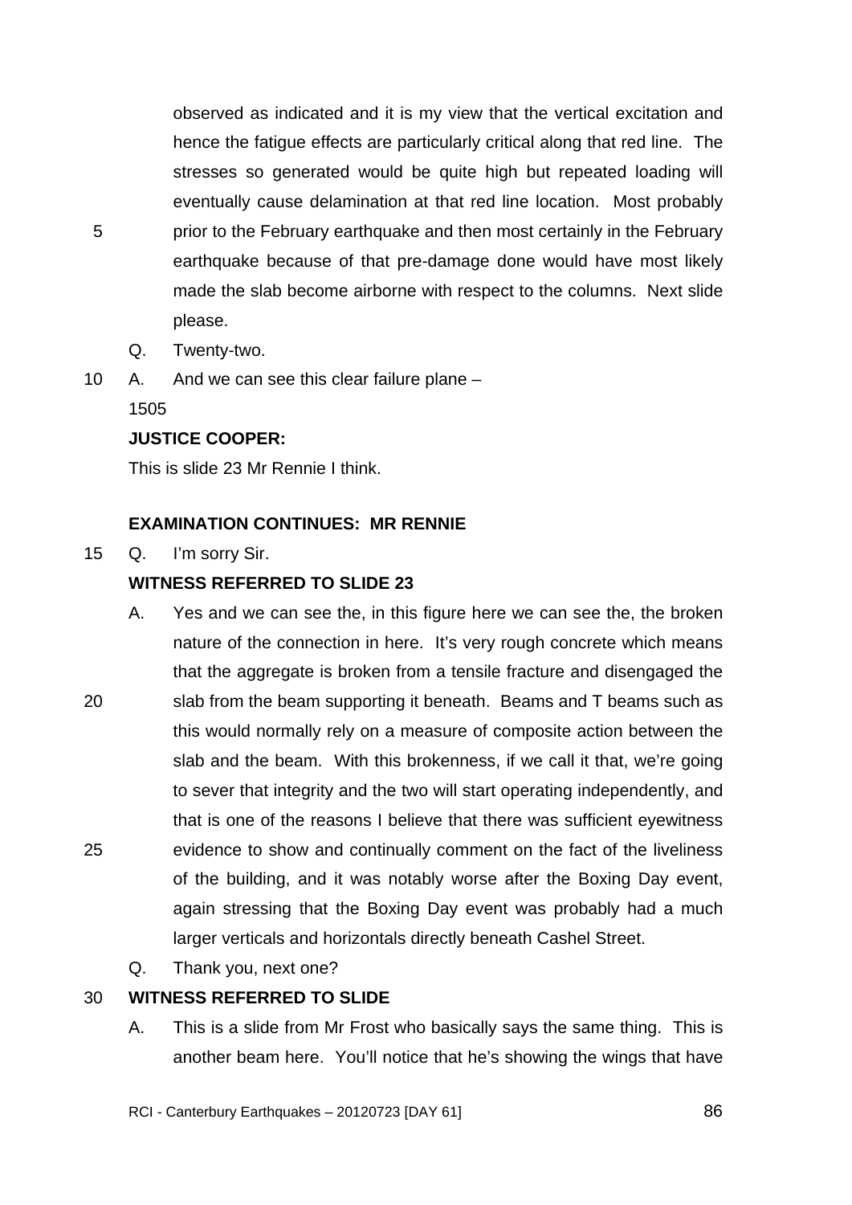observed as indicated and it is my view that the vertical excitation and hence the fatigue effects are particularly critical along that red line. The stresses so generated would be quite high but repeated loading will eventually cause delamination at that red line location. Most probably prior to the February earthquake and then most certainly in the February earthquake because of that pre-damage done would have most likely made the slab become airborne with respect to the columns. Next slide please.

Q. Twenty-two.

A. And we can see this clear failure plane –

1505

**JUSTICE COOPER:**

This is slide 23 Mr Rennie I think.

**EXAMINATION CONTINUES: MR RENNIE**

Q. I'm sorry Sir.

**WITNESS REFERRED TO SLIDE 23**

A. Yes and we can see the, in this figure here we can see the, the broken nature of the connection in here. It's very rough concrete which means that the aggregate is broken from a tensile fracture and disengaged the slab from the beam supporting it beneath. Beams and T beams such as this would normally rely on a measure of composite action between the slab and the beam. With this brokenness, if we call it that, we're going to sever that integrity and the two will start operating independently, and that is one of the reasons I believe that there was sufficient eyewitness evidence to show and continually comment on the fact of the liveliness of the building, and it was notably worse after the Boxing Day event, again stressing that the Boxing Day event was probably had a much larger verticals and horizontals directly beneath Cashel Street.

Q. Thank you, next one?

**WITNESS REFERRED TO SLIDE**

A. This is a slide from Mr Frost who basically says the same thing. This is another beam here. You'll notice that he's showing the wings that have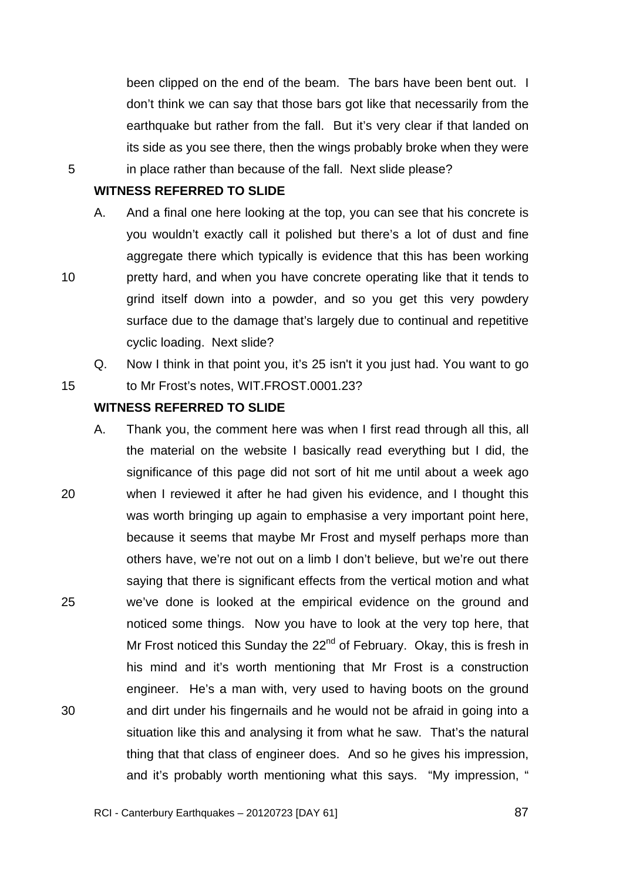been clipped on the end of the beam. The bars have been bent out. I don't think we can say that those bars got like that necessarily from the earthquake but rather from the fall. But it's very clear if that landed on its side as you see there, then the wings probably broke when they were in place rather than because of the fall. Next slide please?

**WITNESS REFERRED TO SLIDE**

A. And a final one here looking at the top, you can see that his concrete is you wouldn't exactly call it polished but there's a lot of dust and fine aggregate there which typically is evidence that this has been working pretty hard, and when you have concrete operating like that it tends to grind itself down into a powder, and so you get this very powdery surface due to the damage that's largely due to continual and repetitive cyclic loading. Next slide?

Q. Now I think in that point you, it's 25 isn't it you just had. You want to go to Mr Frost's notes, WIT.FROST.0001.23?

**WITNESS REFERRED TO SLIDE**

A. Thank you, the comment here was when I first read through all this, all the material on the website I basically read everything but I did, the significance of this page did not sort of hit me until about a week ago when I reviewed it after he had given his evidence, and I thought this was worth bringing up again to emphasise a very important point here, because it seems that maybe Mr Frost and myself perhaps more than others have, we're not out on a limb I don't believe, but we're out there saying that there is significant effects from the vertical motion and what we've done is looked at the empirical evidence on the ground and noticed some things. Now you have to look at the very top here, that Mr Frost noticed this Sunday the 22nd of February. Okay, this is fresh in his mind and it's worth mentioning that Mr Frost is a construction engineer. He's a man with, very used to having boots on the ground and dirt under his fingernails and he would not be afraid in going into a situation like this and analysing it from what he saw. That's the natural thing that that class of engineer does. And so he gives his impression, and it's probably worth mentioning what this says. "My impression, "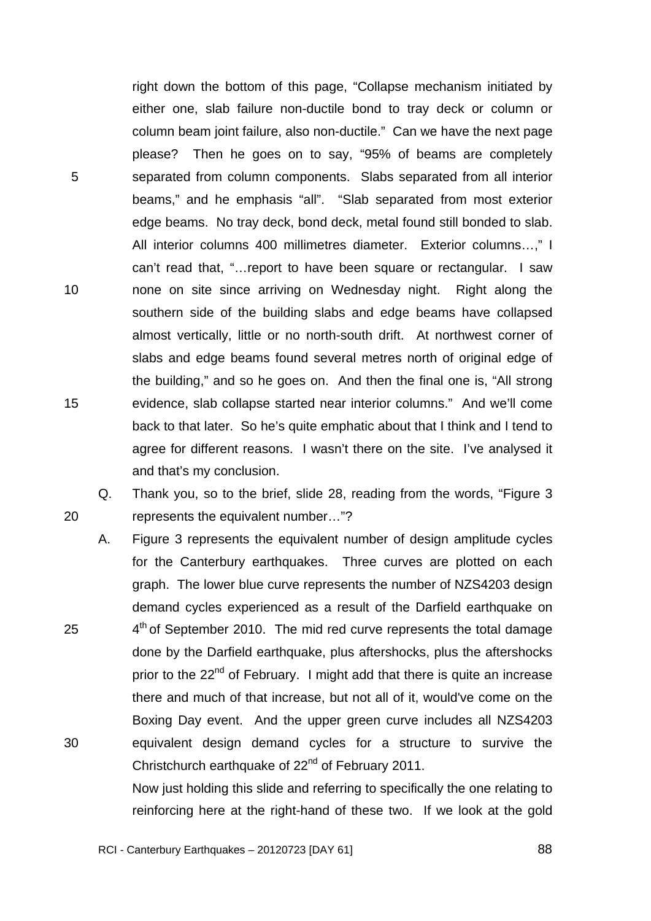right down the bottom of this page, "Collapse mechanism initiated by either one, slab failure non-ductile bond to tray deck or column or column beam joint failure, also non-ductile." Can we have the next page please? Then he goes on to say, "95% of beams are completely separated from column components. Slabs separated from all interior beams," and he emphasis "all". "Slab separated from most exterior edge beams. No tray deck, bond deck, metal found still bonded to slab. All interior columns 400 millimetres diameter. Exterior columns…," I can't read that, "…report to have been square or rectangular. I saw none on site since arriving on Wednesday night. Right along the southern side of the building slabs and edge beams have collapsed almost vertically, little or no north-south drift. At northwest corner of slabs and edge beams found several metres north of original edge of the building," and so he goes on. And then the final one is, "All strong evidence, slab collapse started near interior columns." And we'll come back to that later. So he's quite emphatic about that I think and I tend to agree for different reasons. I wasn't there on the site. I've analysed it and that's my conclusion.

Q. Thank you, so to the brief, slide 28, reading from the words, "Figure 3 represents the equivalent number…"?

A. Figure 3 represents the equivalent number of design amplitude cycles for the Canterbury earthquakes. Three curves are plotted on each graph. The lower blue curve represents the number of NZS4203 design demand cycles experienced as a result of the Darfield earthquake on 4th of September 2010. The mid red curve represents the total damage done by the Darfield earthquake, plus aftershocks, plus the aftershocks prior to the 22nd of February. I might add that there is quite an increase there and much of that increase, but not all of it, would've come on the Boxing Day event. And the upper green curve includes all NZS4203 equivalent design demand cycles for a structure to survive the Christchurch earthquake of 22nd of February 2011.

Now just holding this slide and referring to specifically the one relating to reinforcing here at the right-hand of these two. If we look at the gold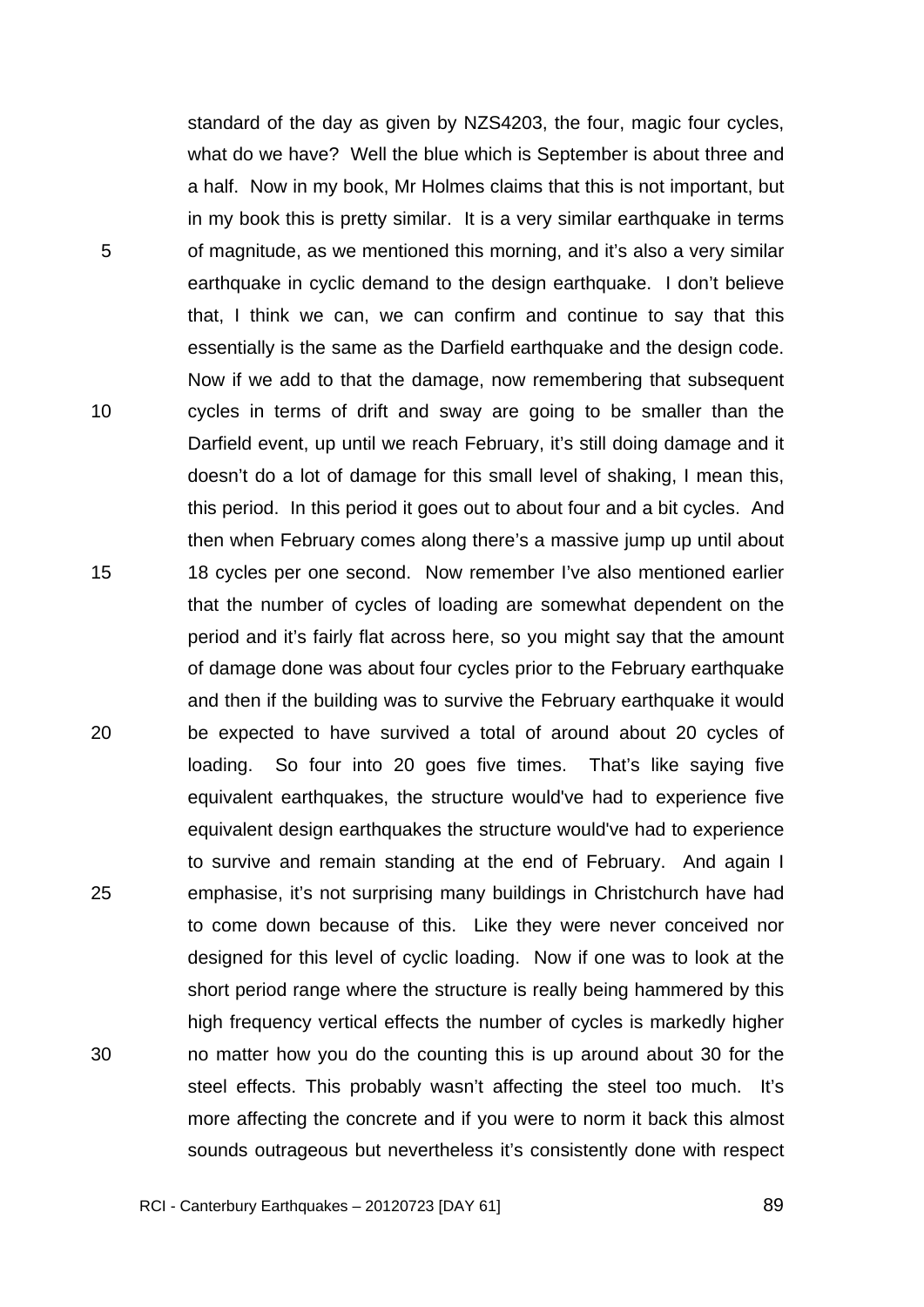standard of the day as given by NZS4203, the four, magic four cycles, what do we have? Well the blue which is September is about three and a half. Now in my book, Mr Holmes claims that this is not important, but in my book this is pretty similar. It is a very similar earthquake in terms of magnitude, as we mentioned this morning, and it's also a very similar earthquake in cyclic demand to the design earthquake. I don't believe that, I think we can, we can confirm and continue to say that this essentially is the same as the Darfield earthquake and the design code. Now if we add to that the damage, now remembering that subsequent cycles in terms of drift and sway are going to be smaller than the Darfield event, up until we reach February, it's still doing damage and it doesn't do a lot of damage for this small level of shaking, I mean this, this period. In this period it goes out to about four and a bit cycles. And then when February comes along there's a massive jump up until about 18 cycles per one second. Now remember I've also mentioned earlier that the number of cycles of loading are somewhat dependent on the period and it's fairly flat across here, so you might say that the amount of damage done was about four cycles prior to the February earthquake and then if the building was to survive the February earthquake it would be expected to have survived a total of around about 20 cycles of loading. So four into 20 goes five times. That's like saying five equivalent earthquakes, the structure would've had to experience five equivalent design earthquakes the structure would've had to experience to survive and remain standing at the end of February. And again I emphasise, it's not surprising many buildings in Christchurch have had to come down because of this. Like they were never conceived nor designed for this level of cyclic loading. Now if one was to look at the short period range where the structure is really being hammered by this high frequency vertical effects the number of cycles is markedly higher no matter how you do the counting this is up around about 30 for the steel effects. This probably wasn't affecting the steel too much. It's more affecting the concrete and if you were to norm it back this almost sounds outrageous but nevertheless it's consistently done with respect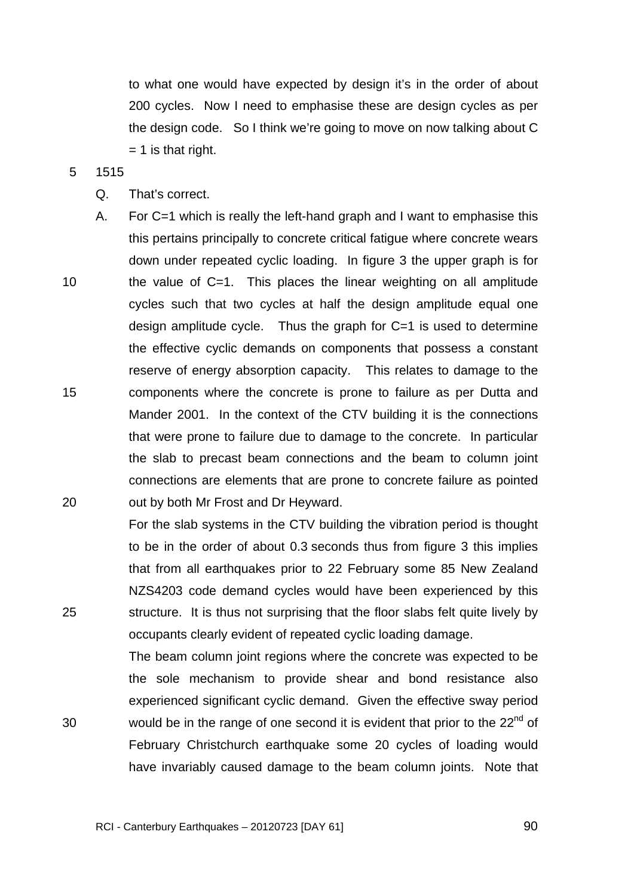to what one would have expected by design it's in the order of about 200 cycles. Now I need to emphasise these are design cycles as per the design code. So I think we're going to move on now talking about C = 1 is that right.

1515

Q. That's correct.

A. For C=1 which is really the left-hand graph and I want to emphasise this this pertains principally to concrete critical fatigue where concrete wears down under repeated cyclic loading. In figure 3 the upper graph is for the value of C=1. This places the linear weighting on all amplitude cycles such that two cycles at half the design amplitude equal one design amplitude cycle. Thus the graph for C=1 is used to determine the effective cyclic demands on components that possess a constant reserve of energy absorption capacity. This relates to damage to the components where the concrete is prone to failure as per Dutta and Mander 2001. In the context of the CTV building it is the connections that were prone to failure due to damage to the concrete. In particular the slab to precast beam connections and the beam to column joint connections are elements that are prone to concrete failure as pointed out by both Mr Frost and Dr Heyward.

For the slab systems in the CTV building the vibration period is thought to be in the order of about 0.3 seconds thus from figure 3 this implies that from all earthquakes prior to 22 February some 85 New Zealand NZS4203 code demand cycles would have been experienced by this structure. It is thus not surprising that the floor slabs felt quite lively by occupants clearly evident of repeated cyclic loading damage.

The beam column joint regions where the concrete was expected to be the sole mechanism to provide shear and bond resistance also experienced significant cyclic demand. Given the effective sway period would be in the range of one second it is evident that prior to the 22nd of February Christchurch earthquake some 20 cycles of loading would have invariably caused damage to the beam column joints. Note that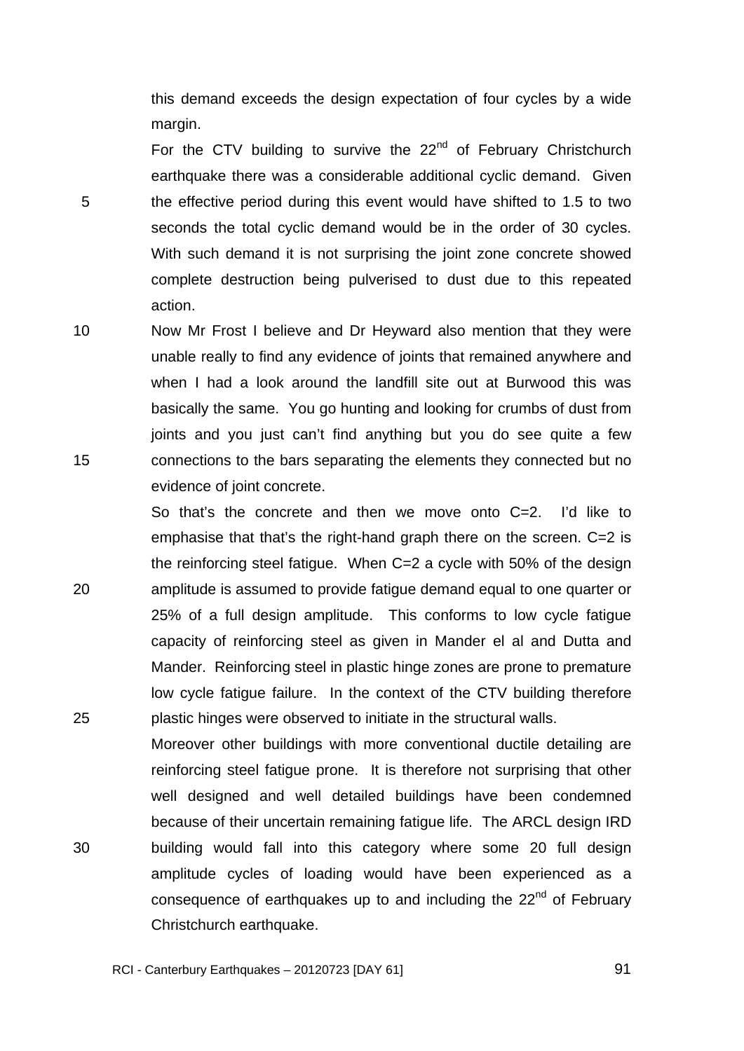this demand exceeds the design expectation of four cycles by a wide margin.

For the CTV building to survive the 22nd of February Christchurch earthquake there was a considerable additional cyclic demand. Given the effective period during this event would have shifted to 1.5 to two seconds the total cyclic demand would be in the order of 30 cycles. With such demand it is not surprising the joint zone concrete showed complete destruction being pulverised to dust due to this repeated action.

Now Mr Frost I believe and Dr Heyward also mention that they were unable really to find any evidence of joints that remained anywhere and when I had a look around the landfill site out at Burwood this was basically the same. You go hunting and looking for crumbs of dust from joints and you just can't find anything but you do see quite a few connections to the bars separating the elements they connected but no evidence of joint concrete.

So that's the concrete and then we move onto C=2. I'd like to emphasise that that's the right-hand graph there on the screen. C=2 is the reinforcing steel fatigue. When C=2 a cycle with 50% of the design amplitude is assumed to provide fatigue demand equal to one quarter or 25% of a full design amplitude. This conforms to low cycle fatigue capacity of reinforcing steel as given in Mander el al and Dutta and Mander. Reinforcing steel in plastic hinge zones are prone to premature low cycle fatigue failure. In the context of the CTV building therefore plastic hinges were observed to initiate in the structural walls.

Moreover other buildings with more conventional ductile detailing are reinforcing steel fatigue prone. It is therefore not surprising that other well designed and well detailed buildings have been condemned because of their uncertain remaining fatigue life. The ARCL design IRD building would fall into this category where some 20 full design amplitude cycles of loading would have been experienced as a consequence of earthquakes up to and including the 22nd of February Christchurch earthquake.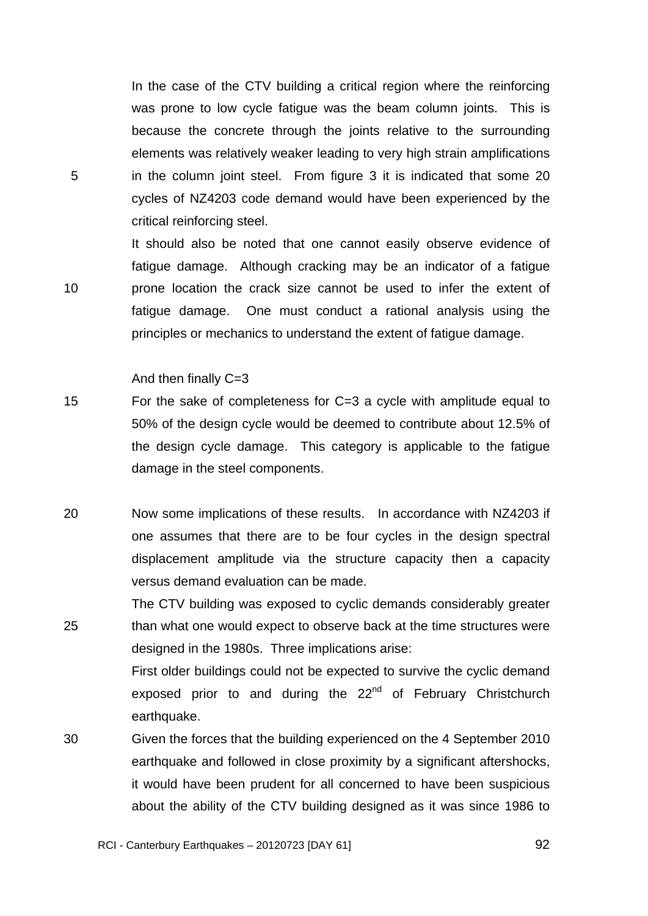In the case of the CTV building a critical region where the reinforcing was prone to low cycle fatigue was the beam column joints. This is because the concrete through the joints relative to the surrounding elements was relatively weaker leading to very high strain amplifications in the column joint steel. From figure 3 it is indicated that some 20 cycles of NZ4203 code demand would have been experienced by the critical reinforcing steel.

It should also be noted that one cannot easily observe evidence of fatigue damage. Although cracking may be an indicator of a fatigue prone location the crack size cannot be used to infer the extent of fatigue damage. One must conduct a rational analysis using the principles or mechanics to understand the extent of fatigue damage.

And then finally C=3

For the sake of completeness for C=3 a cycle with amplitude equal to 50% of the design cycle would be deemed to contribute about 12.5% of the design cycle damage. This category is applicable to the fatigue damage in the steel components.

Now some implications of these results. In accordance with NZ4203 if one assumes that there are to be four cycles in the design spectral displacement amplitude via the structure capacity then a capacity versus demand evaluation can be made.

The CTV building was exposed to cyclic demands considerably greater than what one would expect to observe back at the time structures were designed in the 1980s. Three implications arise:

First older buildings could not be expected to survive the cyclic demand exposed prior to and during the 22nd of February Christchurch earthquake.

Given the forces that the building experienced on the 4 September 2010 earthquake and followed in close proximity by a significant aftershocks, it would have been prudent for all concerned to have been suspicious about the ability of the CTV building designed as it was since 1986 to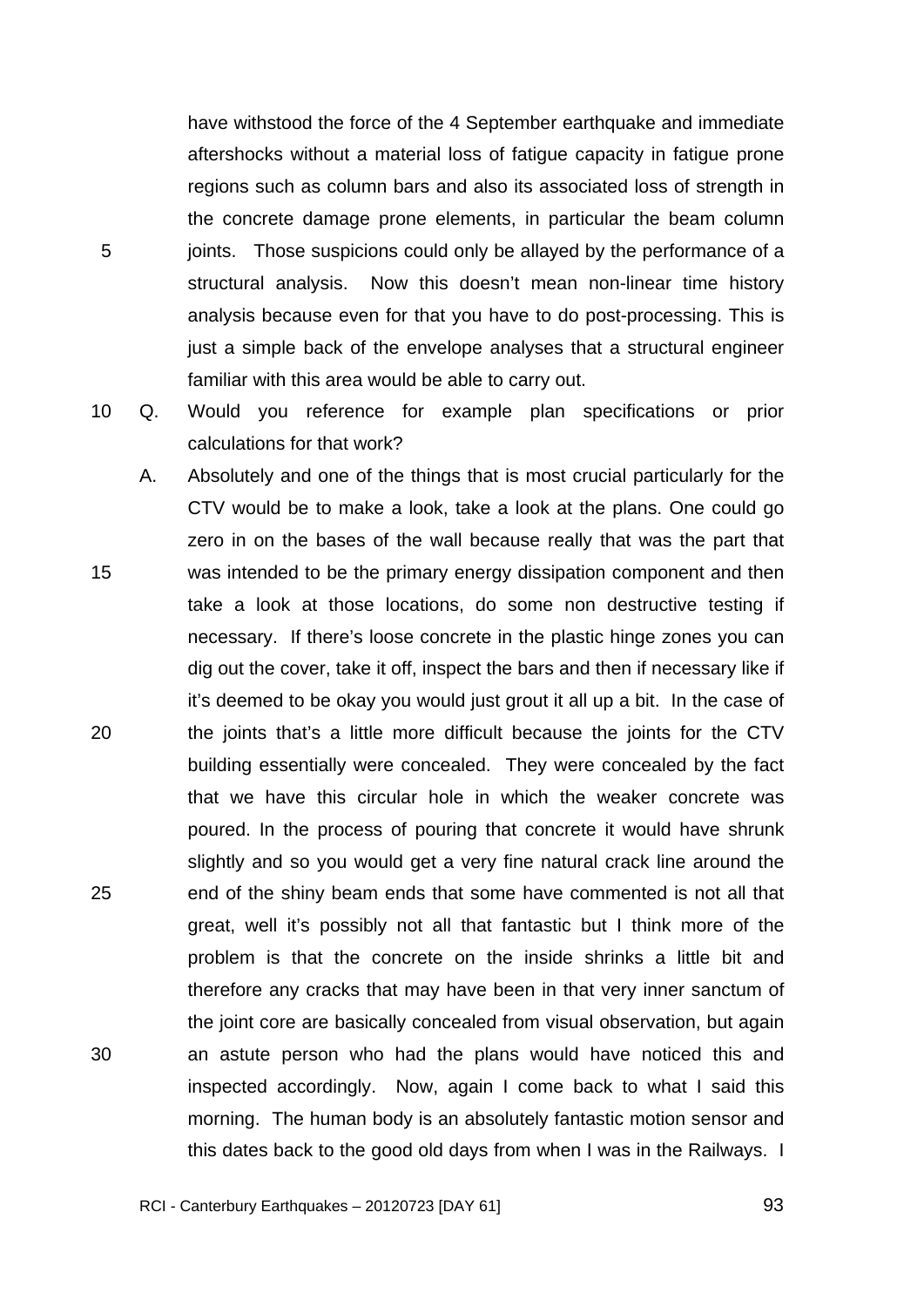have withstood the force of the 4 September earthquake and immediate aftershocks without a material loss of fatigue capacity in fatigue prone regions such as column bars and also its associated loss of strength in the concrete damage prone elements, in particular the beam column joints. Those suspicions could only be allayed by the performance of a structural analysis. Now this doesn't mean non-linear time history analysis because even for that you have to do post-processing. This is just a simple back of the envelope analyses that a structural engineer familiar with this area would be able to carry out.

Q. Would you reference for example plan specifications or prior calculations for that work?

A. Absolutely and one of the things that is most crucial particularly for the CTV would be to make a look, take a look at the plans. One could go zero in on the bases of the wall because really that was the part that was intended to be the primary energy dissipation component and then take a look at those locations, do some non destructive testing if necessary. If there's loose concrete in the plastic hinge zones you can dig out the cover, take it off, inspect the bars and then if necessary like if it's deemed to be okay you would just grout it all up a bit. In the case of the joints that's a little more difficult because the joints for the CTV building essentially were concealed. They were concealed by the fact that we have this circular hole in which the weaker concrete was poured. In the process of pouring that concrete it would have shrunk slightly and so you would get a very fine natural crack line around the end of the shiny beam ends that some have commented is not all that great, well it's possibly not all that fantastic but I think more of the problem is that the concrete on the inside shrinks a little bit and therefore any cracks that may have been in that very inner sanctum of the joint core are basically concealed from visual observation, but again an astute person who had the plans would have noticed this and inspected accordingly. Now, again I come back to what I said this morning. The human body is an absolutely fantastic motion sensor and this dates back to the good old days from when I was in the Railways. I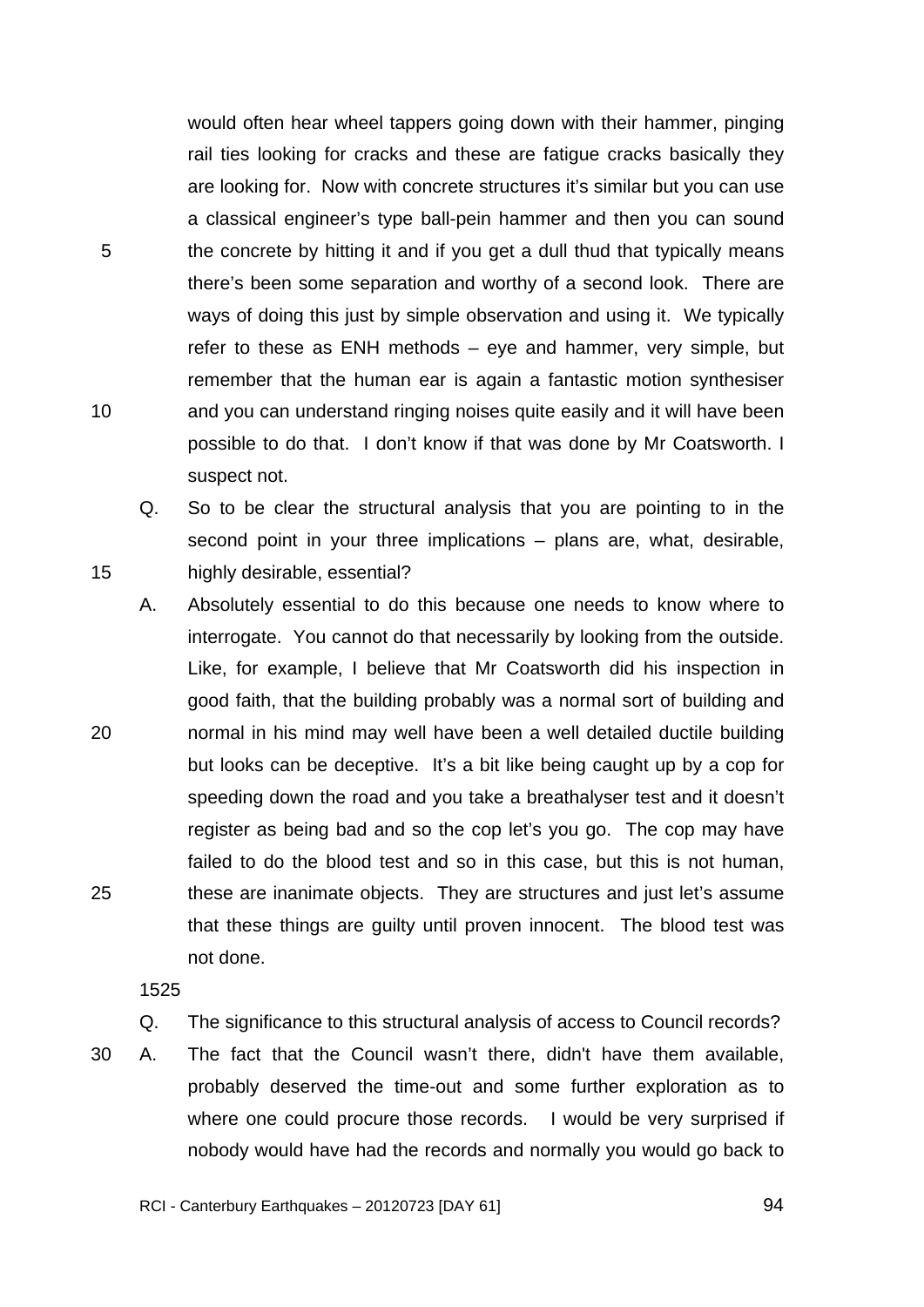would often hear wheel tappers going down with their hammer, pinging rail ties looking for cracks and these are fatigue cracks basically they are looking for. Now with concrete structures it's similar but you can use a classical engineer's type ball-pein hammer and then you can sound the concrete by hitting it and if you get a dull thud that typically means there's been some separation and worthy of a second look. There are ways of doing this just by simple observation and using it. We typically refer to these as ENH methods – eye and hammer, very simple, but remember that the human ear is again a fantastic motion synthesiser and you can understand ringing noises quite easily and it will have been possible to do that. I don't know if that was done by Mr Coatsworth. I suspect not.

Q. So to be clear the structural analysis that you are pointing to in the second point in your three implications – plans are, what, desirable, highly desirable, essential?

A. Absolutely essential to do this because one needs to know where to interrogate. You cannot do that necessarily by looking from the outside. Like, for example, I believe that Mr Coatsworth did his inspection in good faith, that the building probably was a normal sort of building and normal in his mind may well have been a well detailed ductile building but looks can be deceptive. It's a bit like being caught up by a cop for speeding down the road and you take a breathalyser test and it doesn't register as being bad and so the cop let's you go. The cop may have failed to do the blood test and so in this case, but this is not human, these are inanimate objects. They are structures and just let's assume that these things are guilty until proven innocent. The blood test was not done.

1525

Q. The significance to this structural analysis of access to Council records?

A. The fact that the Council wasn't there, didn't have them available, probably deserved the time-out and some further exploration as to where one could procure those records. I would be very surprised if nobody would have had the records and normally you would go back to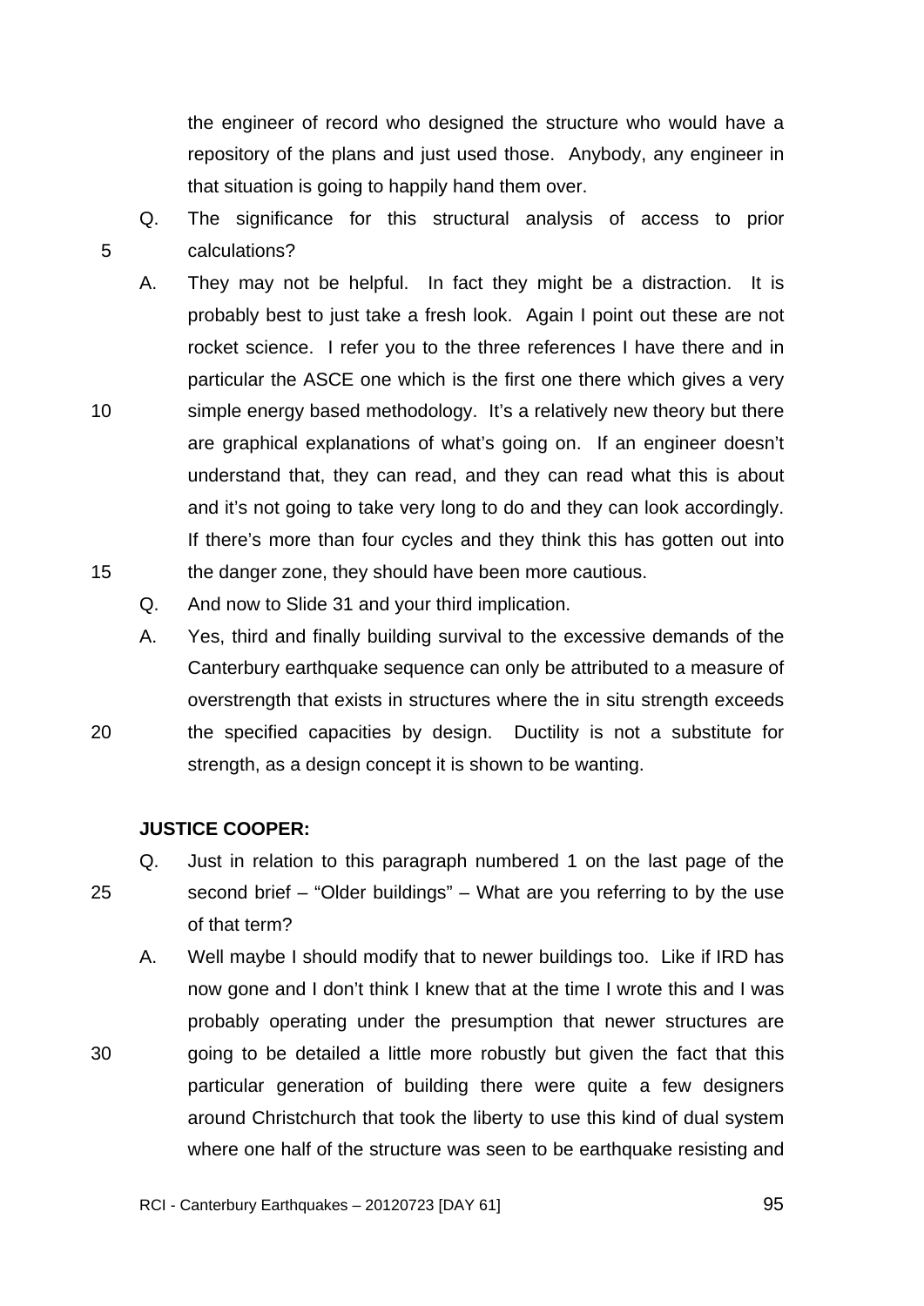the engineer of record who designed the structure who would have a repository of the plans and just used those. Anybody, any engineer in that situation is going to happily hand them over.

Q. The significance for this structural analysis of access to prior calculations?

A. They may not be helpful. In fact they might be a distraction. It is probably best to just take a fresh look. Again I point out these are not rocket science. I refer you to the three references I have there and in particular the ASCE one which is the first one there which gives a very simple energy based methodology. It's a relatively new theory but there are graphical explanations of what's going on. If an engineer doesn't understand that, they can read, and they can read what this is about and it's not going to take very long to do and they can look accordingly. If there's more than four cycles and they think this has gotten out into the danger zone, they should have been more cautious.

Q. And now to Slide 31 and your third implication.

A. Yes, third and finally building survival to the excessive demands of the Canterbury earthquake sequence can only be attributed to a measure of overstrength that exists in structures where the in situ strength exceeds the specified capacities by design. Ductility is not a substitute for strength, as a design concept it is shown to be wanting.

**JUSTICE COOPER:**

Q. Just in relation to this paragraph numbered 1 on the last page of the second brief – "Older buildings" – What are you referring to by the use of that term?

A. Well maybe I should modify that to newer buildings too. Like if IRD has now gone and I don't think I knew that at the time I wrote this and I was probably operating under the presumption that newer structures are going to be detailed a little more robustly but given the fact that this particular generation of building there were quite a few designers around Christchurch that took the liberty to use this kind of dual system where one half of the structure was seen to be earthquake resisting and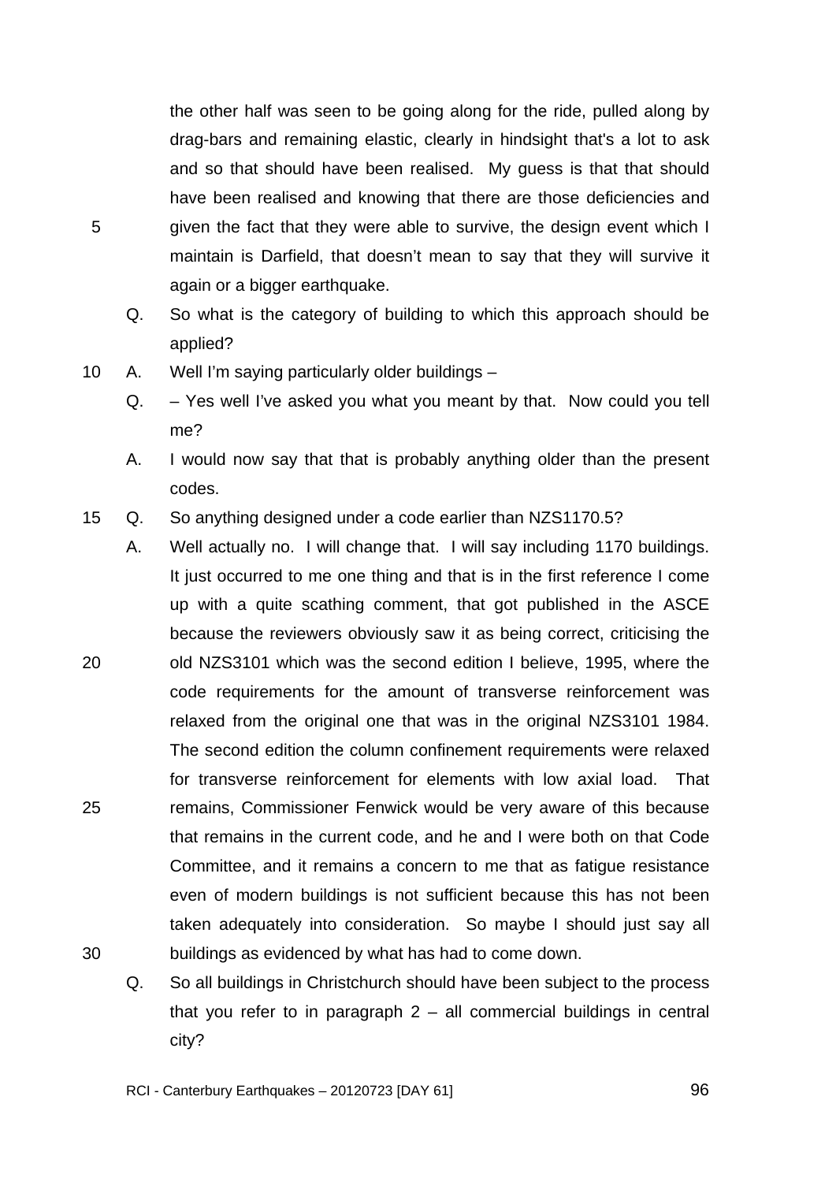the other half was seen to be going along for the ride, pulled along by drag-bars and remaining elastic, clearly in hindsight that's a lot to ask and so that should have been realised. My guess is that that should have been realised and knowing that there are those deficiencies and given the fact that they were able to survive, the design event which I maintain is Darfield, that doesn't mean to say that they will survive it again or a bigger earthquake.

Q. So what is the category of building to which this approach should be applied?

A. Well I'm saying particularly older buildings –

Q. – Yes well I've asked you what you meant by that. Now could you tell me?

A. I would now say that that is probably anything older than the present codes.

Q. So anything designed under a code earlier than NZS1170.5?

A. Well actually no. I will change that. I will say including 1170 buildings. It just occurred to me one thing and that is in the first reference I come up with a quite scathing comment, that got published in the ASCE because the reviewers obviously saw it as being correct, criticising the old NZS3101 which was the second edition I believe, 1995, where the code requirements for the amount of transverse reinforcement was relaxed from the original one that was in the original NZS3101 1984. The second edition the column confinement requirements were relaxed for transverse reinforcement for elements with low axial load. That remains, Commissioner Fenwick would be very aware of this because that remains in the current code, and he and I were both on that Code Committee, and it remains a concern to me that as fatigue resistance even of modern buildings is not sufficient because this has not been taken adequately into consideration. So maybe I should just say all buildings as evidenced by what has had to come down.

Q. So all buildings in Christchurch should have been subject to the process that you refer to in paragraph 2 – all commercial buildings in central city?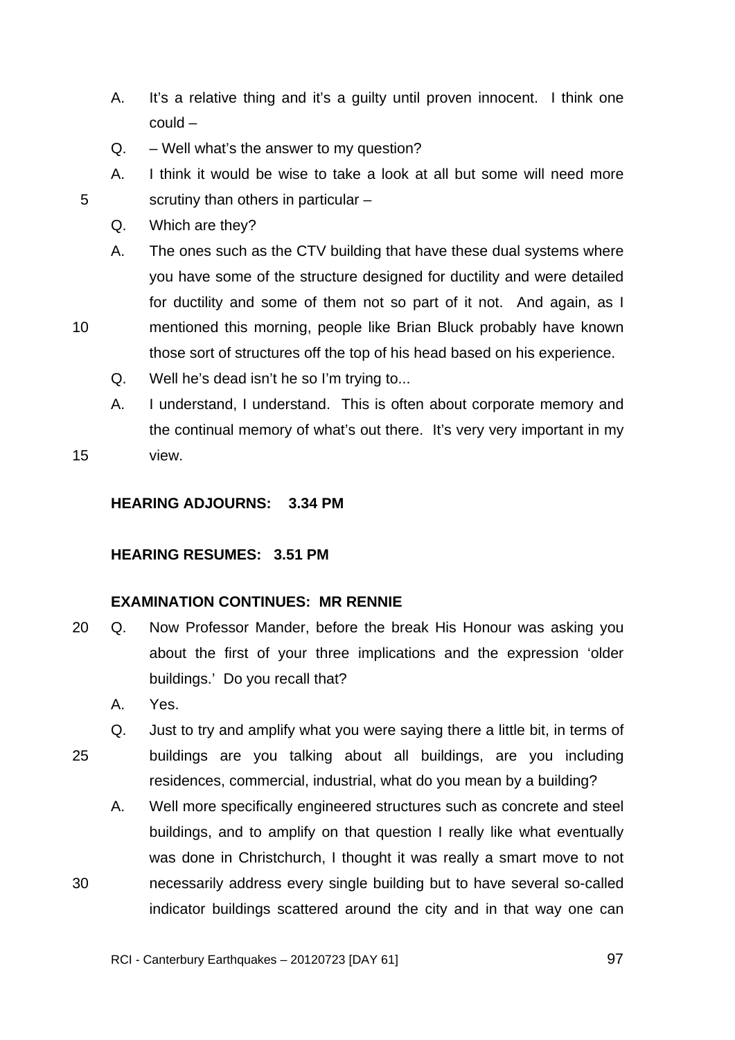A. It's a relative thing and it's a guilty until proven innocent. I think one could –

Q. – Well what's the answer to my question?

A. I think it would be wise to take a look at all but some will need more scrutiny than others in particular –

Q. Which are they?

A. The ones such as the CTV building that have these dual systems where you have some of the structure designed for ductility and were detailed for ductility and some of them not so part of it not. And again, as I mentioned this morning, people like Brian Bluck probably have known those sort of structures off the top of his head based on his experience.

Q. Well he's dead isn't he so I'm trying to...

A. I understand, I understand. This is often about corporate memory and the continual memory of what's out there. It's very very important in my view.

**HEARING ADJOURNS: 3.34 PM**

**HEARING RESUMES: 3.51 PM**

**EXAMINATION CONTINUES: MR RENNIE**

Q. Now Professor Mander, before the break His Honour was asking you about the first of your three implications and the expression 'older buildings.' Do you recall that?

A. Yes.

Q. Just to try and amplify what you were saying there a little bit, in terms of buildings are you talking about all buildings, are you including residences, commercial, industrial, what do you mean by a building?

A. Well more specifically engineered structures such as concrete and steel buildings, and to amplify on that question I really like what eventually was done in Christchurch, I thought it was really a smart move to not necessarily address every single building but to have several so-called indicator buildings scattered around the city and in that way one can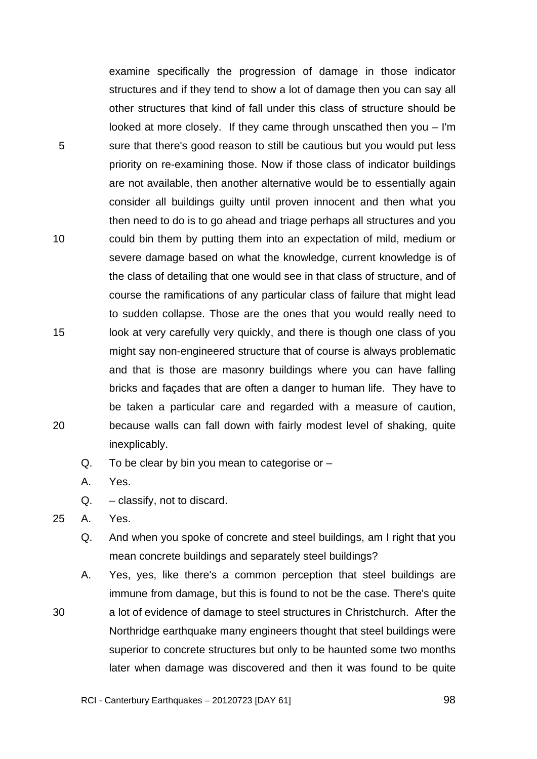examine specifically the progression of damage in those indicator structures and if they tend to show a lot of damage then you can say all other structures that kind of fall under this class of structure should be looked at more closely. If they came through unscathed then you – I'm sure that there's good reason to still be cautious but you would put less priority on re-examining those. Now if those class of indicator buildings are not available, then another alternative would be to essentially again consider all buildings guilty until proven innocent and then what you then need to do is to go ahead and triage perhaps all structures and you could bin them by putting them into an expectation of mild, medium or severe damage based on what the knowledge, current knowledge is of the class of detailing that one would see in that class of structure, and of course the ramifications of any particular class of failure that might lead to sudden collapse. Those are the ones that you would really need to look at very carefully very quickly, and there is though one class of you might say non-engineered structure that of course is always problematic and that is those are masonry buildings where you can have falling bricks and façades that are often a danger to human life. They have to be taken a particular care and regarded with a measure of caution, because walls can fall down with fairly modest level of shaking, quite inexplicably.

Q. To be clear by bin you mean to categorise or –

A. Yes.

Q. – classify, not to discard.

A. Yes.

Q. And when you spoke of concrete and steel buildings, am I right that you mean concrete buildings and separately steel buildings?

A. Yes, yes, like there's a common perception that steel buildings are immune from damage, but this is found to not be the case. There's quite a lot of evidence of damage to steel structures in Christchurch. After the Northridge earthquake many engineers thought that steel buildings were superior to concrete structures but only to be haunted some two months later when damage was discovered and then it was found to be quite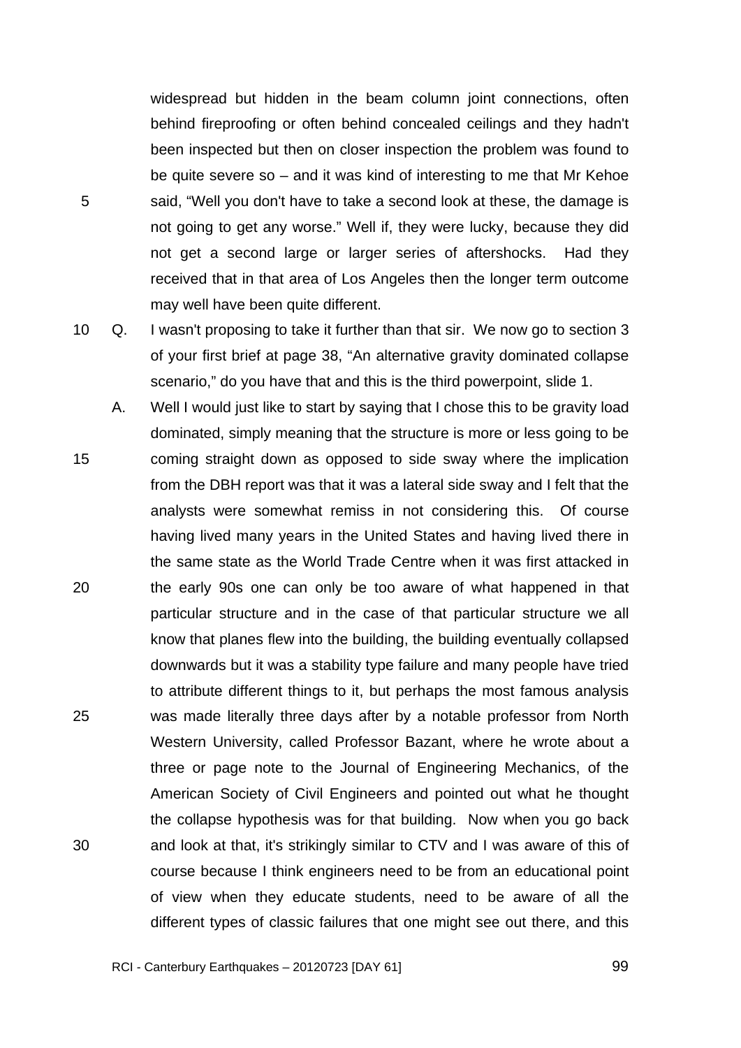widespread but hidden in the beam column joint connections, often behind fireproofing or often behind concealed ceilings and they hadn't been inspected but then on closer inspection the problem was found to be quite severe so – and it was kind of interesting to me that Mr Kehoe said, "Well you don't have to take a second look at these, the damage is not going to get any worse." Well if, they were lucky, because they did not get a second large or larger series of aftershocks. Had they received that in that area of Los Angeles then the longer term outcome may well have been quite different.

Q. I wasn't proposing to take it further than that sir. We now go to section 3 of your first brief at page 38, "An alternative gravity dominated collapse scenario," do you have that and this is the third powerpoint, slide 1.

A. Well I would just like to start by saying that I chose this to be gravity load dominated, simply meaning that the structure is more or less going to be coming straight down as opposed to side sway where the implication from the DBH report was that it was a lateral side sway and I felt that the analysts were somewhat remiss in not considering this. Of course having lived many years in the United States and having lived there in the same state as the World Trade Centre when it was first attacked in the early 90s one can only be too aware of what happened in that particular structure and in the case of that particular structure we all know that planes flew into the building, the building eventually collapsed downwards but it was a stability type failure and many people have tried to attribute different things to it, but perhaps the most famous analysis was made literally three days after by a notable professor from North Western University, called Professor Bazant, where he wrote about a three or page note to the Journal of Engineering Mechanics, of the American Society of Civil Engineers and pointed out what he thought the collapse hypothesis was for that building. Now when you go back and look at that, it's strikingly similar to CTV and I was aware of this of course because I think engineers need to be from an educational point of view when they educate students, need to be aware of all the different types of classic failures that one might see out there, and this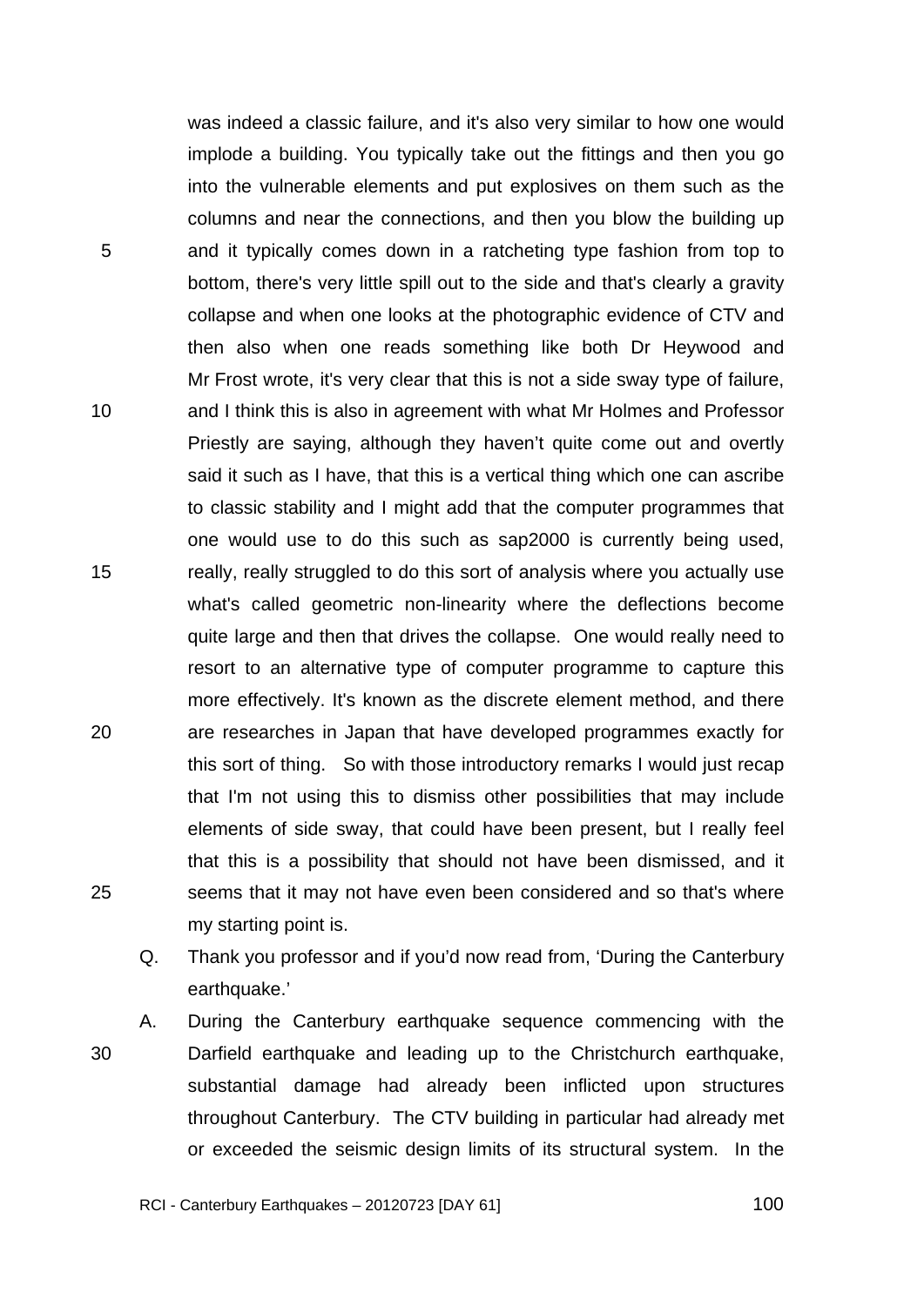was indeed a classic failure, and it's also very similar to how one would implode a building. You typically take out the fittings and then you go into the vulnerable elements and put explosives on them such as the columns and near the connections, and then you blow the building up and it typically comes down in a ratcheting type fashion from top to bottom, there's very little spill out to the side and that's clearly a gravity collapse and when one looks at the photographic evidence of CTV and then also when one reads something like both Dr Heywood and Mr Frost wrote, it's very clear that this is not a side sway type of failure, and I think this is also in agreement with what Mr Holmes and Professor Priestly are saying, although they haven't quite come out and overtly said it such as I have, that this is a vertical thing which one can ascribe to classic stability and I might add that the computer programmes that one would use to do this such as sap2000 is currently being used, really, really struggled to do this sort of analysis where you actually use what's called geometric non-linearity where the deflections become quite large and then that drives the collapse. One would really need to resort to an alternative type of computer programme to capture this more effectively. It's known as the discrete element method, and there are researches in Japan that have developed programmes exactly for this sort of thing. So with those introductory remarks I would just recap that I'm not using this to dismiss other possibilities that may include elements of side sway, that could have been present, but I really feel that this is a possibility that should not have been dismissed, and it seems that it may not have even been considered and so that's where my starting point is.

Q. Thank you professor and if you'd now read from, 'During the Canterbury earthquake.'

A. During the Canterbury earthquake sequence commencing with the Darfield earthquake and leading up to the Christchurch earthquake, substantial damage had already been inflicted upon structures throughout Canterbury. The CTV building in particular had already met or exceeded the seismic design limits of its structural system. In the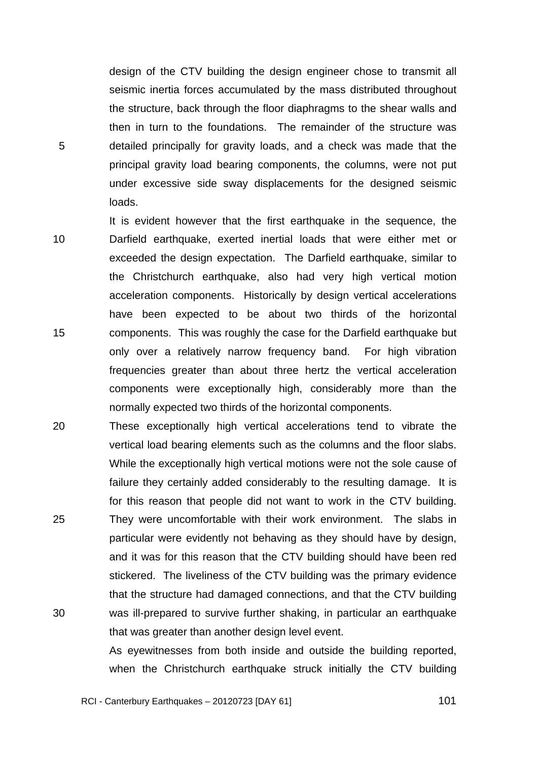design of the CTV building the design engineer chose to transmit all seismic inertia forces accumulated by the mass distributed throughout the structure, back through the floor diaphragms to the shear walls and then in turn to the foundations. The remainder of the structure was detailed principally for gravity loads, and a check was made that the principal gravity load bearing components, the columns, were not put under excessive side sway displacements for the designed seismic loads.

It is evident however that the first earthquake in the sequence, the Darfield earthquake, exerted inertial loads that were either met or exceeded the design expectation. The Darfield earthquake, similar to the Christchurch earthquake, also had very high vertical motion acceleration components. Historically by design vertical accelerations have been expected to be about two thirds of the horizontal components. This was roughly the case for the Darfield earthquake but only over a relatively narrow frequency band. For high vibration frequencies greater than about three hertz the vertical acceleration components were exceptionally high, considerably more than the normally expected two thirds of the horizontal components.

These exceptionally high vertical accelerations tend to vibrate the vertical load bearing elements such as the columns and the floor slabs. While the exceptionally high vertical motions were not the sole cause of failure they certainly added considerably to the resulting damage. It is for this reason that people did not want to work in the CTV building. They were uncomfortable with their work environment. The slabs in particular were evidently not behaving as they should have by design, and it was for this reason that the CTV building should have been red stickered. The liveliness of the CTV building was the primary evidence that the structure had damaged connections, and that the CTV building was ill-prepared to survive further shaking, in particular an earthquake that was greater than another design level event.

As eyewitnesses from both inside and outside the building reported, when the Christchurch earthquake struck initially the CTV building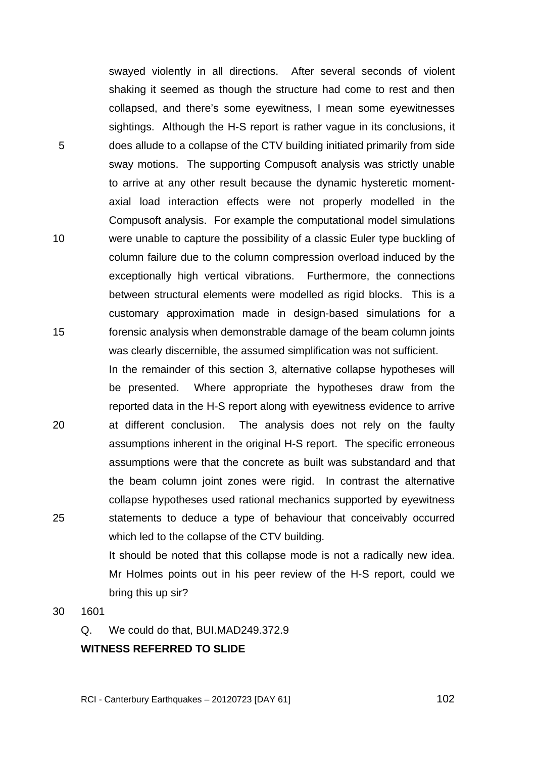swayed violently in all directions. After several seconds of violent shaking it seemed as though the structure had come to rest and then collapsed, and there's some eyewitness, I mean some eyewitnesses sightings. Although the H-S report is rather vague in its conclusions, it does allude to a collapse of the CTV building initiated primarily from side sway motions. The supporting Compusoft analysis was strictly unable to arrive at any other result because the dynamic hysteretic moment-axial load interaction effects were not properly modelled in the Compusoft analysis. For example the computational model simulations were unable to capture the possibility of a classic Euler type buckling of column failure due to the column compression overload induced by the exceptionally high vertical vibrations. Furthermore, the connections between structural elements were modelled as rigid blocks. This is a customary approximation made in design-based simulations for a forensic analysis when demonstrable damage of the beam column joints was clearly discernible, the assumed simplification was not sufficient. In the remainder of this section 3, alternative collapse hypotheses will be presented. Where appropriate the hypotheses draw from the reported data in the H-S report along with eyewitness evidence to arrive at different conclusion. The analysis does not rely on the faulty assumptions inherent in the original H-S report. The specific erroneous assumptions were that the concrete as built was substandard and that the beam column joint zones were rigid. In contrast the alternative collapse hypotheses used rational mechanics supported by eyewitness statements to deduce a type of behaviour that conceivably occurred which led to the collapse of the CTV building.

It should be noted that this collapse mode is not a radically new idea. Mr Holmes points out in his peer review of the H-S report, could we bring this up sir?

1601

Q. We could do that, BUI.MAD249.372.9

**WITNESS REFERRED TO SLIDE**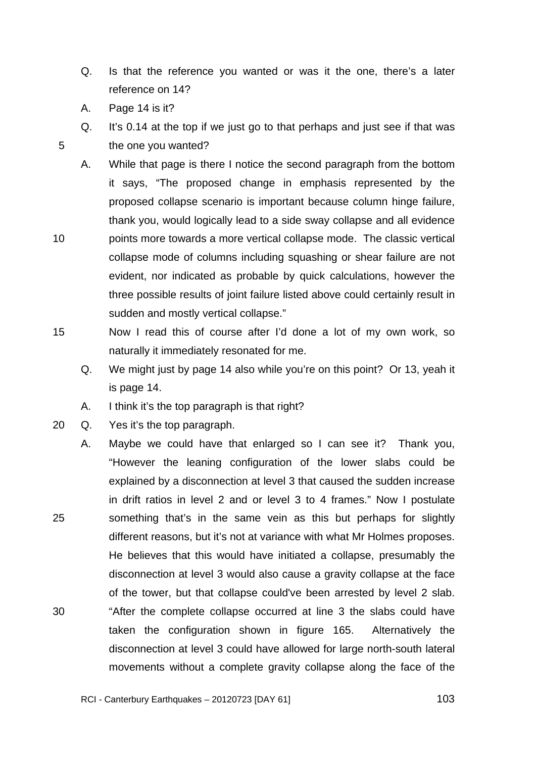Q. Is that the reference you wanted or was it the one, there's a later reference on 14?

A. Page 14 is it?

Q. It's 0.14 at the top if we just go to that perhaps and just see if that was the one you wanted?

A. While that page is there I notice the second paragraph from the bottom it says, "The proposed change in emphasis represented by the proposed collapse scenario is important because column hinge failure, thank you, would logically lead to a side sway collapse and all evidence points more towards a more vertical collapse mode. The classic vertical collapse mode of columns including squashing or shear failure are not evident, nor indicated as probable by quick calculations, however the three possible results of joint failure listed above could certainly result in sudden and mostly vertical collapse."

Now I read this of course after I'd done a lot of my own work, so naturally it immediately resonated for me.

Q. We might just by page 14 also while you're on this point? Or 13, yeah it is page 14.

A. I think it's the top paragraph is that right?

Q. Yes it's the top paragraph.

A. Maybe we could have that enlarged so I can see it? Thank you, "However the leaning configuration of the lower slabs could be explained by a disconnection at level 3 that caused the sudden increase in drift ratios in level 2 and or level 3 to 4 frames." Now I postulate something that's in the same vein as this but perhaps for slightly different reasons, but it's not at variance with what Mr Holmes proposes. He believes that this would have initiated a collapse, presumably the disconnection at level 3 would also cause a gravity collapse at the face of the tower, but that collapse could've been arrested by level 2 slab. "After the complete collapse occurred at line 3 the slabs could have taken the configuration shown in figure 165. Alternatively the disconnection at level 3 could have allowed for large north-south lateral movements without a complete gravity collapse along the face of the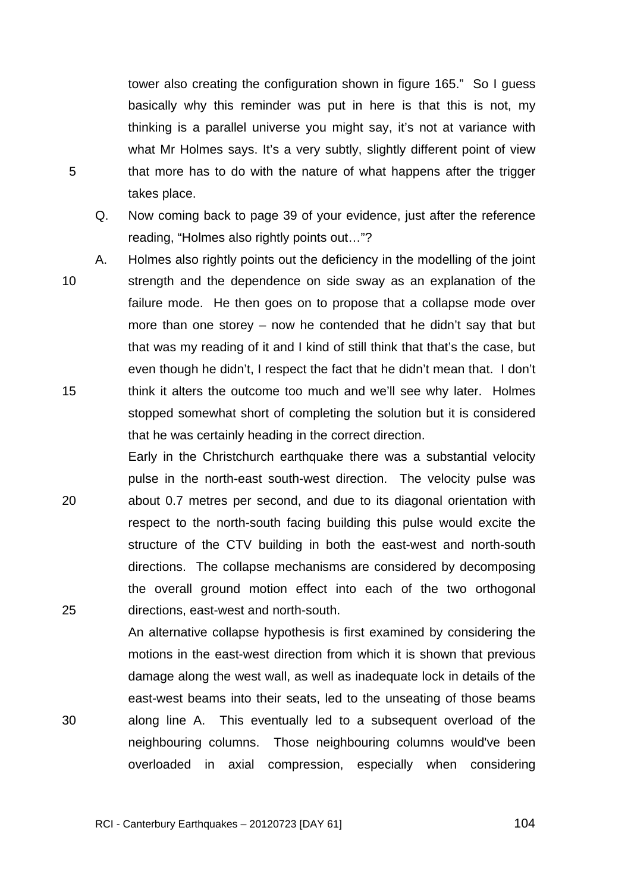tower also creating the configuration shown in figure 165." So I guess basically why this reminder was put in here is that this is not, my thinking is a parallel universe you might say, it's not at variance with what Mr Holmes says. It's a very subtly, slightly different point of view that more has to do with the nature of what happens after the trigger takes place.

Q. Now coming back to page 39 of your evidence, just after the reference reading, "Holmes also rightly points out…"?

A. Holmes also rightly points out the deficiency in the modelling of the joint strength and the dependence on side sway as an explanation of the failure mode. He then goes on to propose that a collapse mode over more than one storey – now he contended that he didn't say that but that was my reading of it and I kind of still think that that's the case, but even though he didn't, I respect the fact that he didn't mean that. I don't think it alters the outcome too much and we'll see why later. Holmes stopped somewhat short of completing the solution but it is considered that he was certainly heading in the correct direction.

Early in the Christchurch earthquake there was a substantial velocity pulse in the north-east south-west direction. The velocity pulse was about 0.7 metres per second, and due to its diagonal orientation with respect to the north-south facing building this pulse would excite the structure of the CTV building in both the east-west and north-south directions. The collapse mechanisms are considered by decomposing the overall ground motion effect into each of the two orthogonal directions, east-west and north-south.

An alternative collapse hypothesis is first examined by considering the motions in the east-west direction from which it is shown that previous damage along the west wall, as well as inadequate lock in details of the east-west beams into their seats, led to the unseating of those beams along line A. This eventually led to a subsequent overload of the neighbouring columns. Those neighbouring columns would've been overloaded in axial compression, especially when considering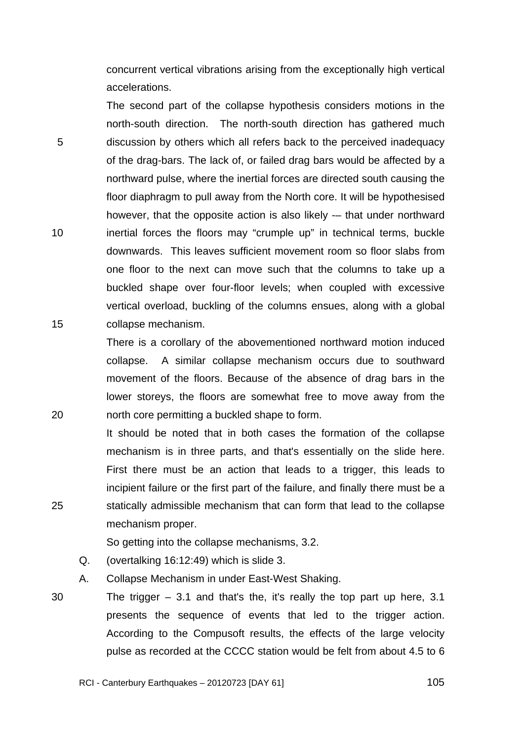concurrent vertical vibrations arising from the exceptionally high vertical accelerations.

The second part of the collapse hypothesis considers motions in the north-south direction. The north-south direction has gathered much discussion by others which all refers back to the perceived inadequacy of the drag-bars. The lack of, or failed drag bars would be affected by a northward pulse, where the inertial forces are directed south causing the floor diaphragm to pull away from the North core. It will be hypothesised however, that the opposite action is also likely -– that under northward inertial forces the floors may "crumple up" in technical terms, buckle downwards. This leaves sufficient movement room so floor slabs from one floor to the next can move such that the columns to take up a buckled shape over four-floor levels; when coupled with excessive vertical overload, buckling of the columns ensues, along with a global collapse mechanism.

There is a corollary of the abovementioned northward motion induced collapse. A similar collapse mechanism occurs due to southward movement of the floors. Because of the absence of drag bars in the lower storeys, the floors are somewhat free to move away from the north core permitting a buckled shape to form.

It should be noted that in both cases the formation of the collapse mechanism is in three parts, and that's essentially on the slide here. First there must be an action that leads to a trigger, this leads to incipient failure or the first part of the failure, and finally there must be a statically admissible mechanism that can form that lead to the collapse mechanism proper.

So getting into the collapse mechanisms, 3.2.

Q. (overtalking 16:12:49) which is slide 3.

A. Collapse Mechanism in under East-West Shaking.

The trigger – 3.1 and that's the, it's really the top part up here, 3.1 presents the sequence of events that led to the trigger action. According to the Compusoft results, the effects of the large velocity pulse as recorded at the CCCC station would be felt from about 4.5 to 6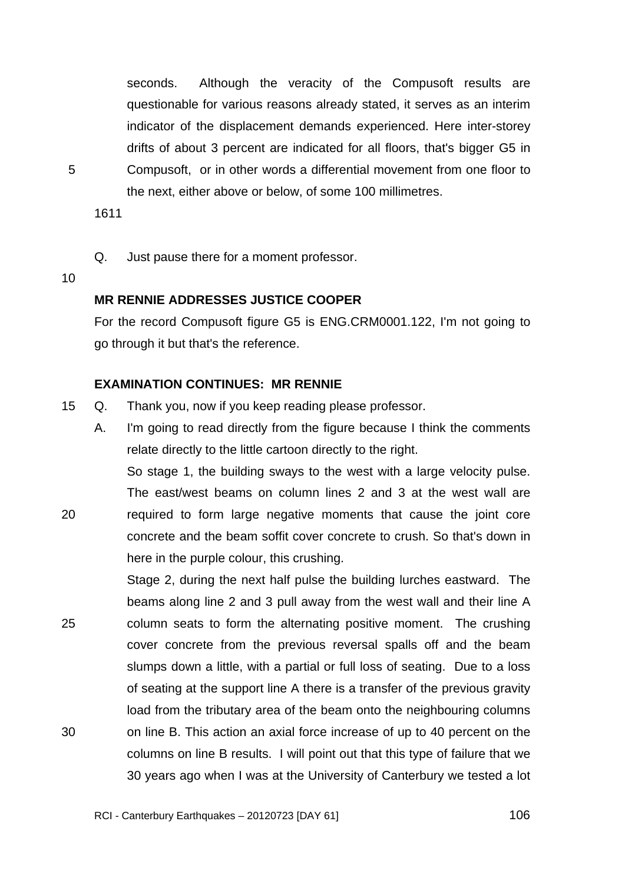seconds. Although the veracity of the Compusoft results are questionable for various reasons already stated, it serves as an interim indicator of the displacement demands experienced. Here inter-storey drifts of about 3 percent are indicated for all floors, that's bigger G5 in Compusoft, or in other words a differential movement from one floor to the next, either above or below, of some 100 millimetres.

1611

Q. Just pause there for a moment professor.

**MR RENNIE ADDRESSES JUSTICE COOPER**

For the record Compusoft figure G5 is ENG.CRM0001.122, I'm not going to go through it but that's the reference.

**EXAMINATION CONTINUES: MR RENNIE**

Q. Thank you, now if you keep reading please professor.

A. I'm going to read directly from the figure because I think the comments relate directly to the little cartoon directly to the right.

So stage 1, the building sways to the west with a large velocity pulse. The east/west beams on column lines 2 and 3 at the west wall are required to form large negative moments that cause the joint core concrete and the beam soffit cover concrete to crush. So that's down in here in the purple colour, this crushing.

Stage 2, during the next half pulse the building lurches eastward. The beams along line 2 and 3 pull away from the west wall and their line A column seats to form the alternating positive moment. The crushing cover concrete from the previous reversal spalls off and the beam slumps down a little, with a partial or full loss of seating. Due to a loss of seating at the support line A there is a transfer of the previous gravity load from the tributary area of the beam onto the neighbouring columns on line B. This action an axial force increase of up to 40 percent on the columns on line B results. I will point out that this type of failure that we 30 years ago when I was at the University of Canterbury we tested a lot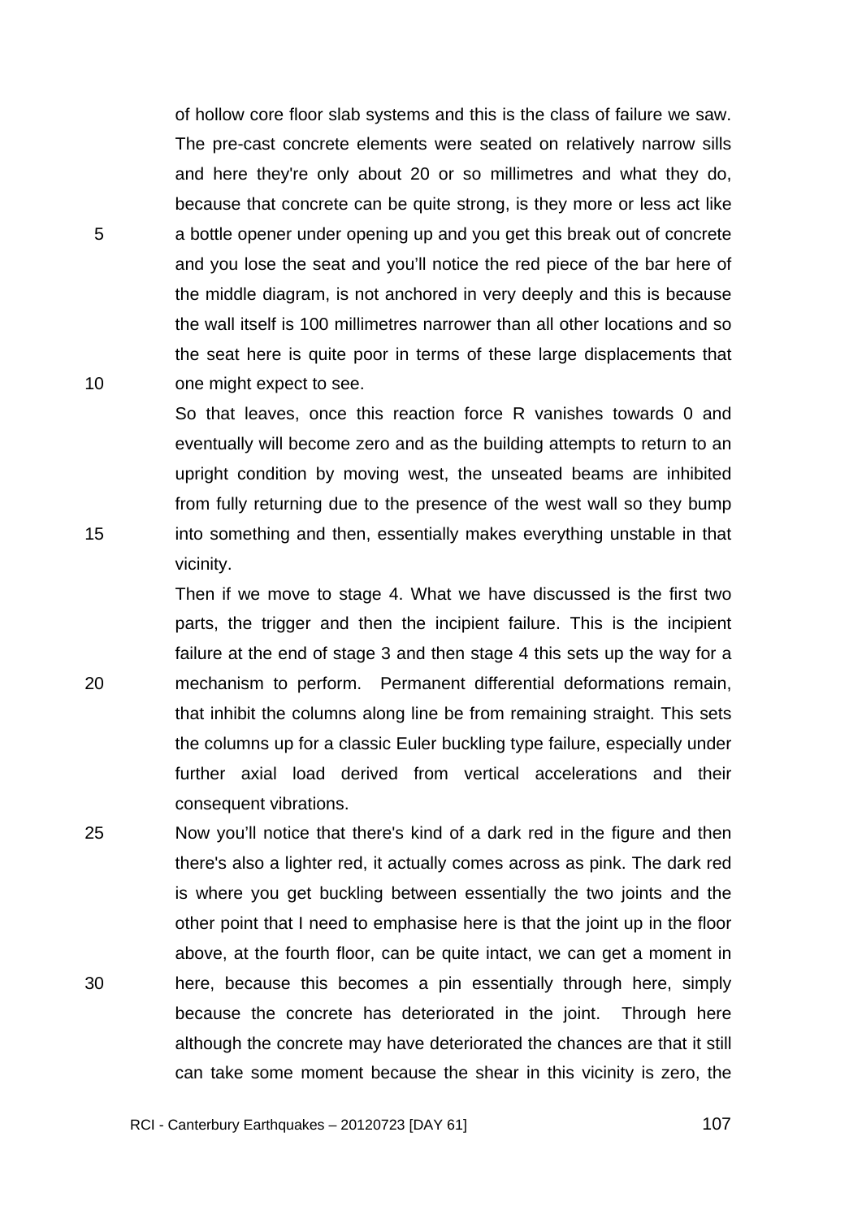of hollow core floor slab systems and this is the class of failure we saw. The pre-cast concrete elements were seated on relatively narrow sills and here they're only about 20 or so millimetres and what they do, because that concrete can be quite strong, is they more or less act like a bottle opener under opening up and you get this break out of concrete and you lose the seat and you'll notice the red piece of the bar here of the middle diagram, is not anchored in very deeply and this is because the wall itself is 100 millimetres narrower than all other locations and so the seat here is quite poor in terms of these large displacements that one might expect to see.

So that leaves, once this reaction force R vanishes towards 0 and eventually will become zero and as the building attempts to return to an upright condition by moving west, the unseated beams are inhibited from fully returning due to the presence of the west wall so they bump into something and then, essentially makes everything unstable in that vicinity.

Then if we move to stage 4. What we have discussed is the first two parts, the trigger and then the incipient failure. This is the incipient failure at the end of stage 3 and then stage 4 this sets up the way for a mechanism to perform. Permanent differential deformations remain, that inhibit the columns along line be from remaining straight. This sets the columns up for a classic Euler buckling type failure, especially under further axial load derived from vertical accelerations and their consequent vibrations.

Now you'll notice that there's kind of a dark red in the figure and then there's also a lighter red, it actually comes across as pink. The dark red is where you get buckling between essentially the two joints and the other point that I need to emphasise here is that the joint up in the floor above, at the fourth floor, can be quite intact, we can get a moment in here, because this becomes a pin essentially through here, simply because the concrete has deteriorated in the joint. Through here although the concrete may have deteriorated the chances are that it still can take some moment because the shear in this vicinity is zero, the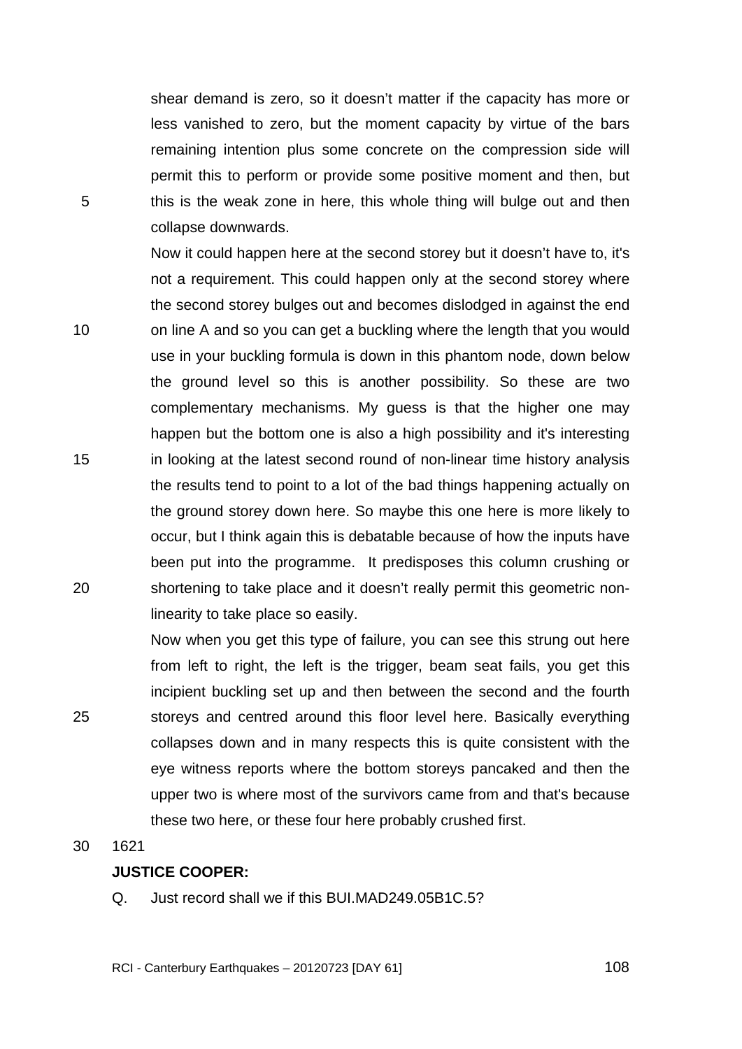shear demand is zero, so it doesn't matter if the capacity has more or less vanished to zero, but the moment capacity by virtue of the bars remaining intention plus some concrete on the compression side will permit this to perform or provide some positive moment and then, but this is the weak zone in here, this whole thing will bulge out and then collapse downwards.

Now it could happen here at the second storey but it doesn't have to, it's not a requirement. This could happen only at the second storey where the second storey bulges out and becomes dislodged in against the end on line A and so you can get a buckling where the length that you would use in your buckling formula is down in this phantom node, down below the ground level so this is another possibility. So these are two complementary mechanisms. My guess is that the higher one may happen but the bottom one is also a high possibility and it's interesting in looking at the latest second round of non-linear time history analysis the results tend to point to a lot of the bad things happening actually on the ground storey down here. So maybe this one here is more likely to occur, but I think again this is debatable because of how the inputs have been put into the programme. It predisposes this column crushing or shortening to take place and it doesn't really permit this geometric non-linearity to take place so easily.

Now when you get this type of failure, you can see this strung out here from left to right, the left is the trigger, beam seat fails, you get this incipient buckling set up and then between the second and the fourth storeys and centred around this floor level here. Basically everything collapses down and in many respects this is quite consistent with the eye witness reports where the bottom storeys pancaked and then the upper two is where most of the survivors came from and that's because these two here, or these four here probably crushed first.

1621

**JUSTICE COOPER:**

Q. Just record shall we if this BUI.MAD249.05B1C.5?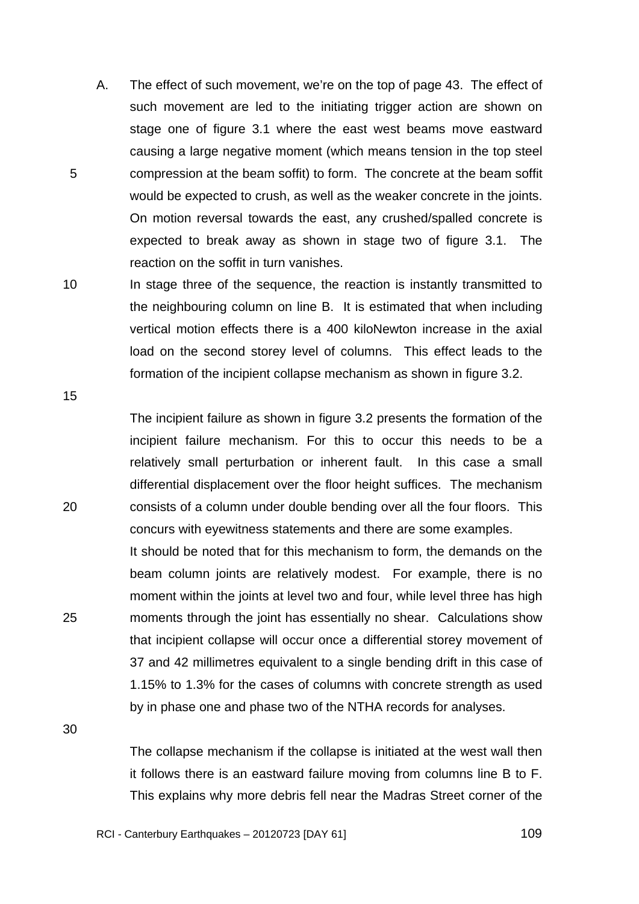A. The effect of such movement, we're on the top of page 43. The effect of such movement are led to the initiating trigger action are shown on stage one of figure 3.1 where the east west beams move eastward causing a large negative moment (which means tension in the top steel compression at the beam soffit) to form. The concrete at the beam soffit would be expected to crush, as well as the weaker concrete in the joints. On motion reversal towards the east, any crushed/spalled concrete is expected to break away as shown in stage two of figure 3.1. The reaction on the soffit in turn vanishes.

In stage three of the sequence, the reaction is instantly transmitted to the neighbouring column on line B. It is estimated that when including vertical motion effects there is a 400 kiloNewton increase in the axial load on the second storey level of columns. This effect leads to the formation of the incipient collapse mechanism as shown in figure 3.2.

The incipient failure as shown in figure 3.2 presents the formation of the incipient failure mechanism. For this to occur this needs to be a relatively small perturbation or inherent fault. In this case a small differential displacement over the floor height suffices. The mechanism consists of a column under double bending over all the four floors. This concurs with eyewitness statements and there are some examples.

It should be noted that for this mechanism to form, the demands on the beam column joints are relatively modest. For example, there is no moment within the joints at level two and four, while level three has high moments through the joint has essentially no shear. Calculations show that incipient collapse will occur once a differential storey movement of 37 and 42 millimetres equivalent to a single bending drift in this case of 1.15% to 1.3% for the cases of columns with concrete strength as used by in phase one and phase two of the NTHA records for analyses.

The collapse mechanism if the collapse is initiated at the west wall then it follows there is an eastward failure moving from columns line B to F. This explains why more debris fell near the Madras Street corner of the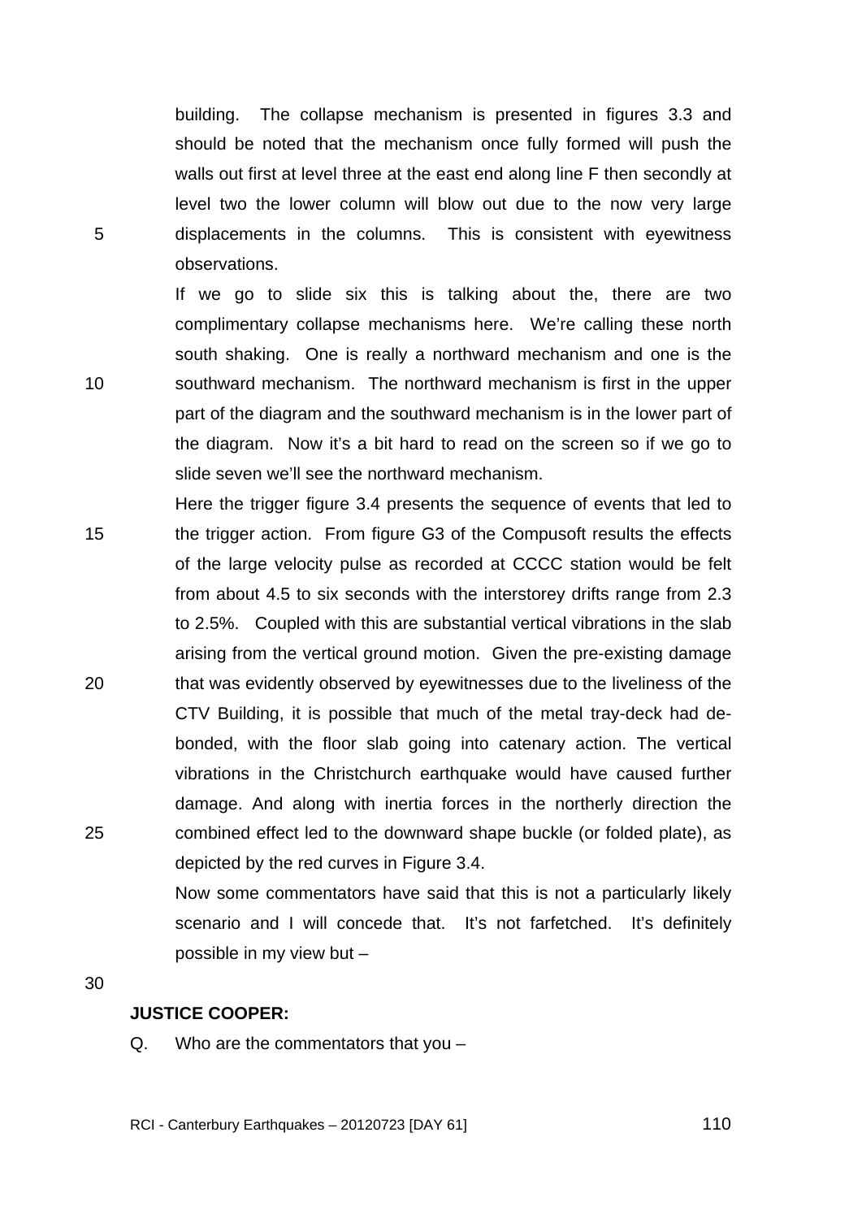building. The collapse mechanism is presented in figures 3.3 and should be noted that the mechanism once fully formed will push the walls out first at level three at the east end along line F then secondly at level two the lower column will blow out due to the now very large displacements in the columns. This is consistent with eyewitness observations.

If we go to slide six this is talking about the, there are two complimentary collapse mechanisms here. We're calling these north south shaking. One is really a northward mechanism and one is the southward mechanism. The northward mechanism is first in the upper part of the diagram and the southward mechanism is in the lower part of the diagram. Now it's a bit hard to read on the screen so if we go to slide seven we'll see the northward mechanism.

Here the trigger figure 3.4 presents the sequence of events that led to the trigger action. From figure G3 of the Compusoft results the effects of the large velocity pulse as recorded at CCCC station would be felt from about 4.5 to six seconds with the interstorey drifts range from 2.3 to 2.5%. Coupled with this are substantial vertical vibrations in the slab arising from the vertical ground motion. Given the pre-existing damage that was evidently observed by eyewitnesses due to the liveliness of the CTV Building, it is possible that much of the metal tray-deck had de-bonded, with the floor slab going into catenary action. The vertical vibrations in the Christchurch earthquake would have caused further damage. And along with inertia forces in the northerly direction the combined effect led to the downward shape buckle (or folded plate), as depicted by the red curves in Figure 3.4.

Now some commentators have said that this is not a particularly likely scenario and I will concede that. It's not farfetched. It's definitely possible in my view but –

**JUSTICE COOPER:**

Q. Who are the commentators that you –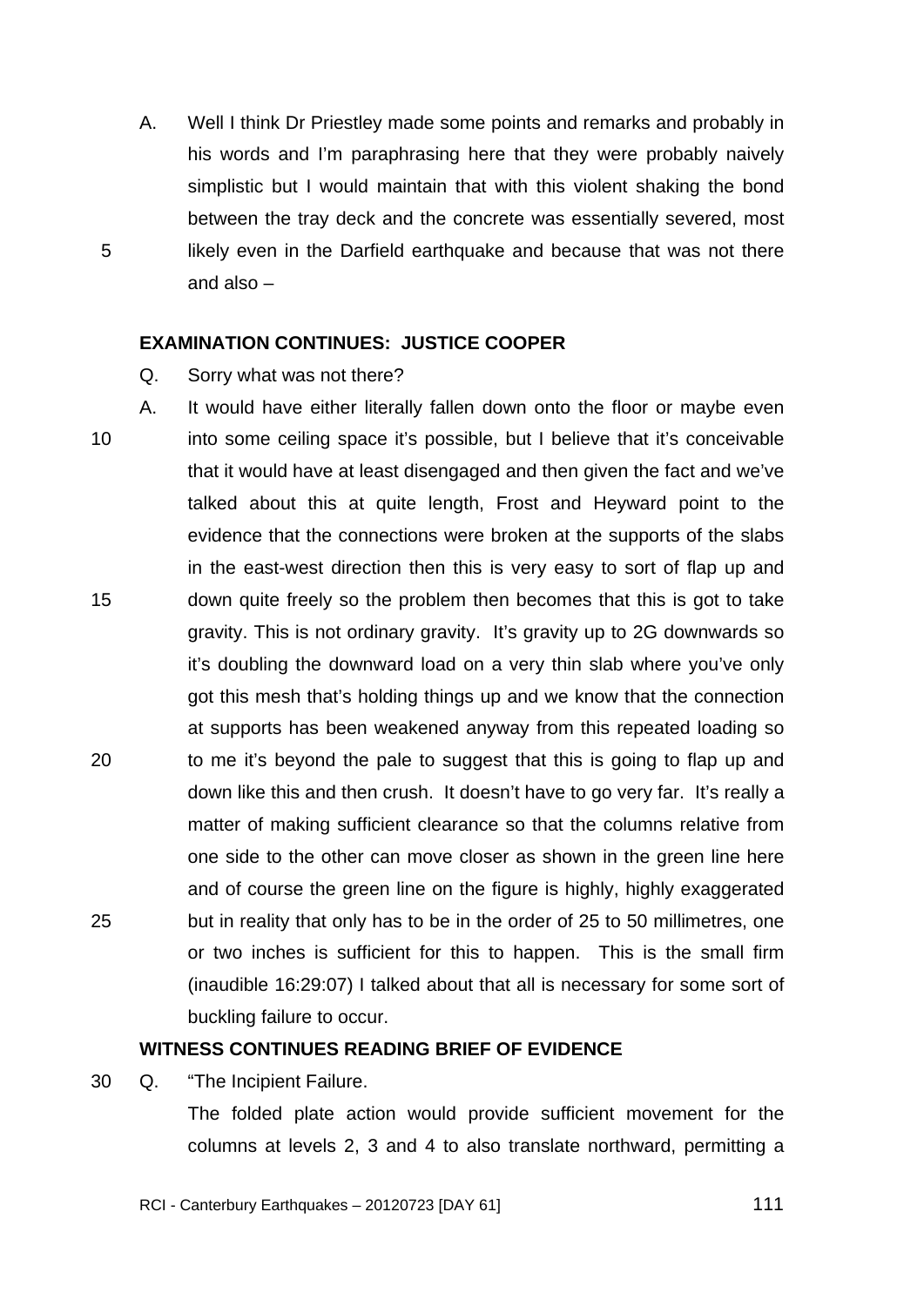A. Well I think Dr Priestley made some points and remarks and probably in his words and I'm paraphrasing here that they were probably naively simplistic but I would maintain that with this violent shaking the bond between the tray deck and the concrete was essentially severed, most likely even in the Darfield earthquake and because that was not there and also –

**EXAMINATION CONTINUES: JUSTICE COOPER**

Q. Sorry what was not there?

A. It would have either literally fallen down onto the floor or maybe even into some ceiling space it's possible, but I believe that it's conceivable that it would have at least disengaged and then given the fact and we've talked about this at quite length, Frost and Heyward point to the evidence that the connections were broken at the supports of the slabs in the east-west direction then this is very easy to sort of flap up and down quite freely so the problem then becomes that this is got to take gravity. This is not ordinary gravity. It's gravity up to 2G downwards so it's doubling the downward load on a very thin slab where you've only got this mesh that's holding things up and we know that the connection at supports has been weakened anyway from this repeated loading so to me it's beyond the pale to suggest that this is going to flap up and down like this and then crush. It doesn't have to go very far. It's really a matter of making sufficient clearance so that the columns relative from one side to the other can move closer as shown in the green line here and of course the green line on the figure is highly, highly exaggerated but in reality that only has to be in the order of 25 to 50 millimetres, one or two inches is sufficient for this to happen. This is the small firm (inaudible 16:29:07) I talked about that all is necessary for some sort of buckling failure to occur.

**WITNESS CONTINUES READING BRIEF OF EVIDENCE**

Q. "The Incipient Failure.

The folded plate action would provide sufficient movement for the columns at levels 2, 3 and 4 to also translate northward, permitting a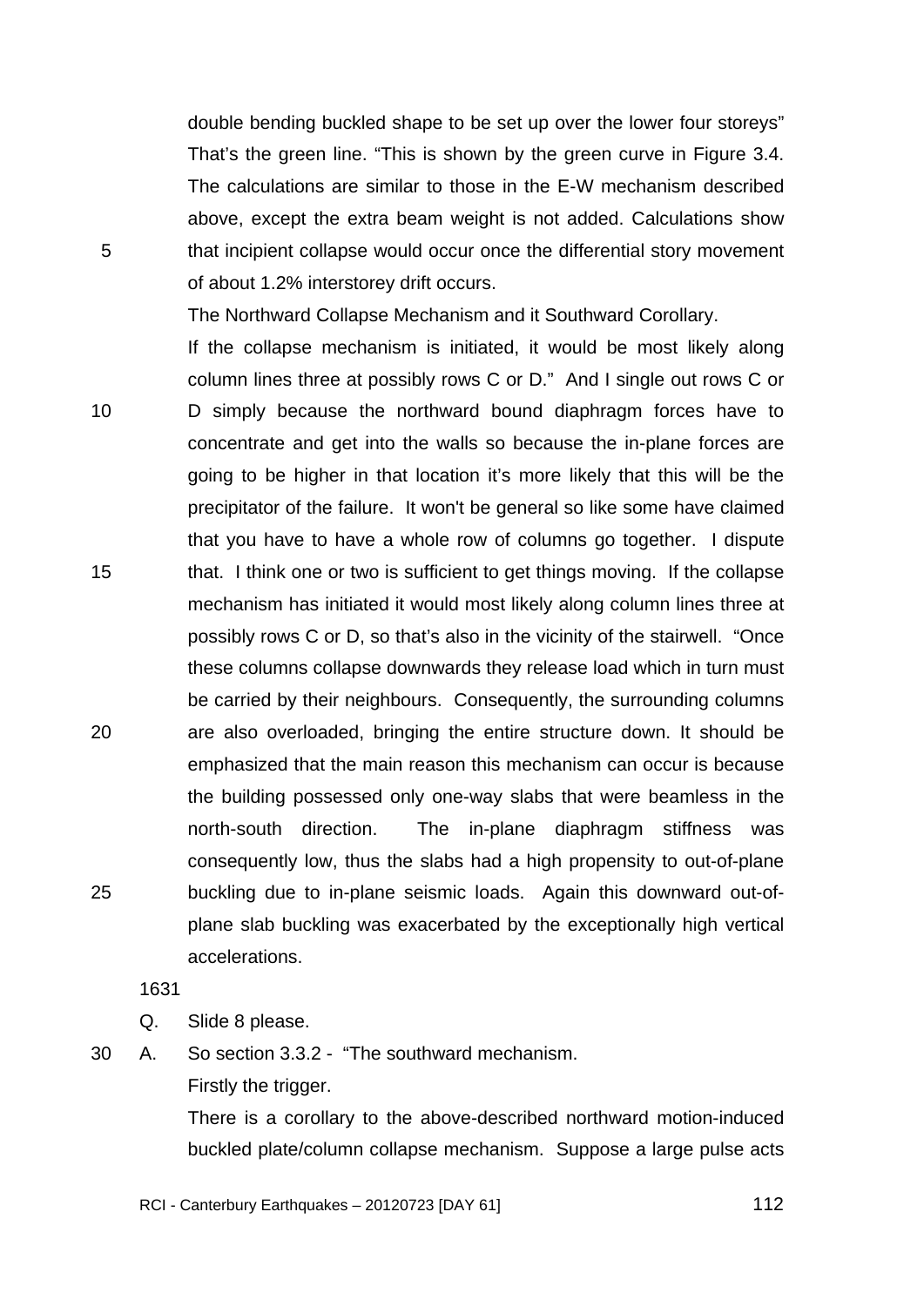double bending buckled shape to be set up over the lower four storeys" That's the green line. "This is shown by the green curve in Figure 3.4. The calculations are similar to those in the E-W mechanism described above, except the extra beam weight is not added. Calculations show that incipient collapse would occur once the differential story movement of about 1.2% interstorey drift occurs.

The Northward Collapse Mechanism and it Southward Corollary.

If the collapse mechanism is initiated, it would be most likely along column lines three at possibly rows C or D." And I single out rows C or D simply because the northward bound diaphragm forces have to concentrate and get into the walls so because the in-plane forces are going to be higher in that location it's more likely that this will be the precipitator of the failure. It won't be general so like some have claimed that you have to have a whole row of columns go together. I dispute that. I think one or two is sufficient to get things moving. If the collapse mechanism has initiated it would most likely along column lines three at possibly rows C or D, so that's also in the vicinity of the stairwell. "Once these columns collapse downwards they release load which in turn must be carried by their neighbours. Consequently, the surrounding columns are also overloaded, bringing the entire structure down. It should be emphasized that the main reason this mechanism can occur is because the building possessed only one-way slabs that were beamless in the north-south direction. The in-plane diaphragm stiffness was consequently low, thus the slabs had a high propensity to out-of-plane buckling due to in-plane seismic loads. Again this downward out-of-plane slab buckling was exacerbated by the exceptionally high vertical accelerations.

1631

Q. Slide 8 please.

A. So section 3.3.2 - "The southward mechanism.

Firstly the trigger.

There is a corollary to the above-described northward motion-induced buckled plate/column collapse mechanism. Suppose a large pulse acts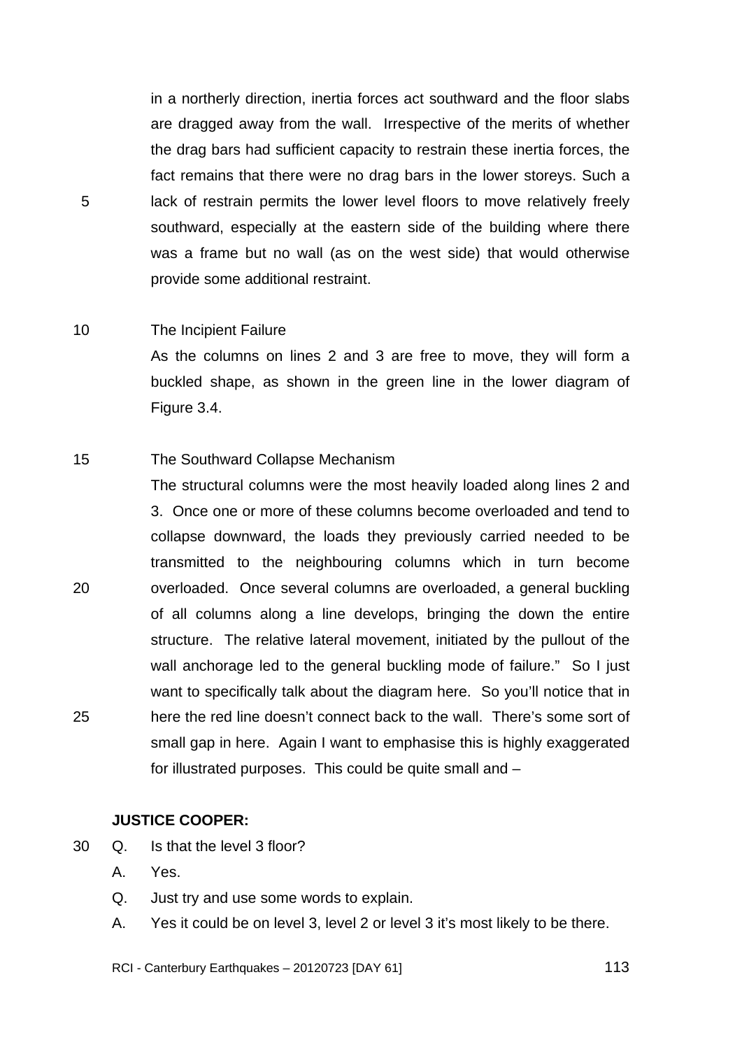in a northerly direction, inertia forces act southward and the floor slabs are dragged away from the wall. Irrespective of the merits of whether the drag bars had sufficient capacity to restrain these inertia forces, the fact remains that there were no drag bars in the lower storeys. Such a lack of restrain permits the lower level floors to move relatively freely southward, especially at the eastern side of the building where there was a frame but no wall (as on the west side) that would otherwise provide some additional restraint.

The Incipient Failure

As the columns on lines 2 and 3 are free to move, they will form a buckled shape, as shown in the green line in the lower diagram of Figure 3.4.

The Southward Collapse Mechanism

The structural columns were the most heavily loaded along lines 2 and 3. Once one or more of these columns become overloaded and tend to collapse downward, the loads they previously carried needed to be transmitted to the neighbouring columns which in turn become overloaded. Once several columns are overloaded, a general buckling of all columns along a line develops, bringing the down the entire structure. The relative lateral movement, initiated by the pullout of the wall anchorage led to the general buckling mode of failure." So I just want to specifically talk about the diagram here. So you'll notice that in here the red line doesn't connect back to the wall. There's some sort of small gap in here. Again I want to emphasise this is highly exaggerated for illustrated purposes. This could be quite small and –

**JUSTICE COOPER:**

Q. Is that the level 3 floor?

A. Yes.

Q. Just try and use some words to explain.

A. Yes it could be on level 3, level 2 or level 3 it's most likely to be there.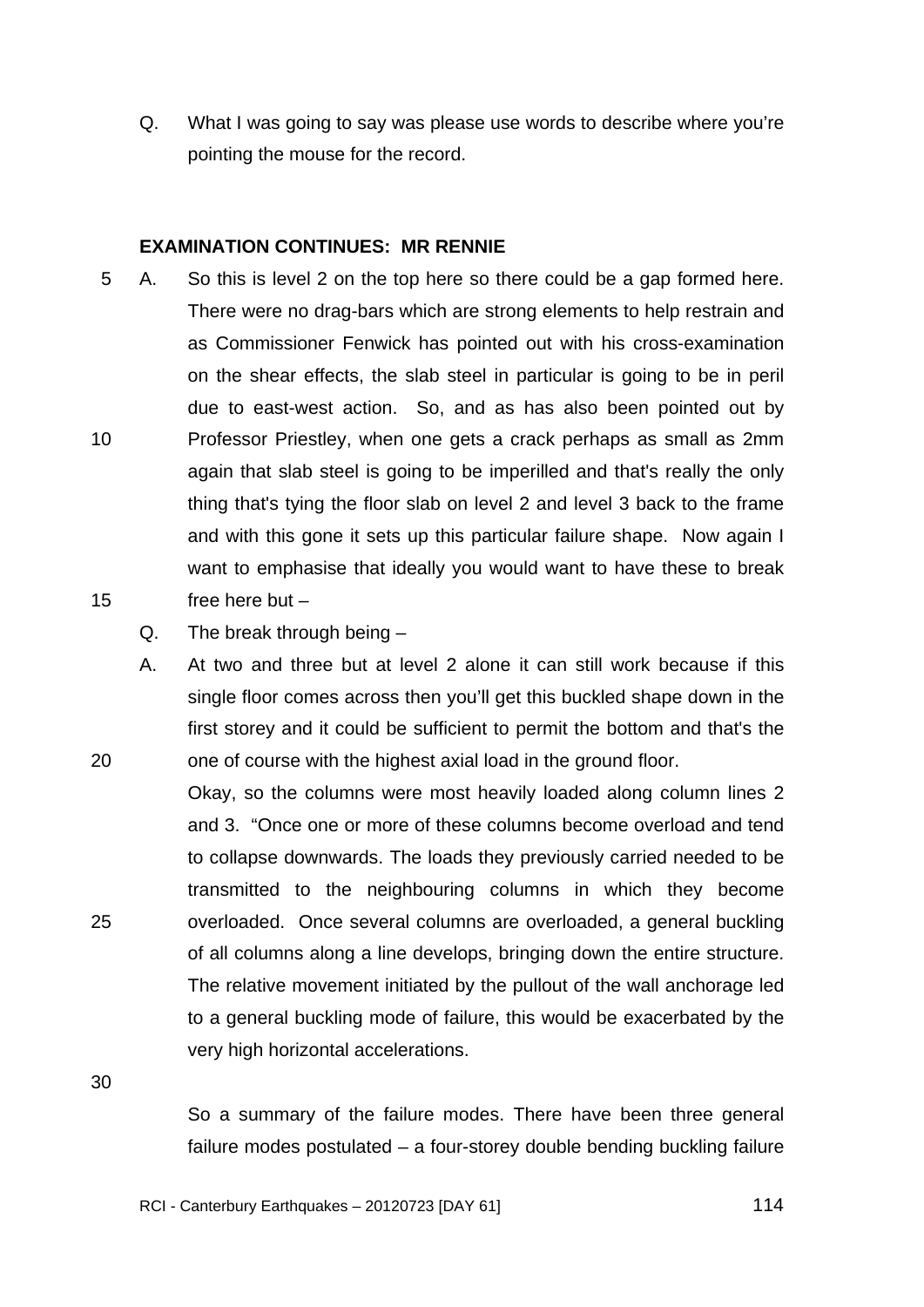Q. What I was going to say was please use words to describe where you're pointing the mouse for the record.

**EXAMINATION CONTINUES: MR RENNIE**

A. So this is level 2 on the top here so there could be a gap formed here. There were no drag-bars which are strong elements to help restrain and as Commissioner Fenwick has pointed out with his cross-examination on the shear effects, the slab steel in particular is going to be in peril due to east-west action. So, and as has also been pointed out by Professor Priestley, when one gets a crack perhaps as small as 2mm again that slab steel is going to be imperilled and that's really the only thing that's tying the floor slab on level 2 and level 3 back to the frame and with this gone it sets up this particular failure shape. Now again I want to emphasise that ideally you would want to have these to break free here but –

Q. The break through being –

A. At two and three but at level 2 alone it can still work because if this single floor comes across then you'll get this buckled shape down in the first storey and it could be sufficient to permit the bottom and that's the one of course with the highest axial load in the ground floor.

Okay, so the columns were most heavily loaded along column lines 2 and 3. "Once one or more of these columns become overload and tend to collapse downwards. The loads they previously carried needed to be transmitted to the neighbouring columns in which they become overloaded. Once several columns are overloaded, a general buckling of all columns along a line develops, bringing down the entire structure. The relative movement initiated by the pullout of the wall anchorage led to a general buckling mode of failure, this would be exacerbated by the very high horizontal accelerations.

So a summary of the failure modes. There have been three general failure modes postulated – a four-storey double bending buckling failure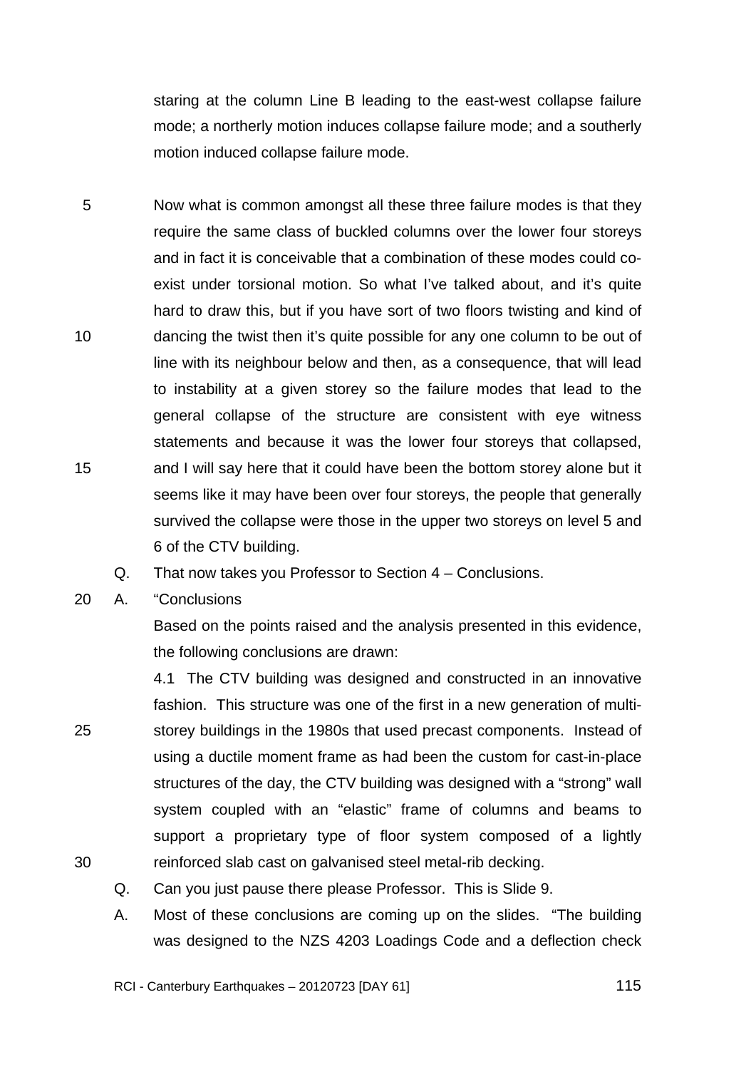staring at the column Line B leading to the east-west collapse failure mode; a northerly motion induces collapse failure mode; and a southerly motion induced collapse failure mode.

Now what is common amongst all these three failure modes is that they require the same class of buckled columns over the lower four storeys and in fact it is conceivable that a combination of these modes could co-exist under torsional motion. So what I've talked about, and it's quite hard to draw this, but if you have sort of two floors twisting and kind of dancing the twist then it's quite possible for any one column to be out of line with its neighbour below and then, as a consequence, that will lead to instability at a given storey so the failure modes that lead to the general collapse of the structure are consistent with eye witness statements and because it was the lower four storeys that collapsed, and I will say here that it could have been the bottom storey alone but it seems like it may have been over four storeys, the people that generally survived the collapse were those in the upper two storeys on level 5 and 6 of the CTV building.

Q. That now takes you Professor to Section 4 – Conclusions.

A. "Conclusions

Based on the points raised and the analysis presented in this evidence, the following conclusions are drawn:

4.1 The CTV building was designed and constructed in an innovative fashion. This structure was one of the first in a new generation of multi-storey buildings in the 1980s that used precast components. Instead of using a ductile moment frame as had been the custom for cast-in-place structures of the day, the CTV building was designed with a "strong" wall system coupled with an "elastic" frame of columns and beams to support a proprietary type of floor system composed of a lightly reinforced slab cast on galvanised steel metal-rib decking.

Q. Can you just pause there please Professor. This is Slide 9.

A. Most of these conclusions are coming up on the slides. "The building was designed to the NZS 4203 Loadings Code and a deflection check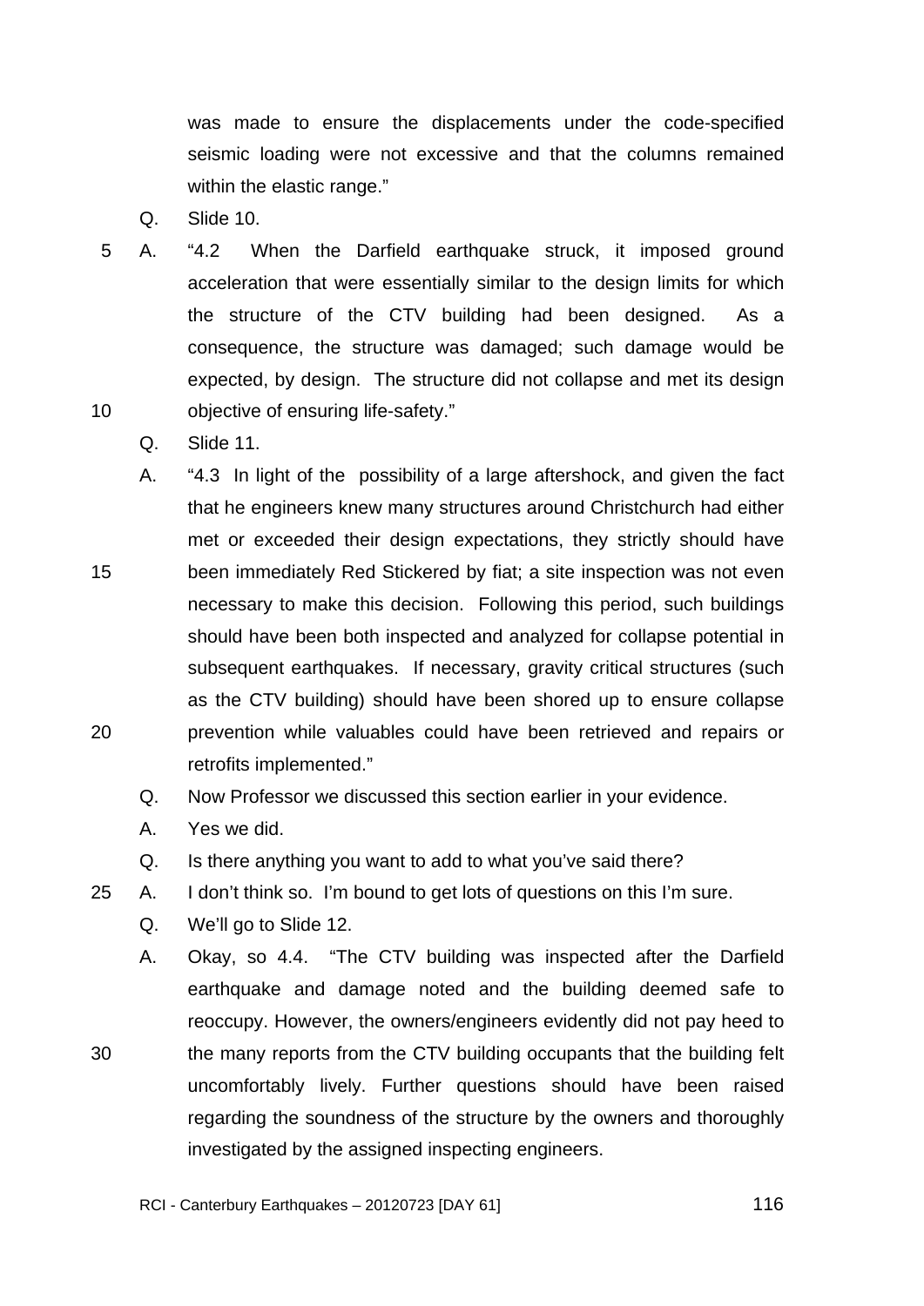was made to ensure the displacements under the code-specified seismic loading were not excessive and that the columns remained within the elastic range."

Q. Slide 10.

A. "4.2 When the Darfield earthquake struck, it imposed ground acceleration that were essentially similar to the design limits for which the structure of the CTV building had been designed. As a consequence, the structure was damaged; such damage would be expected, by design. The structure did not collapse and met its design objective of ensuring life-safety."

Q. Slide 11.

A. "4.3 In light of the possibility of a large aftershock, and given the fact that he engineers knew many structures around Christchurch had either met or exceeded their design expectations, they strictly should have been immediately Red Stickered by fiat; a site inspection was not even necessary to make this decision. Following this period, such buildings should have been both inspected and analyzed for collapse potential in subsequent earthquakes. If necessary, gravity critical structures (such as the CTV building) should have been shored up to ensure collapse prevention while valuables could have been retrieved and repairs or retrofits implemented."

Q. Now Professor we discussed this section earlier in your evidence.

A. Yes we did.

Q. Is there anything you want to add to what you've said there?

A. I don't think so. I'm bound to get lots of questions on this I'm sure.

Q. We'll go to Slide 12.

A. Okay, so 4.4. "The CTV building was inspected after the Darfield earthquake and damage noted and the building deemed safe to reoccupy. However, the owners/engineers evidently did not pay heed to the many reports from the CTV building occupants that the building felt uncomfortably lively. Further questions should have been raised regarding the soundness of the structure by the owners and thoroughly investigated by the assigned inspecting engineers.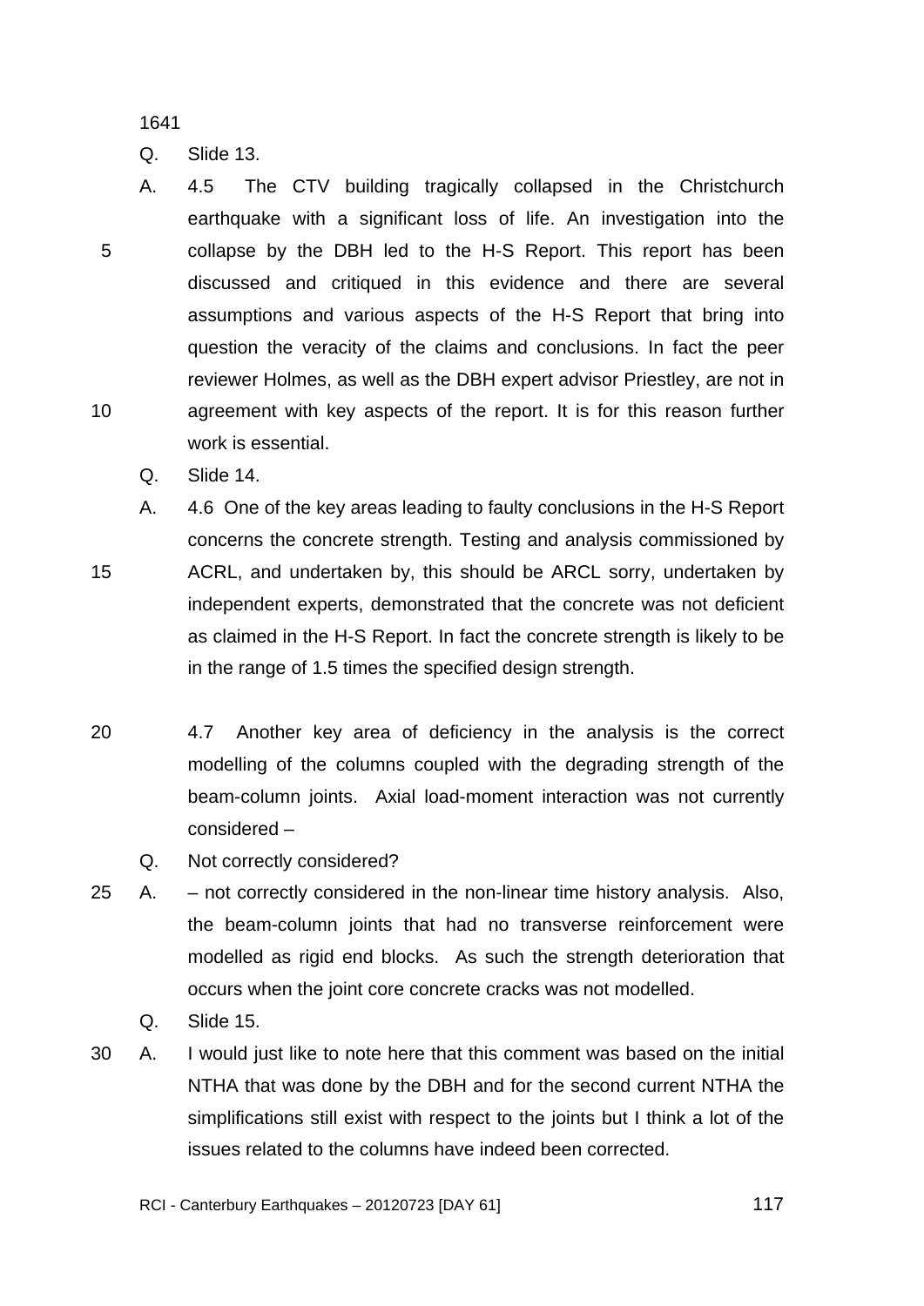1641

Q. Slide 13.

A. 4.5 The CTV building tragically collapsed in the Christchurch earthquake with a significant loss of life. An investigation into the collapse by the DBH led to the H-S Report. This report has been discussed and critiqued in this evidence and there are several assumptions and various aspects of the H-S Report that bring into question the veracity of the claims and conclusions. In fact the peer reviewer Holmes, as well as the DBH expert advisor Priestley, are not in agreement with key aspects of the report. It is for this reason further work is essential.

Q. Slide 14.

A. 4.6 One of the key areas leading to faulty conclusions in the H-S Report concerns the concrete strength. Testing and analysis commissioned by ACRL, and undertaken by, this should be ARCL sorry, undertaken by independent experts, demonstrated that the concrete was not deficient as claimed in the H-S Report. In fact the concrete strength is likely to be in the range of 1.5 times the specified design strength.

4.7 Another key area of deficiency in the analysis is the correct modelling of the columns coupled with the degrading strength of the beam-column joints. Axial load-moment interaction was not currently considered –

Q. Not correctly considered?

A. – not correctly considered in the non-linear time history analysis. Also, the beam-column joints that had no transverse reinforcement were modelled as rigid end blocks. As such the strength deterioration that occurs when the joint core concrete cracks was not modelled.

Q. Slide 15.

A. I would just like to note here that this comment was based on the initial NTHA that was done by the DBH and for the second current NTHA the simplifications still exist with respect to the joints but I think a lot of the issues related to the columns have indeed been corrected.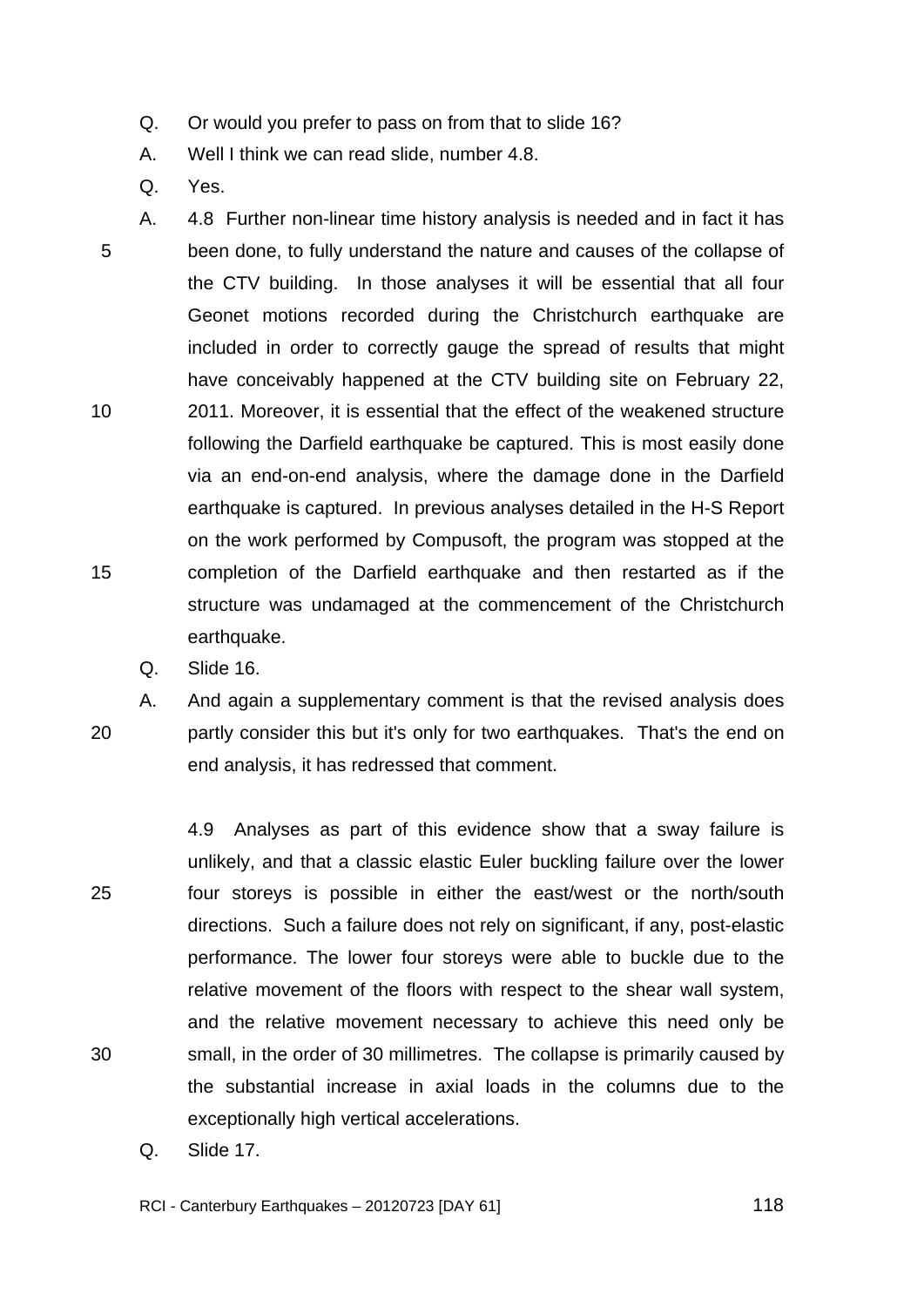Q. Or would you prefer to pass on from that to slide 16?

A. Well I think we can read slide, number 4.8.

Q. Yes.

A. 4.8 Further non-linear time history analysis is needed and in fact it has been done, to fully understand the nature and causes of the collapse of the CTV building. In those analyses it will be essential that all four Geonet motions recorded during the Christchurch earthquake are included in order to correctly gauge the spread of results that might have conceivably happened at the CTV building site on February 22, 2011. Moreover, it is essential that the effect of the weakened structure following the Darfield earthquake be captured. This is most easily done via an end-on-end analysis, where the damage done in the Darfield earthquake is captured. In previous analyses detailed in the H-S Report on the work performed by Compusoft, the program was stopped at the completion of the Darfield earthquake and then restarted as if the structure was undamaged at the commencement of the Christchurch earthquake.

Q. Slide 16.

A. And again a supplementary comment is that the revised analysis does partly consider this but it's only for two earthquakes. That's the end on end analysis, it has redressed that comment.

4.9 Analyses as part of this evidence show that a sway failure is unlikely, and that a classic elastic Euler buckling failure over the lower four storeys is possible in either the east/west or the north/south directions. Such a failure does not rely on significant, if any, post-elastic performance. The lower four storeys were able to buckle due to the relative movement of the floors with respect to the shear wall system, and the relative movement necessary to achieve this need only be small, in the order of 30 millimetres. The collapse is primarily caused by the substantial increase in axial loads in the columns due to the exceptionally high vertical accelerations.

Q. Slide 17.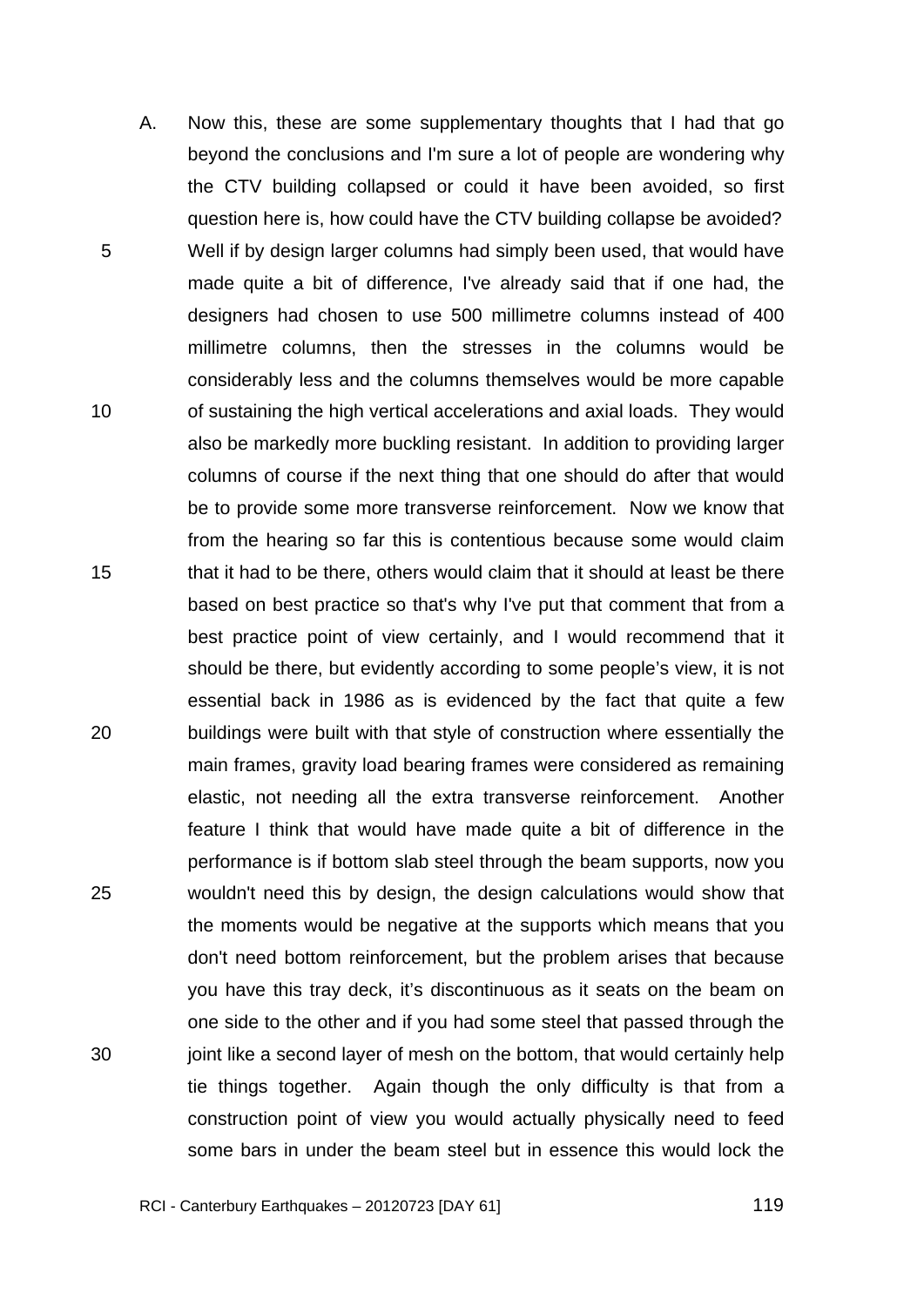A. Now this, these are some supplementary thoughts that I had that go beyond the conclusions and I'm sure a lot of people are wondering why the CTV building collapsed or could it have been avoided, so first question here is, how could have the CTV building collapse be avoided? Well if by design larger columns had simply been used, that would have made quite a bit of difference, I've already said that if one had, the designers had chosen to use 500 millimetre columns instead of 400 millimetre columns, then the stresses in the columns would be considerably less and the columns themselves would be more capable of sustaining the high vertical accelerations and axial loads. They would also be markedly more buckling resistant. In addition to providing larger columns of course if the next thing that one should do after that would be to provide some more transverse reinforcement. Now we know that from the hearing so far this is contentious because some would claim that it had to be there, others would claim that it should at least be there based on best practice so that's why I've put that comment that from a best practice point of view certainly, and I would recommend that it should be there, but evidently according to some people's view, it is not essential back in 1986 as is evidenced by the fact that quite a few buildings were built with that style of construction where essentially the main frames, gravity load bearing frames were considered as remaining elastic, not needing all the extra transverse reinforcement. Another feature I think that would have made quite a bit of difference in the performance is if bottom slab steel through the beam supports, now you wouldn't need this by design, the design calculations would show that the moments would be negative at the supports which means that you don't need bottom reinforcement, but the problem arises that because you have this tray deck, it's discontinuous as it seats on the beam on one side to the other and if you had some steel that passed through the joint like a second layer of mesh on the bottom, that would certainly help tie things together. Again though the only difficulty is that from a construction point of view you would actually physically need to feed some bars in under the beam steel but in essence this would lock the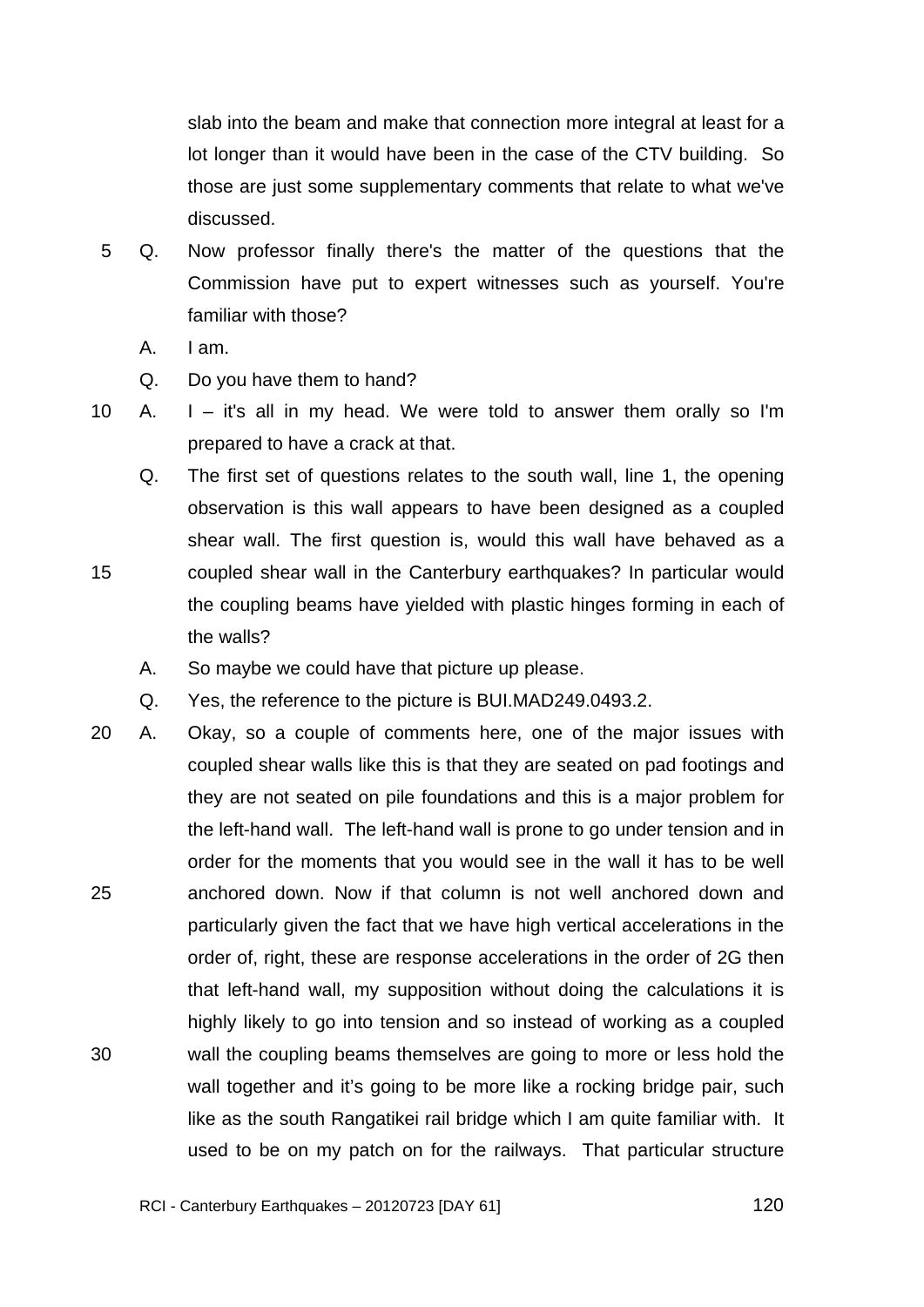slab into the beam and make that connection more integral at least for a lot longer than it would have been in the case of the CTV building. So those are just some supplementary comments that relate to what we've discussed.

Q. Now professor finally there's the matter of the questions that the Commission have put to expert witnesses such as yourself. You're familiar with those?

A. I am.

Q. Do you have them to hand?

A. I – it's all in my head. We were told to answer them orally so I'm prepared to have a crack at that.

Q. The first set of questions relates to the south wall, line 1, the opening observation is this wall appears to have been designed as a coupled shear wall. The first question is, would this wall have behaved as a coupled shear wall in the Canterbury earthquakes? In particular would the coupling beams have yielded with plastic hinges forming in each of the walls?

A. So maybe we could have that picture up please.

Q. Yes, the reference to the picture is BUI.MAD249.0493.2.

A. Okay, so a couple of comments here, one of the major issues with coupled shear walls like this is that they are seated on pad footings and they are not seated on pile foundations and this is a major problem for the left-hand wall. The left-hand wall is prone to go under tension and in order for the moments that you would see in the wall it has to be well anchored down. Now if that column is not well anchored down and particularly given the fact that we have high vertical accelerations in the order of, right, these are response accelerations in the order of 2G then that left-hand wall, my supposition without doing the calculations it is highly likely to go into tension and so instead of working as a coupled wall the coupling beams themselves are going to more or less hold the wall together and it's going to be more like a rocking bridge pair, such like as the south Rangatikei rail bridge which I am quite familiar with. It used to be on my patch on for the railways. That particular structure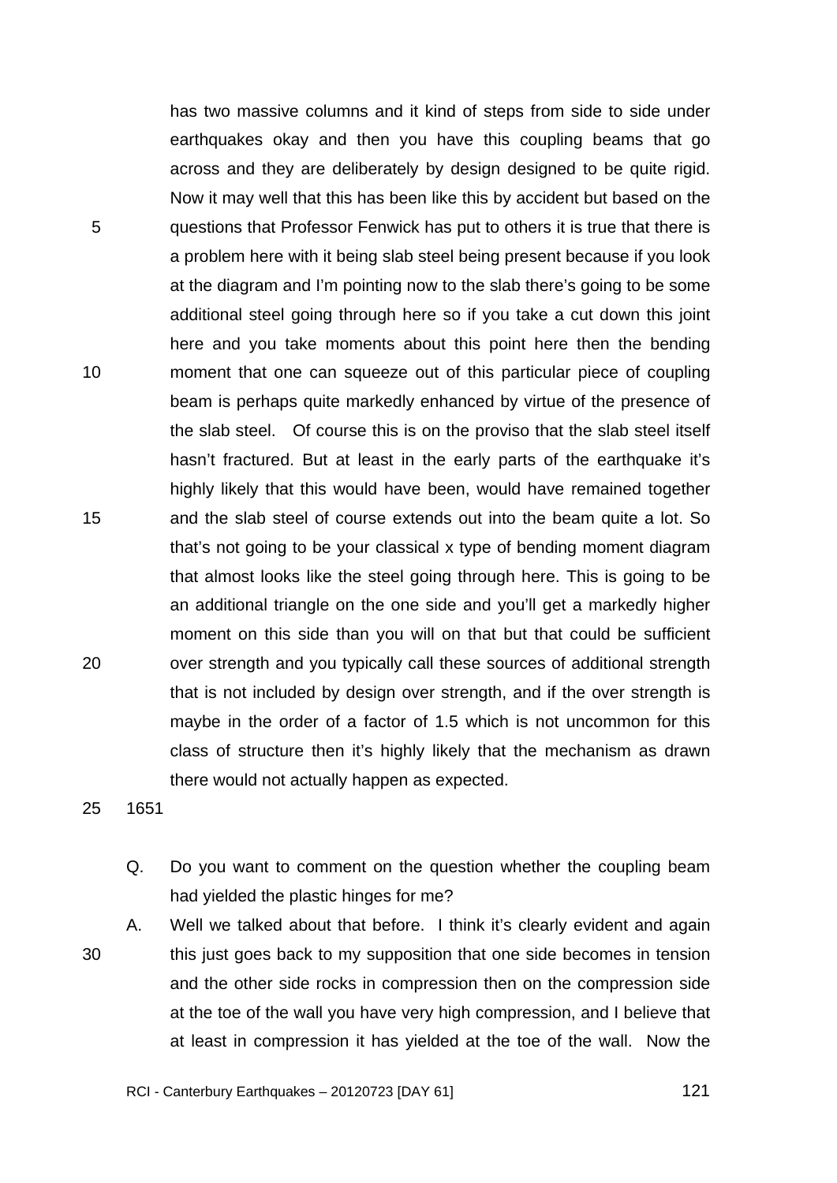has two massive columns and it kind of steps from side to side under earthquakes okay and then you have this coupling beams that go across and they are deliberately by design designed to be quite rigid. Now it may well that this has been like this by accident but based on the questions that Professor Fenwick has put to others it is true that there is a problem here with it being slab steel being present because if you look at the diagram and I'm pointing now to the slab there's going to be some additional steel going through here so if you take a cut down this joint here and you take moments about this point here then the bending moment that one can squeeze out of this particular piece of coupling beam is perhaps quite markedly enhanced by virtue of the presence of the slab steel. Of course this is on the proviso that the slab steel itself hasn't fractured. But at least in the early parts of the earthquake it's highly likely that this would have been, would have remained together and the slab steel of course extends out into the beam quite a lot. So that's not going to be your classical x type of bending moment diagram that almost looks like the steel going through here. This is going to be an additional triangle on the one side and you'll get a markedly higher moment on this side than you will on that but that could be sufficient over strength and you typically call these sources of additional strength that is not included by design over strength, and if the over strength is maybe in the order of a factor of 1.5 which is not uncommon for this class of structure then it's highly likely that the mechanism as drawn there would not actually happen as expected.

1651

Q. Do you want to comment on the question whether the coupling beam had yielded the plastic hinges for me?

A. Well we talked about that before. I think it's clearly evident and again this just goes back to my supposition that one side becomes in tension and the other side rocks in compression then on the compression side at the toe of the wall you have very high compression, and I believe that at least in compression it has yielded at the toe of the wall. Now the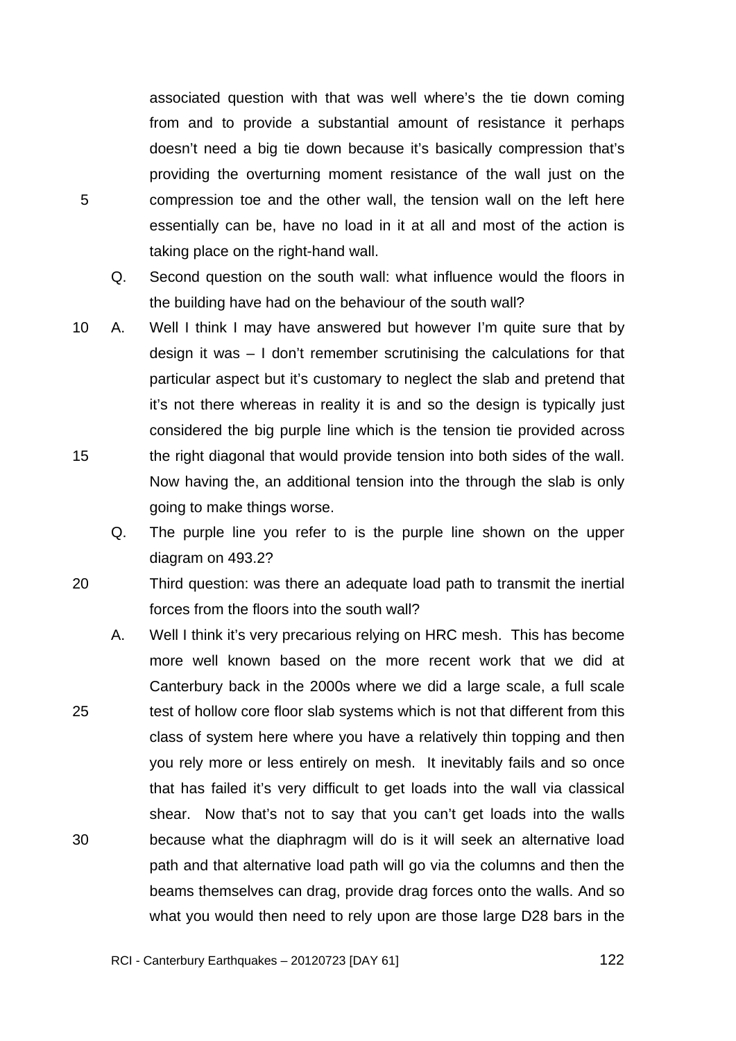associated question with that was well where's the tie down coming from and to provide a substantial amount of resistance it perhaps doesn't need a big tie down because it's basically compression that's providing the overturning moment resistance of the wall just on the compression toe and the other wall, the tension wall on the left here essentially can be, have no load in it at all and most of the action is taking place on the right-hand wall.

Q. Second question on the south wall: what influence would the floors in the building have had on the behaviour of the south wall?

A. Well I think I may have answered but however I'm quite sure that by design it was – I don't remember scrutinising the calculations for that particular aspect but it's customary to neglect the slab and pretend that it's not there whereas in reality it is and so the design is typically just considered the big purple line which is the tension tie provided across the right diagonal that would provide tension into both sides of the wall. Now having the, an additional tension into the through the slab is only going to make things worse.

Q. The purple line you refer to is the purple line shown on the upper diagram on 493.2?

Third question: was there an adequate load path to transmit the inertial forces from the floors into the south wall?

A. Well I think it's very precarious relying on HRC mesh. This has become more well known based on the more recent work that we did at Canterbury back in the 2000s where we did a large scale, a full scale test of hollow core floor slab systems which is not that different from this class of system here where you have a relatively thin topping and then you rely more or less entirely on mesh. It inevitably fails and so once that has failed it's very difficult to get loads into the wall via classical shear. Now that's not to say that you can't get loads into the walls because what the diaphragm will do is it will seek an alternative load path and that alternative load path will go via the columns and then the beams themselves can drag, provide drag forces onto the walls. And so what you would then need to rely upon are those large D28 bars in the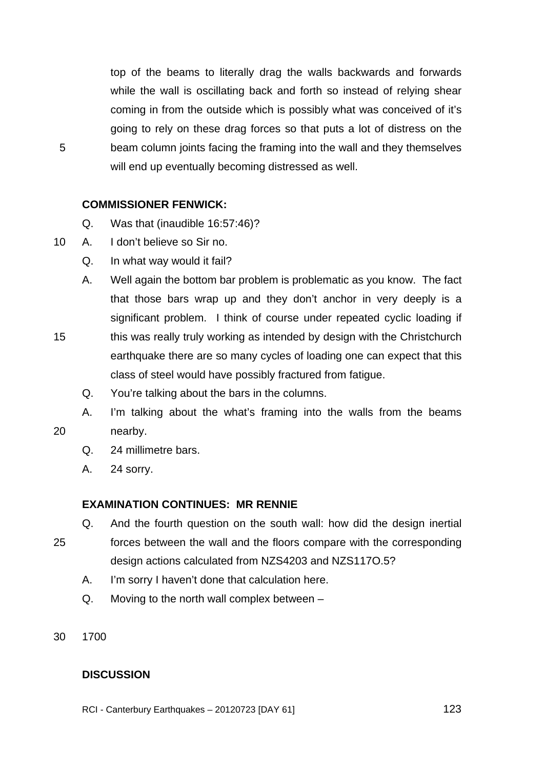top of the beams to literally drag the walls backwards and forwards while the wall is oscillating back and forth so instead of relying shear coming in from the outside which is possibly what was conceived of it's going to rely on these drag forces so that puts a lot of distress on the beam column joints facing the framing into the wall and they themselves will end up eventually becoming distressed as well.

**COMMISSIONER FENWICK:**

Q. Was that (inaudible 16:57:46)?

A. I don't believe so Sir no.

Q. In what way would it fail?

A. Well again the bottom bar problem is problematic as you know. The fact that those bars wrap up and they don't anchor in very deeply is a significant problem. I think of course under repeated cyclic loading if this was really truly working as intended by design with the Christchurch earthquake there are so many cycles of loading one can expect that this class of steel would have possibly fractured from fatigue.

Q. You're talking about the bars in the columns.

A. I'm talking about the what's framing into the walls from the beams nearby.

Q. 24 millimetre bars.

A. 24 sorry.

**EXAMINATION CONTINUES: MR RENNIE**

Q. And the fourth question on the south wall: how did the design inertial forces between the wall and the floors compare with the corresponding design actions calculated from NZS4203 and NZS117O.5?

A. I'm sorry I haven't done that calculation here.

Q. Moving to the north wall complex between –

1700

**DISCUSSION**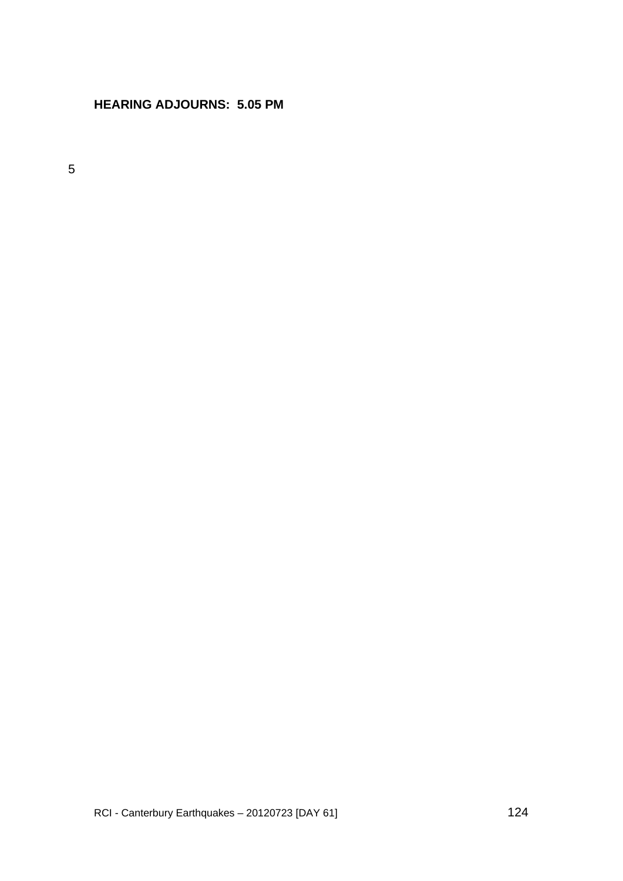**HEARING ADJOURNS: 5.05 PM**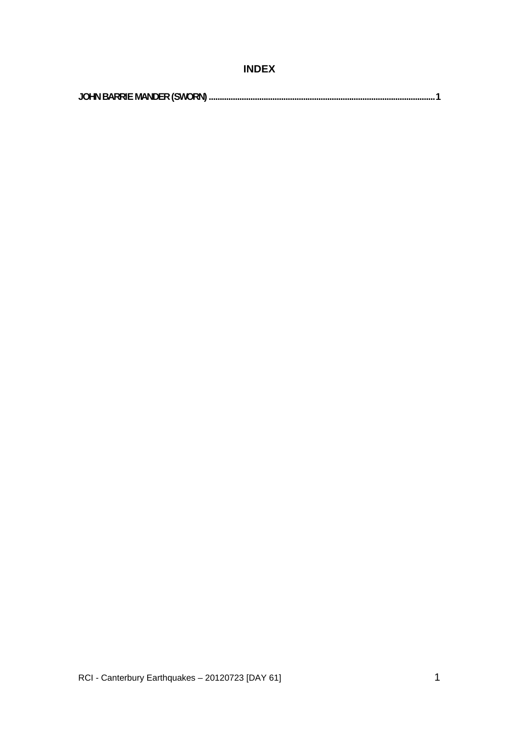# INDEX

**JOHN BARRIE MANDER (SWORN) ........................................................................................................1**